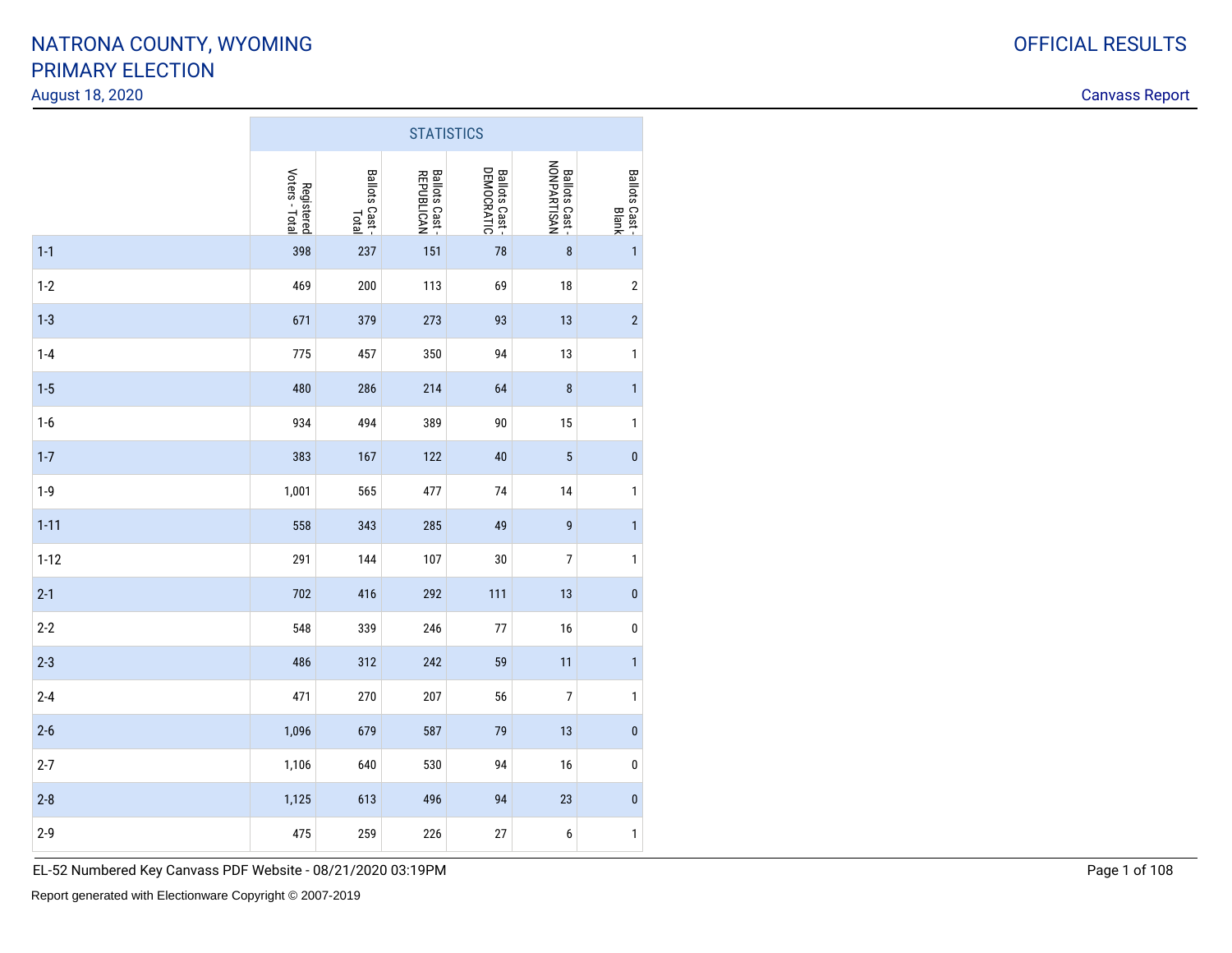# NATRONA COUNTY, WYOMING
# PRIMARY ELECTION

August 18, 2020

OFFICIAL RESULTS

Canvass Report

| | STATISTICS | | | | | |
|---|---|---|---|---|---|---|
| | Registered Voters - Total | Ballots Cast - Total | Ballots Cast - REPUBLICAN | Ballots Cast - DEMOCRATIC | Ballots Cast - NONPARTISAN | Ballots Cast - Blank |
| 1-1 | 398 | 237 | 151 | 78 | 8 | 1 |
| 1-2 | 469 | 200 | 113 | 69 | 18 | 2 |
| 1-3 | 671 | 379 | 273 | 93 | 13 | 2 |
| 1-4 | 775 | 457 | 350 | 94 | 13 | 1 |
| 1-5 | 480 | 286 | 214 | 64 | 8 | 1 |
| 1-6 | 934 | 494 | 389 | 90 | 15 | 1 |
| 1-7 | 383 | 167 | 122 | 40 | 5 | 0 |
| 1-9 | 1,001 | 565 | 477 | 74 | 14 | 1 |
| 1-11 | 558 | 343 | 285 | 49 | 9 | 1 |
| 1-12 | 291 | 144 | 107 | 30 | 7 | 1 |
| 2-1 | 702 | 416 | 292 | 111 | 13 | 0 |
| 2-2 | 548 | 339 | 246 | 77 | 16 | 0 |
| 2-3 | 486 | 312 | 242 | 59 | 11 | 1 |
| 2-4 | 471 | 270 | 207 | 56 | 7 | 1 |
| 2-6 | 1,096 | 679 | 587 | 79 | 13 | 0 |
| 2-7 | 1,106 | 640 | 530 | 94 | 16 | 0 |
| 2-8 | 1,125 | 613 | 496 | 94 | 23 | 0 |
| 2-9 | 475 | 259 | 226 | 27 | 6 | 1 |

EL-52 Numbered Key Canvass PDF Website - 08/21/2020 03:19PM

Report generated with Electionware Copyright © 2007-2019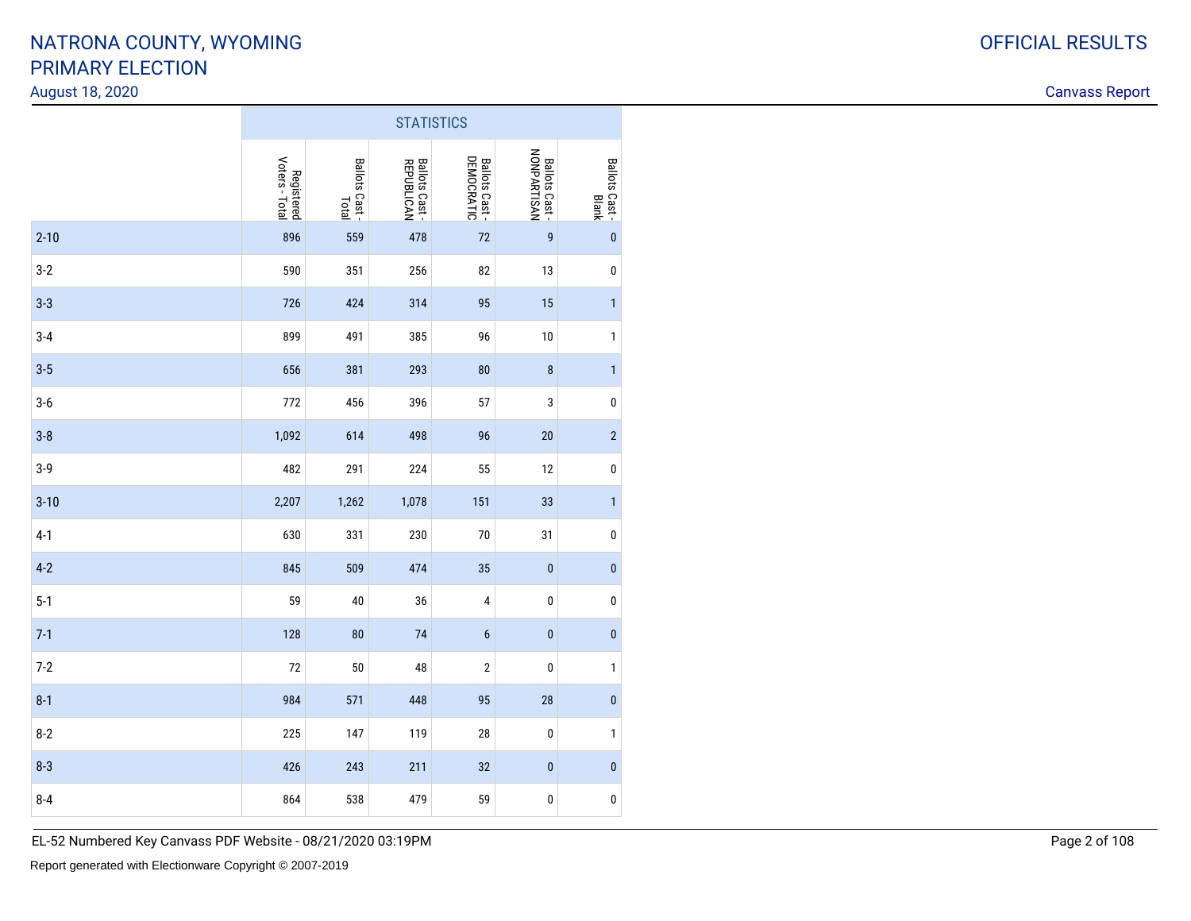# NATRONA COUNTY, WYOMING
# PRIMARY ELECTION

August 18, 2020

OFFICIAL RESULTS

Canvass Report

| | STATISTICS | | | | | |
|---|---|---|---|---|---|---|
| | Registered Voters - Total | Ballots Cast - Total | Ballots Cast - REPUBLICAN | Ballots Cast - DEMOCRATIC | Ballots Cast - NONPARTISAN | Ballots Cast - Blank |
| 2-10 | 896 | 559 | 478 | 72 | 9 | 0 |
| 3-2 | 590 | 351 | 256 | 82 | 13 | 0 |
| 3-3 | 726 | 424 | 314 | 95 | 15 | 1 |
| 3-4 | 899 | 491 | 385 | 96 | 10 | 1 |
| 3-5 | 656 | 381 | 293 | 80 | 8 | 1 |
| 3-6 | 772 | 456 | 396 | 57 | 3 | 0 |
| 3-8 | 1,092 | 614 | 498 | 96 | 20 | 2 |
| 3-9 | 482 | 291 | 224 | 55 | 12 | 0 |
| 3-10 | 2,207 | 1,262 | 1,078 | 151 | 33 | 1 |
| 4-1 | 630 | 331 | 230 | 70 | 31 | 0 |
| 4-2 | 845 | 509 | 474 | 35 | 0 | 0 |
| 5-1 | 59 | 40 | 36 | 4 | 0 | 0 |
| 7-1 | 128 | 80 | 74 | 6 | 0 | 0 |
| 7-2 | 72 | 50 | 48 | 2 | 0 | 1 |
| 8-1 | 984 | 571 | 448 | 95 | 28 | 0 |
| 8-2 | 225 | 147 | 119 | 28 | 0 | 1 |
| 8-3 | 426 | 243 | 211 | 32 | 0 | 0 |
| 8-4 | 864 | 538 | 479 | 59 | 0 | 0 |

EL-52 Numbered Key Canvass PDF Website - 08/21/2020 03:19PM

Report generated with Electionware Copyright © 2007-2019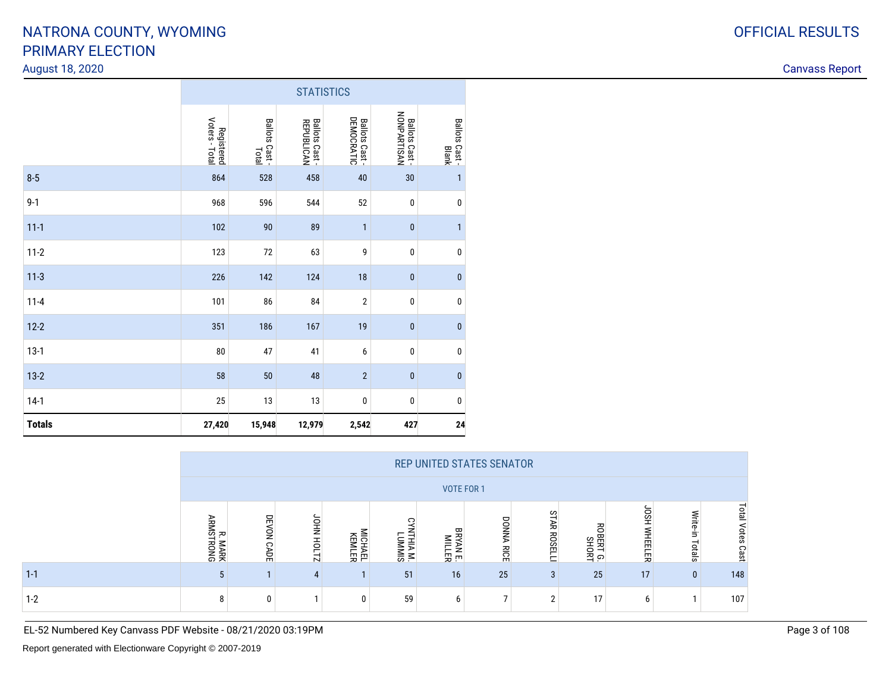# NATRONA COUNTY, WYOMING
# PRIMARY ELECTION

August 18, 2020

OFFICIAL RESULTS

Canvass Report

| | STATISTICS | | | | | |
|---|---|---|---|---|---|---|
| | Registered Voters - Total | Ballots Cast - Total | Ballots Cast - REPUBLICAN | Ballots Cast - DEMOCRATIC | Ballots Cast - NONPARTISAN | Ballots Cast - Blank |
| 8-5 | 864 | 528 | 458 | 40 | 30 | 1 |
| 9-1 | 968 | 596 | 544 | 52 | 0 | 0 |
| 11-1 | 102 | 90 | 89 | 1 | 0 | 1 |
| 11-2 | 123 | 72 | 63 | 9 | 0 | 0 |
| 11-3 | 226 | 142 | 124 | 18 | 0 | 0 |
| 11-4 | 101 | 86 | 84 | 2 | 0 | 0 |
| 12-2 | 351 | 186 | 167 | 19 | 0 | 0 |
| 13-1 | 80 | 47 | 41 | 6 | 0 | 0 |
| 13-2 | 58 | 50 | 48 | 2 | 0 | 0 |
| 14-1 | 25 | 13 | 13 | 0 | 0 | 0 |
| **Totals** | **27,420** | **15,948** | **12,979** | **2,542** | **427** | **24** |

| | REP UNITED STATES SENATOR | | | | | | | | | | | |
|---|---|---|---|---|---|---|---|---|---|---|---|---|
| | VOTE FOR 1 | | | | | | | | | | | |
| | R. MARK ARMSTRONG | DEVON CADE | JOHN HOLTZ | MICHAEL KEMLER | CYNTHIA M. LUMMIS | BRYAN E. MILLER | DONNA RICE | STAR ROSELLI | ROBERT G. SHORT | JOSH WHEELER | Write-in Totals | Total Votes Cast |
| 1-1 | 5 | 1 | 4 | 1 | 51 | 16 | 25 | 3 | 25 | 17 | 0 | 148 |
| 1-2 | 8 | 0 | 1 | 0 | 59 | 6 | 7 | 2 | 17 | 6 | 1 | 107 |

EL-52 Numbered Key Canvass PDF Website - 08/21/2020 03:19PM

Report generated with Electionware Copyright © 2007-2019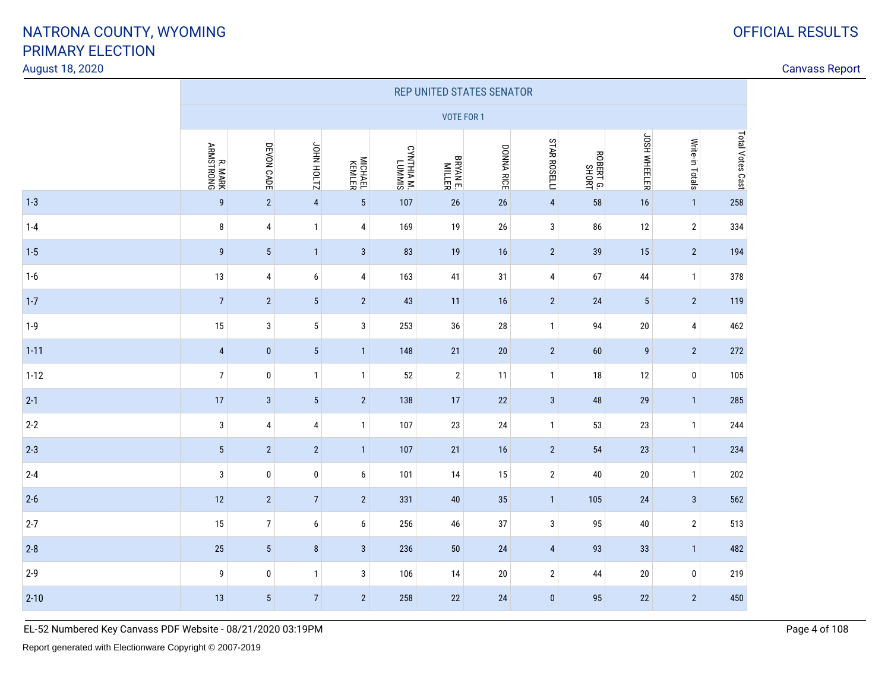# NATRONA COUNTY, WYOMING
# PRIMARY ELECTION

August 18, 2020

OFFICIAL RESULTS

Canvass Report

| | REP UNITED STATES SENATOR | | | | | | | | | | | |
|---|---|---|---|---|---|---|---|---|---|---|---|---|
| | VOTE FOR 1 | | | | | | | | | | | |
| | R. MARK ARMSTRONG | DEVON CADE | JOHN HOLTZ | MICHAEL KEMLER | CYNTHIA M. LUMMIS | BRYAN E. MILLER | DONNA RICE | STAR ROSELLI | ROBERT G. SHORT | JOSH WHEELER | Write-in Totals | Total Votes Cast |
| 1-3 | 9 | 2 | 4 | 5 | 107 | 26 | 26 | 4 | 58 | 16 | 1 | 258 |
| 1-4 | 8 | 4 | 1 | 4 | 169 | 19 | 26 | 3 | 86 | 12 | 2 | 334 |
| 1-5 | 9 | 5 | 1 | 3 | 83 | 19 | 16 | 2 | 39 | 15 | 2 | 194 |
| 1-6 | 13 | 4 | 6 | 4 | 163 | 41 | 31 | 4 | 67 | 44 | 1 | 378 |
| 1-7 | 7 | 2 | 5 | 2 | 43 | 11 | 16 | 2 | 24 | 5 | 2 | 119 |
| 1-9 | 15 | 3 | 5 | 3 | 253 | 36 | 28 | 1 | 94 | 20 | 4 | 462 |
| 1-11 | 4 | 0 | 5 | 1 | 148 | 21 | 20 | 2 | 60 | 9 | 2 | 272 |
| 1-12 | 7 | 0 | 1 | 1 | 52 | 2 | 11 | 1 | 18 | 12 | 0 | 105 |
| 2-1 | 17 | 3 | 5 | 2 | 138 | 17 | 22 | 3 | 48 | 29 | 1 | 285 |
| 2-2 | 3 | 4 | 4 | 1 | 107 | 23 | 24 | 1 | 53 | 23 | 1 | 244 |
| 2-3 | 5 | 2 | 2 | 1 | 107 | 21 | 16 | 2 | 54 | 23 | 1 | 234 |
| 2-4 | 3 | 0 | 0 | 6 | 101 | 14 | 15 | 2 | 40 | 20 | 1 | 202 |
| 2-6 | 12 | 2 | 7 | 2 | 331 | 40 | 35 | 1 | 105 | 24 | 3 | 562 |
| 2-7 | 15 | 7 | 6 | 6 | 256 | 46 | 37 | 3 | 95 | 40 | 2 | 513 |
| 2-8 | 25 | 5 | 8 | 3 | 236 | 50 | 24 | 4 | 93 | 33 | 1 | 482 |
| 2-9 | 9 | 0 | 1 | 3 | 106 | 14 | 20 | 2 | 44 | 20 | 0 | 219 |
| 2-10 | 13 | 5 | 7 | 2 | 258 | 22 | 24 | 0 | 95 | 22 | 2 | 450 |

EL-52 Numbered Key Canvass PDF Website - 08/21/2020 03:19PM

Report generated with Electionware Copyright © 2007-2019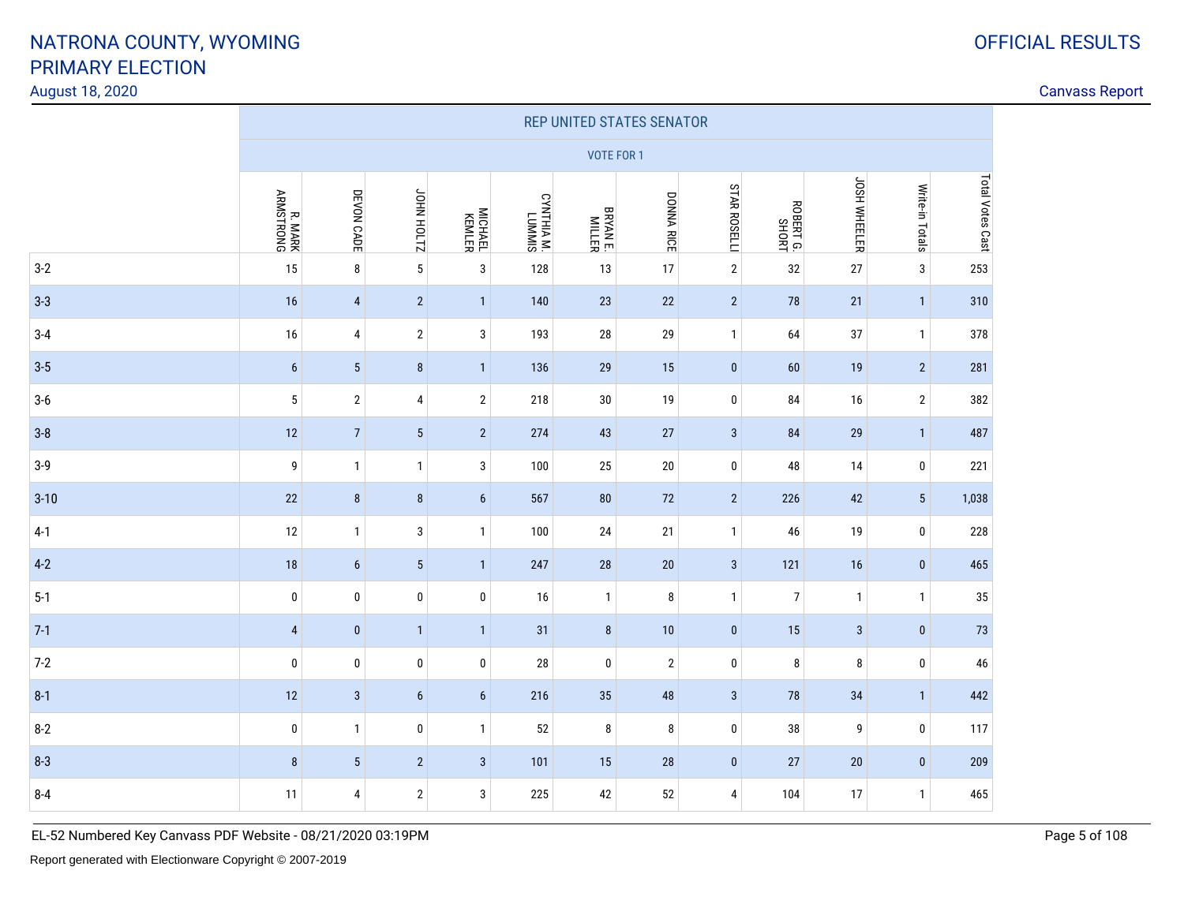# NATRONA COUNTY, WYOMING
# PRIMARY ELECTION

August 18, 2020

OFFICIAL RESULTS

Canvass Report

| | REP UNITED STATES SENATOR | | | | | | | | | | | |
|---|---|---|---|---|---|---|---|---|---|---|---|---|
| | VOTE FOR 1 | | | | | | | | | | | |
| | R. MARK ARMSTRONG | DEVON CADE | JOHN HOLTZ | MICHAEL KEMLER | CYNTHIA M. LUMMIS | BRYAN E. MILLER | DONNA RICE | STAR ROSELLI | ROBERT G. SHORT | JOSH WHEELER | Write-in Totals | Total Votes Cast |
| 3-2 | 15 | 8 | 5 | 3 | 128 | 13 | 17 | 2 | 32 | 27 | 3 | 253 |
| 3-3 | 16 | 4 | 2 | 1 | 140 | 23 | 22 | 2 | 78 | 21 | 1 | 310 |
| 3-4 | 16 | 4 | 2 | 3 | 193 | 28 | 29 | 1 | 64 | 37 | 1 | 378 |
| 3-5 | 6 | 5 | 8 | 1 | 136 | 29 | 15 | 0 | 60 | 19 | 2 | 281 |
| 3-6 | 5 | 2 | 4 | 2 | 218 | 30 | 19 | 0 | 84 | 16 | 2 | 382 |
| 3-8 | 12 | 7 | 5 | 2 | 274 | 43 | 27 | 3 | 84 | 29 | 1 | 487 |
| 3-9 | 9 | 1 | 1 | 3 | 100 | 25 | 20 | 0 | 48 | 14 | 0 | 221 |
| 3-10 | 22 | 8 | 8 | 6 | 567 | 80 | 72 | 2 | 226 | 42 | 5 | 1,038 |
| 4-1 | 12 | 1 | 3 | 1 | 100 | 24 | 21 | 1 | 46 | 19 | 0 | 228 |
| 4-2 | 18 | 6 | 5 | 1 | 247 | 28 | 20 | 3 | 121 | 16 | 0 | 465 |
| 5-1 | 0 | 0 | 0 | 0 | 16 | 1 | 8 | 1 | 7 | 1 | 1 | 35 |
| 7-1 | 4 | 0 | 1 | 1 | 31 | 8 | 10 | 0 | 15 | 3 | 0 | 73 |
| 7-2 | 0 | 0 | 0 | 0 | 28 | 0 | 2 | 0 | 8 | 8 | 0 | 46 |
| 8-1 | 12 | 3 | 6 | 6 | 216 | 35 | 48 | 3 | 78 | 34 | 1 | 442 |
| 8-2 | 0 | 1 | 0 | 1 | 52 | 8 | 8 | 0 | 38 | 9 | 0 | 117 |
| 8-3 | 8 | 5 | 2 | 3 | 101 | 15 | 28 | 0 | 27 | 20 | 0 | 209 |
| 8-4 | 11 | 4 | 2 | 3 | 225 | 42 | 52 | 4 | 104 | 17 | 1 | 465 |

EL-52 Numbered Key Canvass PDF Website - 08/21/2020 03:19PM

Report generated with Electionware Copyright © 2007-2019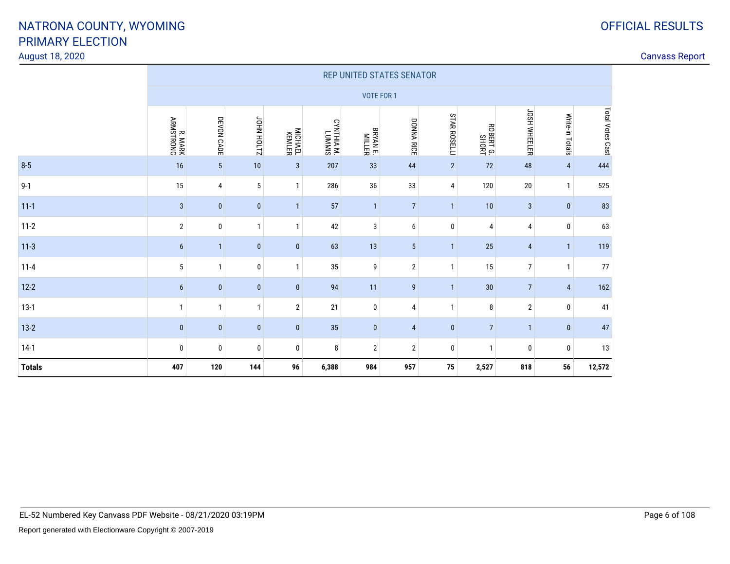# NATRONA COUNTY, WYOMING PRIMARY ELECTION

August 18, 2020

OFFICIAL RESULTS

Canvass Report

| | REP UNITED STATES SENATOR | | | | | | | | | | | |
|---|---|---|---|---|---|---|---|---|---|---|---|---|
| | VOTE FOR 1 | | | | | | | | | | | |
| | R. MARK ARMSTRONG | DEVON CADE | JOHN HOLTZ | MICHAEL KEMLER | CYNTHIA M. LUMMIS | BRYAN E. MILLER | DONNA RICE | STAR ROSELLI | ROBERT G. SHORT | JOSH WHEELER | Write-in Totals | Total Votes Cast |
| 8-5 | 16 | 5 | 10 | 3 | 207 | 33 | 44 | 2 | 72 | 48 | 4 | 444 |
| 9-1 | 15 | 4 | 5 | 1 | 286 | 36 | 33 | 4 | 120 | 20 | 1 | 525 |
| 11-1 | 3 | 0 | 0 | 1 | 57 | 1 | 7 | 1 | 10 | 3 | 0 | 83 |
| 11-2 | 2 | 0 | 1 | 1 | 42 | 3 | 6 | 0 | 4 | 4 | 0 | 63 |
| 11-3 | 6 | 1 | 0 | 0 | 63 | 13 | 5 | 1 | 25 | 4 | 1 | 119 |
| 11-4 | 5 | 1 | 0 | 1 | 35 | 9 | 2 | 1 | 15 | 7 | 1 | 77 |
| 12-2 | 6 | 0 | 0 | 0 | 94 | 11 | 9 | 1 | 30 | 7 | 4 | 162 |
| 13-1 | 1 | 1 | 1 | 2 | 21 | 0 | 4 | 1 | 8 | 2 | 0 | 41 |
| 13-2 | 0 | 0 | 0 | 0 | 35 | 0 | 4 | 0 | 7 | 1 | 0 | 47 |
| 14-1 | 0 | 0 | 0 | 0 | 8 | 2 | 2 | 0 | 1 | 0 | 0 | 13 |
| **Totals** | **407** | **120** | **144** | **96** | **6,388** | **984** | **957** | **75** | **2,527** | **818** | **56** | **12,572** |

EL-52 Numbered Key Canvass PDF Website - 08/21/2020 03:19PM

Report generated with Electionware Copyright © 2007-2019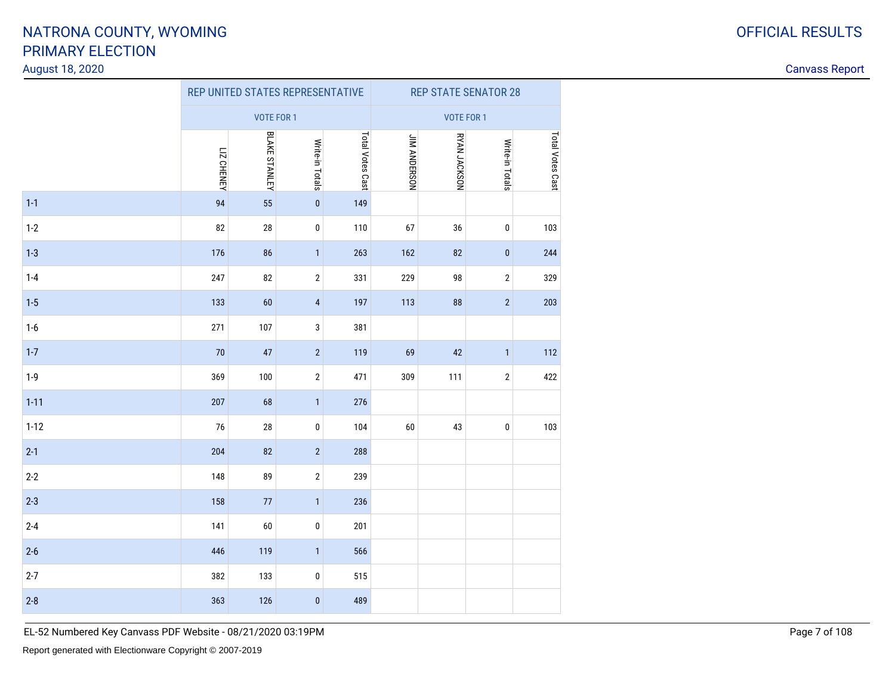# NATRONA COUNTY, WYOMING
## PRIMARY ELECTION
August 18, 2020

OFFICIAL RESULTS

Canvass Report

| | REP UNITED STATES REPRESENTATIVE | | | | REP STATE SENATOR 28 | | | |
|---|---|---|---|---|---|---|---|---|
| | VOTE FOR 1 | | | | VOTE FOR 1 | | | |
| | LIZ CHENEY | BLAKE STANLEY | Write-in Totals | Total Votes Cast | JIM ANDERSON | RYAN JACKSON | Write-in Totals | Total Votes Cast |
| 1-1 | 94 | 55 | 0 | 149 | | | | |
| 1-2 | 82 | 28 | 0 | 110 | 67 | 36 | 0 | 103 |
| 1-3 | 176 | 86 | 1 | 263 | 162 | 82 | 0 | 244 |
| 1-4 | 247 | 82 | 2 | 331 | 229 | 98 | 2 | 329 |
| 1-5 | 133 | 60 | 4 | 197 | 113 | 88 | 2 | 203 |
| 1-6 | 271 | 107 | 3 | 381 | | | | |
| 1-7 | 70 | 47 | 2 | 119 | 69 | 42 | 1 | 112 |
| 1-9 | 369 | 100 | 2 | 471 | 309 | 111 | 2 | 422 |
| 1-11 | 207 | 68 | 1 | 276 | | | | |
| 1-12 | 76 | 28 | 0 | 104 | 60 | 43 | 0 | 103 |
| 2-1 | 204 | 82 | 2 | 288 | | | | |
| 2-2 | 148 | 89 | 2 | 239 | | | | |
| 2-3 | 158 | 77 | 1 | 236 | | | | |
| 2-4 | 141 | 60 | 0 | 201 | | | | |
| 2-6 | 446 | 119 | 1 | 566 | | | | |
| 2-7 | 382 | 133 | 0 | 515 | | | | |
| 2-8 | 363 | 126 | 0 | 489 | | | | |

EL-52 Numbered Key Canvass PDF Website - 08/21/2020 03:19PM

Report generated with Electionware Copyright © 2007-2019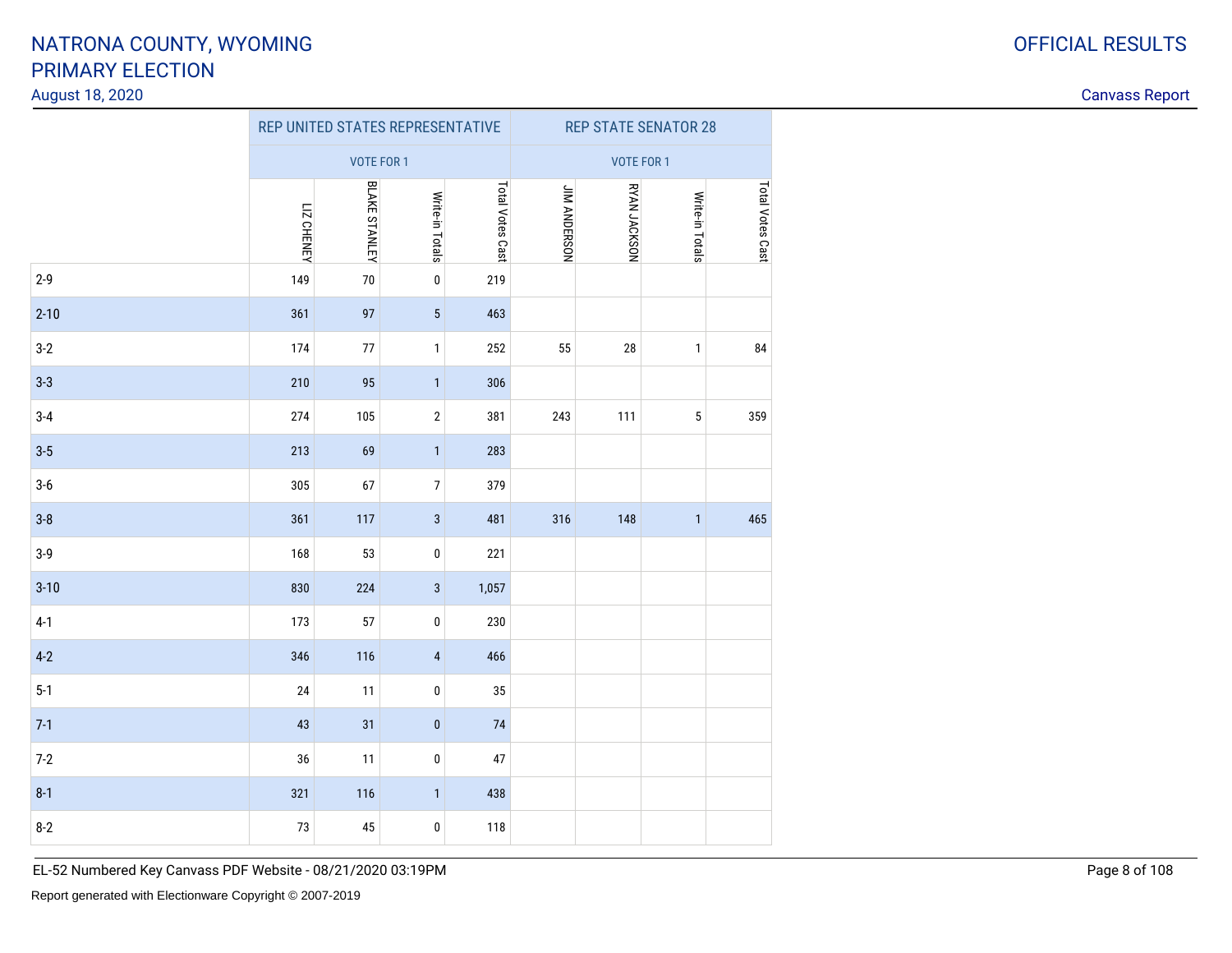# NATRONA COUNTY, WYOMING
# PRIMARY ELECTION

August 18, 2020

OFFICIAL RESULTS

Canvass Report

| | REP UNITED STATES REPRESENTATIVE | | | | REP STATE SENATOR 28 | | | |
|---|---|---|---|---|---|---|---|---|
| | VOTE FOR 1 | | | | VOTE FOR 1 | | | |
| | LIZ CHENEY | BLAKE STANLEY | Write-in Totals | Total Votes Cast | JIM ANDERSON | RYAN JACKSON | Write-in Totals | Total Votes Cast |
| 2-9 | 149 | 70 | 0 | 219 | | | | |
| 2-10 | 361 | 97 | 5 | 463 | | | | |
| 3-2 | 174 | 77 | 1 | 252 | 55 | 28 | 1 | 84 |
| 3-3 | 210 | 95 | 1 | 306 | | | | |
| 3-4 | 274 | 105 | 2 | 381 | 243 | 111 | 5 | 359 |
| 3-5 | 213 | 69 | 1 | 283 | | | | |
| 3-6 | 305 | 67 | 7 | 379 | | | | |
| 3-8 | 361 | 117 | 3 | 481 | 316 | 148 | 1 | 465 |
| 3-9 | 168 | 53 | 0 | 221 | | | | |
| 3-10 | 830 | 224 | 3 | 1,057 | | | | |
| 4-1 | 173 | 57 | 0 | 230 | | | | |
| 4-2 | 346 | 116 | 4 | 466 | | | | |
| 5-1 | 24 | 11 | 0 | 35 | | | | |
| 7-1 | 43 | 31 | 0 | 74 | | | | |
| 7-2 | 36 | 11 | 0 | 47 | | | | |
| 8-1 | 321 | 116 | 1 | 438 | | | | |
| 8-2 | 73 | 45 | 0 | 118 | | | | |

EL-52 Numbered Key Canvass PDF Website - 08/21/2020 03:19PM

Report generated with Electionware Copyright © 2007-2019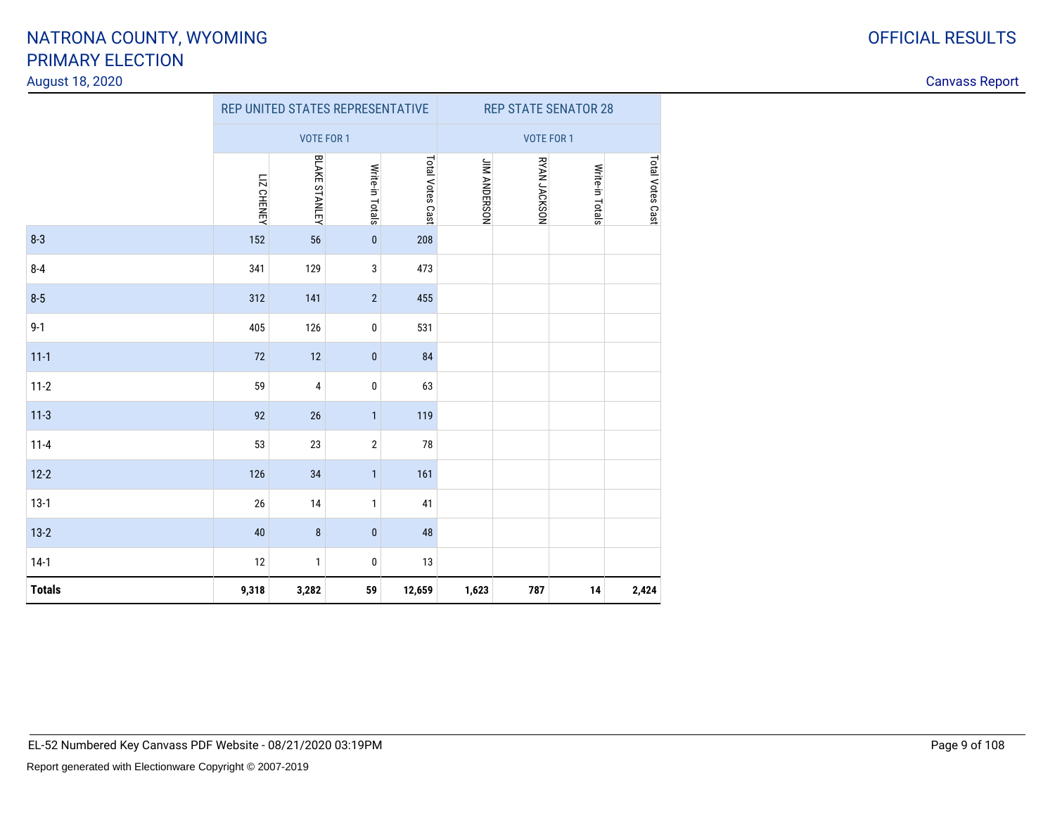# NATRONA COUNTY, WYOMING
# PRIMARY ELECTION

August 18, 2020

OFFICIAL RESULTS

Canvass Report

| | REP UNITED STATES REPRESENTATIVE | | | | REP STATE SENATOR 28 | | | |
|---|---|---|---|---|---|---|---|---|
| | VOTE FOR 1 | | | | VOTE FOR 1 | | | |
| | LIZ CHENEY | BLAKE STANLEY | Write-in Totals | Total Votes Cast | JIM ANDERSON | RYAN JACKSON | Write-in Totals | Total Votes Cast |
| 8-3 | 152 | 56 | 0 | 208 | | | | |
| 8-4 | 341 | 129 | 3 | 473 | | | | |
| 8-5 | 312 | 141 | 2 | 455 | | | | |
| 9-1 | 405 | 126 | 0 | 531 | | | | |
| 11-1 | 72 | 12 | 0 | 84 | | | | |
| 11-2 | 59 | 4 | 0 | 63 | | | | |
| 11-3 | 92 | 26 | 1 | 119 | | | | |
| 11-4 | 53 | 23 | 2 | 78 | | | | |
| 12-2 | 126 | 34 | 1 | 161 | | | | |
| 13-1 | 26 | 14 | 1 | 41 | | | | |
| 13-2 | 40 | 8 | 0 | 48 | | | | |
| 14-1 | 12 | 1 | 0 | 13 | | | | |
| **Totals** | **9,318** | **3,282** | **59** | **12,659** | **1,623** | **787** | **14** | **2,424** |

EL-52 Numbered Key Canvass PDF Website - 08/21/2020 03:19PM

Report generated with Electionware Copyright © 2007-2019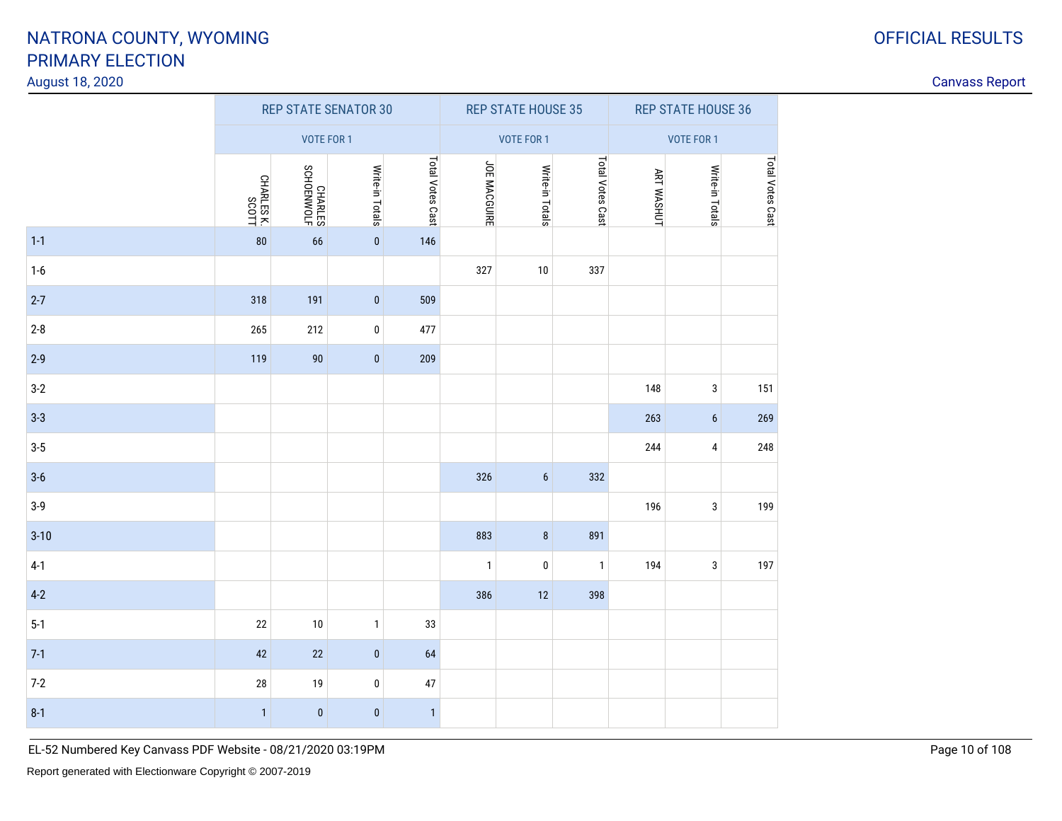# NATRONA COUNTY, WYOMING
# PRIMARY ELECTION

August 18, 2020

OFFICIAL RESULTS

Canvass Report

| | REP STATE SENATOR 30 | | | | REP STATE HOUSE 35 | | | REP STATE HOUSE 36 | | |
|---|---|---|---|---|---|---|---|---|---|---|
| | VOTE FOR 1 | | | | VOTE FOR 1 | | | VOTE FOR 1 | | |
| | CHARLES K. SCOTT | CHARLES SCHOENWOLF | Write-in Totals | Total Votes Cast | JOE MACGUIRE | Write-in Totals | Total Votes Cast | ART WASHUT | Write-in Totals | Total Votes Cast |
| 1-1 | 80 | 66 | 0 | 146 | | | | | | |
| 1-6 | | | | | 327 | 10 | 337 | | | |
| 2-7 | 318 | 191 | 0 | 509 | | | | | | |
| 2-8 | 265 | 212 | 0 | 477 | | | | | | |
| 2-9 | 119 | 90 | 0 | 209 | | | | | | |
| 3-2 | | | | | | | | 148 | 3 | 151 |
| 3-3 | | | | | | | | 263 | 6 | 269 |
| 3-5 | | | | | | | | 244 | 4 | 248 |
| 3-6 | | | | | 326 | 6 | 332 | | | |
| 3-9 | | | | | | | | 196 | 3 | 199 |
| 3-10 | | | | | 883 | 8 | 891 | | | |
| 4-1 | | | | | 1 | 0 | 1 | 194 | 3 | 197 |
| 4-2 | | | | | 386 | 12 | 398 | | | |
| 5-1 | 22 | 10 | 1 | 33 | | | | | | |
| 7-1 | 42 | 22 | 0 | 64 | | | | | | |
| 7-2 | 28 | 19 | 0 | 47 | | | | | | |
| 8-1 | 1 | 0 | 0 | 1 | | | | | | |

EL-52 Numbered Key Canvass PDF Website - 08/21/2020 03:19PM

Report generated with Electionware Copyright © 2007-2019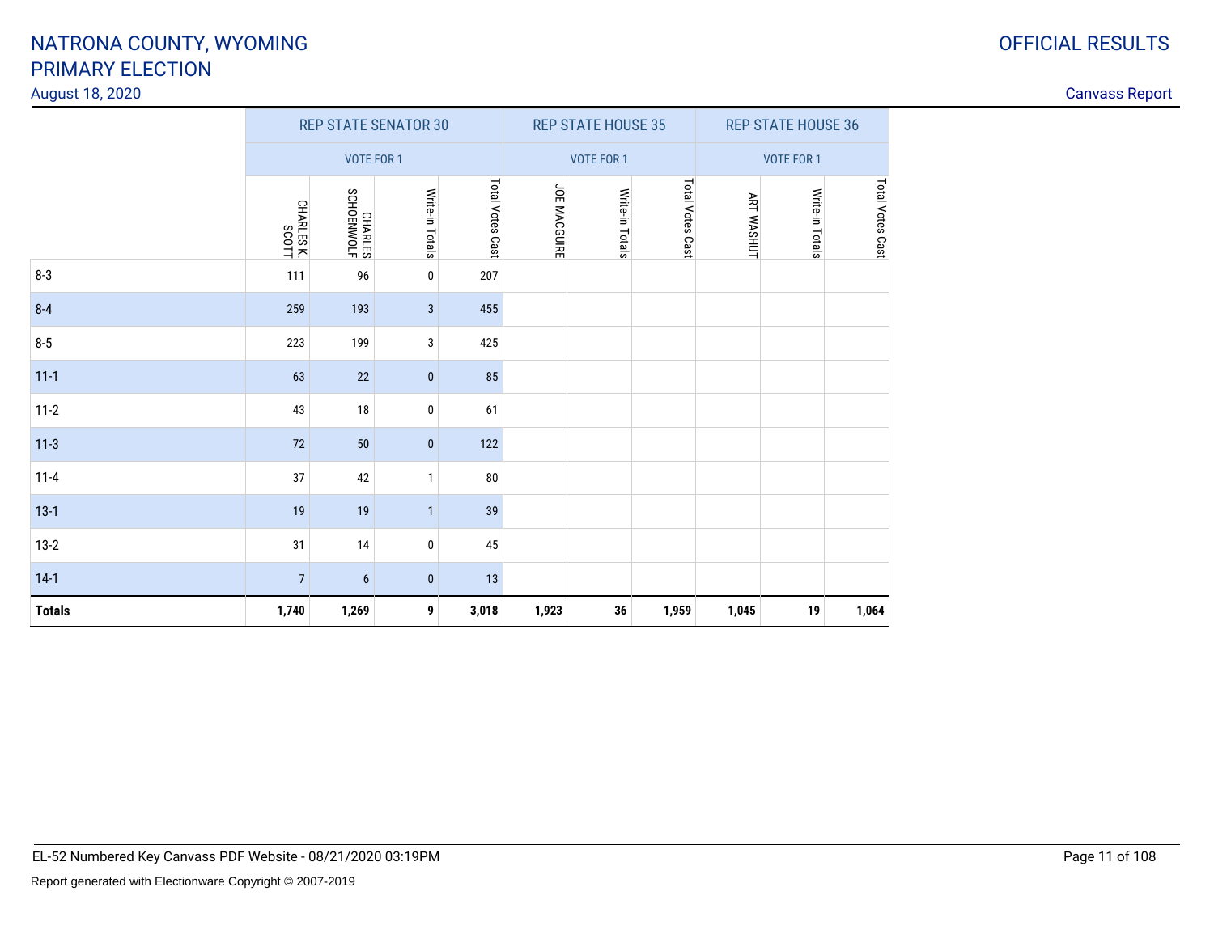# NATRONA COUNTY, WYOMING

## PRIMARY ELECTION

August 18, 2020

OFFICIAL RESULTS

Canvass Report

| | REP STATE SENATOR 30 | | | | REP STATE HOUSE 35 | | | REP STATE HOUSE 36 | | |
|---|---|---|---|---|---|---|---|---|---|---|
| | VOTE FOR 1 | | | | VOTE FOR 1 | | | VOTE FOR 1 | | |
| | CHARLES K. SCOTT | CHARLES SCHOENWOLF | Write-in Totals | Total Votes Cast | JOE MACGUIRE | Write-in Totals | Total Votes Cast | ART WASHUT | Write-in Totals | Total Votes Cast |
| 8-3 | 111 | 96 | 0 | 207 | | | | | | |
| 8-4 | 259 | 193 | 3 | 455 | | | | | | |
| 8-5 | 223 | 199 | 3 | 425 | | | | | | |
| 11-1 | 63 | 22 | 0 | 85 | | | | | | |
| 11-2 | 43 | 18 | 0 | 61 | | | | | | |
| 11-3 | 72 | 50 | 0 | 122 | | | | | | |
| 11-4 | 37 | 42 | 1 | 80 | | | | | | |
| 13-1 | 19 | 19 | 1 | 39 | | | | | | |
| 13-2 | 31 | 14 | 0 | 45 | | | | | | |
| 14-1 | 7 | 6 | 0 | 13 | | | | | | |
| **Totals** | **1,740** | **1,269** | **9** | **3,018** | **1,923** | **36** | **1,959** | **1,045** | **19** | **1,064** |

EL-52 Numbered Key Canvass PDF Website - 08/21/2020 03:19PM

Report generated with Electionware Copyright © 2007-2019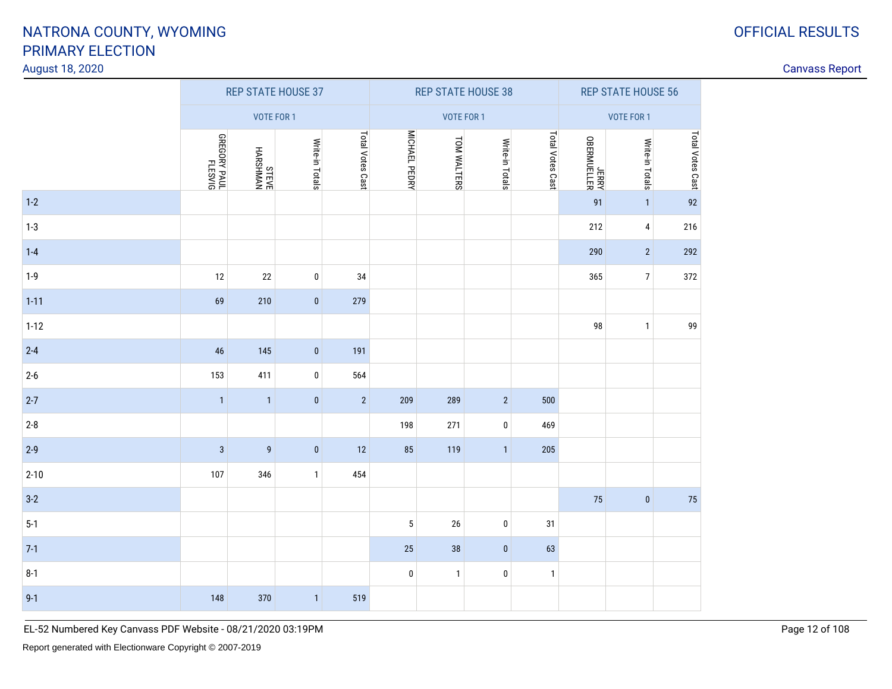# NATRONA COUNTY, WYOMING
# PRIMARY ELECTION

August 18, 2020

OFFICIAL RESULTS

Canvass Report

| | REP STATE HOUSE 37 | | | | REP STATE HOUSE 38 | | | | REP STATE HOUSE 56 | | |
|---|---|---|---|---|---|---|---|---|---|---|---|
| | VOTE FOR 1 | | | | VOTE FOR 1 | | | | VOTE FOR 1 | | |
| | GREGORY PAUL FLESVIG | STEVE HARSHMAN | Write-in Totals | Total Votes Cast | MICHAEL PEDRY | TOM WALTERS | Write-in Totals | Total Votes Cast | JERRY OBERMUELLER | Write-in Totals | Total Votes Cast |
| 1-2 | | | | | | | | | 91 | 1 | 92 |
| 1-3 | | | | | | | | | 212 | 4 | 216 |
| 1-4 | | | | | | | | | 290 | 2 | 292 |
| 1-9 | 12 | 22 | 0 | 34 | | | | | 365 | 7 | 372 |
| 1-11 | 69 | 210 | 0 | 279 | | | | | | | |
| 1-12 | | | | | | | | | 98 | 1 | 99 |
| 2-4 | 46 | 145 | 0 | 191 | | | | | | | |
| 2-6 | 153 | 411 | 0 | 564 | | | | | | | |
| 2-7 | 1 | 1 | 0 | 2 | 209 | 289 | 2 | 500 | | | |
| 2-8 | | | | | 198 | 271 | 0 | 469 | | | |
| 2-9 | 3 | 9 | 0 | 12 | 85 | 119 | 1 | 205 | | | |
| 2-10 | 107 | 346 | 1 | 454 | | | | | | | |
| 3-2 | | | | | | | | | 75 | 0 | 75 |
| 5-1 | | | | | 5 | 26 | 0 | 31 | | | |
| 7-1 | | | | | 25 | 38 | 0 | 63 | | | |
| 8-1 | | | | | 0 | 1 | 0 | 1 | | | |
| 9-1 | 148 | 370 | 1 | 519 | | | | | | | |

EL-52 Numbered Key Canvass PDF Website - 08/21/2020 03:19PM

Report generated with Electionware Copyright © 2007-2019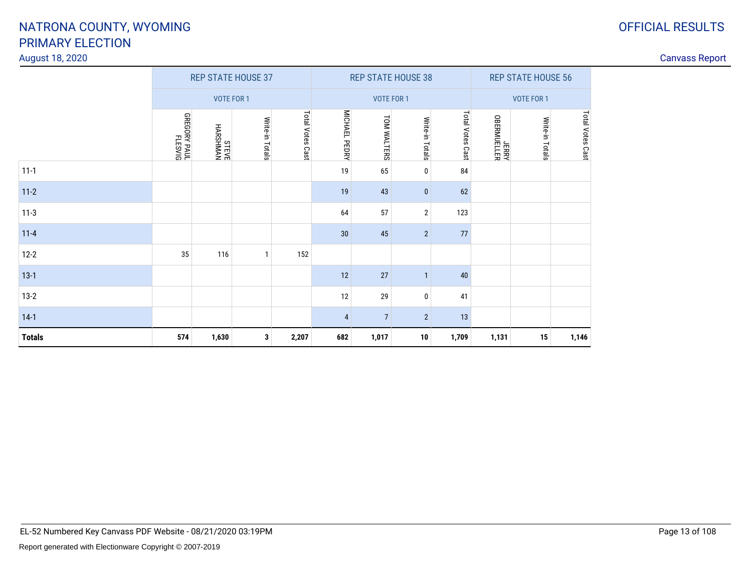# NATRONA COUNTY, WYOMING
# PRIMARY ELECTION

August 18, 2020

OFFICIAL RESULTS

Canvass Report

| | REP STATE HOUSE 37 | | | | REP STATE HOUSE 38 | | | | REP STATE HOUSE 56 | | |
|---|---|---|---|---|---|---|---|---|---|---|---|
| | VOTE FOR 1 | | | | VOTE FOR 1 | | | | VOTE FOR 1 | | |
| | GREGORY PAUL FLESVIG | STEVE HARSHMAN | Write-in Totals | Total Votes Cast | MICHAEL PEDRY | TOM WALTERS | Write-in Totals | Total Votes Cast | JERRY OBERMUELLER | Write-in Totals | Total Votes Cast |
| 11-1 | | | | | 19 | 65 | 0 | 84 | | | |
| 11-2 | | | | | 19 | 43 | 0 | 62 | | | |
| 11-3 | | | | | 64 | 57 | 2 | 123 | | | |
| 11-4 | | | | | 30 | 45 | 2 | 77 | | | |
| 12-2 | 35 | 116 | 1 | 152 | | | | | | | |
| 13-1 | | | | | 12 | 27 | 1 | 40 | | | |
| 13-2 | | | | | 12 | 29 | 0 | 41 | | | |
| 14-1 | | | | | 4 | 7 | 2 | 13 | | | |
| **Totals** | **574** | **1,630** | **3** | **2,207** | **682** | **1,017** | **10** | **1,709** | **1,131** | **15** | **1,146** |

EL-52 Numbered Key Canvass PDF Website - 08/21/2020 03:19PM

Report generated with Electionware Copyright © 2007-2019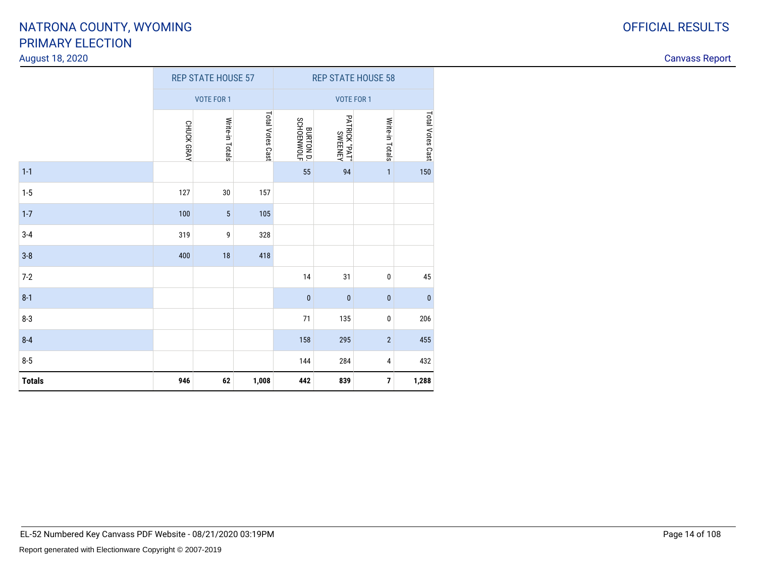# NATRONA COUNTY, WYOMING
## PRIMARY ELECTION
August 18, 2020

OFFICIAL RESULTS

Canvass Report

| | REP STATE HOUSE 57 | | | REP STATE HOUSE 58 | | | |
|---|---|---|---|---|---|---|---|
| | VOTE FOR 1 | | | VOTE FOR 1 | | | |
| | CHUCK GRAY | Write-in Totals | Total Votes Cast | BURTON D. SCHOENWOLF | PATRICK "PAT" SWEENEY | Write-in Totals | Total Votes Cast |
| 1-1 | | | | 55 | 94 | 1 | 150 |
| 1-5 | 127 | 30 | 157 | | | | |
| 1-7 | 100 | 5 | 105 | | | | |
| 3-4 | 319 | 9 | 328 | | | | |
| 3-8 | 400 | 18 | 418 | | | | |
| 7-2 | | | | 14 | 31 | 0 | 45 |
| 8-1 | | | | 0 | 0 | 0 | 0 |
| 8-3 | | | | 71 | 135 | 0 | 206 |
| 8-4 | | | | 158 | 295 | 2 | 455 |
| 8-5 | | | | 144 | 284 | 4 | 432 |
| **Totals** | **946** | **62** | **1,008** | **442** | **839** | **7** | **1,288** |

EL-52 Numbered Key Canvass PDF Website - 08/21/2020 03:19PM

Report generated with Electionware Copyright © 2007-2019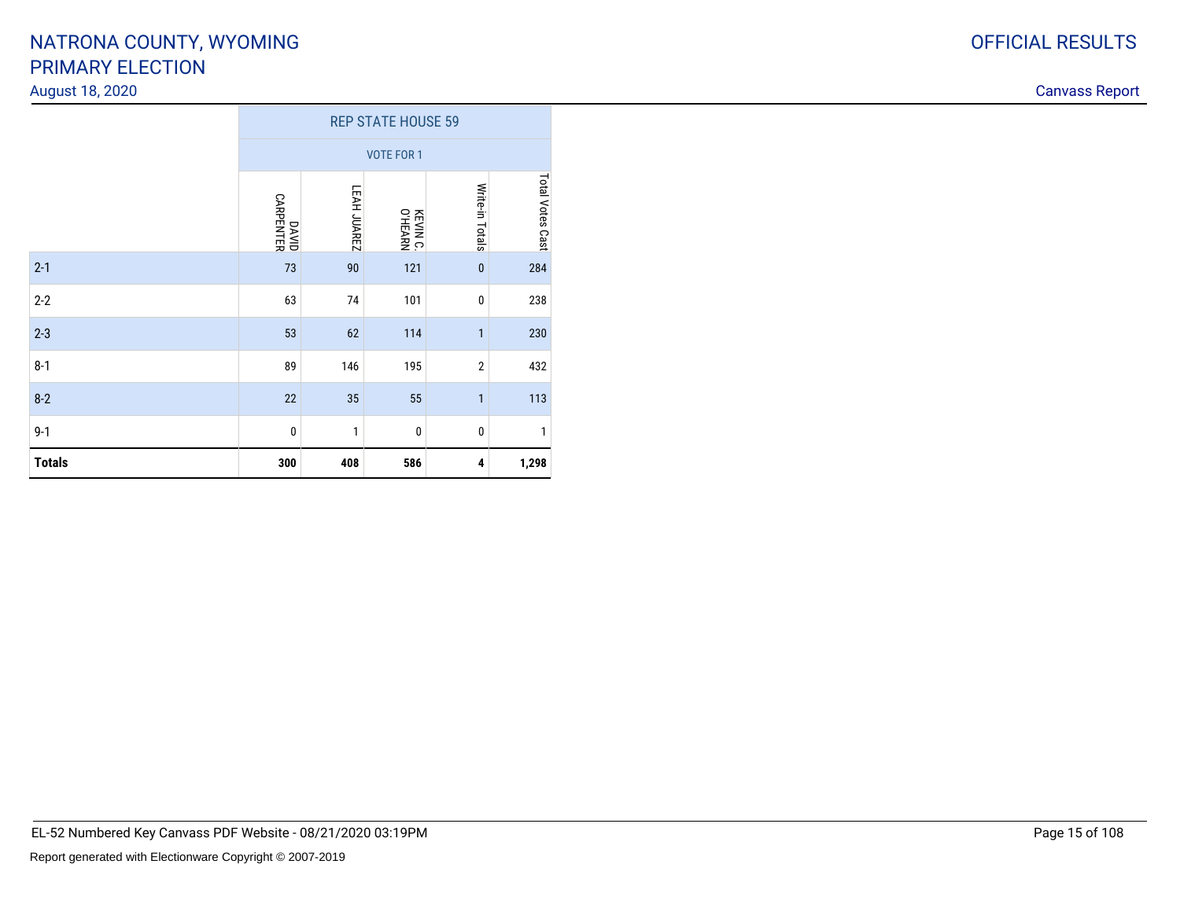# NATRONA COUNTY, WYOMING
# PRIMARY ELECTION

August 18, 2020

OFFICIAL RESULTS

Canvass Report

| | REP STATE HOUSE 59 | | | | |
|---|---|---|---|---|---|
| | VOTE FOR 1 | | | | |
| | DAVID CARPENTER | LEAH JUAREZ | KEVIN C. O HEARN | Write-in Totals | Total Votes Cast |
| 2-1 | 73 | 90 | 121 | 0 | 284 |
| 2-2 | 63 | 74 | 101 | 0 | 238 |
| 2-3 | 53 | 62 | 114 | 1 | 230 |
| 8-1 | 89 | 146 | 195 | 2 | 432 |
| 8-2 | 22 | 35 | 55 | 1 | 113 |
| 9-1 | 0 | 1 | 0 | 0 | 1 |
| **Totals** | **300** | **408** | **586** | **4** | **1,298** |

EL-52 Numbered Key Canvass PDF Website - 08/21/2020 03:19PM

Report generated with Electionware Copyright © 2007-2019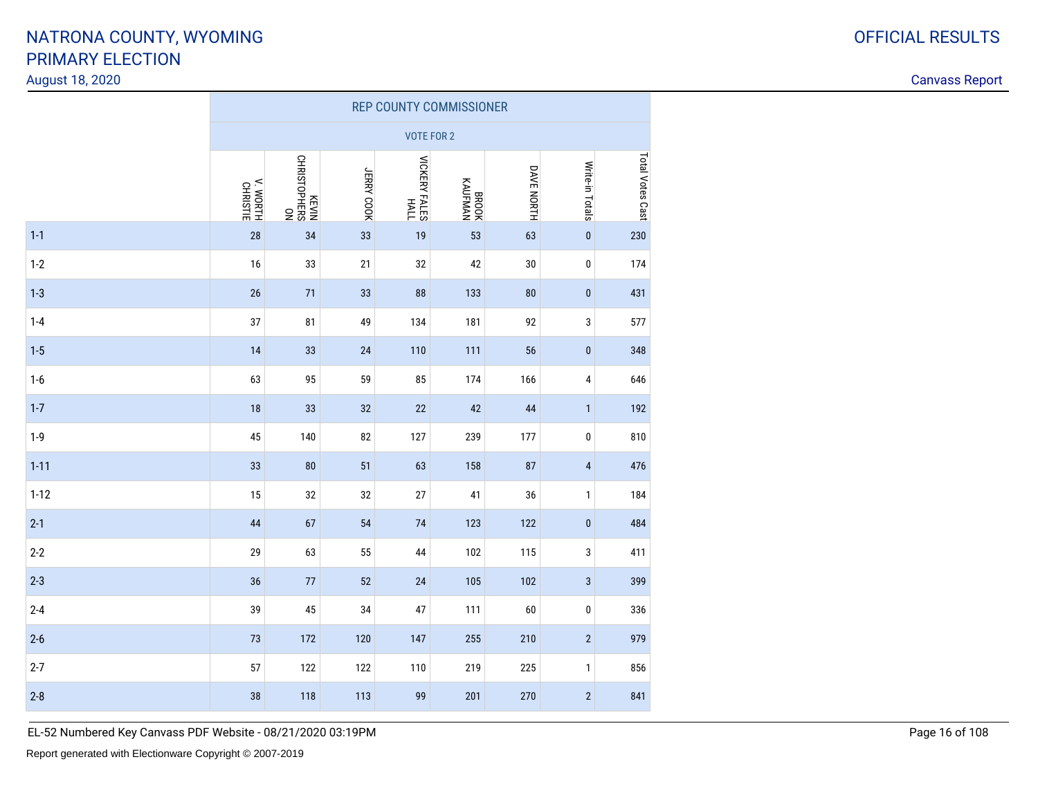# NATRONA COUNTY, WYOMING
# PRIMARY ELECTION

August 18, 2020

OFFICIAL RESULTS

Canvass Report

| | REP COUNTY COMMISSIONER | | | | | | | |
|---|---|---|---|---|---|---|---|---|
| | VOTE FOR 2 | | | | | | | |
| | V. WORTH CHRISTIE | KEVIN CHRISTOPHERSON | JERRY COOK | VICKERY FALES HALL | BROOK KAUFMAN | DAVE NORTH | Write-in Totals | Total Votes Cast |
| 1-1 | 28 | 34 | 33 | 19 | 53 | 63 | 0 | 230 |
| 1-2 | 16 | 33 | 21 | 32 | 42 | 30 | 0 | 174 |
| 1-3 | 26 | 71 | 33 | 88 | 133 | 80 | 0 | 431 |
| 1-4 | 37 | 81 | 49 | 134 | 181 | 92 | 3 | 577 |
| 1-5 | 14 | 33 | 24 | 110 | 111 | 56 | 0 | 348 |
| 1-6 | 63 | 95 | 59 | 85 | 174 | 166 | 4 | 646 |
| 1-7 | 18 | 33 | 32 | 22 | 42 | 44 | 1 | 192 |
| 1-9 | 45 | 140 | 82 | 127 | 239 | 177 | 0 | 810 |
| 1-11 | 33 | 80 | 51 | 63 | 158 | 87 | 4 | 476 |
| 1-12 | 15 | 32 | 32 | 27 | 41 | 36 | 1 | 184 |
| 2-1 | 44 | 67 | 54 | 74 | 123 | 122 | 0 | 484 |
| 2-2 | 29 | 63 | 55 | 44 | 102 | 115 | 3 | 411 |
| 2-3 | 36 | 77 | 52 | 24 | 105 | 102 | 3 | 399 |
| 2-4 | 39 | 45 | 34 | 47 | 111 | 60 | 0 | 336 |
| 2-6 | 73 | 172 | 120 | 147 | 255 | 210 | 2 | 979 |
| 2-7 | 57 | 122 | 122 | 110 | 219 | 225 | 1 | 856 |
| 2-8 | 38 | 118 | 113 | 99 | 201 | 270 | 2 | 841 |

EL-52 Numbered Key Canvass PDF Website - 08/21/2020 03:19PM

Report generated with Electionware Copyright © 2007-2019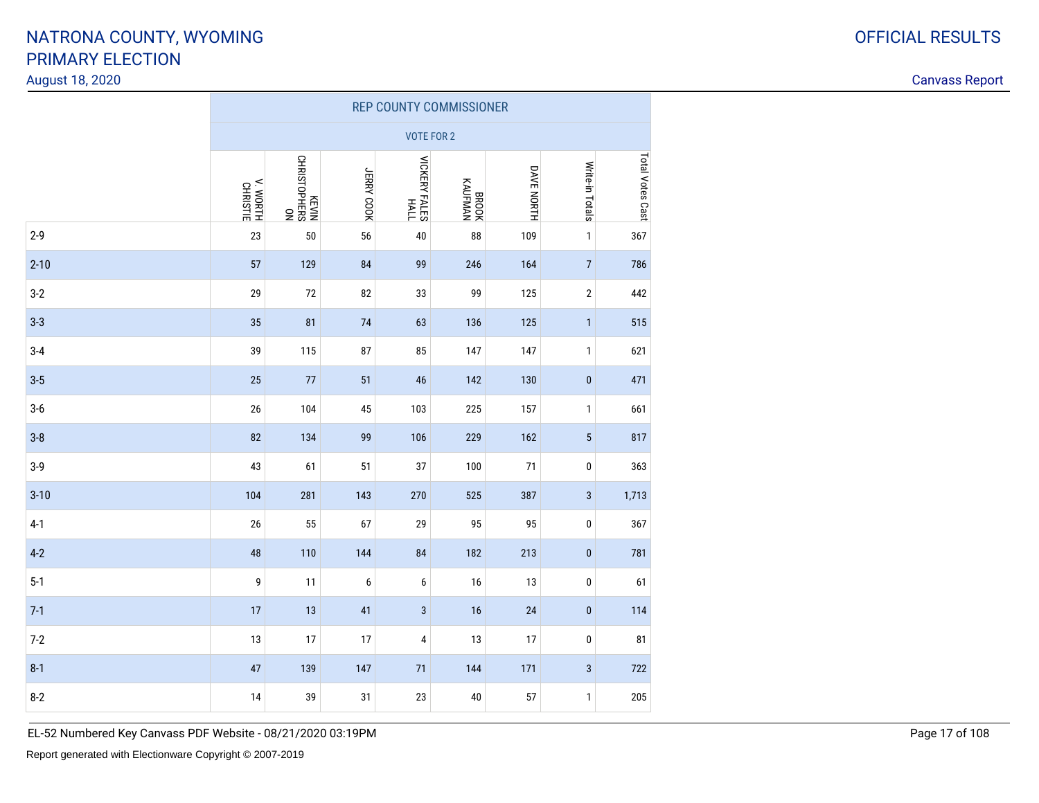# NATRONA COUNTY, WYOMING
# PRIMARY ELECTION

August 18, 2020

OFFICIAL RESULTS

Canvass Report

| | REP COUNTY COMMISSIONER | | | | | | | |
|---|---|---|---|---|---|---|---|---|
| | VOTE FOR 2 | | | | | | | |
| | V. WORTH CHRISTIE | KEVIN CHRISTOPHERSON | JERRY COOK | VICKERY FALES HALL | BROOK KAUFMAN | DAVE NORTH | Write-in Totals | Total Votes Cast |
| 2-9 | 23 | 50 | 56 | 40 | 88 | 109 | 1 | 367 |
| 2-10 | 57 | 129 | 84 | 99 | 246 | 164 | 7 | 786 |
| 3-2 | 29 | 72 | 82 | 33 | 99 | 125 | 2 | 442 |
| 3-3 | 35 | 81 | 74 | 63 | 136 | 125 | 1 | 515 |
| 3-4 | 39 | 115 | 87 | 85 | 147 | 147 | 1 | 621 |
| 3-5 | 25 | 77 | 51 | 46 | 142 | 130 | 0 | 471 |
| 3-6 | 26 | 104 | 45 | 103 | 225 | 157 | 1 | 661 |
| 3-8 | 82 | 134 | 99 | 106 | 229 | 162 | 5 | 817 |
| 3-9 | 43 | 61 | 51 | 37 | 100 | 71 | 0 | 363 |
| 3-10 | 104 | 281 | 143 | 270 | 525 | 387 | 3 | 1,713 |
| 4-1 | 26 | 55 | 67 | 29 | 95 | 95 | 0 | 367 |
| 4-2 | 48 | 110 | 144 | 84 | 182 | 213 | 0 | 781 |
| 5-1 | 9 | 11 | 6 | 6 | 16 | 13 | 0 | 61 |
| 7-1 | 17 | 13 | 41 | 3 | 16 | 24 | 0 | 114 |
| 7-2 | 13 | 17 | 17 | 4 | 13 | 17 | 0 | 81 |
| 8-1 | 47 | 139 | 147 | 71 | 144 | 171 | 3 | 722 |
| 8-2 | 14 | 39 | 31 | 23 | 40 | 57 | 1 | 205 |

EL-52 Numbered Key Canvass PDF Website - 08/21/2020 03:19PM

Report generated with Electionware Copyright © 2007-2019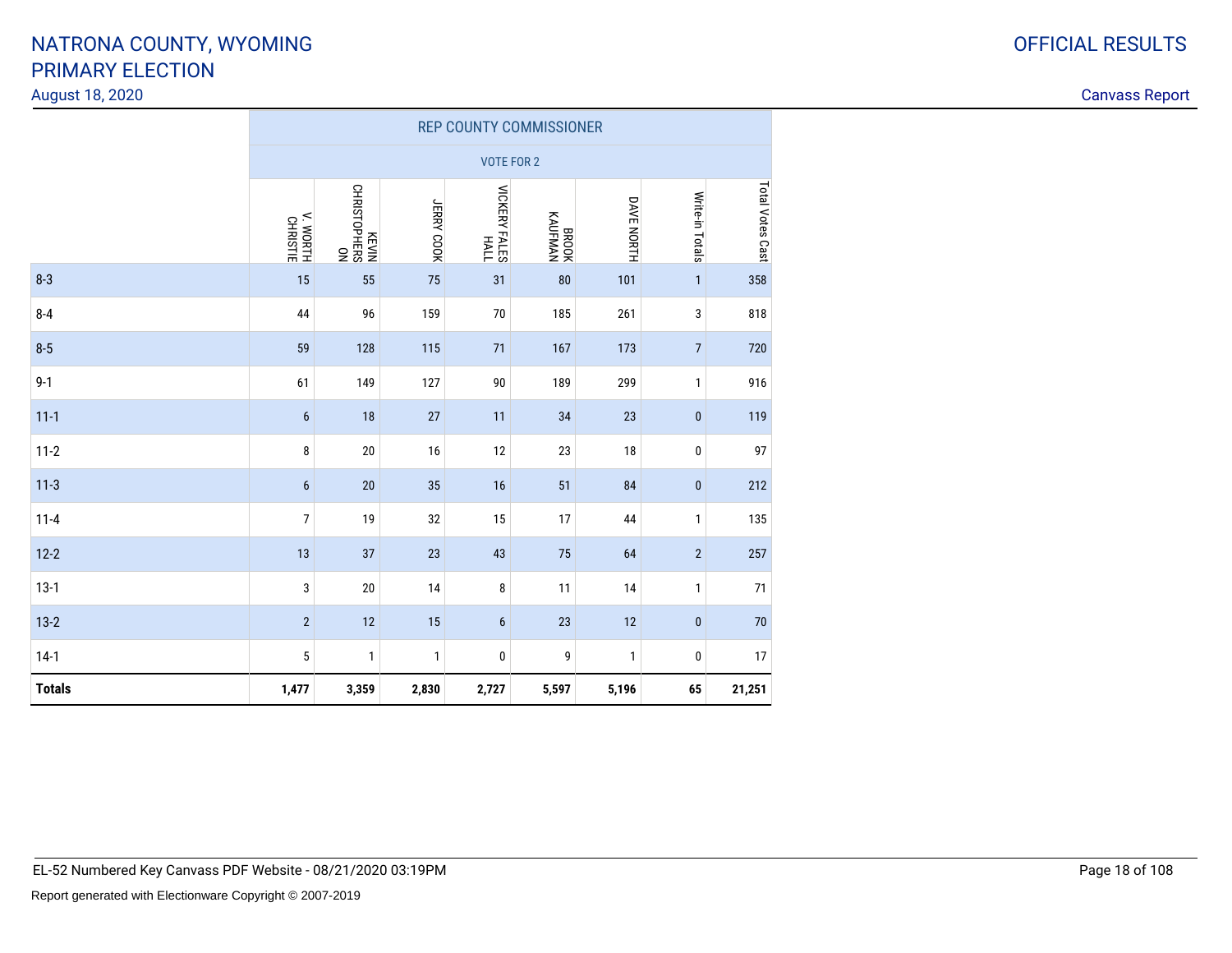NATRONA COUNTY, WYOMING
PRIMARY ELECTION
August 18, 2020

OFFICIAL RESULTS

Canvass Report

| | REP COUNTY COMMISSIONER | | | | | | | |
|---|---|---|---|---|---|---|---|---|
| | VOTE FOR 2 | | | | | | | |
| | V. WORTH CHRISTIE | KEVIN CHRISTOPHERSON | JERRY COOK | VICKERY FALES HALL | BROOK KAUFMAN | DAVE NORTH | Write-in Totals | Total Votes Cast |
| 8-3 | 15 | 55 | 75 | 31 | 80 | 101 | 1 | 358 |
| 8-4 | 44 | 96 | 159 | 70 | 185 | 261 | 3 | 818 |
| 8-5 | 59 | 128 | 115 | 71 | 167 | 173 | 7 | 720 |
| 9-1 | 61 | 149 | 127 | 90 | 189 | 299 | 1 | 916 |
| 11-1 | 6 | 18 | 27 | 11 | 34 | 23 | 0 | 119 |
| 11-2 | 8 | 20 | 16 | 12 | 23 | 18 | 0 | 97 |
| 11-3 | 6 | 20 | 35 | 16 | 51 | 84 | 0 | 212 |
| 11-4 | 7 | 19 | 32 | 15 | 17 | 44 | 1 | 135 |
| 12-2 | 13 | 37 | 23 | 43 | 75 | 64 | 2 | 257 |
| 13-1 | 3 | 20 | 14 | 8 | 11 | 14 | 1 | 71 |
| 13-2 | 2 | 12 | 15 | 6 | 23 | 12 | 0 | 70 |
| 14-1 | 5 | 1 | 1 | 0 | 9 | 1 | 0 | 17 |
| **Totals** | **1,477** | **3,359** | **2,830** | **2,727** | **5,597** | **5,196** | **65** | **21,251** |

EL-52 Numbered Key Canvass PDF Website - 08/21/2020 03:19PM

Report generated with Electionware Copyright © 2007-2019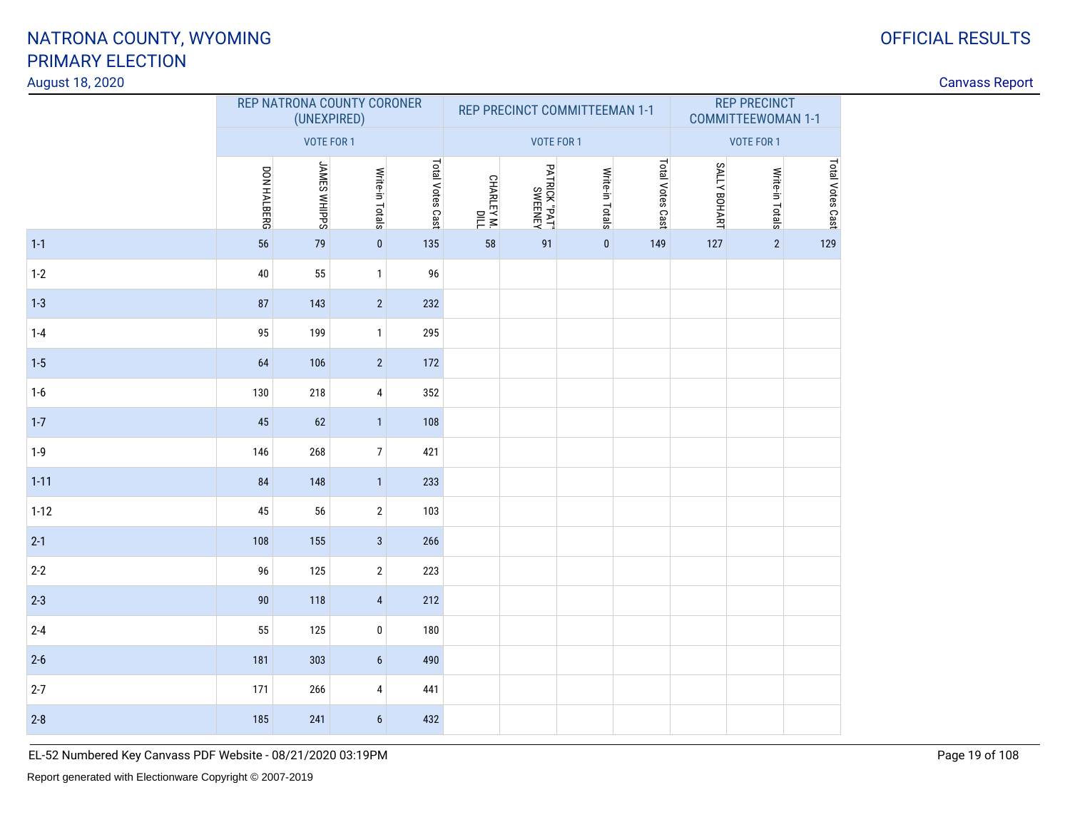# NATRONA COUNTY, WYOMING
# PRIMARY ELECTION

August 18, 2020

OFFICIAL RESULTS

Canvass Report

| | REP NATRONA COUNTY CORONER (UNEXPIRED) | | | | REP PRECINCT COMMITTEEMAN 1-1 | | | | REP PRECINCT COMMITTEEWOMAN 1-1 | | |
|---|---|---|---|---|---|---|---|---|---|---|---|
| | VOTE FOR 1 | | | | VOTE FOR 1 | | | | VOTE FOR 1 | | |
| | DON HALBERG | JAMES WHIPPS | Write-in Totals | Total Votes Cast | CHARLEY M. DILL | PATRICK "PAT" SWEENEY | Write-in Totals | Total Votes Cast | SALLY BOHART | Write-in Totals | Total Votes Cast |
| 1-1 | 56 | 79 | 0 | 135 | 58 | 91 | 0 | 149 | 127 | 2 | 129 |
| 1-2 | 40 | 55 | 1 | 96 | | | | | | | |
| 1-3 | 87 | 143 | 2 | 232 | | | | | | | |
| 1-4 | 95 | 199 | 1 | 295 | | | | | | | |
| 1-5 | 64 | 106 | 2 | 172 | | | | | | | |
| 1-6 | 130 | 218 | 4 | 352 | | | | | | | |
| 1-7 | 45 | 62 | 1 | 108 | | | | | | | |
| 1-9 | 146 | 268 | 7 | 421 | | | | | | | |
| 1-11 | 84 | 148 | 1 | 233 | | | | | | | |
| 1-12 | 45 | 56 | 2 | 103 | | | | | | | |
| 2-1 | 108 | 155 | 3 | 266 | | | | | | | |
| 2-2 | 96 | 125 | 2 | 223 | | | | | | | |
| 2-3 | 90 | 118 | 4 | 212 | | | | | | | |
| 2-4 | 55 | 125 | 0 | 180 | | | | | | | |
| 2-6 | 181 | 303 | 6 | 490 | | | | | | | |
| 2-7 | 171 | 266 | 4 | 441 | | | | | | | |
| 2-8 | 185 | 241 | 6 | 432 | | | | | | | |

EL-52 Numbered Key Canvass PDF Website - 08/21/2020 03:19PM

Report generated with Electionware Copyright © 2007-2019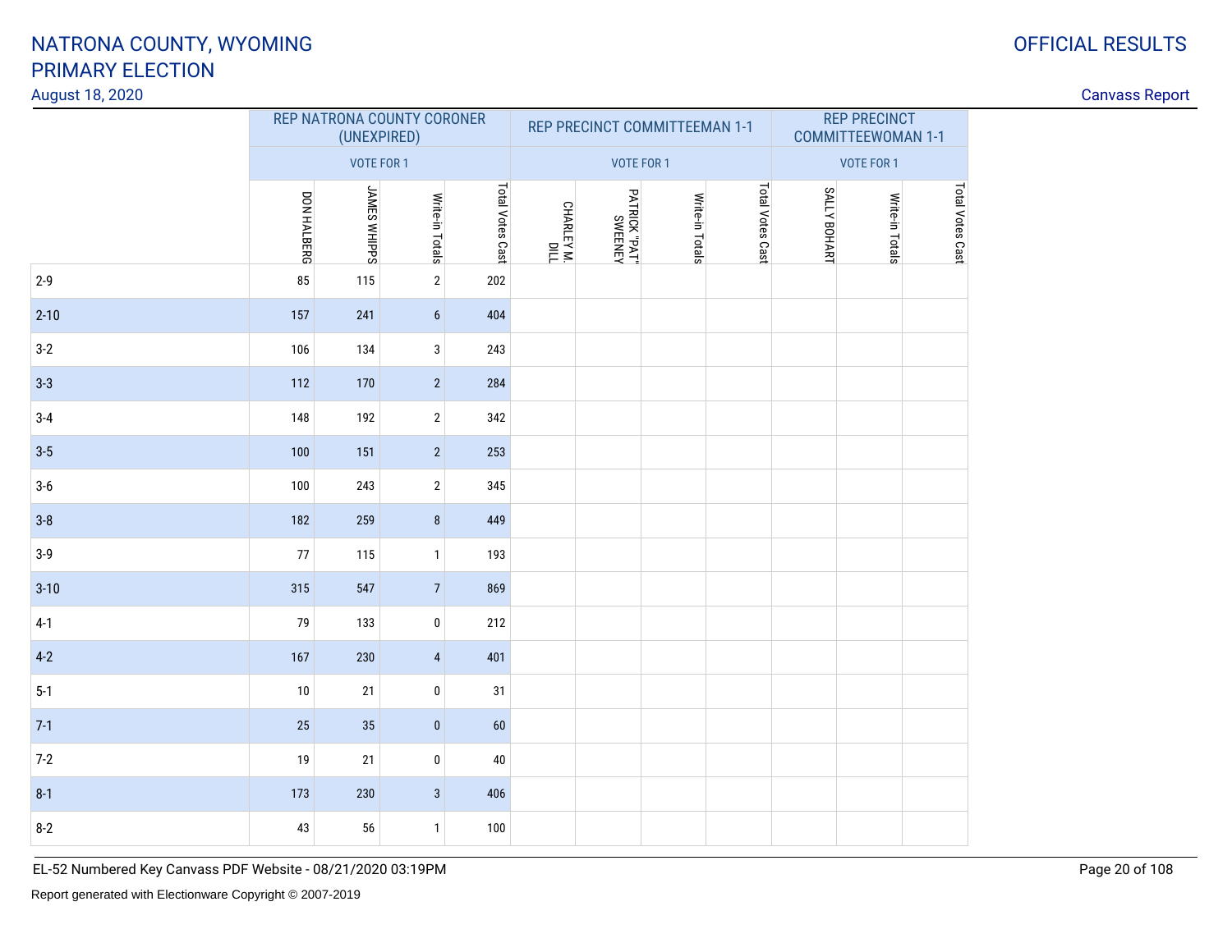# NATRONA COUNTY, WYOMING
# PRIMARY ELECTION

August 18, 2020

OFFICIAL RESULTS

Canvass Report

| | REP NATRONA COUNTY CORONER (UNEXPIRED) | | | | REP PRECINCT COMMITTEEMAN 1-1 | | | | REP PRECINCT COMMITTEEWOMAN 1-1 | | |
|---|---|---|---|---|---|---|---|---|---|---|---|
| | VOTE FOR 1 | | | | VOTE FOR 1 | | | | VOTE FOR 1 | | |
| | DON HALBERG | JAMES WHIPPS | Write-in Totals | Total Votes Cast | CHARLEY M. DILL | PATRICK "PAT" SWEENEY | Write-in Totals | Total Votes Cast | SALLY BOHART | Write-in Totals | Total Votes Cast |
| 2-9 | 85 | 115 | 2 | 202 | | | | | | | |
| 2-10 | 157 | 241 | 6 | 404 | | | | | | | |
| 3-2 | 106 | 134 | 3 | 243 | | | | | | | |
| 3-3 | 112 | 170 | 2 | 284 | | | | | | | |
| 3-4 | 148 | 192 | 2 | 342 | | | | | | | |
| 3-5 | 100 | 151 | 2 | 253 | | | | | | | |
| 3-6 | 100 | 243 | 2 | 345 | | | | | | | |
| 3-8 | 182 | 259 | 8 | 449 | | | | | | | |
| 3-9 | 77 | 115 | 1 | 193 | | | | | | | |
| 3-10 | 315 | 547 | 7 | 869 | | | | | | | |
| 4-1 | 79 | 133 | 0 | 212 | | | | | | | |
| 4-2 | 167 | 230 | 4 | 401 | | | | | | | |
| 5-1 | 10 | 21 | 0 | 31 | | | | | | | |
| 7-1 | 25 | 35 | 0 | 60 | | | | | | | |
| 7-2 | 19 | 21 | 0 | 40 | | | | | | | |
| 8-1 | 173 | 230 | 3 | 406 | | | | | | | |
| 8-2 | 43 | 56 | 1 | 100 | | | | | | | |

EL-52 Numbered Key Canvass PDF Website - 08/21/2020 03:19PM

Report generated with Electionware Copyright © 2007-2019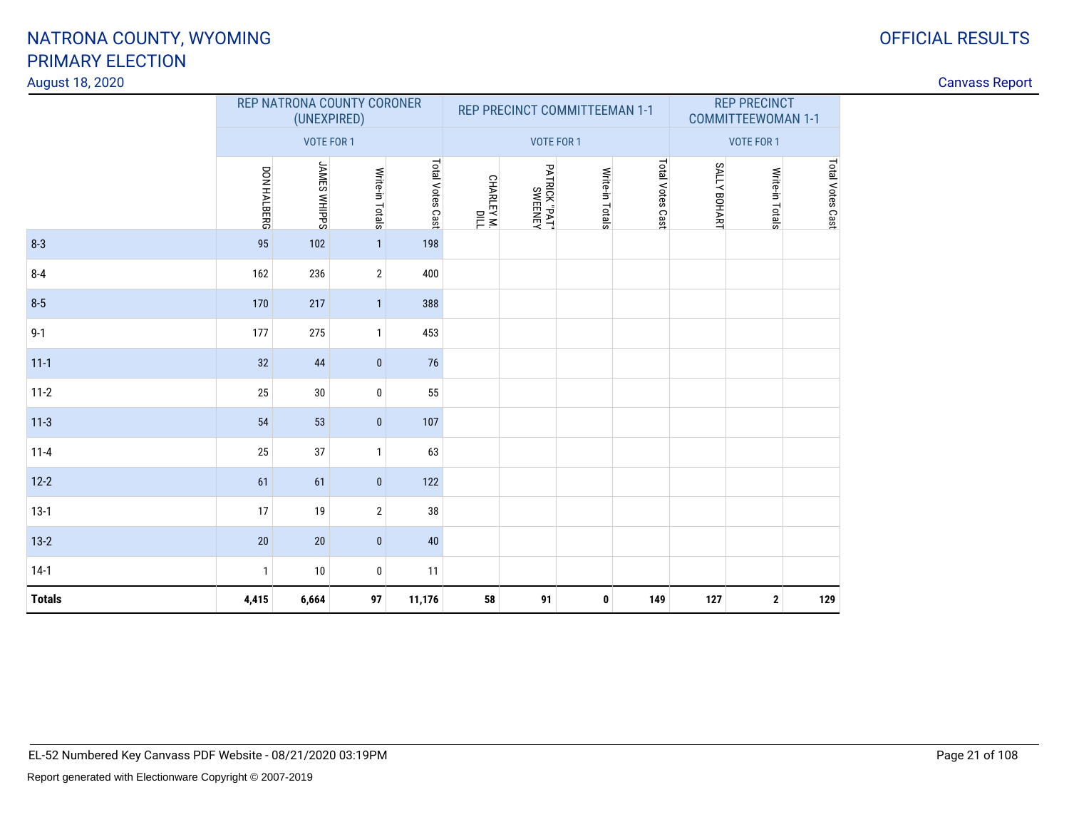# NATRONA COUNTY, WYOMING
# PRIMARY ELECTION

August 18, 2020

OFFICIAL RESULTS

Canvass Report

| | REP NATRONA COUNTY CORONER (UNEXPIRED) | | | | REP PRECINCT COMMITTEEMAN 1-1 | | | | REP PRECINCT COMMITTEEWOMAN 1-1 | | |
|---|---|---|---|---|---|---|---|---|---|---|---|
| | VOTE FOR 1 | | | | VOTE FOR 1 | | | | VOTE FOR 1 | | |
| | DON HALBERG | JAMES WHIPPS | Write-in Totals | Total Votes Cast | CHARLEY M. DILL | PATRICK "PAT" SWEENEY | Write-in Totals | Total Votes Cast | SALLY BOHART | Write-in Totals | Total Votes Cast |
| 8-3 | 95 | 102 | 1 | 198 | | | | | | | |
| 8-4 | 162 | 236 | 2 | 400 | | | | | | | |
| 8-5 | 170 | 217 | 1 | 388 | | | | | | | |
| 9-1 | 177 | 275 | 1 | 453 | | | | | | | |
| 11-1 | 32 | 44 | 0 | 76 | | | | | | | |
| 11-2 | 25 | 30 | 0 | 55 | | | | | | | |
| 11-3 | 54 | 53 | 0 | 107 | | | | | | | |
| 11-4 | 25 | 37 | 1 | 63 | | | | | | | |
| 12-2 | 61 | 61 | 0 | 122 | | | | | | | |
| 13-1 | 17 | 19 | 2 | 38 | | | | | | | |
| 13-2 | 20 | 20 | 0 | 40 | | | | | | | |
| 14-1 | 1 | 10 | 0 | 11 | | | | | | | |
| **Totals** | **4,415** | **6,664** | **97** | **11,176** | **58** | **91** | **0** | **149** | **127** | **2** | **129** |

EL-52 Numbered Key Canvass PDF Website - 08/21/2020 03:19PM

Report generated with Electionware Copyright © 2007-2019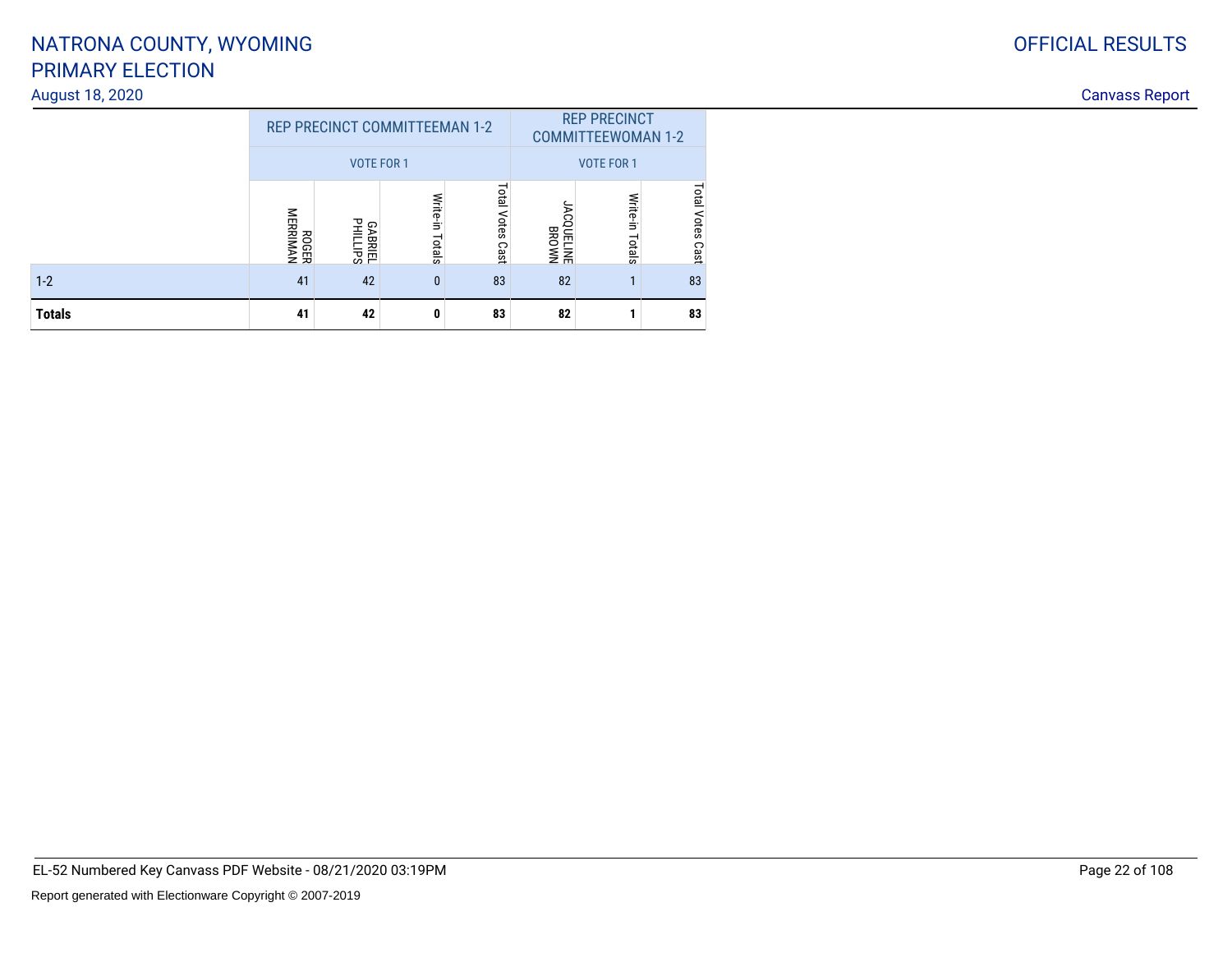# NATRONA COUNTY, WYOMING
# PRIMARY ELECTION

August 18, 2020

OFFICIAL RESULTS

Canvass Report

| | REP PRECINCT COMMITTEEMAN 1-2 | | | | REP PRECINCT COMMITTEEWOMAN 1-2 | | |
|---|---|---|---|---|---|---|---|
| | VOTE FOR 1 | | | | VOTE FOR 1 | | |
| | ROGER MERRIMAN | GABRIEL PHILLIPS | Write-in Totals | Total Votes Cast | JACQUELINE BROWN | Write-in Totals | Total Votes Cast |
| 1-2 | 41 | 42 | 0 | 83 | 82 | 1 | 83 |
| **Totals** | **41** | **42** | **0** | **83** | **82** | **1** | **83** |

EL-52 Numbered Key Canvass PDF Website - 08/21/2020 03:19PM

Report generated with Electionware Copyright © 2007-2019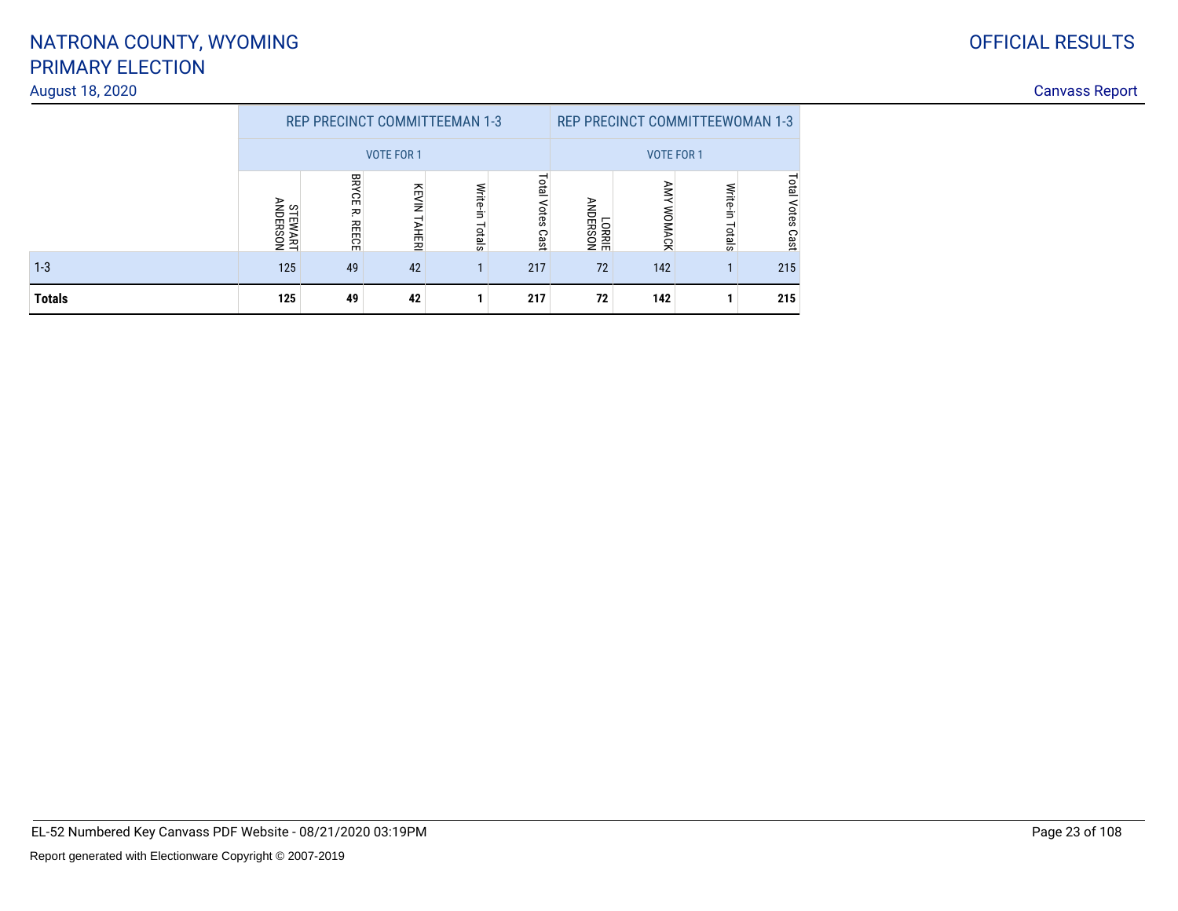# NATRONA COUNTY, WYOMING
# PRIMARY ELECTION

August 18, 2020

OFFICIAL RESULTS

Canvass Report

| | REP PRECINCT COMMITTEEMAN 1-3 | | | | | REP PRECINCT COMMITTEEWOMAN 1-3 | | | |
|---|---|---|---|---|---|---|---|---|---|
| | VOTE FOR 1 | | | | | VOTE FOR 1 | | | |
| | STEWART ANDERSON | BRYCE R. REECE | KEVIN TAHERI | Write-in Totals | Total Votes Cast | LORRIE ANDERSON | AMY WOMACK | Write-in Totals | Total Votes Cast |
| 1-3 | 125 | 49 | 42 | 1 | 217 | 72 | 142 | 1 | 215 |
| **Totals** | **125** | **49** | **42** | **1** | **217** | **72** | **142** | **1** | **215** |

EL-52 Numbered Key Canvass PDF Website - 08/21/2020 03:19PM

Report generated with Electionware Copyright © 2007-2019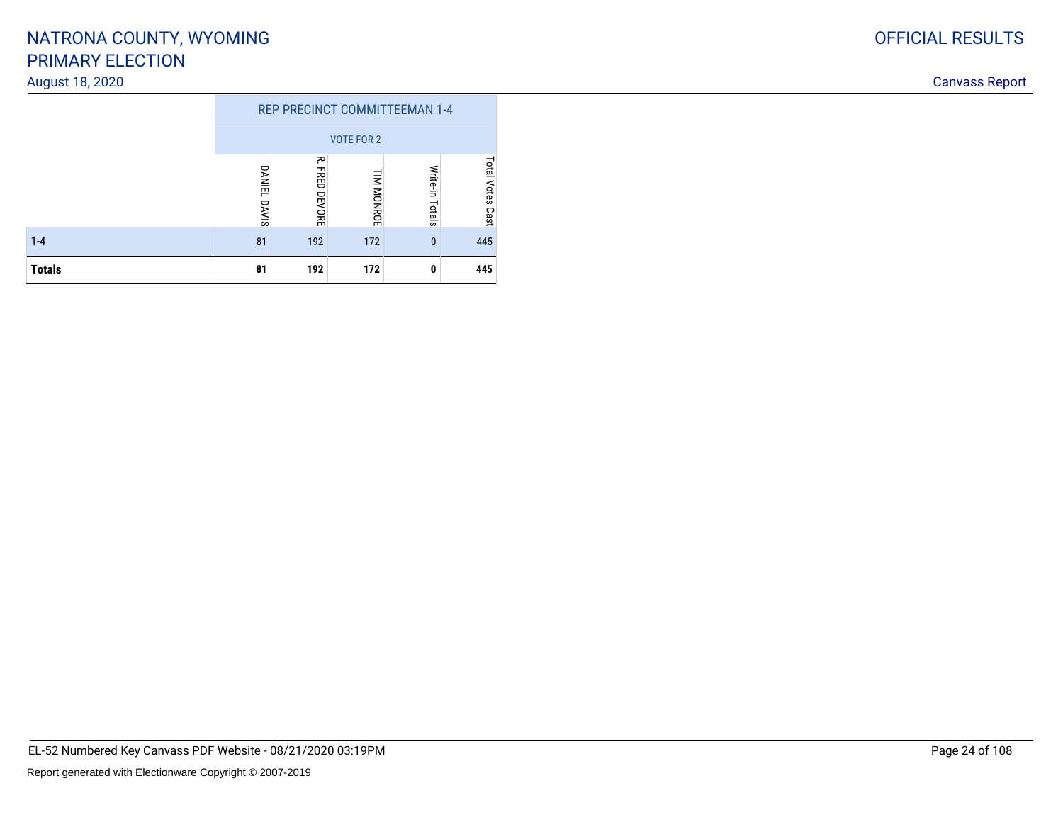# NATRONA COUNTY, WYOMING
# PRIMARY ELECTION

August 18, 2020

OFFICIAL RESULTS

Canvass Report

| | REP PRECINCT COMMITTEEMAN 1-4 | | | | |
|---|---|---|---|---|---|
| | VOTE FOR 2 | | | | |
| | DANIEL DAVIS | R. FRED DEVORE | TIM MONROE | Write-in Totals | Total Votes Cast |
| 1-4 | 81 | 192 | 172 | 0 | 445 |
| **Totals** | **81** | **192** | **172** | **0** | **445** |

EL-52 Numbered Key Canvass PDF Website - 08/21/2020 03:19PM

Report generated with Electionware Copyright © 2007-2019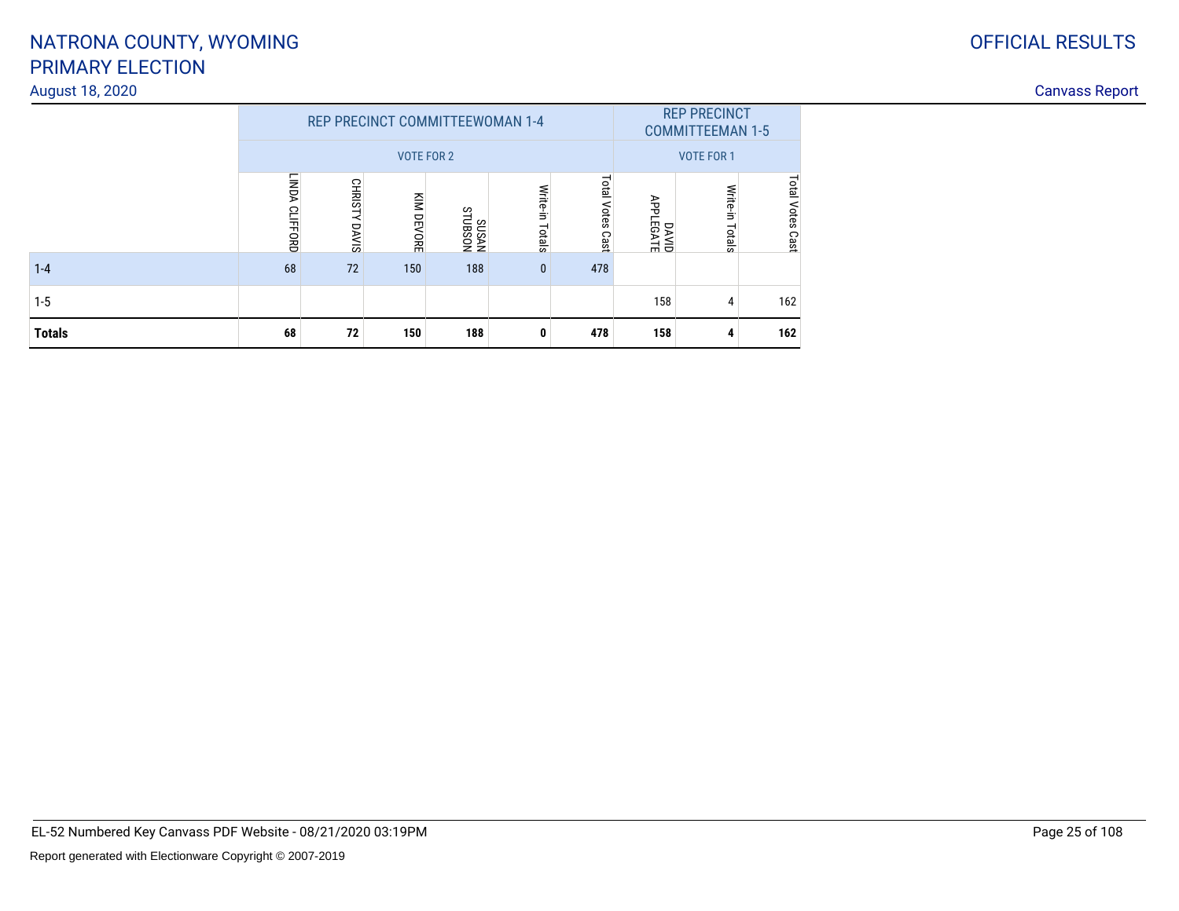# NATRONA COUNTY, WYOMING
# PRIMARY ELECTION

August 18, 2020

OFFICIAL RESULTS

Canvass Report

| | REP PRECINCT COMMITTEEWOMAN 1-4 | | | | | | REP PRECINCT COMMITTEEMAN 1-5 | | |
|---|---|---|---|---|---|---|---|---|---|
| | VOTE FOR 2 | | | | | | VOTE FOR 1 | | |
| | LINDA CLIFFORD | CHRISTY DAVIS | KIM DEVORE | SUSAN STUBSON | Write-in Totals | Total Votes Cast | DAVID APPLEGATE | Write-in Totals | Total Votes Cast |
| 1-4 | 68 | 72 | 150 | 188 | 0 | 478 | | | |
| 1-5 | | | | | | | 158 | 4 | 162 |
| **Totals** | **68** | **72** | **150** | **188** | **0** | **478** | **158** | **4** | **162** |

EL-52 Numbered Key Canvass PDF Website - 08/21/2020 03:19PM

Report generated with Electionware Copyright © 2007-2019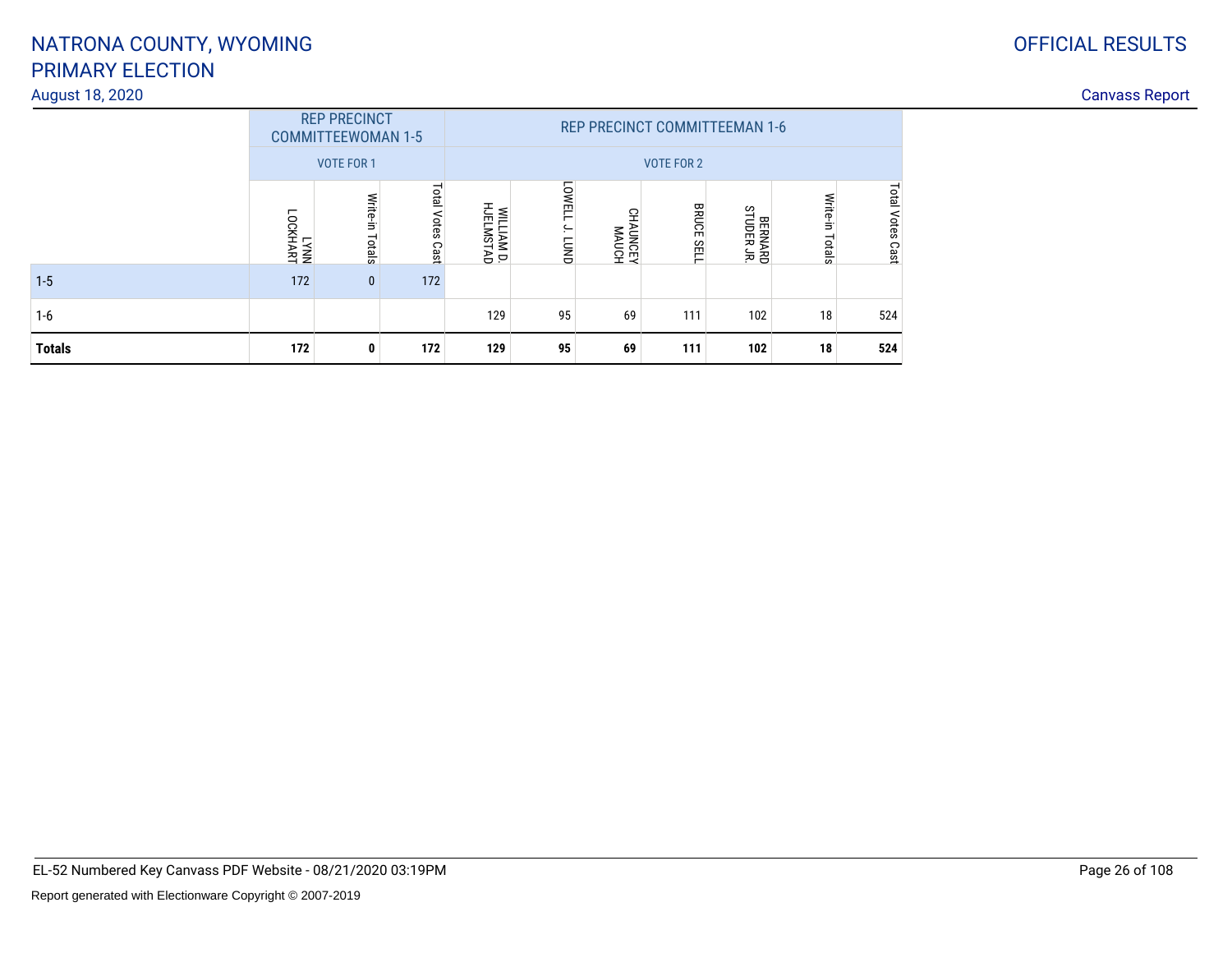# NATRONA COUNTY, WYOMING
# PRIMARY ELECTION

August 18, 2020

OFFICIAL RESULTS

Canvass Report

| | REP PRECINCT COMMITTEEWOMAN 1-5 | | | REP PRECINCT COMMITTEEMAN 1-6 | | | | | | |
|---|---|---|---|---|---|---|---|---|---|---|
| | VOTE FOR 1 | | | VOTE FOR 2 | | | | | | |
| | LYNN LOCKHART | Write-in Totals | Total Votes Cast | WILLIAM D. HJELMSTAD | LOWELL J. LUND | CHAUNCEY MAUCH | BRUCE SELL | BERNARD STUDER JR. | Write-in Totals | Total Votes Cast |
| 1-5 | 172 | 0 | 172 | | | | | | | |
| 1-6 | | | | 129 | 95 | 69 | 111 | 102 | 18 | 524 |
| **Totals** | **172** | **0** | **172** | **129** | **95** | **69** | **111** | **102** | **18** | **524** |

EL-52 Numbered Key Canvass PDF Website - 08/21/2020 03:19PM

Report generated with Electionware Copyright © 2007-2019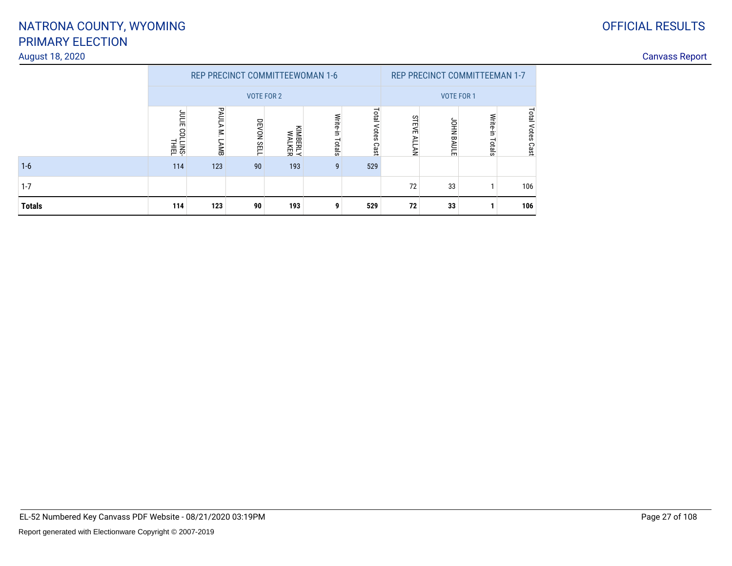# NATRONA COUNTY, WYOMING
# PRIMARY ELECTION

August 18, 2020

OFFICIAL RESULTS

Canvass Report

| | REP PRECINCT COMMITTEEWOMAN 1-6 | | | | | | REP PRECINCT COMMITTEEMAN 1-7 | | | |
|---|---|---|---|---|---|---|---|---|---|---|
| | VOTE FOR 2 | | | | | | VOTE FOR 1 | | | |
| | JULIE COLLINS-THIEL | PAULA M. LAMB | DEVON SELL | KIMBERLY WALKER | Write-in Totals | Total Votes Cast | STEVE ALLAN | JOHN BAULE | Write-in Totals | Total Votes Cast |
| 1-6 | 114 | 123 | 90 | 193 | 9 | 529 | | | | |
| 1-7 | | | | | | | 72 | 33 | 1 | 106 |
| **Totals** | **114** | **123** | **90** | **193** | **9** | **529** | **72** | **33** | **1** | **106** |

EL-52 Numbered Key Canvass PDF Website - 08/21/2020 03:19PM

Report generated with Electionware Copyright © 2007-2019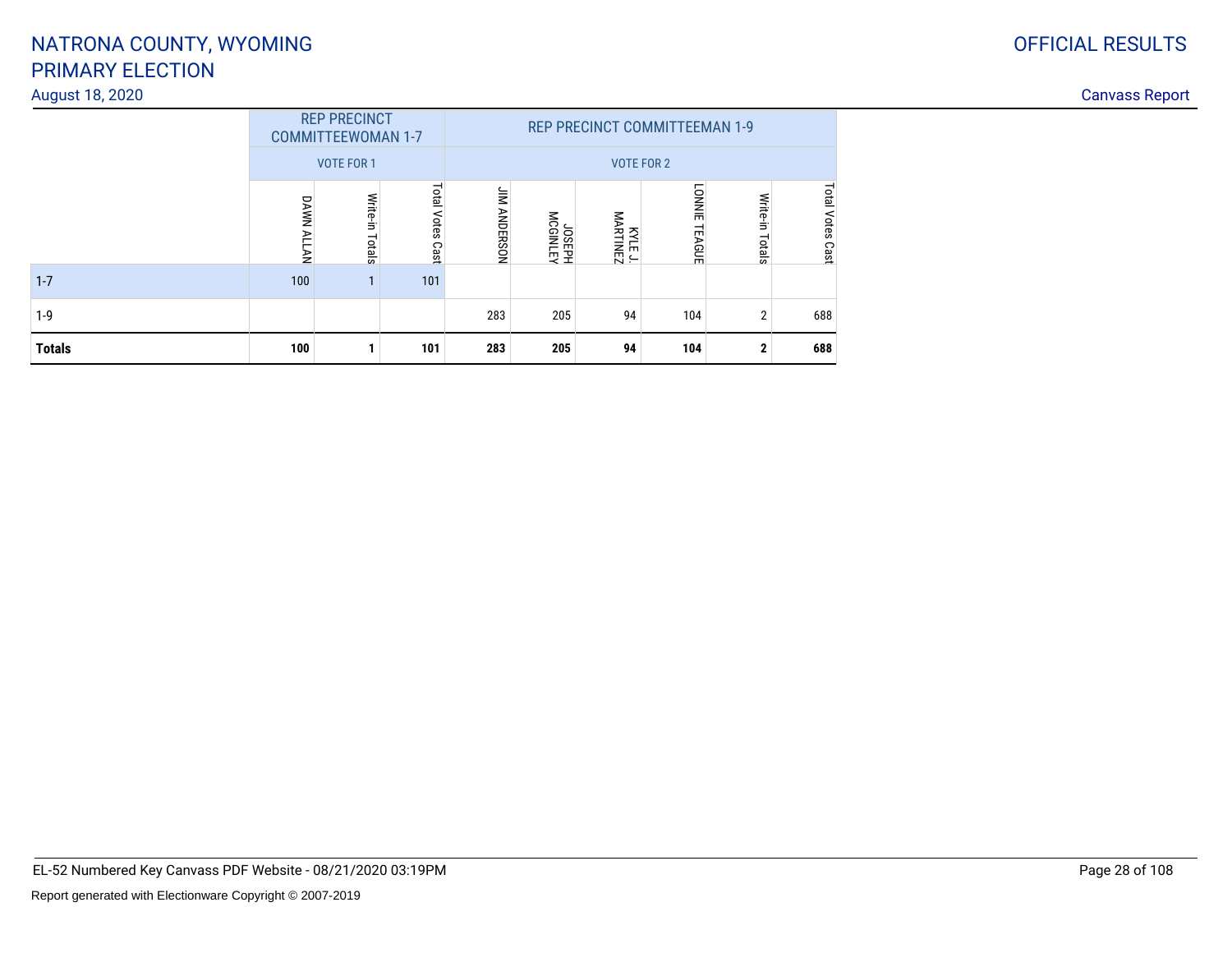# NATRONA COUNTY, WYOMING
# PRIMARY ELECTION

August 18, 2020

OFFICIAL RESULTS

Canvass Report

| | REP PRECINCT COMMITTEEWOMAN 1-7 VOTE FOR 1 | | | REP PRECINCT COMMITTEEMAN 1-9 VOTE FOR 2 | | | | | |
|---|---|---|---|---|---|---|---|---|---|
| | DAWN ALLAN | Write-in Totals | Total Votes Cast | JIM ANDERSON | JOSEPH MCGINLEY | KYLE J. MARTINEZ | LONNIE TEAGUE | Write-in Totals | Total Votes Cast |
| 1-7 | 100 | 1 | 101 | | | | | | |
| 1-9 | | | | 283 | 205 | 94 | 104 | 2 | 688 |
| **Totals** | **100** | **1** | **101** | **283** | **205** | **94** | **104** | **2** | **688** |

EL-52 Numbered Key Canvass PDF Website - 08/21/2020 03:19PM

Report generated with Electionware Copyright © 2007-2019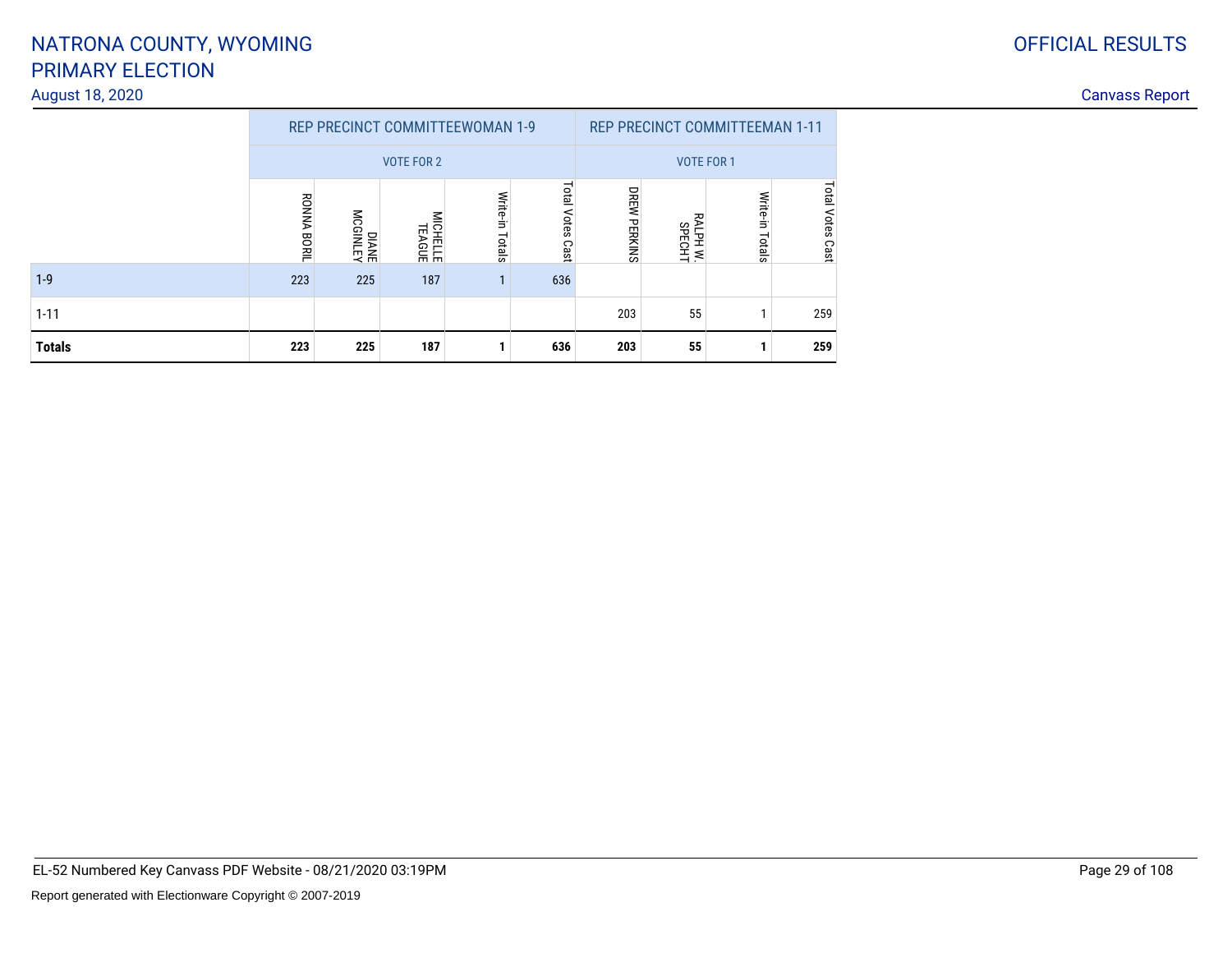# NATRONA COUNTY, WYOMING
# PRIMARY ELECTION

August 18, 2020

OFFICIAL RESULTS

Canvass Report

| | REP PRECINCT COMMITTEEWOMAN 1-9 | | | | | REP PRECINCT COMMITTEEMAN 1-11 | | | |
|---|---|---|---|---|---|---|---|---|---|
| | VOTE FOR 2 | | | | | VOTE FOR 1 | | | |
| | RONNA BORIL | DIANE MCGINLEY | MICHELLE TEAGUE | Write-in Totals | Total Votes Cast | DREW PERKINS | RALPH W. SPECHT | Write-in Totals | Total Votes Cast |
| 1-9 | 223 | 225 | 187 | 1 | 636 | | | | |
| 1-11 | | | | | | 203 | 55 | 1 | 259 |
| **Totals** | **223** | **225** | **187** | **1** | **636** | **203** | **55** | **1** | **259** |

EL-52 Numbered Key Canvass PDF Website - 08/21/2020 03:19PM

Report generated with Electionware Copyright © 2007-2019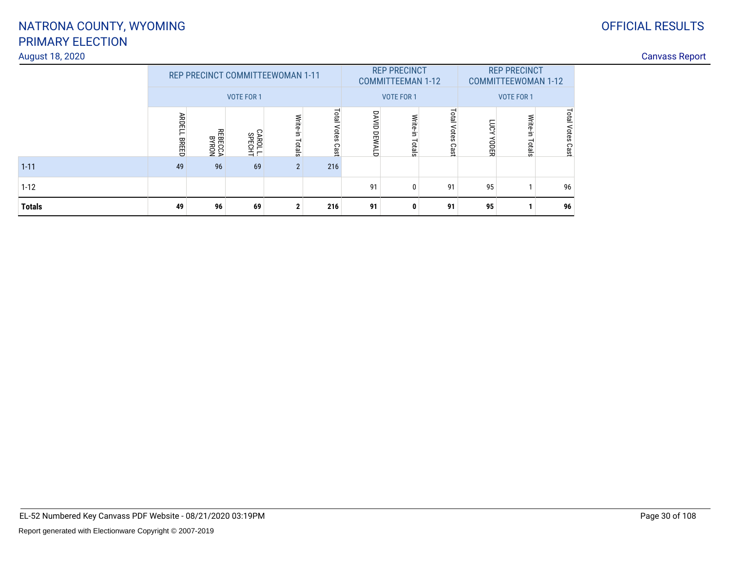# NATRONA COUNTY, WYOMING
# PRIMARY ELECTION

August 18, 2020

OFFICIAL RESULTS

Canvass Report

| | REP PRECINCT COMMITTEEWOMAN 1-11 VOTE FOR 1 | | | | | REP PRECINCT COMMITTEEMAN 1-12 VOTE FOR 1 | | | REP PRECINCT COMMITTEEWOMAN 1-12 VOTE FOR 1 | | |
|---|---|---|---|---|---|---|---|---|---|---|---|
| | ARDELL BREED | REBECCA BYRON | CAROL L. SPECHT | Write-in Totals | Total Votes Cast | DAVID DEWALD | Write-in Totals | Total Votes Cast | LUCY YODER | Write-in Totals | Total Votes Cast |
| 1-11 | 49 | 96 | 69 | 2 | 216 | | | | | | |
| 1-12 | | | | | | 91 | 0 | 91 | 95 | 1 | 96 |
| **Totals** | **49** | **96** | **69** | **2** | **216** | **91** | **0** | **91** | **95** | **1** | **96** |

EL-52 Numbered Key Canvass PDF Website - 08/21/2020 03:19PM

Report generated with Electionware Copyright © 2007-2019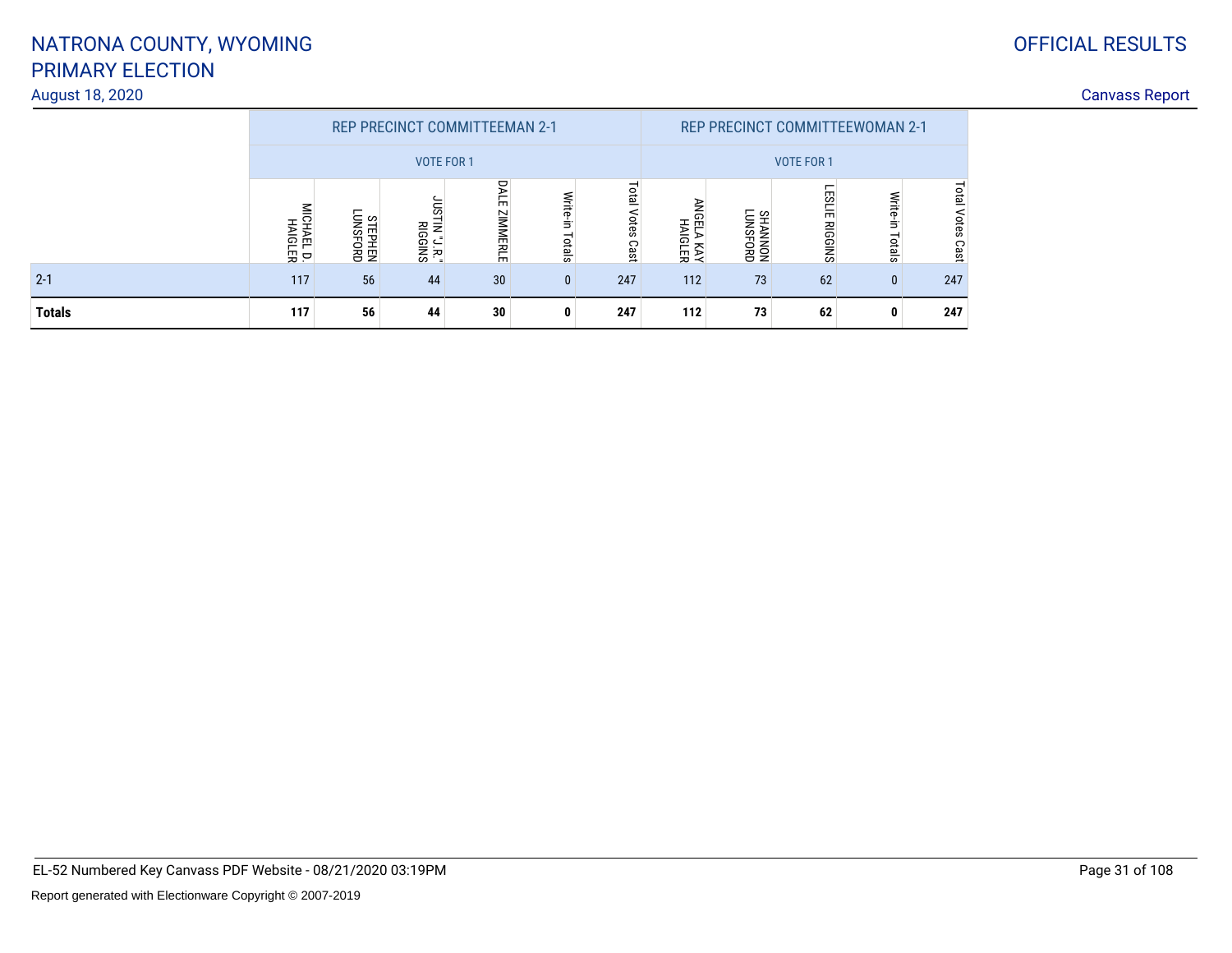# NATRONA COUNTY, WYOMING
# PRIMARY ELECTION

August 18, 2020

OFFICIAL RESULTS

Canvass Report

| | REP PRECINCT COMMITTEEMAN 2-1 | | | | | | REP PRECINCT COMMITTEEWOMAN 2-1 | | | | |
|---|---|---|---|---|---|---|---|---|---|---|---|
| | VOTE FOR 1 | | | | | | VOTE FOR 1 | | | | |
| | MICHAEL D. HAIGLER | STEPHEN LUNSFORD | JUSTIN "J.R." RIGGINS | DALE ZIMMERLE | Write-in Totals | Total Votes Cast | ANGELA KAY HAIGLER | SHANNON LUNSFORD | LESLIE RIGGINS | Write-in Totals | Total Votes Cast |
| 2-1 | 117 | 56 | 44 | 30 | 0 | 247 | 112 | 73 | 62 | 0 | 247 |
| **Totals** | **117** | **56** | **44** | **30** | **0** | **247** | **112** | **73** | **62** | **0** | **247** |

EL-52 Numbered Key Canvass PDF Website - 08/21/2020 03:19PM

Report generated with Electionware Copyright © 2007-2019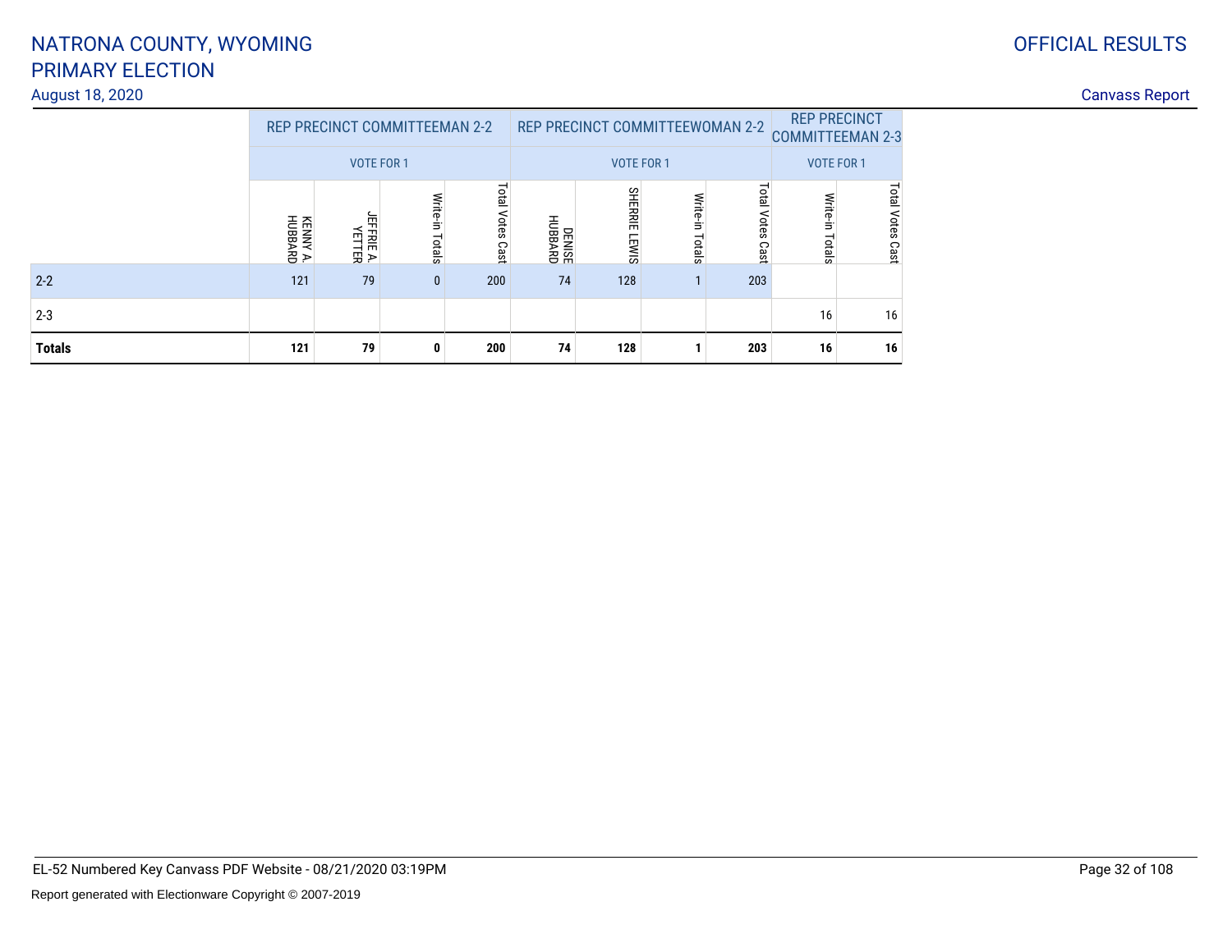NATRONA COUNTY, WYOMING
PRIMARY ELECTION
August 18, 2020

OFFICIAL RESULTS
Canvass Report

| | REP PRECINCT COMMITTEEMAN 2-2 | | | | REP PRECINCT COMMITTEEWOMAN 2-2 | | | | REP PRECINCT COMMITTEEMAN 2-3 | |
|---|---|---|---|---|---|---|---|---|---|---|
| | VOTE FOR 1 | | | | VOTE FOR 1 | | | | VOTE FOR 1 | |
| | KENNY A. HUBBARD | JEFFRIE A. YETTER | Write-in Totals | Total Votes Cast | DENISE HUBBARD | SHERRIE LEWIS | Write-in Totals | Total Votes Cast | Write-in Totals | Total Votes Cast |
| 2-2 | 121 | 79 | 0 | 200 | 74 | 128 | 1 | 203 | | |
| 2-3 | | | | | | | | | 16 | 16 |
| **Totals** | **121** | **79** | **0** | **200** | **74** | **128** | **1** | **203** | **16** | **16** |

EL-52 Numbered Key Canvass PDF Website - 08/21/2020 03:19PM

Report generated with Electionware Copyright © 2007-2019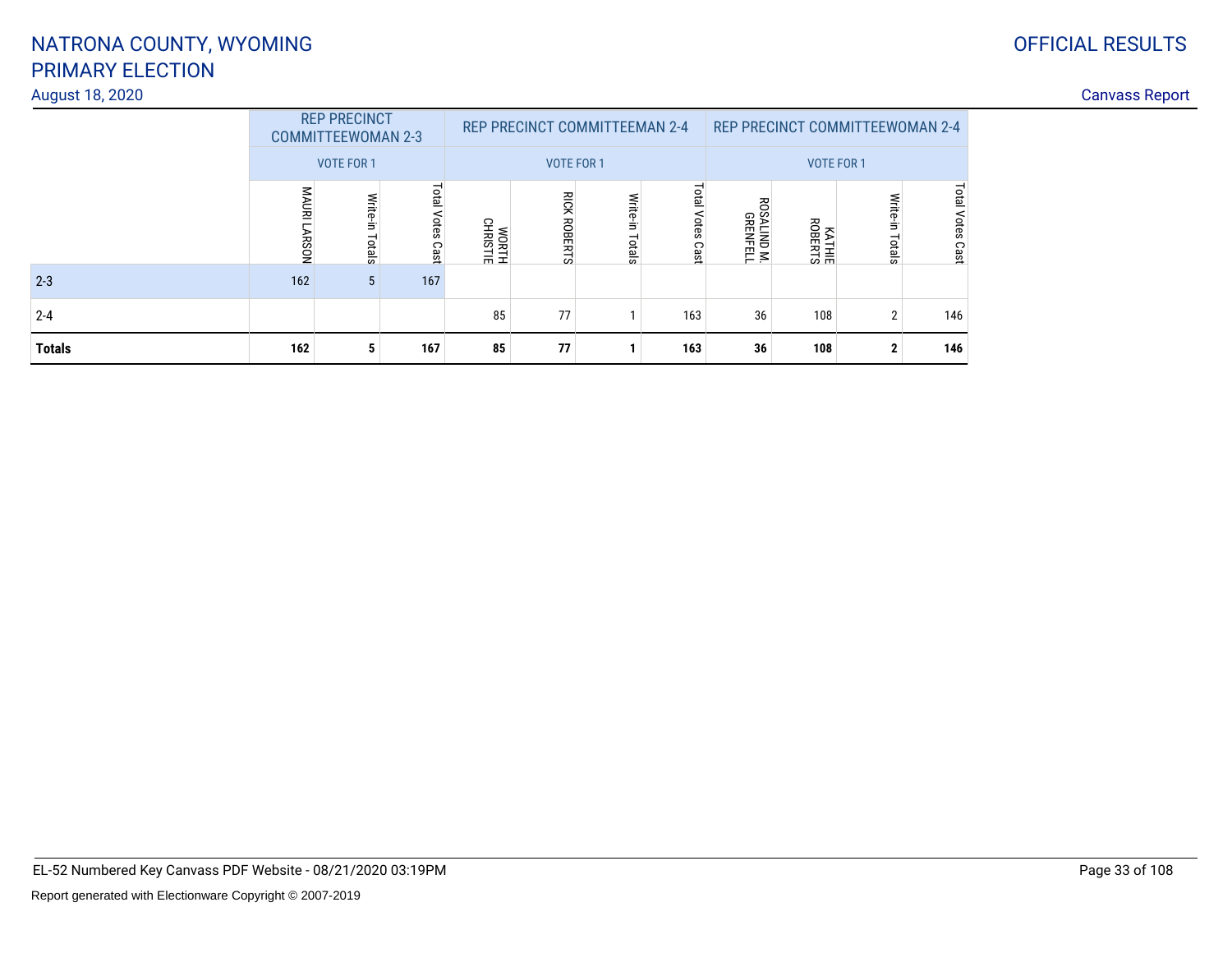# NATRONA COUNTY, WYOMING
# PRIMARY ELECTION

August 18, 2020

OFFICIAL RESULTS

Canvass Report

| | REP PRECINCT COMMITTEEWOMAN 2-3 | | | REP PRECINCT COMMITTEEMAN 2-4 | | | | REP PRECINCT COMMITTEEWOMAN 2-4 | | | |
|---|---|---|---|---|---|---|---|---|---|---|---|
| | VOTE FOR 1 | | | VOTE FOR 1 | | | | VOTE FOR 1 | | | |
| | MAURI LARSON | Write-in Totals | Total Votes Cast | WORTH CHRISTIE | RICK ROBERTS | Write-in Totals | Total Votes Cast | ROSALIND M. GRENFELL | KATHIE ROBERTS | Write-in Totals | Total Votes Cast |
| 2-3 | 162 | 5 | 167 | | | | | | | | |
| 2-4 | | | | 85 | 77 | 1 | 163 | 36 | 108 | 2 | 146 |
| **Totals** | **162** | **5** | **167** | **85** | **77** | **1** | **163** | **36** | **108** | **2** | **146** |

EL-52 Numbered Key Canvass PDF Website - 08/21/2020 03:19PM

Report generated with Electionware Copyright © 2007-2019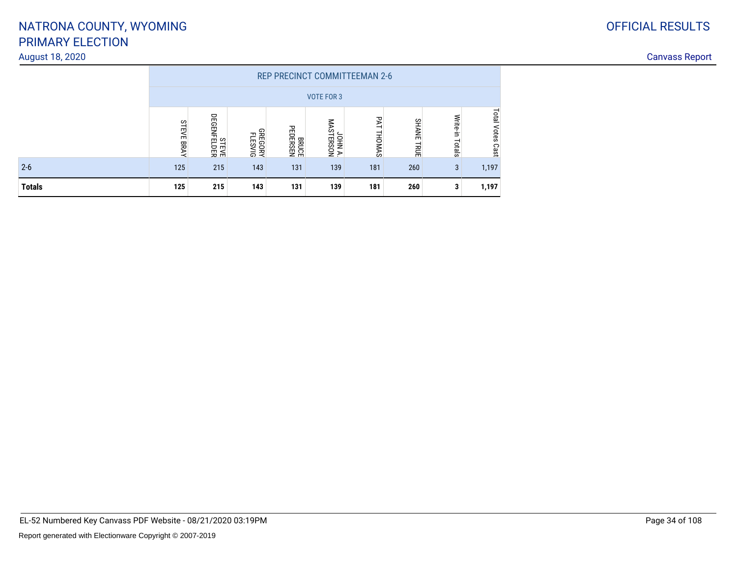# NATRONA COUNTY, WYOMING
# PRIMARY ELECTION

August 18, 2020

OFFICIAL RESULTS

Canvass Report

| | REP PRECINCT COMMITTEEMAN 2-6 | | | | | | | | |
|---|---|---|---|---|---|---|---|---|---|
| | VOTE FOR 3 | | | | | | | | |
| | STEVE BRAY | STEVE DEGENFELDER | GREGORY FLESVIG | BRUCE PEDERSEN | JOHN A. MASTERSON | PAT THOMAS | SHANE TRUE | Write-in Totals | Total Votes Cast |
| 2-6 | 125 | 215 | 143 | 131 | 139 | 181 | 260 | 3 | 1,197 |
| **Totals** | **125** | **215** | **143** | **131** | **139** | **181** | **260** | **3** | **1,197** |

EL-52 Numbered Key Canvass PDF Website - 08/21/2020 03:19PM

Report generated with Electionware Copyright © 2007-2019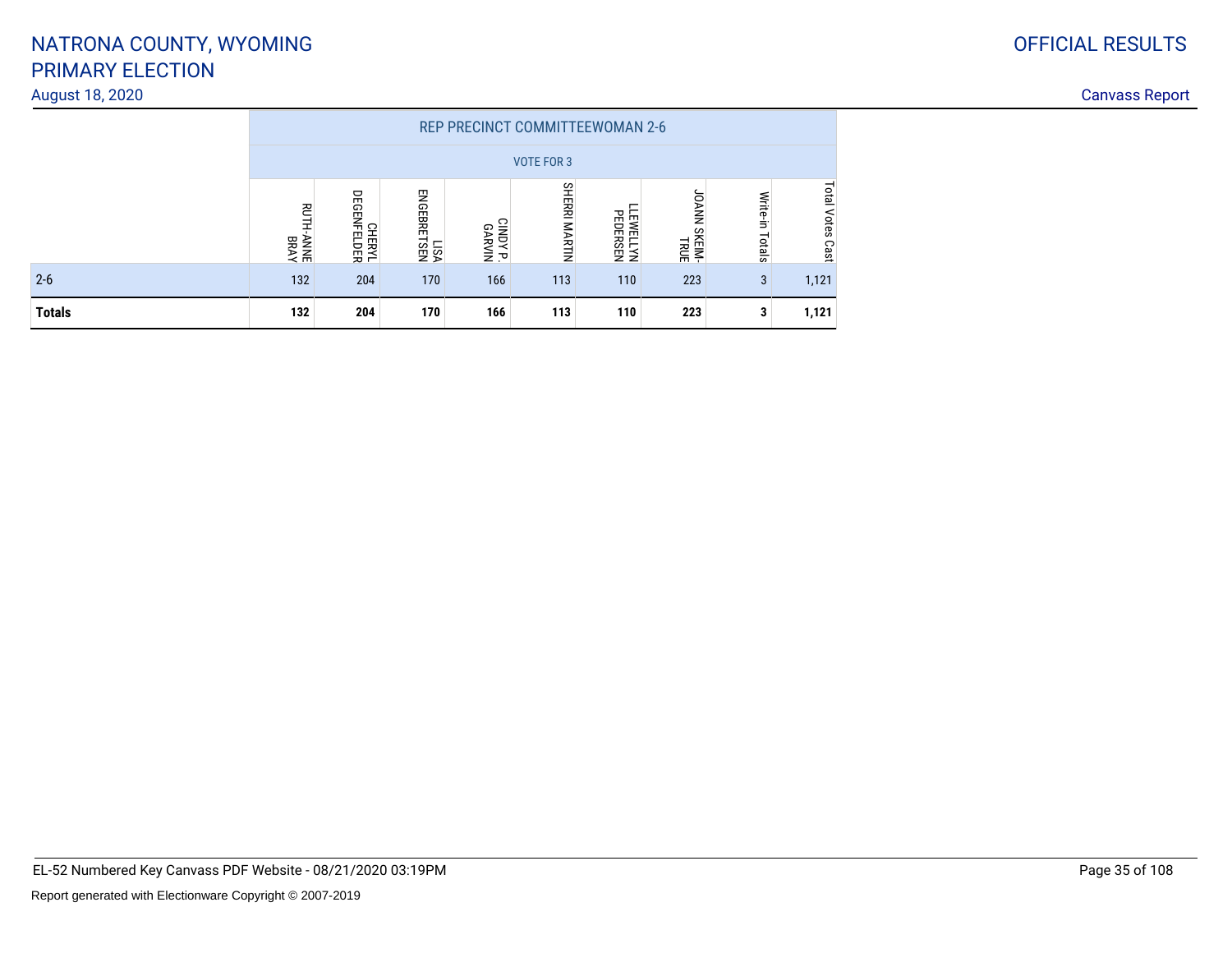# NATRONA COUNTY, WYOMING
# PRIMARY ELECTION

August 18, 2020

OFFICIAL RESULTS

Canvass Report

| | REP PRECINCT COMMITTEEWOMAN 2-6 | | | | | | | | |
|---|---|---|---|---|---|---|---|---|---|
| | VOTE FOR 3 | | | | | | | | |
| | RUTH-ANNE BRAY | CHERYL DEGENFELDER | LISA ENGEBRETSEN | CINDY P. GARVIN | SHERRI MARTIN | LLEWELLYN PEDERSEN | JOANN SKEIM-TRUE | Write-in Totals | Total Votes Cast |
| 2-6 | 132 | 204 | 170 | 166 | 113 | 110 | 223 | 3 | 1,121 |
| **Totals** | **132** | **204** | **170** | **166** | **113** | **110** | **223** | **3** | **1,121** |

EL-52 Numbered Key Canvass PDF Website - 08/21/2020 03:19PM

Report generated with Electionware Copyright © 2007-2019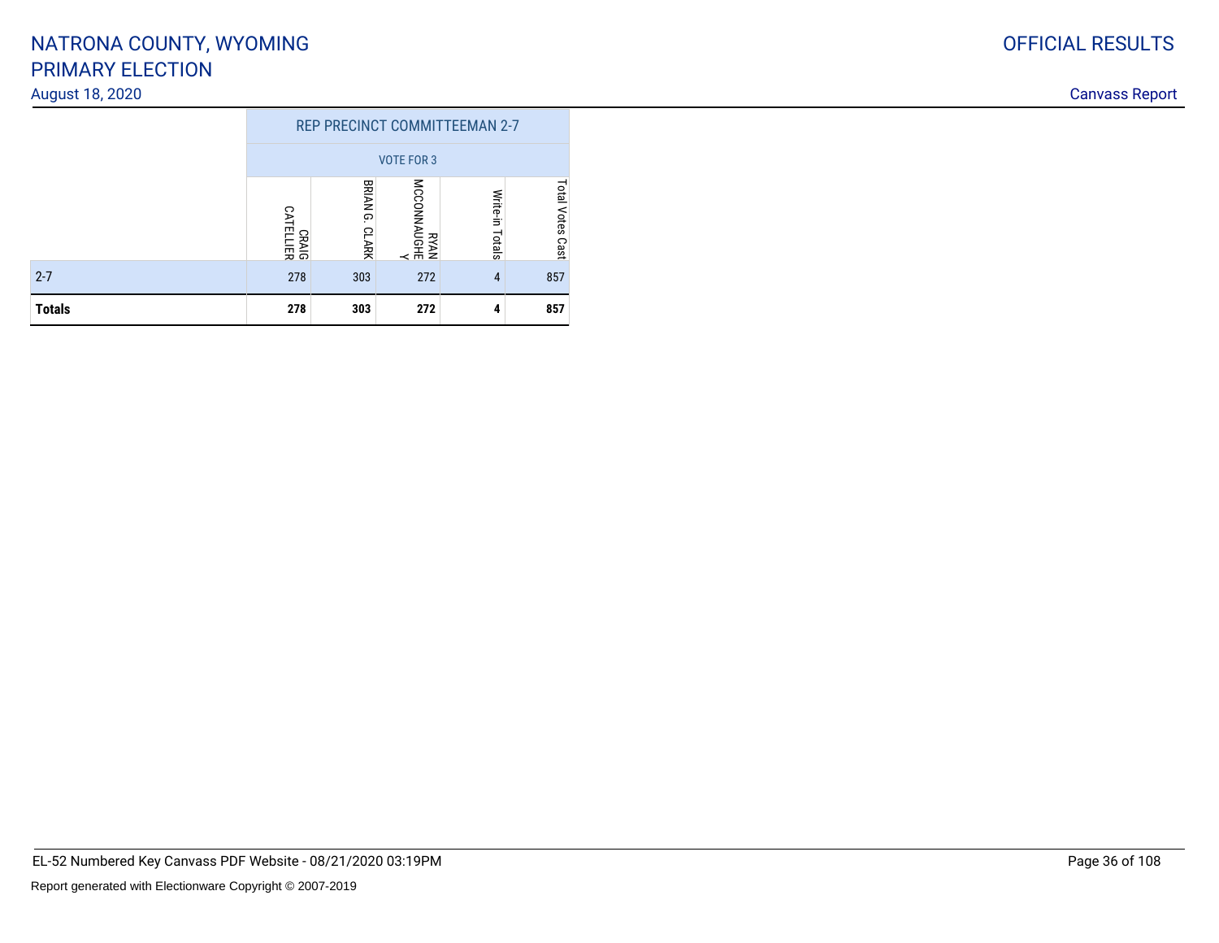# NATRONA COUNTY, WYOMING
# PRIMARY ELECTION

August 18, 2020

OFFICIAL RESULTS

Canvass Report

| | REP PRECINCT COMMITTEEMAN 2-7 | | | | |
|---|---|---|---|---|---|
| | VOTE FOR 3 | | | | |
| | CRAIG CATELLIER | BRIAN G. CLARK | RYAN MCCONNAUGHEY | Write-in Totals | Total Votes Cast |
| 2-7 | 278 | 303 | 272 | 4 | 857 |
| **Totals** | **278** | **303** | **272** | **4** | **857** |

EL-52 Numbered Key Canvass PDF Website - 08/21/2020 03:19PM

Report generated with Electionware Copyright © 2007-2019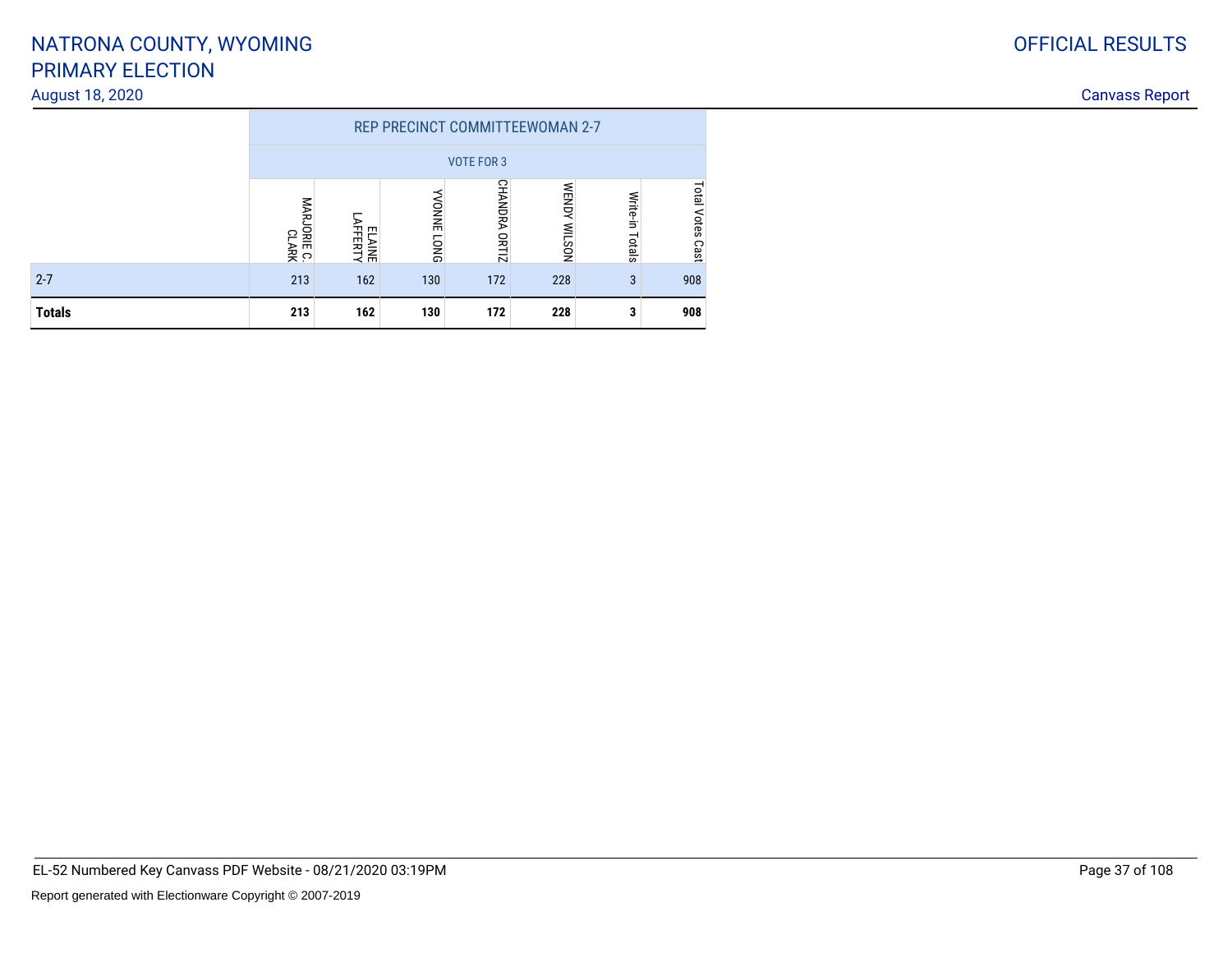# NATRONA COUNTY, WYOMING
# PRIMARY ELECTION

August 18, 2020

OFFICIAL RESULTS

Canvass Report

| | REP PRECINCT COMMITTEEWOMAN 2-7 | | | | | | |
|---|---|---|---|---|---|---|---|
| | VOTE FOR 3 | | | | | | |
| | MARJORIE C. CLARK | ELAINE LAFFERTY | YVONNE LONG | CHANDRA ORTIZ | WENDY WILSON | Write-in Totals | Total Votes Cast |
| 2-7 | 213 | 162 | 130 | 172 | 228 | 3 | 908 |
| **Totals** | **213** | **162** | **130** | **172** | **228** | **3** | **908** |

EL-52 Numbered Key Canvass PDF Website - 08/21/2020 03:19PM

Report generated with Electionware Copyright © 2007-2019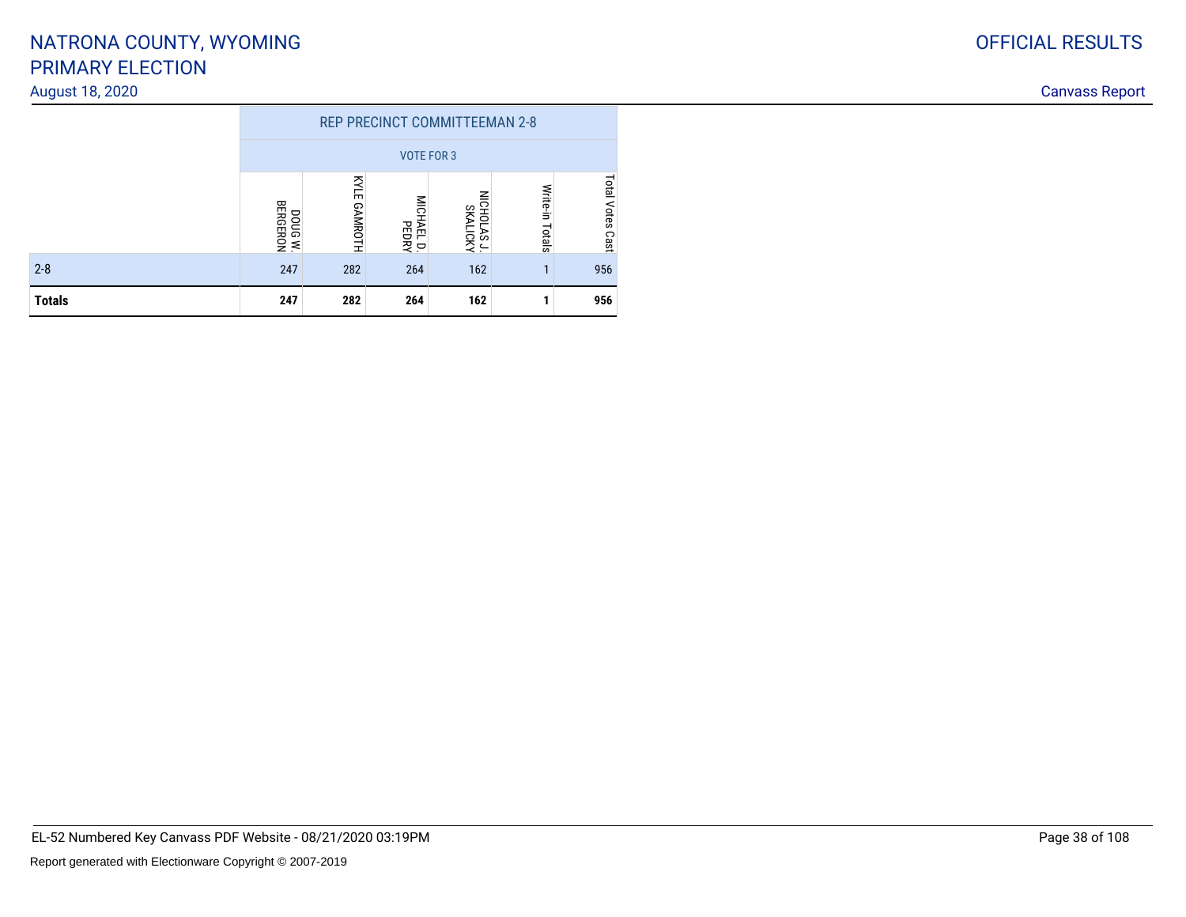# NATRONA COUNTY, WYOMING
# PRIMARY ELECTION

August 18, 2020

OFFICIAL RESULTS

Canvass Report

| | REP PRECINCT COMMITTEEMAN 2-8 | | | | | |
|---|---|---|---|---|---|---|
| | VOTE FOR 3 | | | | | |
| | DOUG W. BERGERON | KYLE GAMROTH | MICHAEL D. PEDRY | NICHOLAS J. SKALICKY | Write-in Totals | Total Votes Cast |
| 2-8 | 247 | 282 | 264 | 162 | 1 | 956 |
| **Totals** | **247** | **282** | **264** | **162** | **1** | **956** |

EL-52 Numbered Key Canvass PDF Website - 08/21/2020 03:19PM

Report generated with Electionware Copyright © 2007-2019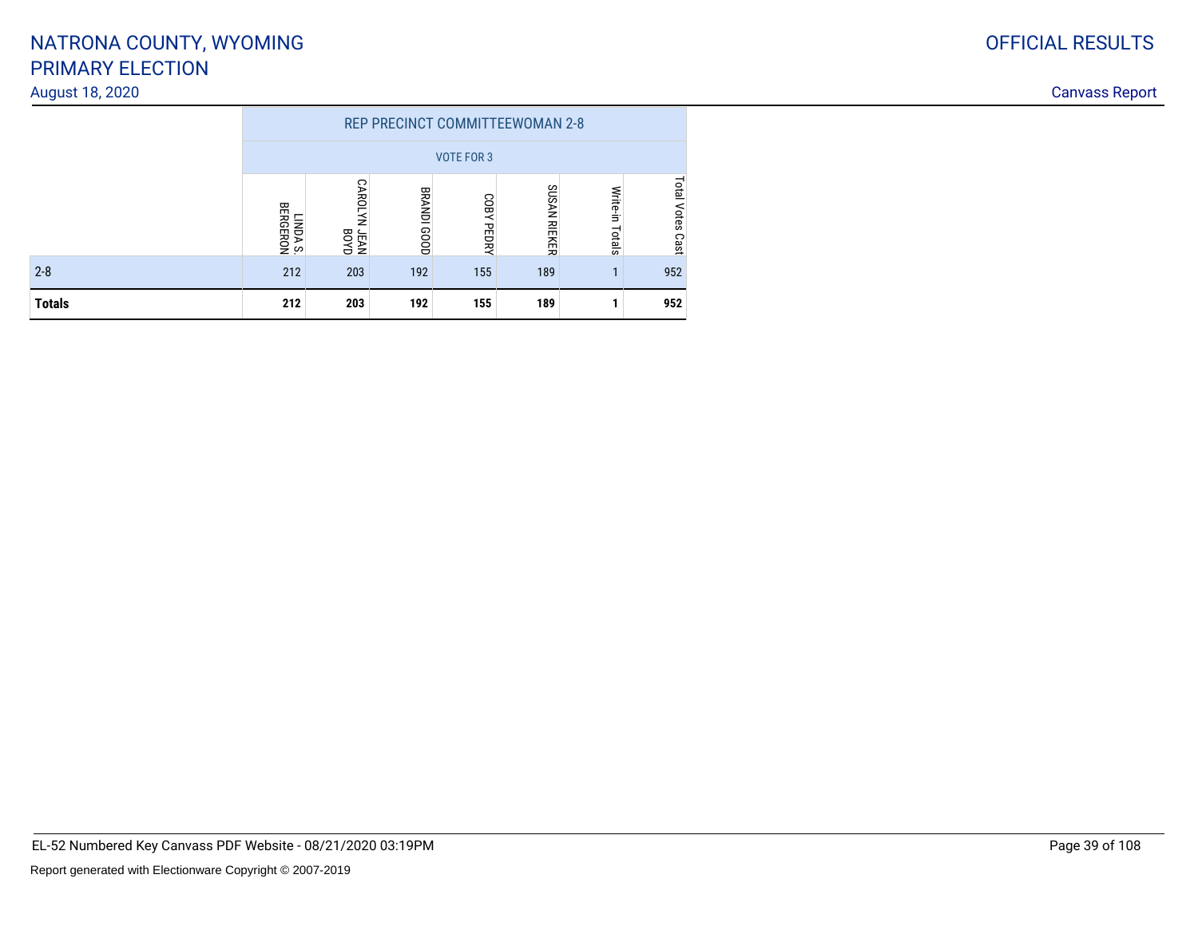# NATRONA COUNTY, WYOMING
# PRIMARY ELECTION

August 18, 2020

OFFICIAL RESULTS

Canvass Report

| | REP PRECINCT COMMITTEEWOMAN 2-8 | | | | | | |
|---|---|---|---|---|---|---|---|
| | VOTE FOR 3 | | | | | | |
| | LINDA S. BERGERON | CAROLYN JEAN BOYD | BRANDI GOOD | COBY PEDRY | SUSAN RIEKER | Write-in Totals | Total Votes Cast |
| 2-8 | 212 | 203 | 192 | 155 | 189 | 1 | 952 |
| **Totals** | **212** | **203** | **192** | **155** | **189** | **1** | **952** |

EL-52 Numbered Key Canvass PDF Website - 08/21/2020 03:19PM

Report generated with Electionware Copyright © 2007-2019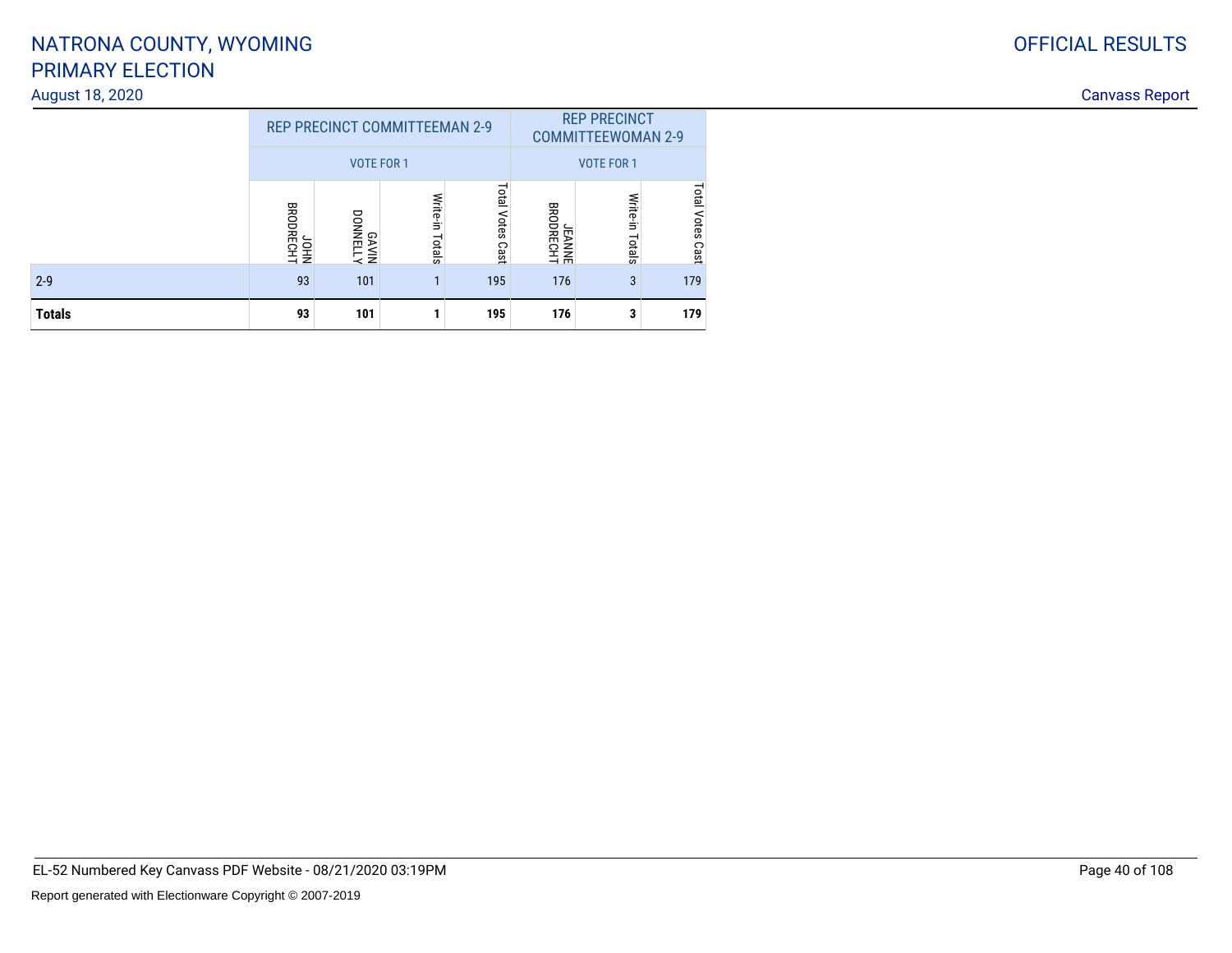# NATRONA COUNTY, WYOMING
# PRIMARY ELECTION

August 18, 2020

OFFICIAL RESULTS

Canvass Report

| | REP PRECINCT COMMITTEEMAN 2-9 | | | | REP PRECINCT COMMITTEEWOMAN 2-9 | | |
|---|---|---|---|---|---|---|---|
| | VOTE FOR 1 | | | | VOTE FOR 1 | | |
| | JOHN BRODRECHT | GAVIN DONNELLY | Write-in Totals | Total Votes Cast | JEANNE BRODRECHT | Write-in Totals | Total Votes Cast |
| 2-9 | 93 | 101 | 1 | 195 | 176 | 3 | 179 |
| **Totals** | **93** | **101** | **1** | **195** | **176** | **3** | **179** |

EL-52 Numbered Key Canvass PDF Website - 08/21/2020 03:19PM

Report generated with Electionware Copyright © 2007-2019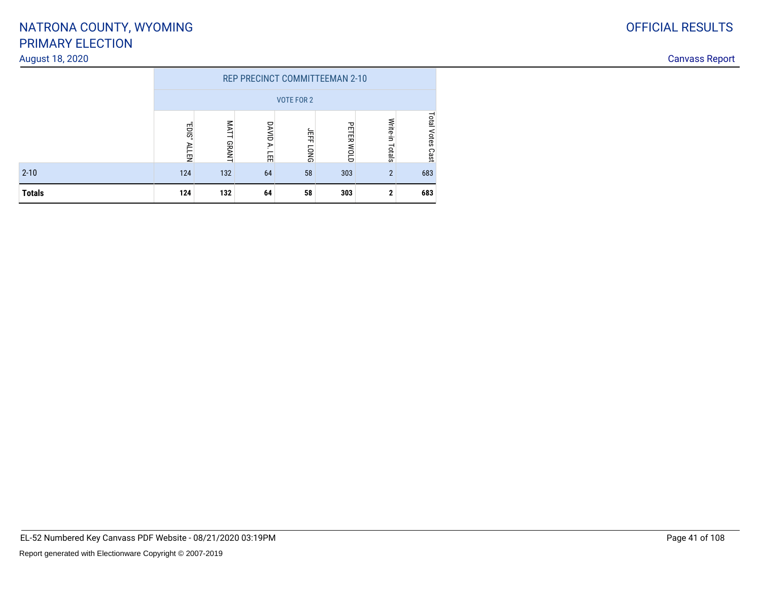# NATRONA COUNTY, WYOMING
# PRIMARY ELECTION

August 18, 2020

OFFICIAL RESULTS

Canvass Report

| | REP PRECINCT COMMITTEEMAN 2-10 | | | | | | |
|---|---|---|---|---|---|---|---|
| | VOTE FOR 2 | | | | | | |
| | "EDIS" ALLEN | MATT GRANT | DAVID A. LEE | JEFF LONG | PETER WOLD | Write-in Totals | Total Votes Cast |
| 2-10 | 124 | 132 | 64 | 58 | 303 | 2 | 683 |
| **Totals** | **124** | **132** | **64** | **58** | **303** | **2** | **683** |

EL-52 Numbered Key Canvass PDF Website - 08/21/2020 03:19PM

Report generated with Electionware Copyright © 2007-2019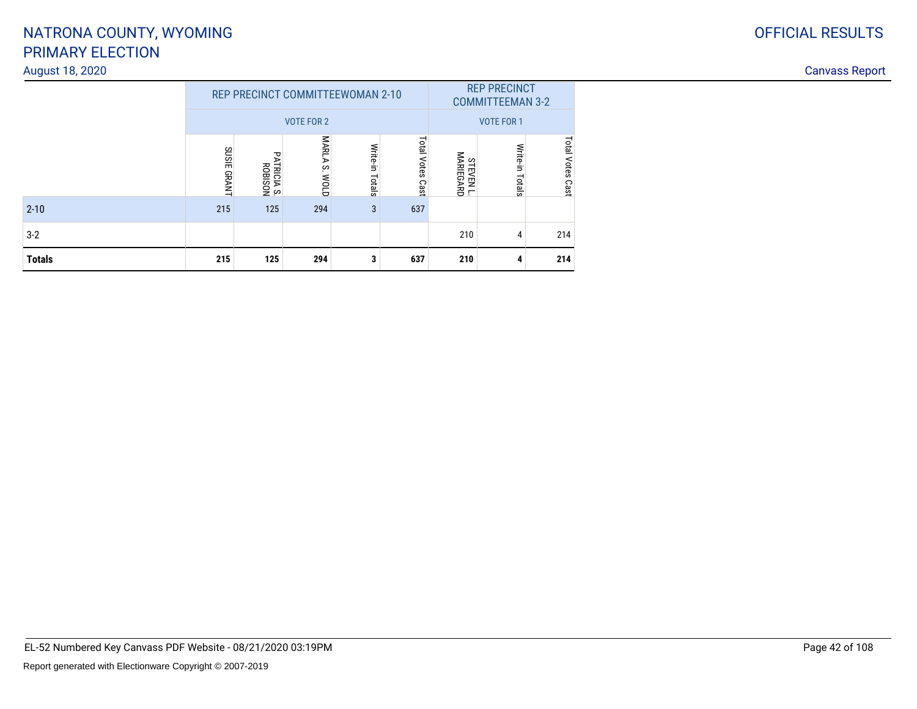# NATRONA COUNTY, WYOMING
# PRIMARY ELECTION

August 18, 2020

OFFICIAL RESULTS

Canvass Report

| | REP PRECINCT COMMITTEEWOMAN 2-10 | | | | | REP PRECINCT COMMITTEEMAN 3-2 | | |
|---|---|---|---|---|---|---|---|---|
| | VOTE FOR 2 | | | | | VOTE FOR 1 | | |
| | SUSIE GRANT | PATRICIA S. ROBISON | MARLA S. WOLD | Write-in Totals | Total Votes Cast | STEVEN L. MARIEGARD | Write-in Totals | Total Votes Cast |
| 2-10 | 215 | 125 | 294 | 3 | 637 | | | |
| 3-2 | | | | | | 210 | 4 | 214 |
| **Totals** | **215** | **125** | **294** | **3** | **637** | **210** | **4** | **214** |

EL-52 Numbered Key Canvass PDF Website - 08/21/2020 03:19PM

Report generated with Electionware Copyright © 2007-2019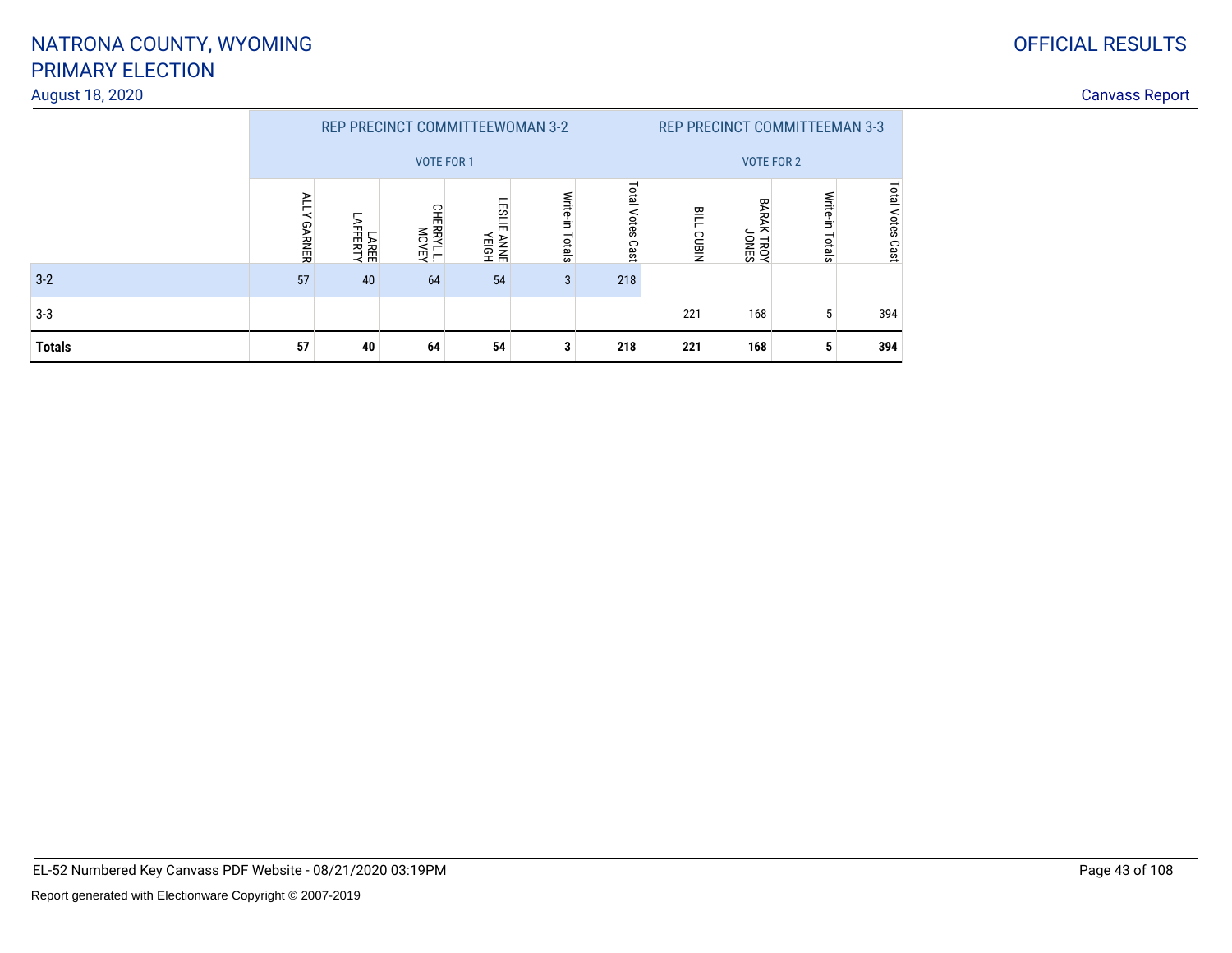# NATRONA COUNTY, WYOMING
# PRIMARY ELECTION

August 18, 2020

OFFICIAL RESULTS

Canvass Report

| | REP PRECINCT COMMITTEEWOMAN 3-2 | | | | | | REP PRECINCT COMMITTEEMAN 3-3 | | | |
|---|---|---|---|---|---|---|---|---|---|---|
| | VOTE FOR 1 | | | | | | VOTE FOR 2 | | | |
| | ALLY GARNER | LAREE LAFFERTY | CHERRYL L. MCVEY | LESLIE ANNE YEIGH | Write-in Totals | Total Votes Cast | BILL CUBIN | BARAK TROY JONES | Write-in Totals | Total Votes Cast |
| 3-2 | 57 | 40 | 64 | 54 | 3 | 218 | | | | |
| 3-3 | | | | | | | 221 | 168 | 5 | 394 |
| **Totals** | **57** | **40** | **64** | **54** | **3** | **218** | **221** | **168** | **5** | **394** |

EL-52 Numbered Key Canvass PDF Website - 08/21/2020 03:19PM

Report generated with Electionware Copyright © 2007-2019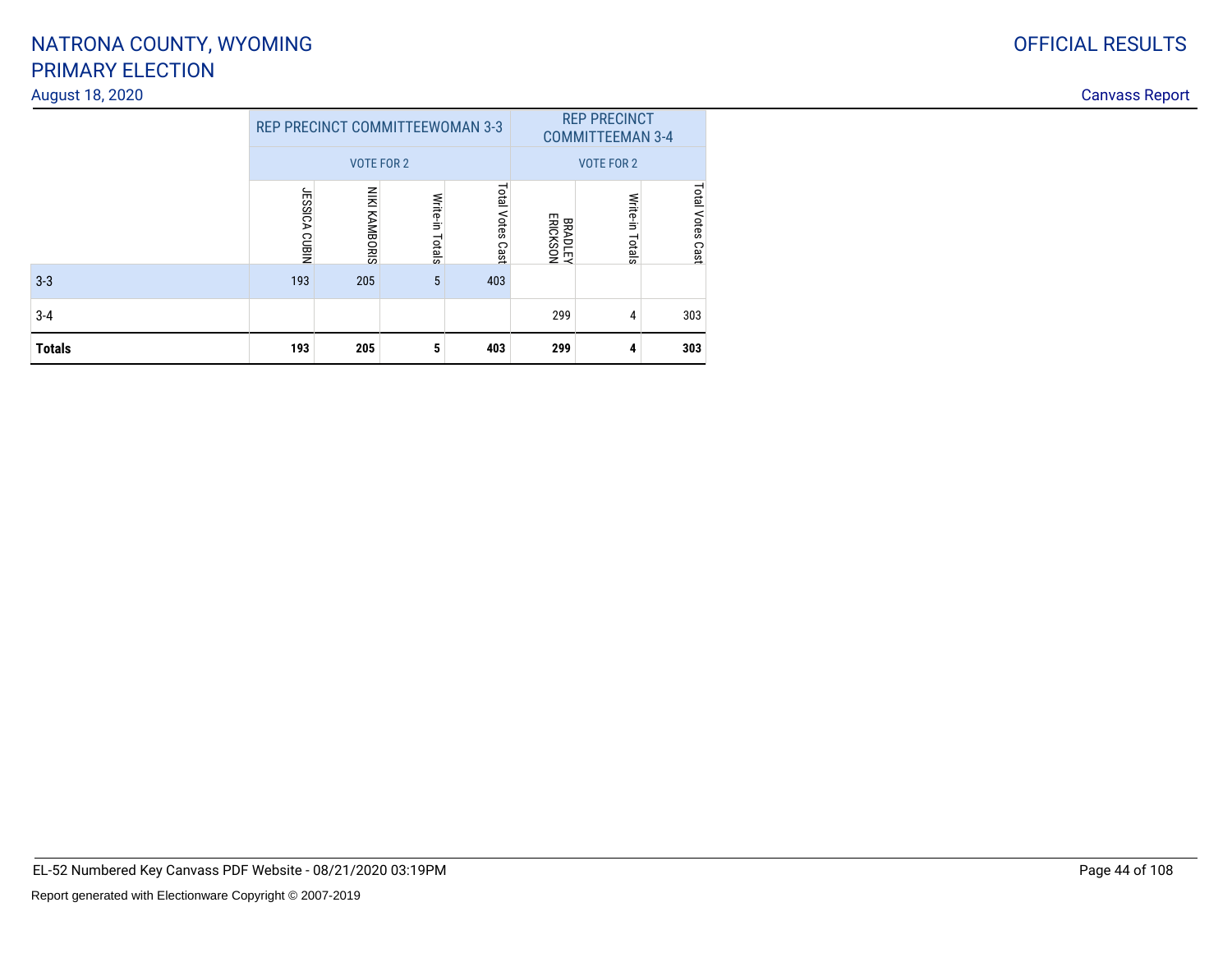# NATRONA COUNTY, WYOMING
# PRIMARY ELECTION

August 18, 2020

OFFICIAL RESULTS

Canvass Report

| | REP PRECINCT COMMITTEEWOMAN 3-3 | | | | REP PRECINCT COMMITTEEMAN 3-4 | | |
|---|---|---|---|---|---|---|---|
| | VOTE FOR 2 | | | | VOTE FOR 2 | | |
| | JESSICA CUBIN | NIKI KAMBORIS | Write-in Totals | Total Votes Cast | BRADLEY ERICKSON | Write-in Totals | Total Votes Cast |
| 3-3 | 193 | 205 | 5 | 403 | | | |
| 3-4 | | | | | 299 | 4 | 303 |
| **Totals** | **193** | **205** | **5** | **403** | **299** | **4** | **303** |

EL-52 Numbered Key Canvass PDF Website - 08/21/2020 03:19PM

Report generated with Electionware Copyright © 2007-2019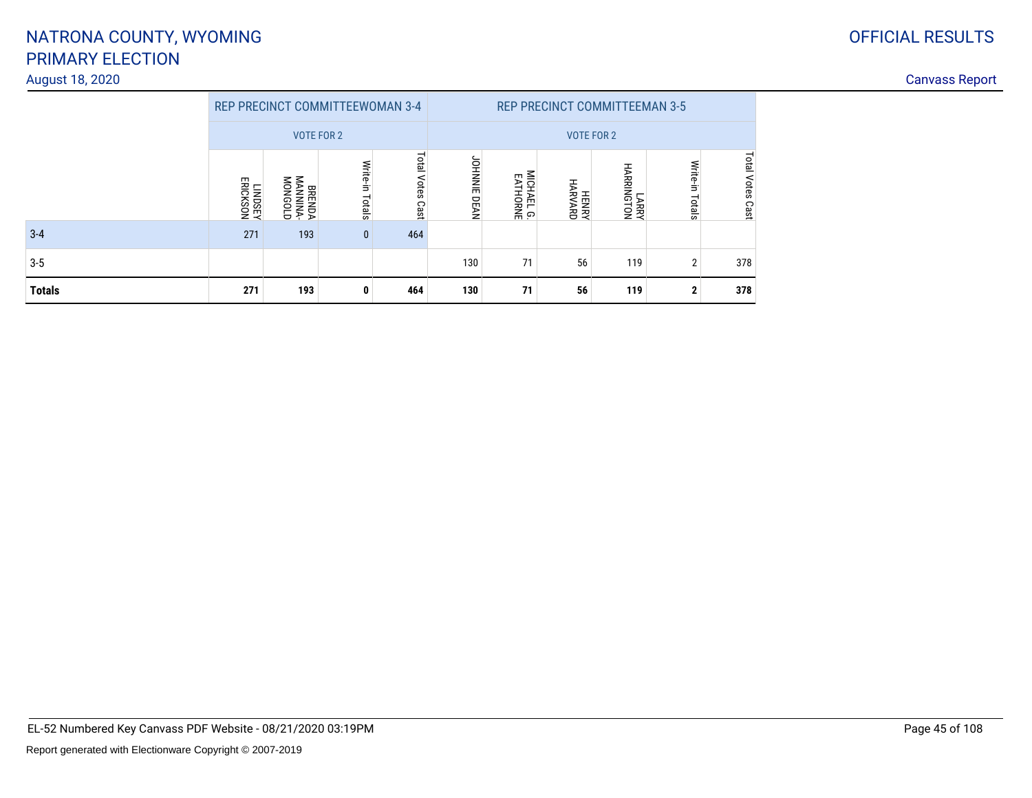# NATRONA COUNTY, WYOMING
# PRIMARY ELECTION
August 18, 2020

OFFICIAL RESULTS

Canvass Report

| | REP PRECINCT COMMITTEEWOMAN 3-4 VOTE FOR 2 | | | | REP PRECINCT COMMITTEEMAN 3-5 VOTE FOR 2 | | | | | |
|---|---|---|---|---|---|---|---|---|---|---|
| | LINDSEY ERICKSON | BRENDA MANNINA-MONGOLD | Write-in Totals | Total Votes Cast | JOHNNIE DEAN | MICHAEL G. EATHORNE | HENRY HARVARD | LARRY HARRINGTON | Write-in Totals | Total Votes Cast |
| 3-4 | 271 | 193 | 0 | 464 | | | | | | |
| 3-5 | | | | | 130 | 71 | 56 | 119 | 2 | 378 |
| **Totals** | **271** | **193** | **0** | **464** | **130** | **71** | **56** | **119** | **2** | **378** |

EL-52 Numbered Key Canvass PDF Website - 08/21/2020 03:19PM

Report generated with Electionware Copyright © 2007-2019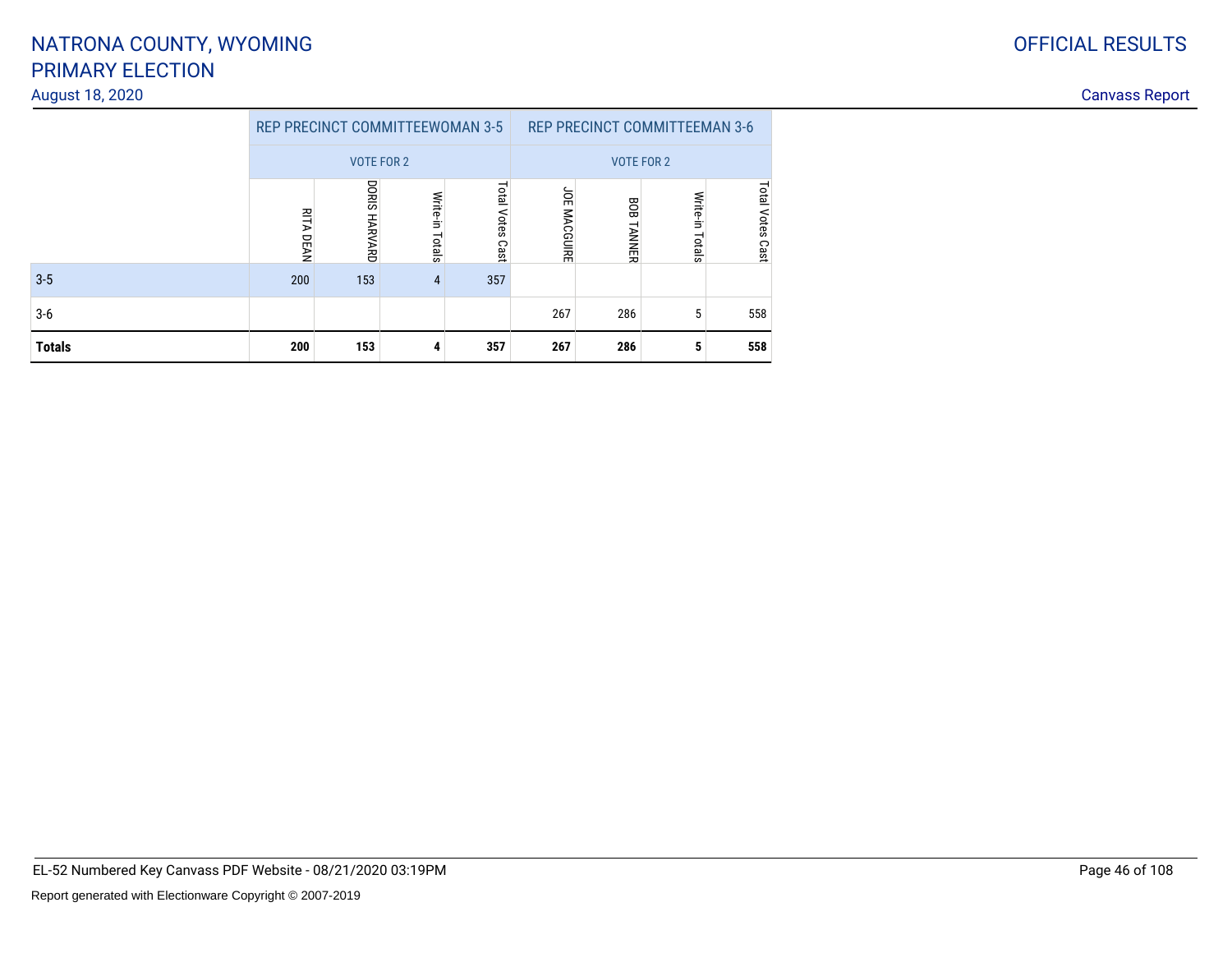# NATRONA COUNTY, WYOMING
# PRIMARY ELECTION

August 18, 2020

OFFICIAL RESULTS

Canvass Report

| | REP PRECINCT COMMITTEEWOMAN 3-5 | | | | REP PRECINCT COMMITTEEMAN 3-6 | | | |
|---|---|---|---|---|---|---|---|---|
| | VOTE FOR 2 | | | | VOTE FOR 2 | | | |
| | RITA DEAN | DORIS HARVARD | Write-in Totals | Total Votes Cast | JOE MACGUIRE | BOB TANNER | Write-in Totals | Total Votes Cast |
| 3-5 | 200 | 153 | 4 | 357 | | | | |
| 3-6 | | | | | 267 | 286 | 5 | 558 |
| **Totals** | **200** | **153** | **4** | **357** | **267** | **286** | **5** | **558** |

EL-52 Numbered Key Canvass PDF Website - 08/21/2020 03:19PM

Report generated with Electionware Copyright © 2007-2019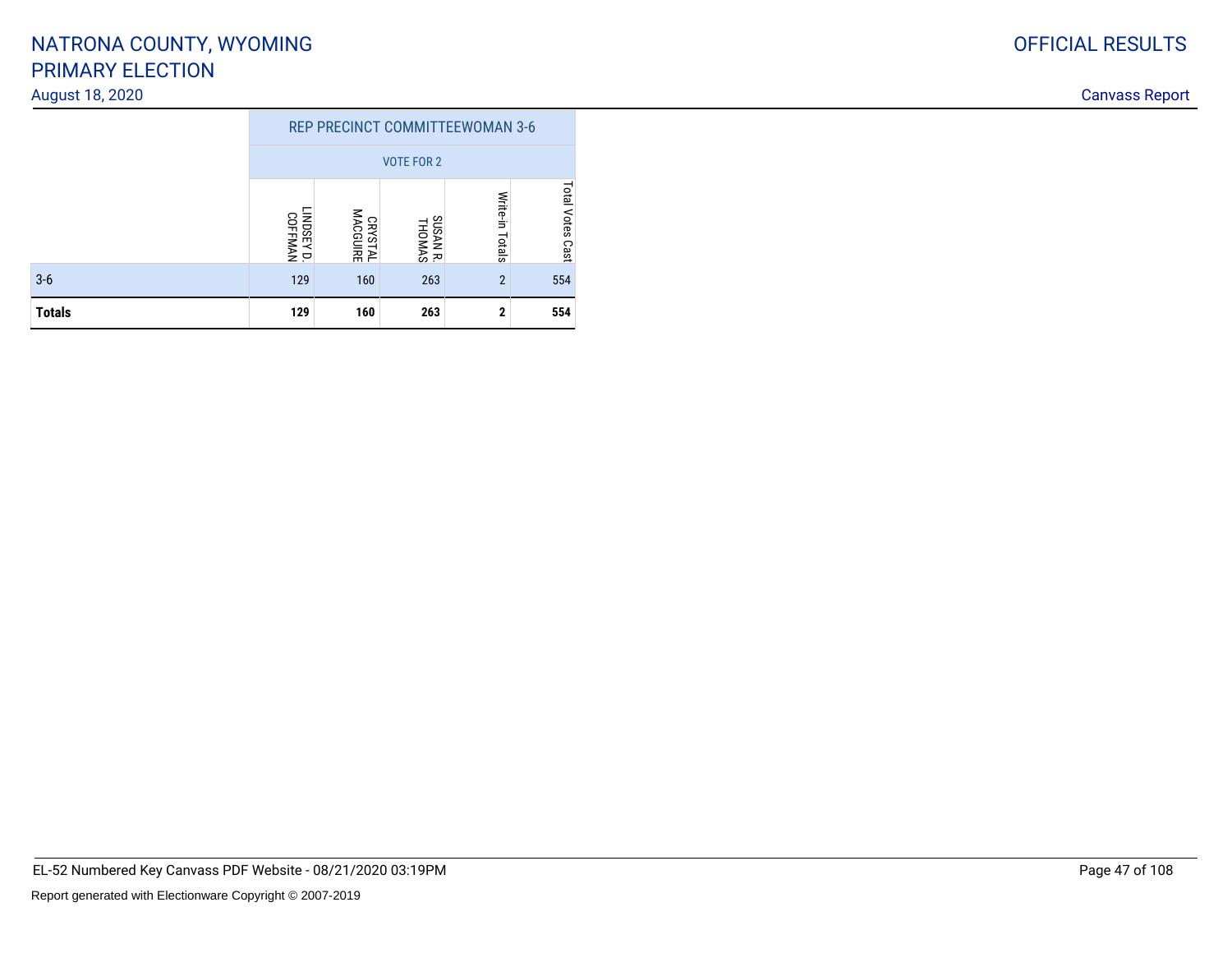# NATRONA COUNTY, WYOMING
# PRIMARY ELECTION

August 18, 2020

OFFICIAL RESULTS

Canvass Report

| | REP PRECINCT COMMITTEEWOMAN 3-6 | | | | |
|---|---|---|---|---|---|
| | VOTE FOR 2 | | | | |
| | LINDSEY D. COFFMAN | CRYSTAL MACGUIRE | SUSAN R. THOMAS | Write-in Totals | Total Votes Cast |
| 3-6 | 129 | 160 | 263 | 2 | 554 |
| **Totals** | **129** | **160** | **263** | **2** | **554** |

EL-52 Numbered Key Canvass PDF Website - 08/21/2020 03:19PM

Report generated with Electionware Copyright © 2007-2019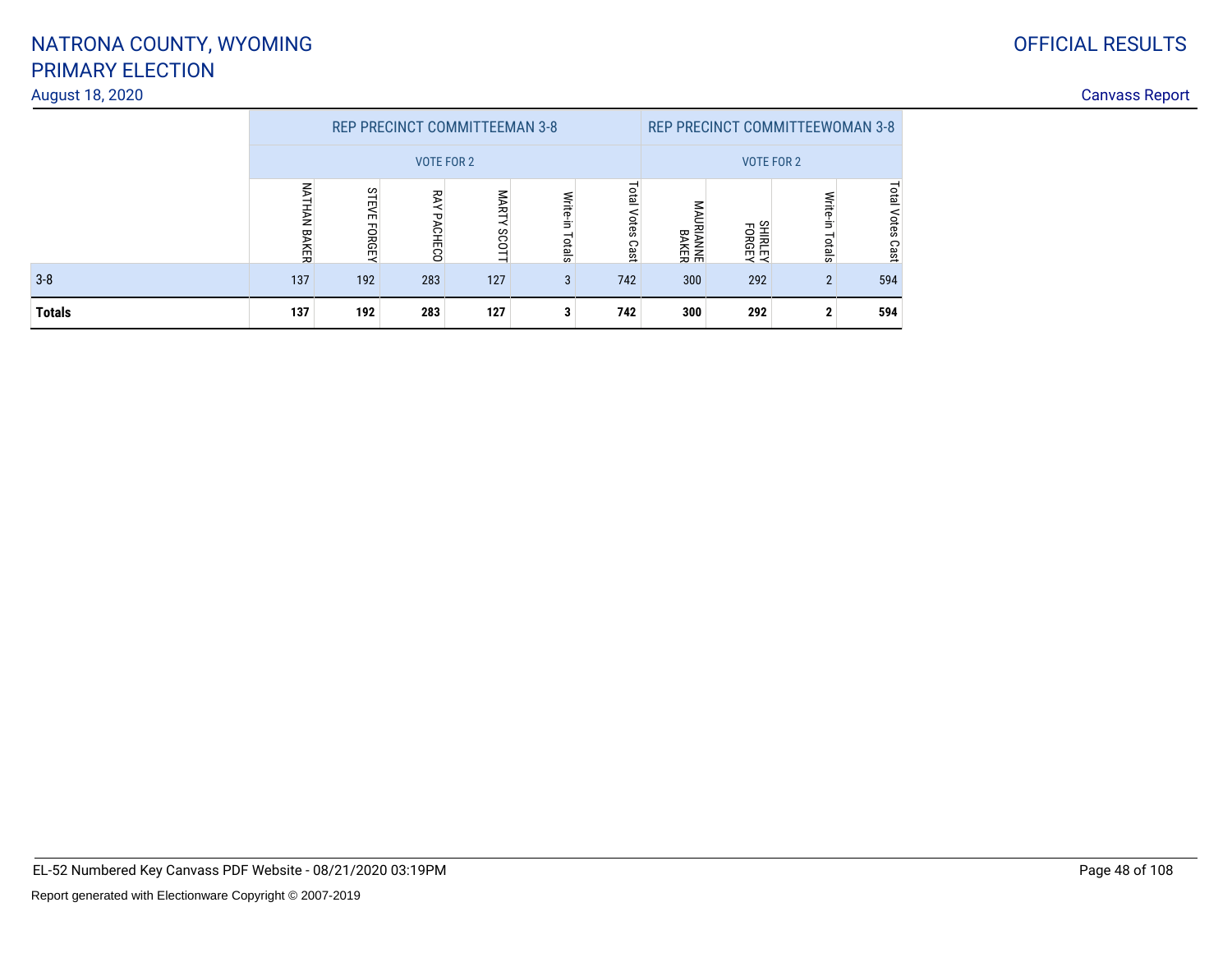# NATRONA COUNTY, WYOMING
# PRIMARY ELECTION

August 18, 2020

OFFICIAL RESULTS

Canvass Report

| | REP PRECINCT COMMITTEEMAN 3-8 | | | | | | REP PRECINCT COMMITTEEWOMAN 3-8 | | | |
|---|---|---|---|---|---|---|---|---|---|---|
| | VOTE FOR 2 | | | | | | VOTE FOR 2 | | | |
| | NATHAN BAKER | STEVE FORGEY | RAY PACHECO | MARTY SCOTT | Write-in Totals | Total Votes Cast | MAURIANNE BAKER | SHIRLEY FORGEY | Write-in Totals | Total Votes Cast |
| 3-8 | 137 | 192 | 283 | 127 | 3 | 742 | 300 | 292 | 2 | 594 |
| **Totals** | **137** | **192** | **283** | **127** | **3** | **742** | **300** | **292** | **2** | **594** |

EL-52 Numbered Key Canvass PDF Website - 08/21/2020 03:19PM

Report generated with Electionware Copyright © 2007-2019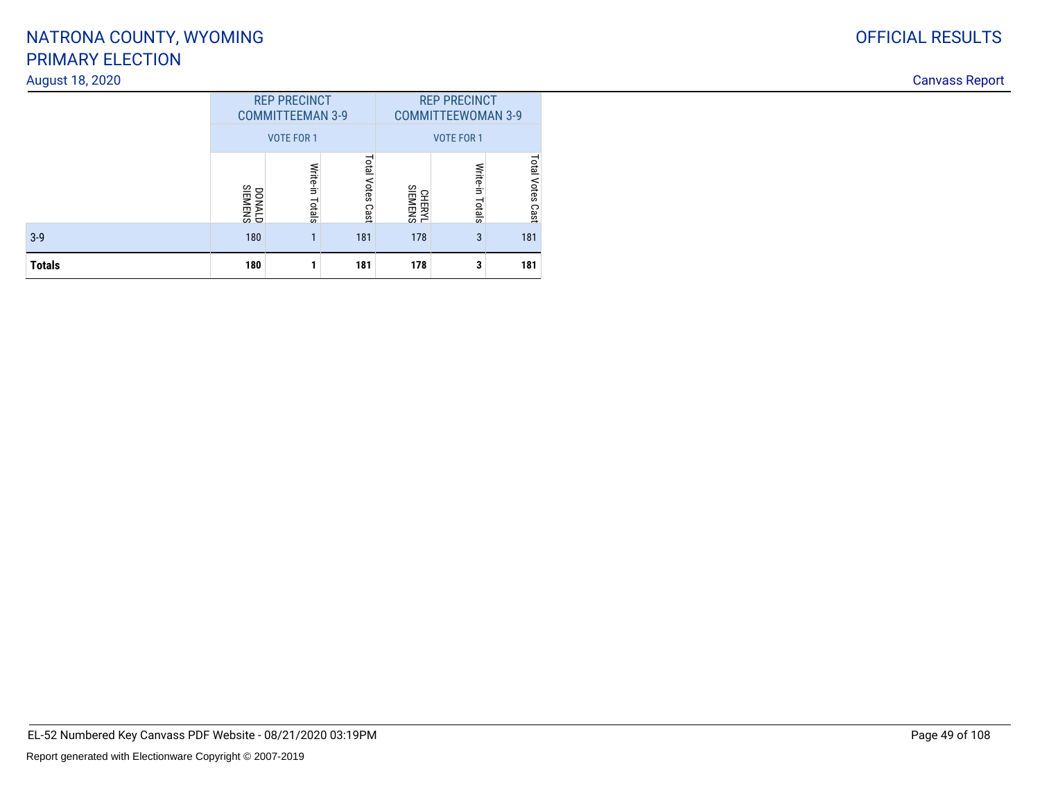# NATRONA COUNTY, WYOMING
# PRIMARY ELECTION

August 18, 2020

OFFICIAL RESULTS

Canvass Report

| | REP PRECINCT COMMITTEEMAN 3-9 | | | REP PRECINCT COMMITTEEWOMAN 3-9 | | |
|---|---|---|---|---|---|---|
| | VOTE FOR 1 | | | VOTE FOR 1 | | |
| | DONALD SIEMENS | Write-in Totals | Total Votes Cast | CHERYL SIEMENS | Write-in Totals | Total Votes Cast |
| 3-9 | 180 | 1 | 181 | 178 | 3 | 181 |
| **Totals** | **180** | **1** | **181** | **178** | **3** | **181** |

EL-52 Numbered Key Canvass PDF Website - 08/21/2020 03:19PM

Report generated with Electionware Copyright © 2007-2019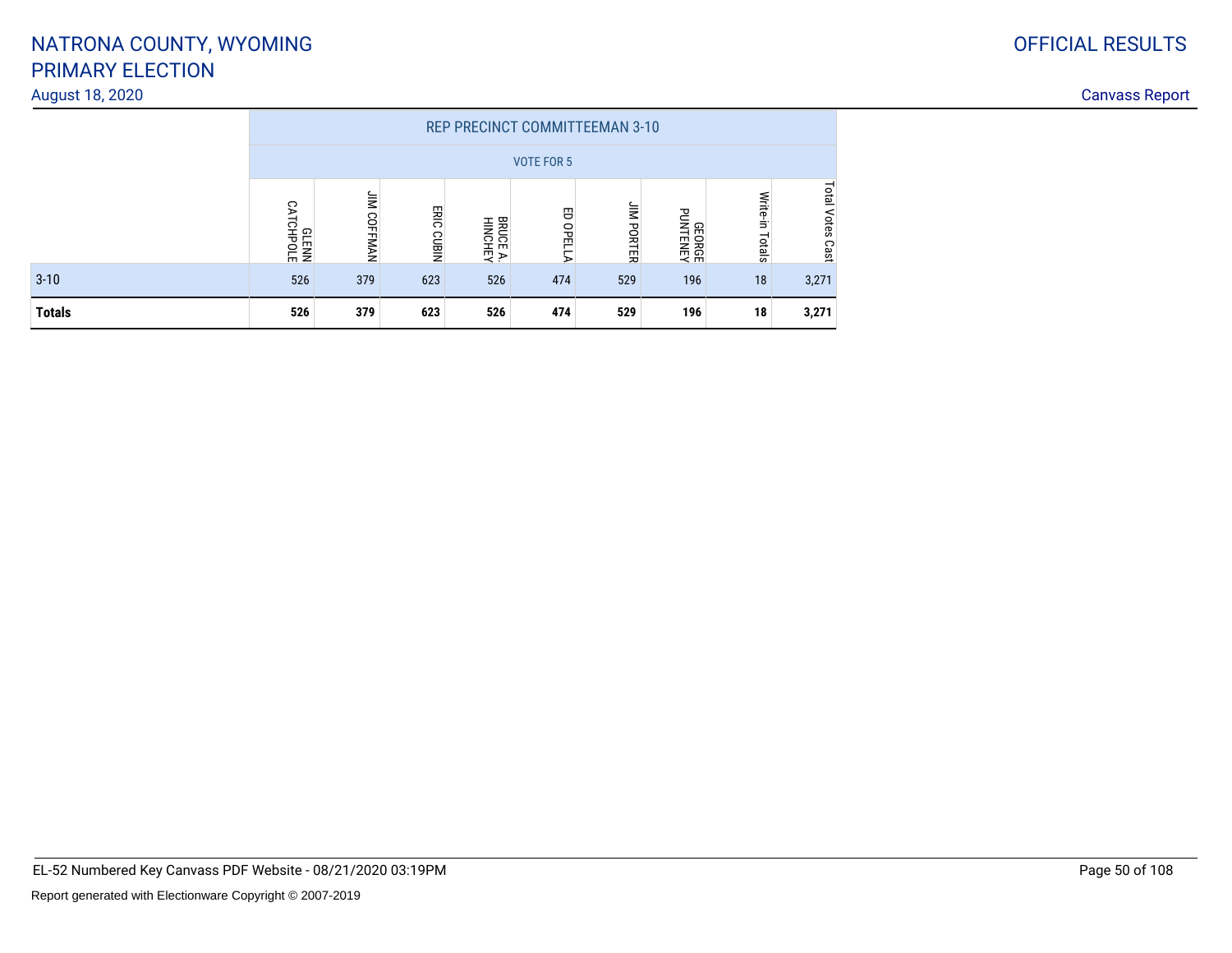# NATRONA COUNTY, WYOMING
# PRIMARY ELECTION

August 18, 2020

OFFICIAL RESULTS

Canvass Report

| | REP PRECINCT COMMITTEEMAN 3-10 | | | | | | | | |
|---|---|---|---|---|---|---|---|---|---|
| | VOTE FOR 5 | | | | | | | | |
| | GLENN CATCHPOLE | JIM COFFMAN | ERIC CUBIN | BRUCE A. HINCHEY | ED OPELLA | JIM PORTER | GEORGE PUNTENEY | Write-in Totals | Total Votes Cast |
| 3-10 | 526 | 379 | 623 | 526 | 474 | 529 | 196 | 18 | 3,271 |
| **Totals** | **526** | **379** | **623** | **526** | **474** | **529** | **196** | **18** | **3,271** |

EL-52 Numbered Key Canvass PDF Website - 08/21/2020 03:19PM

Report generated with Electionware Copyright © 2007-2019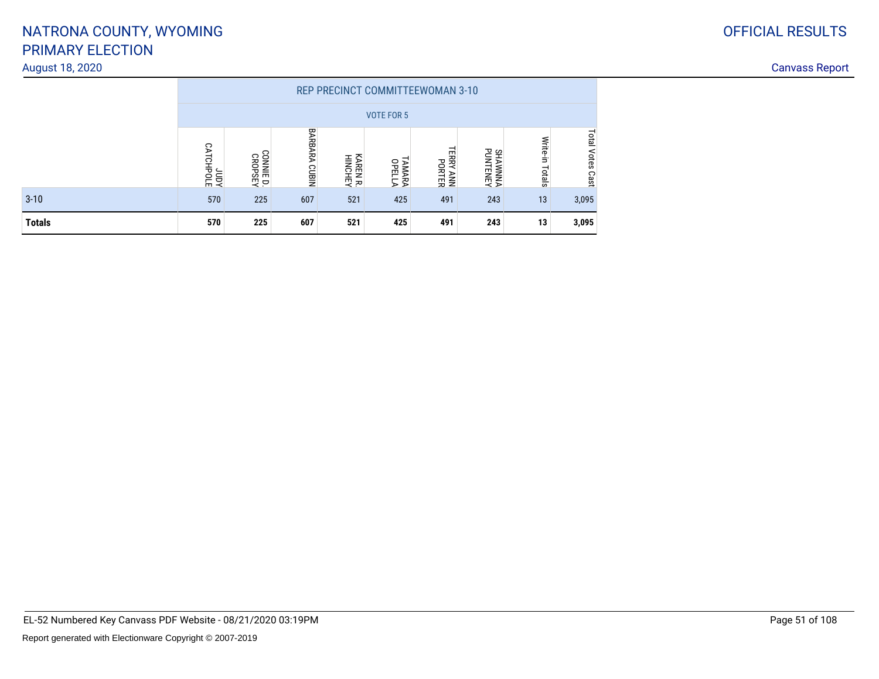NATRONA COUNTY, WYOMING
PRIMARY ELECTION
August 18, 2020

OFFICIAL RESULTS
Canvass Report

| | REP PRECINCT COMMITTEEWOMAN 3-10 | | | | | | | | |
|---|---|---|---|---|---|---|---|---|---|
| | VOTE FOR 5 | | | | | | | | |
| | JUDY CATCHPOLE | CONNIE D. CROPSEY | BARBARA CUBIN | KAREN R. HINCHEY | TAMARA OPELLA | TERRY ANN PORTER | SHAWNNA PUNTENEY | Write-in Totals | Total Votes Cast |
| 3-10 | 570 | 225 | 607 | 521 | 425 | 491 | 243 | 13 | 3,095 |
| **Totals** | **570** | **225** | **607** | **521** | **425** | **491** | **243** | **13** | **3,095** |

EL-52 Numbered Key Canvass PDF Website - 08/21/2020 03:19PM

Report generated with Electionware Copyright © 2007-2019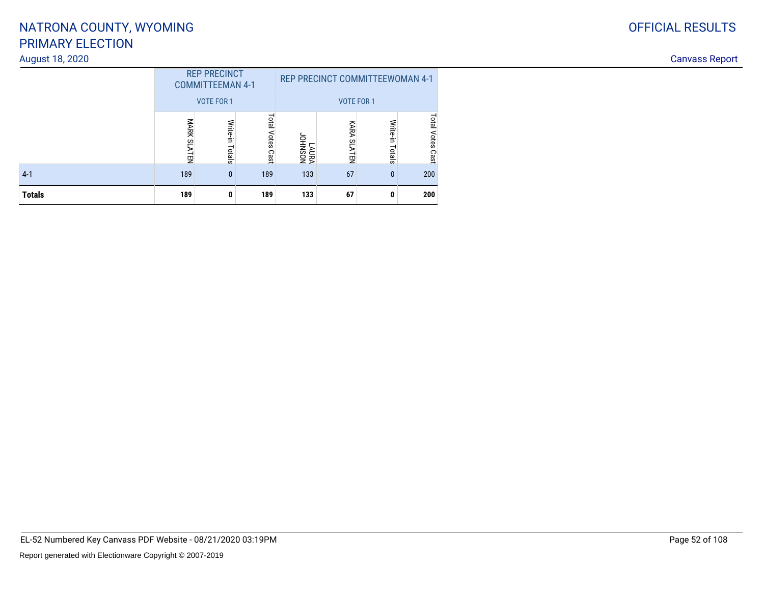# NATRONA COUNTY, WYOMING
# PRIMARY ELECTION

August 18, 2020

OFFICIAL RESULTS

Canvass Report

| | REP PRECINCT COMMITTEEMAN 4-1 | | | REP PRECINCT COMMITTEEWOMAN 4-1 | | | |
|---|---|---|---|---|---|---|---|
| | VOTE FOR 1 | | | VOTE FOR 1 | | | |
| | MARK SLATEN | Write-in Totals | Total Votes Cast | LAURA JOHNSON | KARA SLATEN | Write-in Totals | Total Votes Cast |
| 4-1 | 189 | 0 | 189 | 133 | 67 | 0 | 200 |
| **Totals** | **189** | **0** | **189** | **133** | **67** | **0** | **200** |

EL-52 Numbered Key Canvass PDF Website - 08/21/2020 03:19PM

Report generated with Electionware Copyright © 2007-2019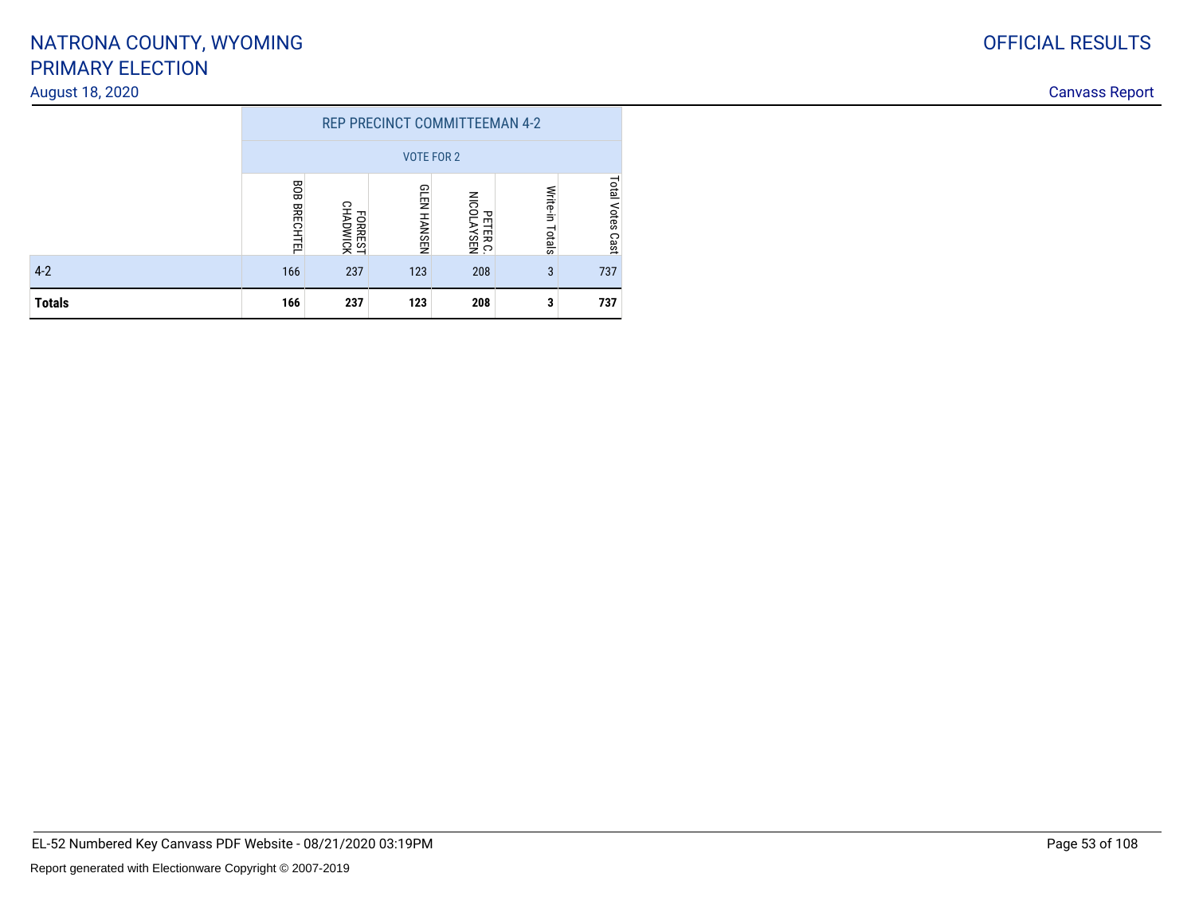# NATRONA COUNTY, WYOMING
# PRIMARY ELECTION

August 18, 2020

OFFICIAL RESULTS

Canvass Report

| | REP PRECINCT COMMITTEEMAN 4-2 | | | | | |
|---|---|---|---|---|---|---|
| | VOTE FOR 2 | | | | | |
| | BOB BRECHTEL | FORREST CHADWICK | GLEN HANSEN | PETER C. NICOLAYSEN | Write-in Totals | Total Votes Cast |
| 4-2 | 166 | 237 | 123 | 208 | 3 | 737 |
| **Totals** | **166** | **237** | **123** | **208** | **3** | **737** |

EL-52 Numbered Key Canvass PDF Website - 08/21/2020 03:19PM

Report generated with Electionware Copyright © 2007-2019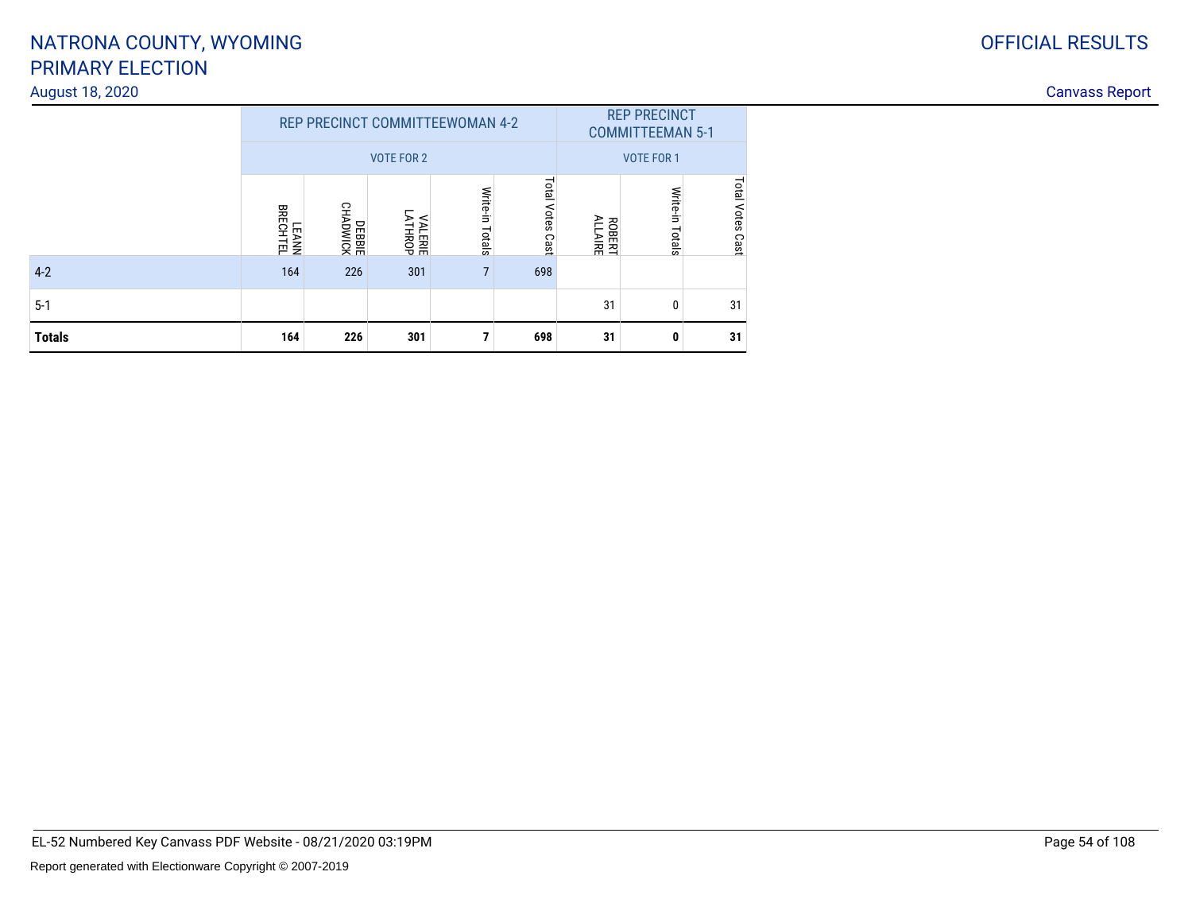# NATRONA COUNTY, WYOMING
# PRIMARY ELECTION

August 18, 2020

OFFICIAL RESULTS

Canvass Report

| | REP PRECINCT COMMITTEEWOMAN 4-2 | | | | | REP PRECINCT COMMITTEEMAN 5-1 | | |
|---|---|---|---|---|---|---|---|---|
| | VOTE FOR 2 | | | | | VOTE FOR 1 | | |
| | LEANN BRECHTEL | DEBBIE CHADWICK | VALERIE LATHROP | Write-in Totals | Total Votes Cast | ROBERT ALLAIRE | Write-in Totals | Total Votes Cast |
| 4-2 | 164 | 226 | 301 | 7 | 698 | | | |
| 5-1 | | | | | | 31 | 0 | 31 |
| **Totals** | **164** | **226** | **301** | **7** | **698** | **31** | **0** | **31** |

EL-52 Numbered Key Canvass PDF Website - 08/21/2020 03:19PM

Report generated with Electionware Copyright © 2007-2019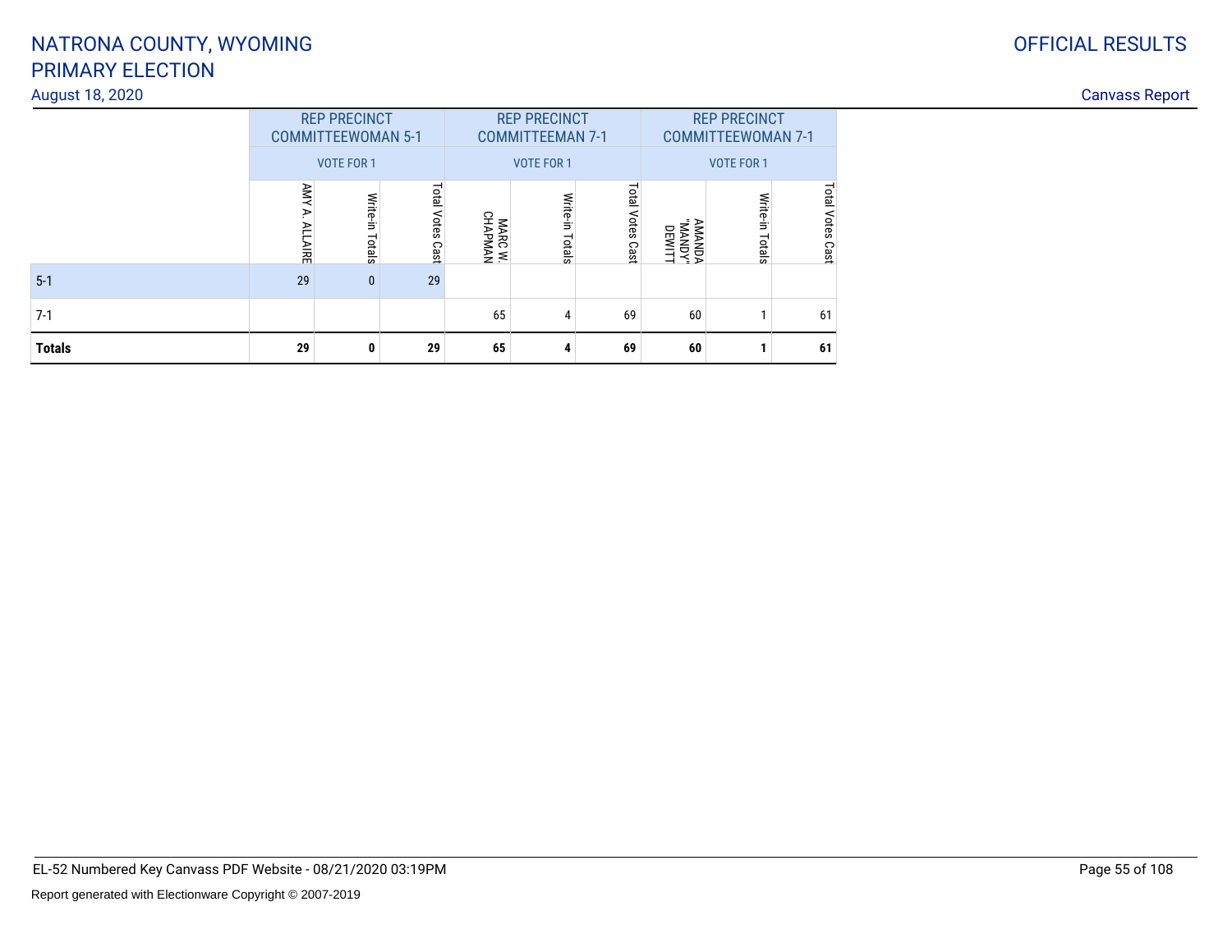# NATRONA COUNTY, WYOMING
## PRIMARY ELECTION

August 18, 2020

OFFICIAL RESULTS

Canvass Report

| | REP PRECINCT COMMITTEEWOMAN 5-1 | | | REP PRECINCT COMMITTEEMAN 7-1 | | | REP PRECINCT COMMITTEEWOMAN 7-1 | | |
|---|---|---|---|---|---|---|---|---|---|
| | VOTE FOR 1 | | | VOTE FOR 1 | | | VOTE FOR 1 | | |
| | AMY A. ALLAIRE | Write-in Totals | Total Votes Cast | MARC W. CHAPMAN | Write-in Totals | Total Votes Cast | AMANDA "MANDY" DEWITT | Write-in Totals | Total Votes Cast |
| 5-1 | 29 | 0 | 29 | | | | | | |
| 7-1 | | | | 65 | 4 | 69 | 60 | 1 | 61 |
| **Totals** | **29** | **0** | **29** | **65** | **4** | **69** | **60** | **1** | **61** |

EL-52 Numbered Key Canvass PDF Website - 08/21/2020 03:19PM

Report generated with Electionware Copyright © 2007-2019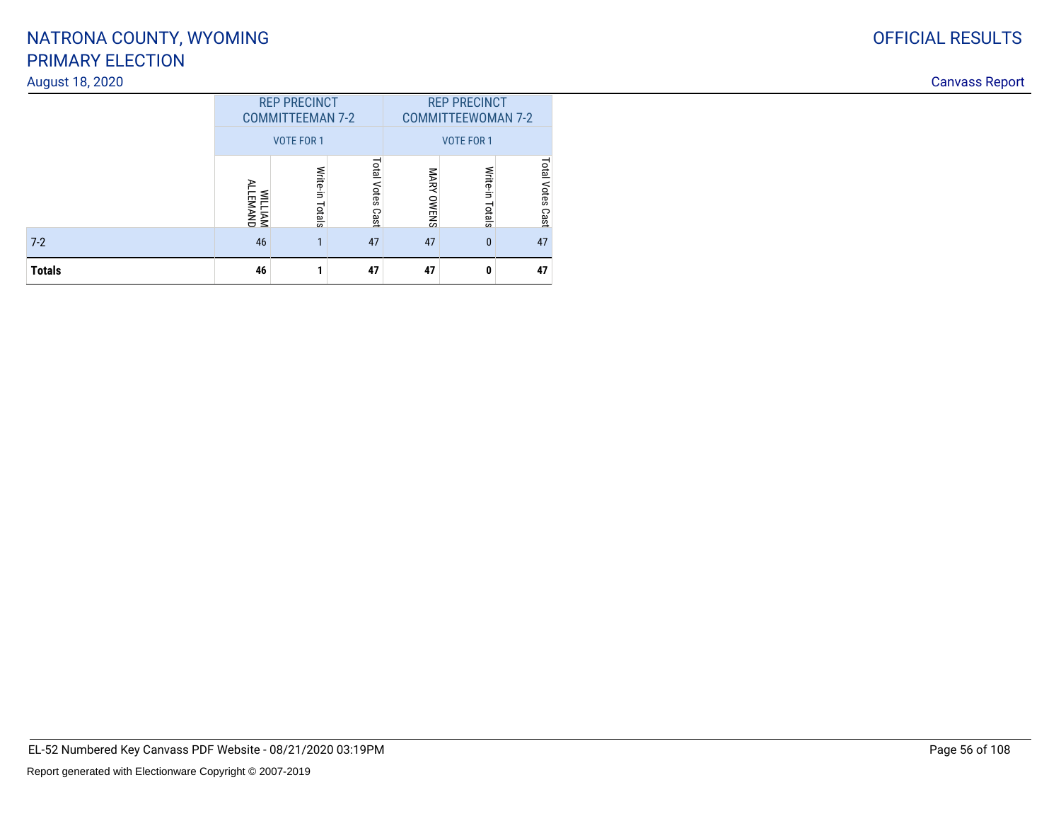# NATRONA COUNTY, WYOMING
# PRIMARY ELECTION

August 18, 2020

OFFICIAL RESULTS

Canvass Report

| | REP PRECINCT COMMITTEEMAN 7-2 | | | REP PRECINCT COMMITTEEWOMAN 7-2 | | |
|---|---|---|---|---|---|---|
| | VOTE FOR 1 | | | VOTE FOR 1 | | |
| | WILLIAM ALLEMAND | Write-in Totals | Total Votes Cast | MARY OWENS | Write-in Totals | Total Votes Cast |
| 7-2 | 46 | 1 | 47 | 47 | 0 | 47 |
| **Totals** | **46** | **1** | **47** | **47** | **0** | **47** |

EL-52 Numbered Key Canvass PDF Website - 08/21/2020 03:19PM

Report generated with Electionware Copyright © 2007-2019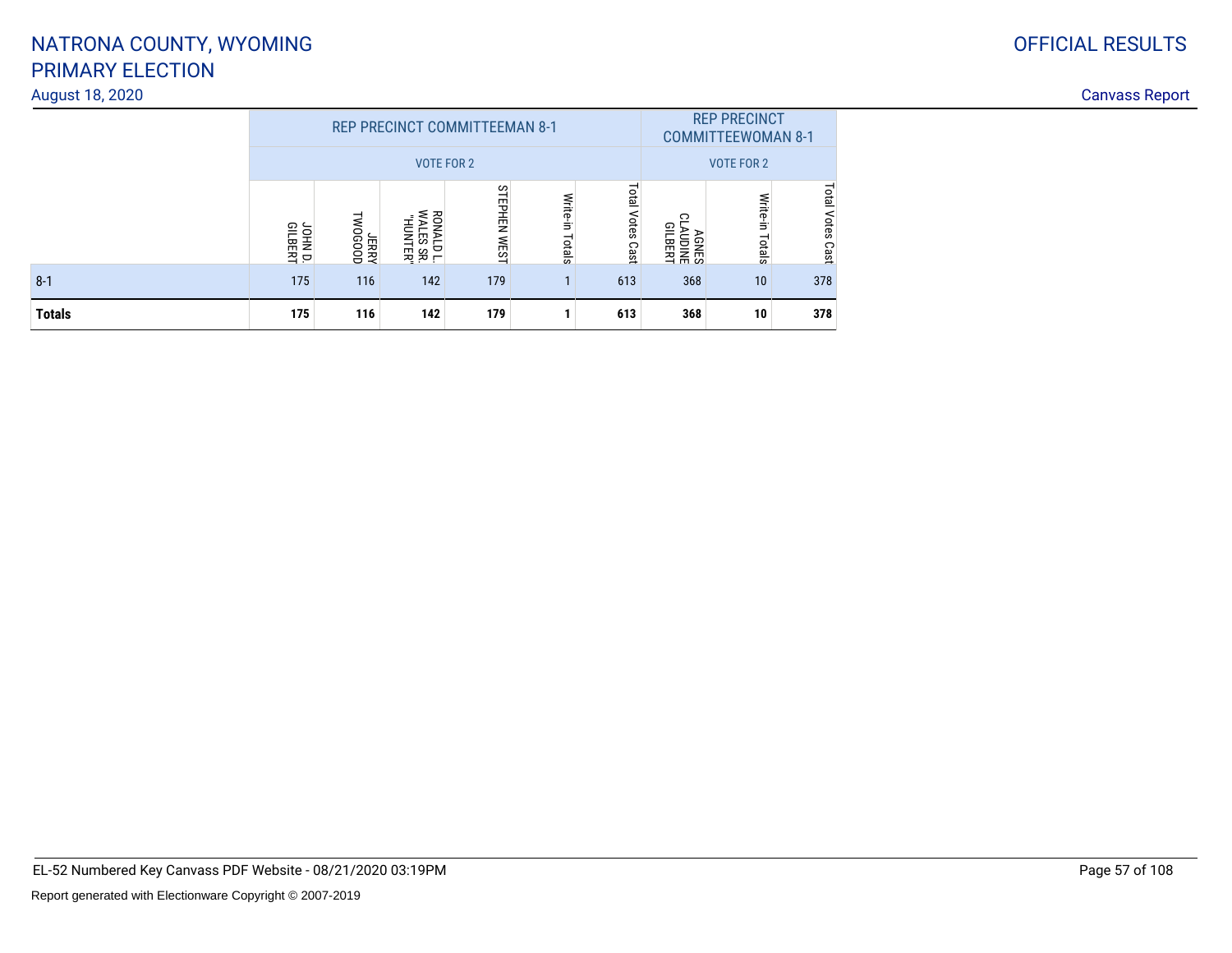# NATRONA COUNTY, WYOMING
# PRIMARY ELECTION

August 18, 2020

OFFICIAL RESULTS

Canvass Report

| | REP PRECINCT COMMITTEEMAN 8-1 VOTE FOR 2 | | | | | | REP PRECINCT COMMITTEEWOMAN 8-1 VOTE FOR 2 | | |
|---|---|---|---|---|---|---|---|---|---|
| | JOHN D. GILBERT | JERRY TWOGOOD | RONALD L. WALES SR. "HUNTER" | STEPHEN WEST | Write-in Totals | Total Votes Cast | AGNES CLAUDINE GILBERT | Write-in Totals | Total Votes Cast |
| 8-1 | 175 | 116 | 142 | 179 | 1 | 613 | 368 | 10 | 378 |
| **Totals** | **175** | **116** | **142** | **179** | **1** | **613** | **368** | **10** | **378** |

EL-52 Numbered Key Canvass PDF Website - 08/21/2020 03:19PM

Report generated with Electionware Copyright © 2007-2019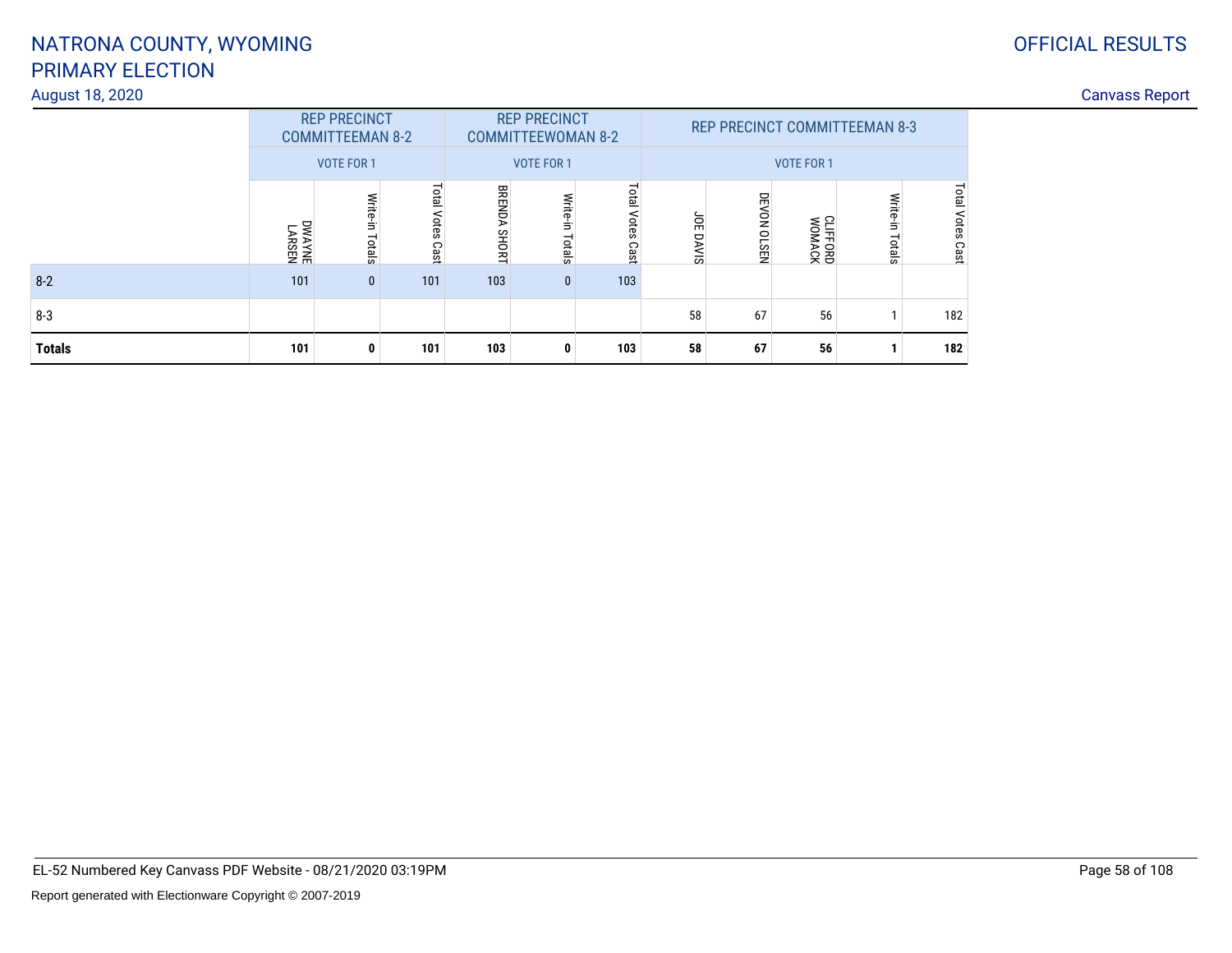# NATRONA COUNTY, WYOMING
# PRIMARY ELECTION

August 18, 2020

OFFICIAL RESULTS

Canvass Report

| | REP PRECINCT COMMITTEEMAN 8-2 | | | REP PRECINCT COMMITTEEWOMAN 8-2 | | | REP PRECINCT COMMITTEEMAN 8-3 | | | | |
|---|---|---|---|---|---|---|---|---|---|---|---|
| | VOTE FOR 1 | | | VOTE FOR 1 | | | VOTE FOR 1 | | | | |
| | DWAYNE LARSEN | Write-in Totals | Total Votes Cast | BRENDA SHORT | Write-in Totals | Total Votes Cast | JOE DAVIS | DEVON OLSEN | CLIFFORD WOMACK | Write-in Totals | Total Votes Cast |
| 8-2 | 101 | 0 | 101 | 103 | 0 | 103 | | | | | |
| 8-3 | | | | | | | 58 | 67 | 56 | 1 | 182 |
| **Totals** | **101** | **0** | **101** | **103** | **0** | **103** | **58** | **67** | **56** | **1** | **182** |

EL-52 Numbered Key Canvass PDF Website - 08/21/2020 03:19PM

Report generated with Electionware Copyright © 2007-2019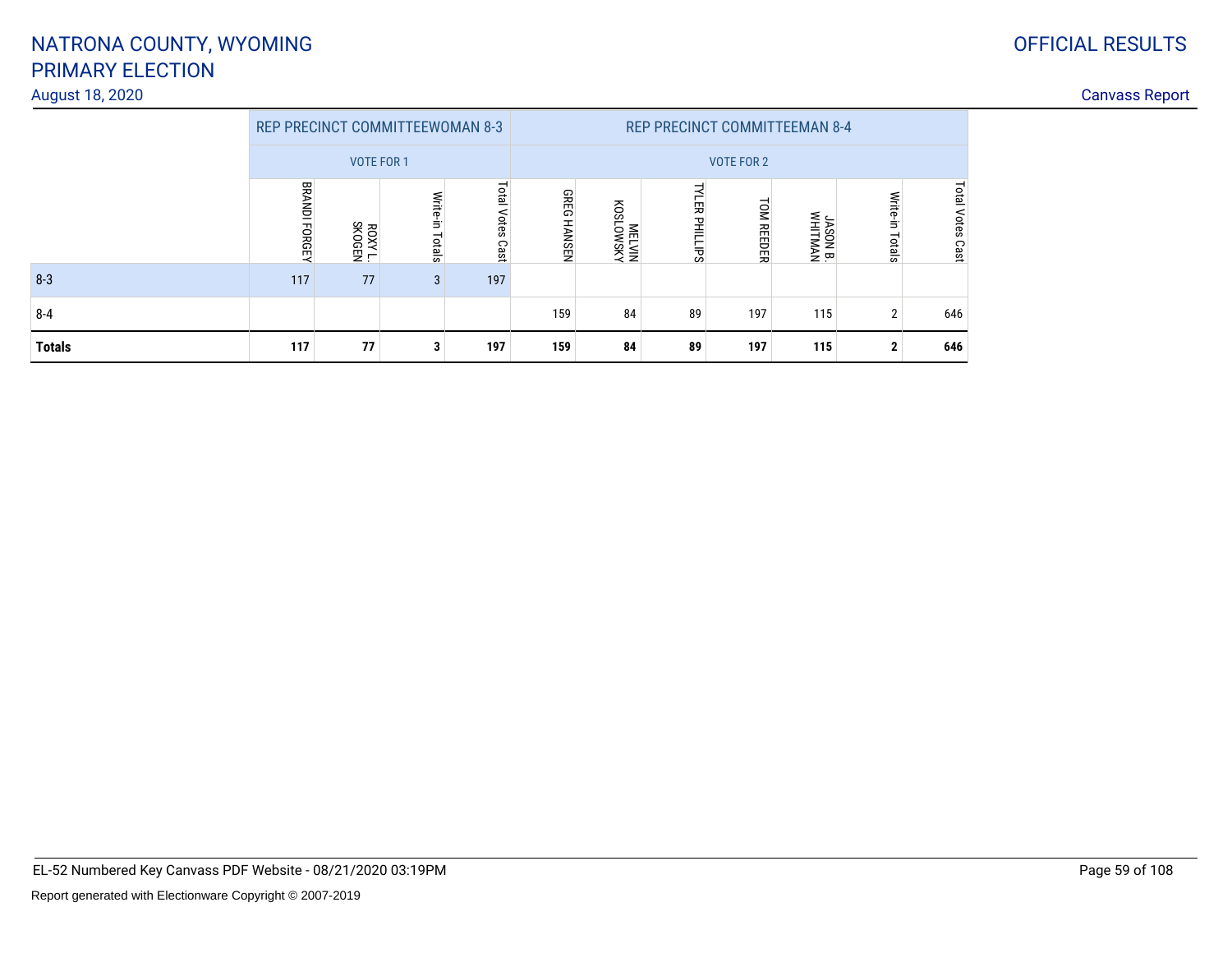# NATRONA COUNTY, WYOMING
# PRIMARY ELECTION

August 18, 2020

OFFICIAL RESULTS

Canvass Report

| | REP PRECINCT COMMITTEEWOMAN 8-3 | | | | REP PRECINCT COMMITTEEMAN 8-4 | | | | | | |
|---|---|---|---|---|---|---|---|---|---|---|---|
| | VOTE FOR 1 | | | | VOTE FOR 2 | | | | | | |
| | BRANDI FORGEY | ROXY L. SKOGEN | Write-in Totals | Total Votes Cast | GREG HANSEN | MELVIN KOSLOWSKY | TYLER PHILLIPS | TOM REEDER | JASON B. WHITMAN | Write-in Totals | Total Votes Cast |
| 8-3 | 117 | 77 | 3 | 197 | | | | | | | |
| 8-4 | | | | | 159 | 84 | 89 | 197 | 115 | 2 | 646 |
| **Totals** | **117** | **77** | **3** | **197** | **159** | **84** | **89** | **197** | **115** | **2** | **646** |

EL-52 Numbered Key Canvass PDF Website - 08/21/2020 03:19PM

Report generated with Electionware Copyright © 2007-2019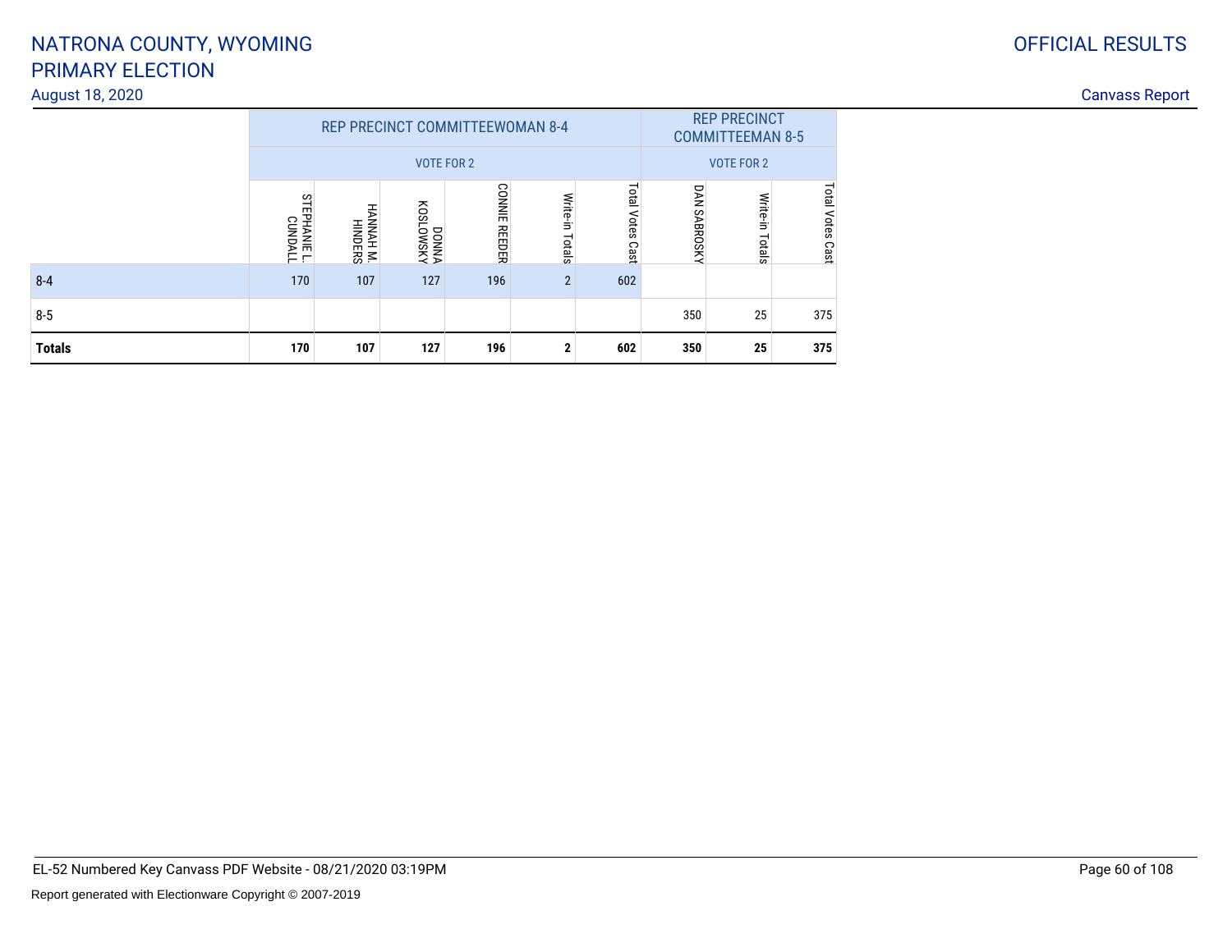# NATRONA COUNTY, WYOMING
# PRIMARY ELECTION

August 18, 2020

OFFICIAL RESULTS

Canvass Report

| | REP PRECINCT COMMITTEEWOMAN 8-4 | | | | | | REP PRECINCT COMMITTEEMAN 8-5 | | |
|---|---|---|---|---|---|---|---|---|---|
| | VOTE FOR 2 | | | | | | VOTE FOR 2 | | |
| | STEPHANIE L. CUNDALL | HANNAH M. HINDERS | DONNA KOSLOWSKY | CONNIE REEDER | Write-in Totals | Total Votes Cast | DAN SABROSKY | Write-in Totals | Total Votes Cast |
| 8-4 | 170 | 107 | 127 | 196 | 2 | 602 | | | |
| 8-5 | | | | | | | 350 | 25 | 375 |
| **Totals** | **170** | **107** | **127** | **196** | **2** | **602** | **350** | **25** | **375** |

EL-52 Numbered Key Canvass PDF Website - 08/21/2020 03:19PM

Report generated with Electionware Copyright © 2007-2019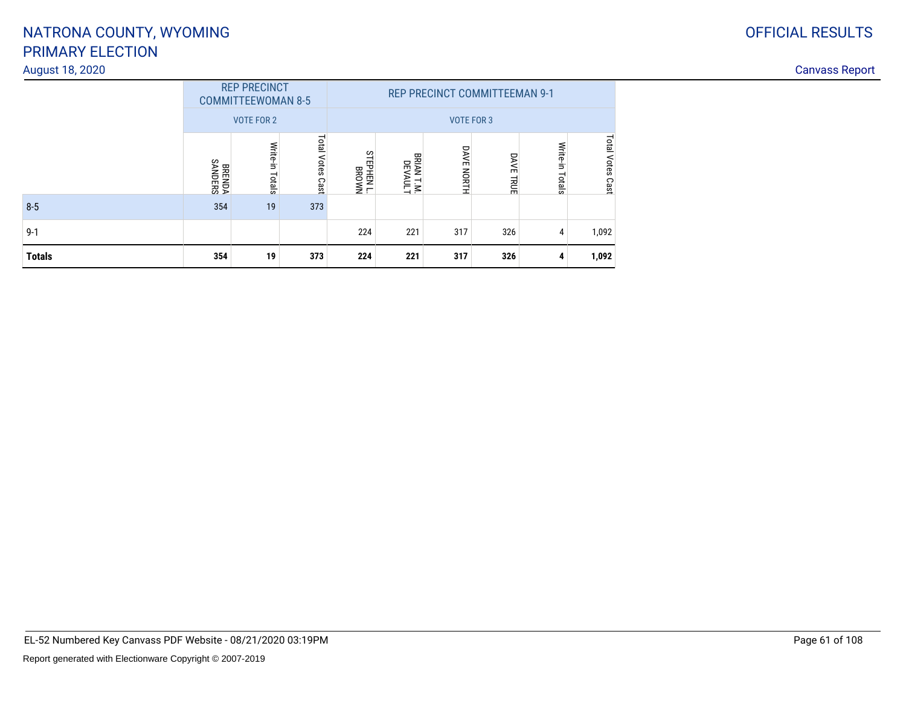# NATRONA COUNTY, WYOMING
## PRIMARY ELECTION
August 18, 2020

OFFICIAL RESULTS

Canvass Report

| | REP PRECINCT COMMITTEEWOMAN 8-5 | | | REP PRECINCT COMMITTEEMAN 9-1 | | | | | |
|---|---|---|---|---|---|---|---|---|---|
| | VOTE FOR 2 | | | VOTE FOR 3 | | | | | |
| | BRENDA SANDERS | Write-in Totals | Total Votes Cast | STEPHEN L. BROWN | BRIAN T.M. DEVAULT | DAVE NORTH | DAVE TRUE | Write-in Totals | Total Votes Cast |
| 8-5 | 354 | 19 | 373 | | | | | | |
| 9-1 | | | | 224 | 221 | 317 | 326 | 4 | 1,092 |
| **Totals** | **354** | **19** | **373** | **224** | **221** | **317** | **326** | **4** | **1,092** |

EL-52 Numbered Key Canvass PDF Website - 08/21/2020 03:19PM

Report generated with Electionware Copyright © 2007-2019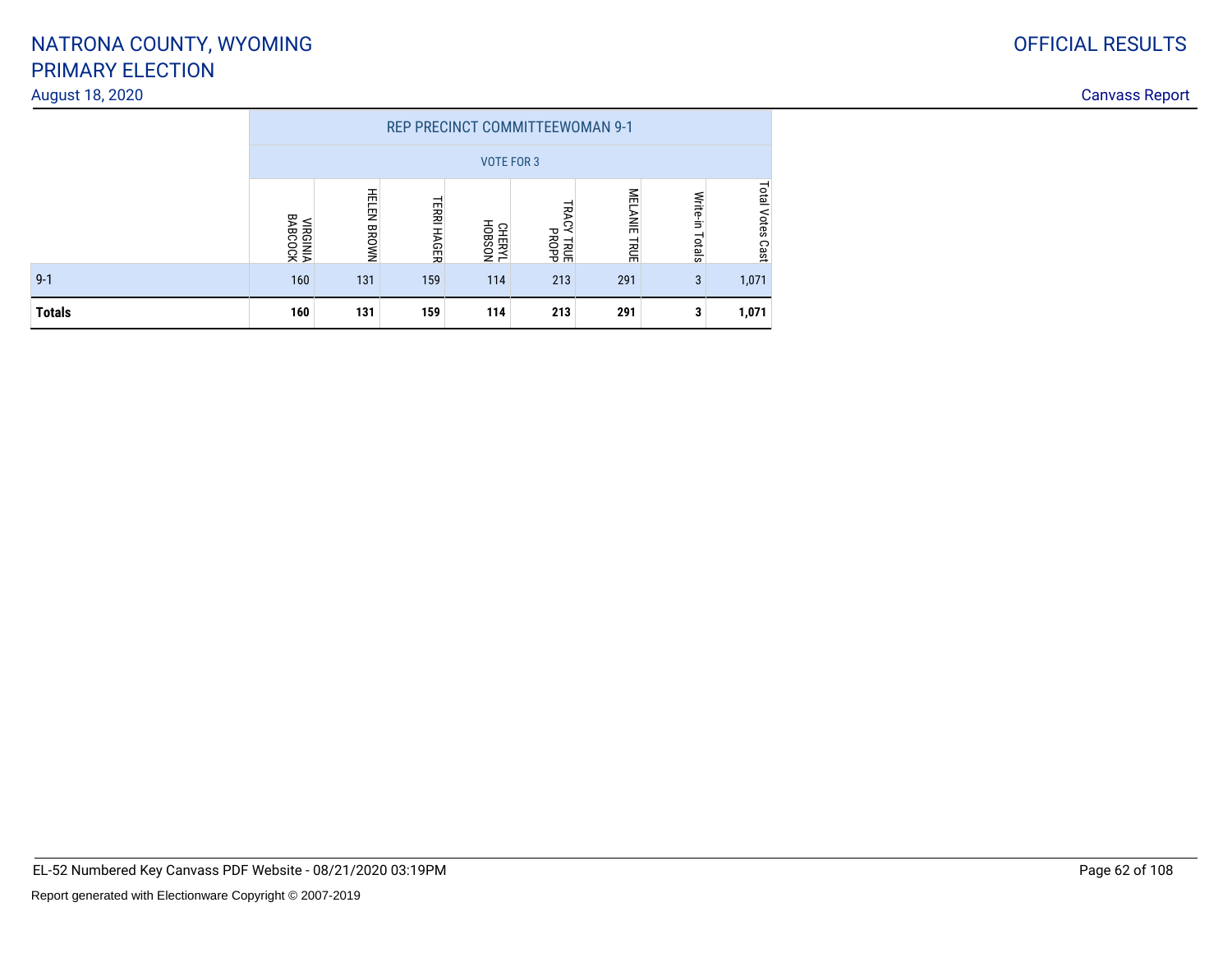NATRONA COUNTY, WYOMING
PRIMARY ELECTION
August 18, 2020

OFFICIAL RESULTS

Canvass Report

| | REP PRECINCT COMMITTEEWOMAN 9-1 | | | | | | | |
|---|---|---|---|---|---|---|---|---|
| | VOTE FOR 3 | | | | | | | |
| | VIRGINIA BABCOCK | HELEN BROWN | TERRI HAGER | CHERYL HOBSON | TRACY TRUE PROPP | MELANIE TRUE | Write-in Totals | Total Votes Cast |
| 9-1 | 160 | 131 | 159 | 114 | 213 | 291 | 3 | 1,071 |
| **Totals** | **160** | **131** | **159** | **114** | **213** | **291** | **3** | **1,071** |

EL-52 Numbered Key Canvass PDF Website - 08/21/2020 03:19PM

Report generated with Electionware Copyright © 2007-2019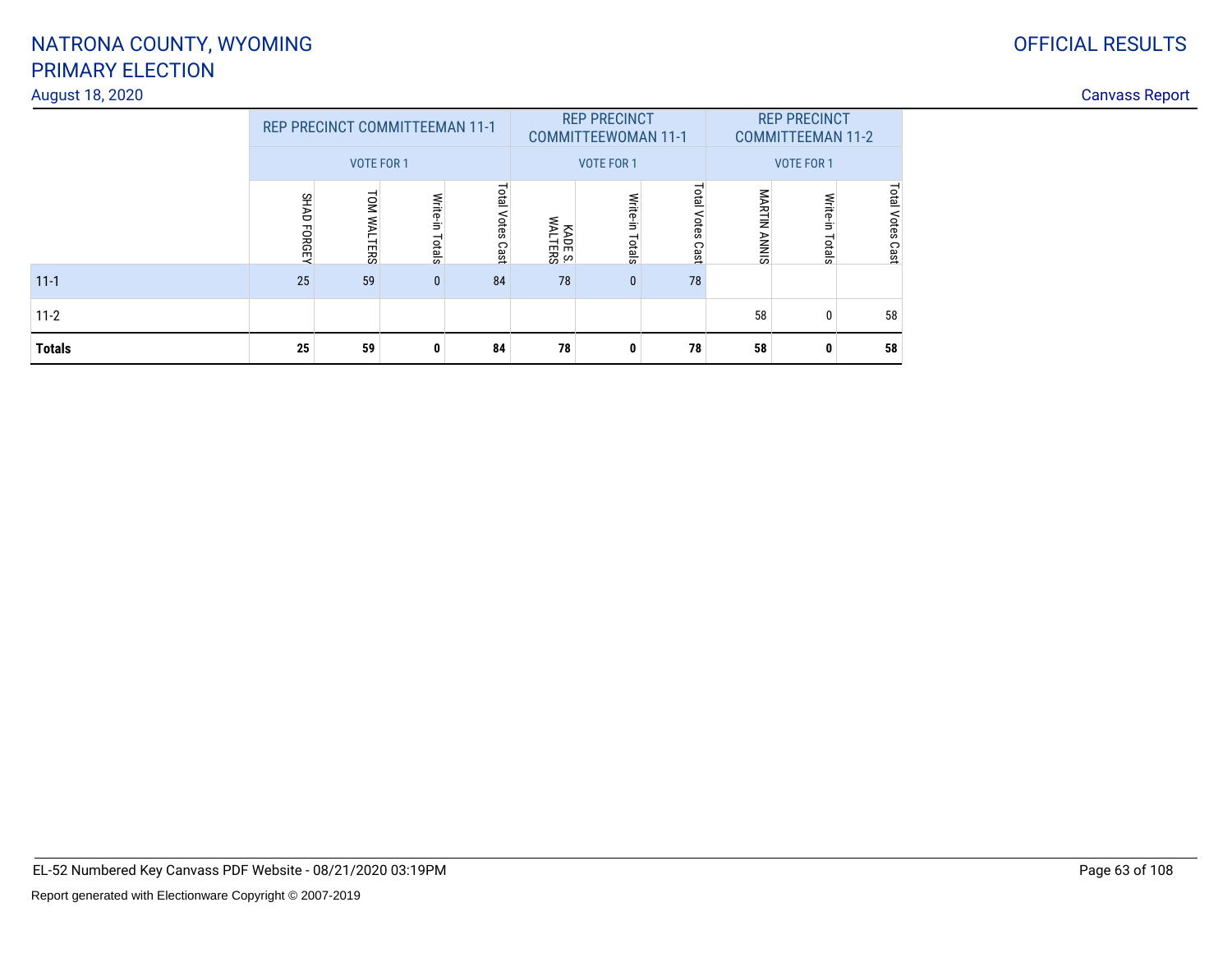# NATRONA COUNTY, WYOMING
# PRIMARY ELECTION

August 18, 2020

OFFICIAL RESULTS

Canvass Report

| | REP PRECINCT COMMITTEEMAN 11-1 | | | | REP PRECINCT COMMITTEEWOMAN 11-1 | | | REP PRECINCT COMMITTEEMAN 11-2 | | |
|---|---|---|---|---|---|---|---|---|---|---|
| | VOTE FOR 1 | | | | VOTE FOR 1 | | | VOTE FOR 1 | | |
| | SHAD FORGEY | TOM WALTERS | Write-in Totals | Total Votes Cast | KADE S. WALTERS | Write-in Totals | Total Votes Cast | MARTIN ANNIS | Write-in Totals | Total Votes Cast |
| 11-1 | 25 | 59 | 0 | 84 | 78 | 0 | 78 | | | |
| 11-2 | | | | | | | | 58 | 0 | 58 |
| **Totals** | **25** | **59** | **0** | **84** | **78** | **0** | **78** | **58** | **0** | **58** |

EL-52 Numbered Key Canvass PDF Website - 08/21/2020 03:19PM

Report generated with Electionware Copyright © 2007-2019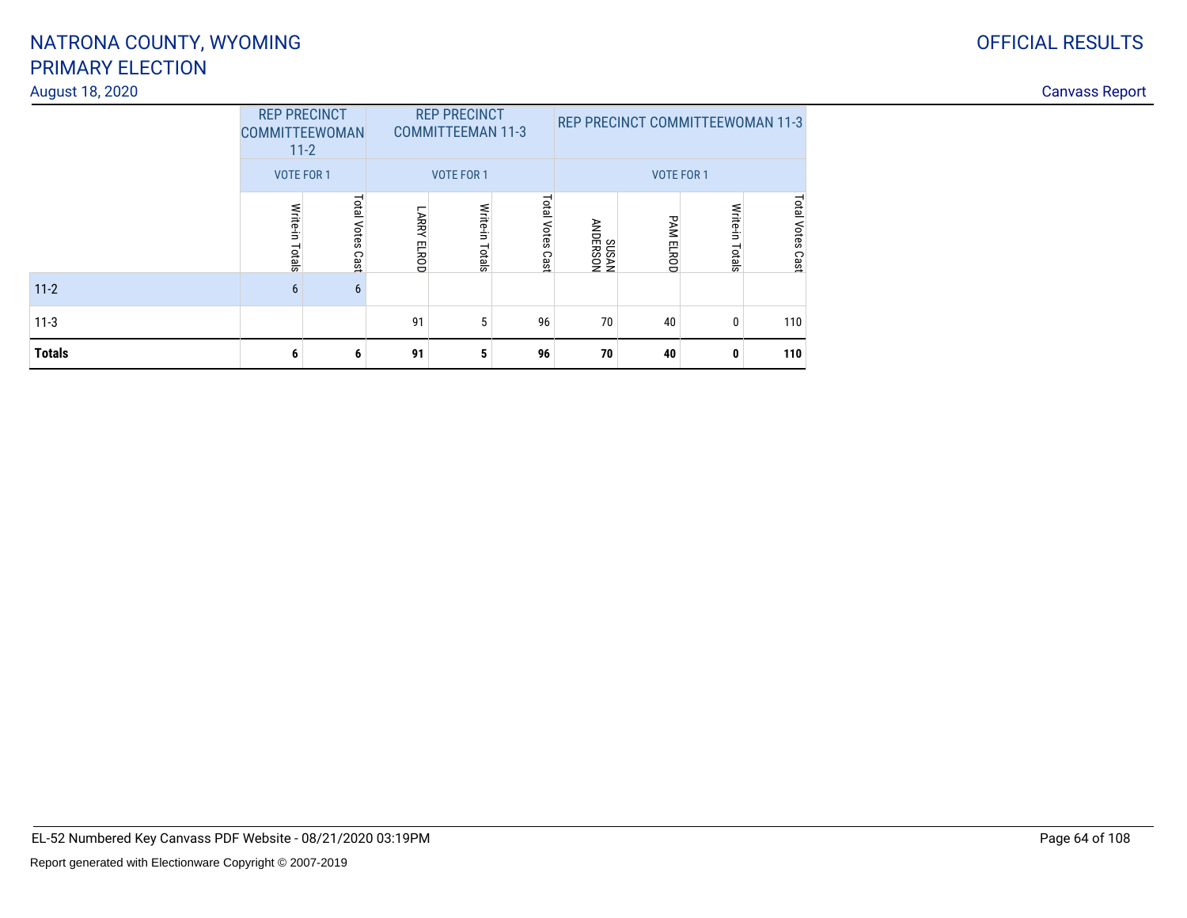# NATRONA COUNTY, WYOMING
# PRIMARY ELECTION

August 18, 2020

OFFICIAL RESULTS

Canvass Report

| | REP PRECINCT COMMITTEEWOMAN 11-2 | | REP PRECINCT COMMITTEEMAN 11-3 | | | REP PRECINCT COMMITTEEWOMAN 11-3 | | | |
|---|---|---|---|---|---|---|---|---|---|
| | VOTE FOR 1 | | VOTE FOR 1 | | | VOTE FOR 1 | | | |
| | Write-in Totals | Total Votes Cast | LARRY ELROD | Write-in Totals | Total Votes Cast | SUSAN ANDERSON | PAM ELROD | Write-in Totals | Total Votes Cast |
| 11-2 | 6 | 6 | | | | | | | |
| 11-3 | | | 91 | 5 | 96 | 70 | 40 | 0 | 110 |
| **Totals** | **6** | **6** | **91** | **5** | **96** | **70** | **40** | **0** | **110** |

EL-52 Numbered Key Canvass PDF Website - 08/21/2020 03:19PM

Report generated with Electionware Copyright © 2007-2019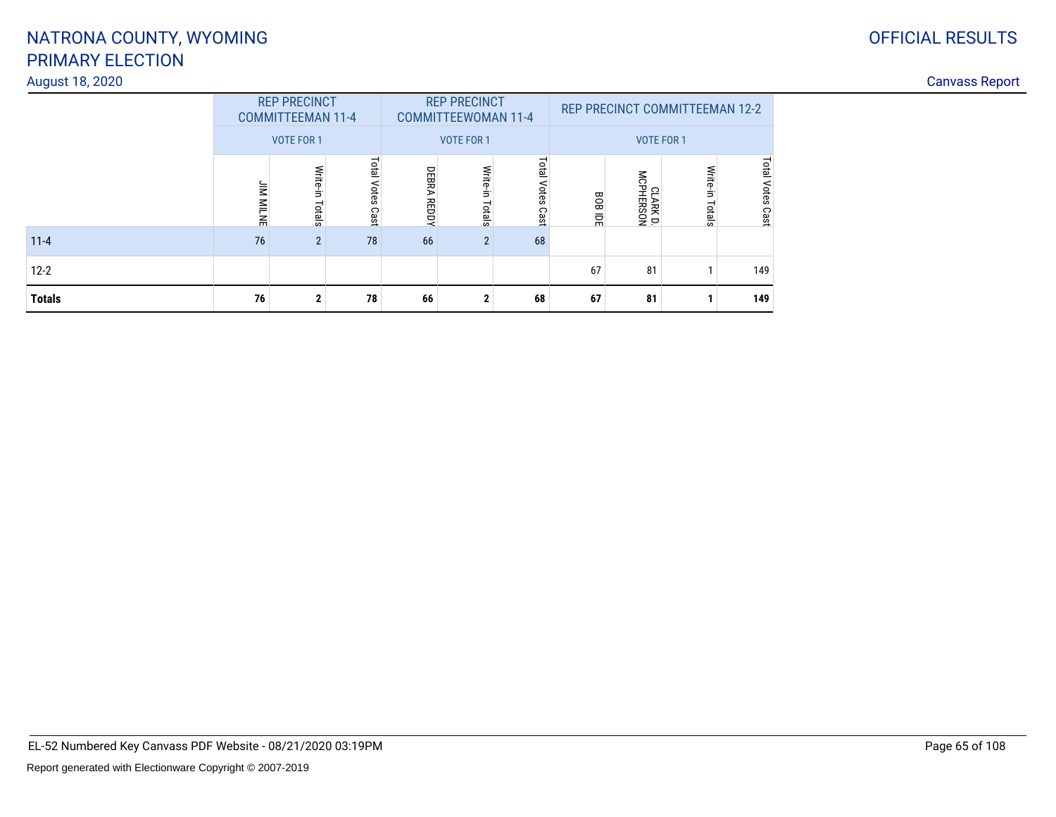# NATRONA COUNTY, WYOMING
# PRIMARY ELECTION

August 18, 2020

OFFICIAL RESULTS

Canvass Report

| | REP PRECINCT COMMITTEEMAN 11-4 | | | REP PRECINCT COMMITTEEWOMAN 11-4 | | | REP PRECINCT COMMITTEEMAN 12-2 | | | |
|---|---|---|---|---|---|---|---|---|---|---|
| | VOTE FOR 1 | | | VOTE FOR 1 | | | VOTE FOR 1 | | | |
| | JIM MILNE | Write-in Totals | Total Votes Cast | DEBRA REDDY | Write-in Totals | Total Votes Cast | BOB IDE | CLARK D. MCPHERSON | Write-in Totals | Total Votes Cast |
| 11-4 | 76 | 2 | 78 | 66 | 2 | 68 | | | | |
| 12-2 | | | | | | | 67 | 81 | 1 | 149 |
| **Totals** | **76** | **2** | **78** | **66** | **2** | **68** | **67** | **81** | **1** | **149** |

EL-52 Numbered Key Canvass PDF Website - 08/21/2020 03:19PM

Report generated with Electionware Copyright © 2007-2019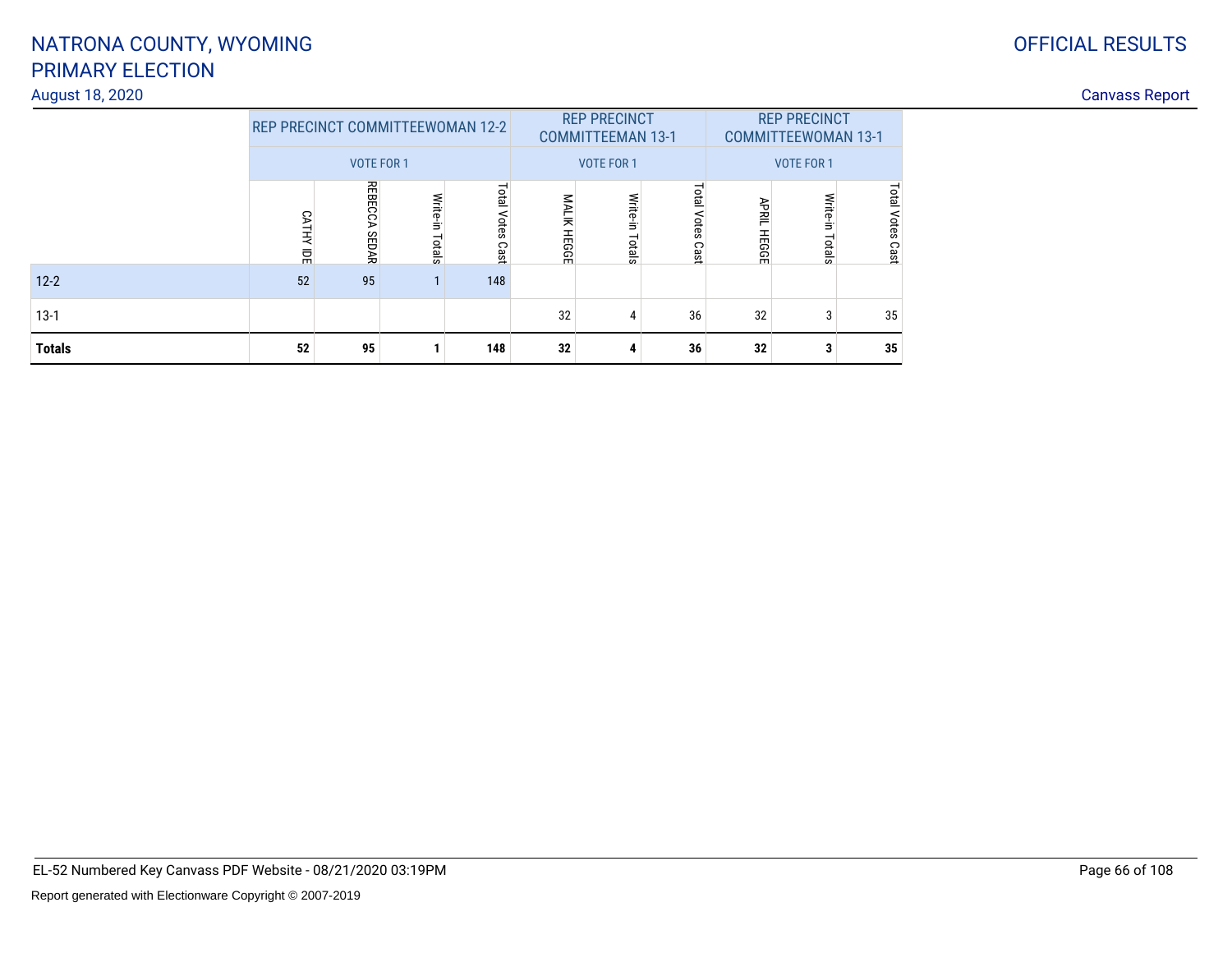# NATRONA COUNTY, WYOMING
# PRIMARY ELECTION

August 18, 2020

OFFICIAL RESULTS

Canvass Report

| | REP PRECINCT COMMITTEEWOMAN 12-2 | | | | REP PRECINCT COMMITTEEMAN 13-1 | | | REP PRECINCT COMMITTEEWOMAN 13-1 | | |
|---|---|---|---|---|---|---|---|---|---|---|
| | VOTE FOR 1 | | | | VOTE FOR 1 | | | VOTE FOR 1 | | |
| | CATHY IDE | REBECCA SEDAR | Write-in Totals | Total Votes Cast | MALIK HEGGE | Write-in Totals | Total Votes Cast | APRIL HEGGE | Write-in Totals | Total Votes Cast |
| 12-2 | 52 | 95 | 1 | 148 | | | | | | |
| 13-1 | | | | | 32 | 4 | 36 | 32 | 3 | 35 |
| **Totals** | **52** | **95** | **1** | **148** | **32** | **4** | **36** | **32** | **3** | **35** |

EL-52 Numbered Key Canvass PDF Website - 08/21/2020 03:19PM

Report generated with Electionware Copyright © 2007-2019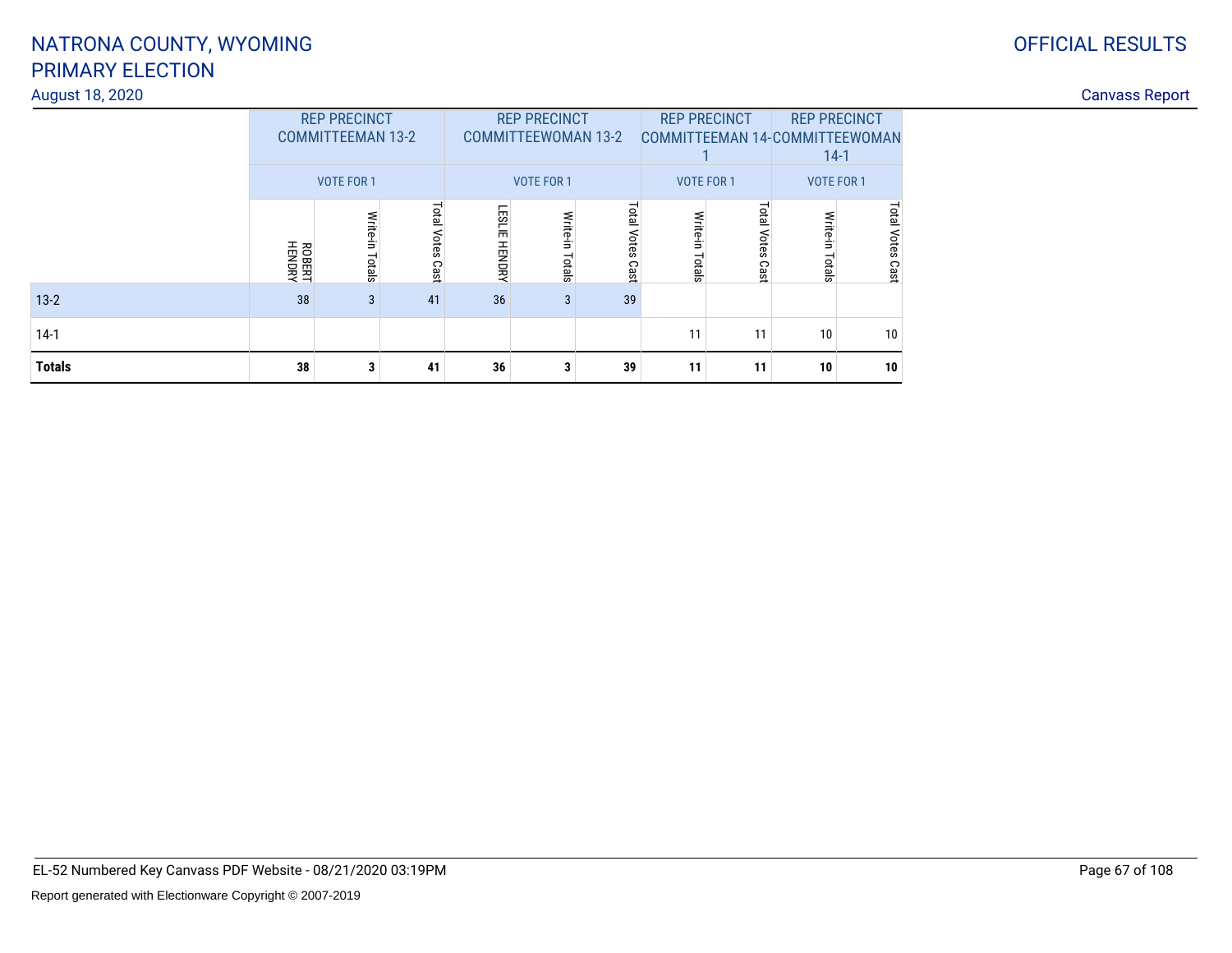# NATRONA COUNTY, WYOMING
# PRIMARY ELECTION

August 18, 2020

OFFICIAL RESULTS

Canvass Report

| | REP PRECINCT COMMITTEEMAN 13-2 | | | REP PRECINCT COMMITTEEWOMAN 13-2 | | | REP PRECINCT COMMITTEEMAN 14-1 | | REP PRECINCT COMMITTEEWOMAN 14-1 | |
|---|---|---|---|---|---|---|---|---|---|---|
| | VOTE FOR 1 | | | VOTE FOR 1 | | | VOTE FOR 1 | | VOTE FOR 1 | |
| | ROBERT HENDRY | Write-in Totals | Total Votes Cast | LESLIE HENDRY | Write-in Totals | Total Votes Cast | Write-in Totals | Total Votes Cast | Write-in Totals | Total Votes Cast |
| 13-2 | 38 | 3 | 41 | 36 | 3 | 39 | | | | |
| 14-1 | | | | | | | 11 | 11 | 10 | 10 |
| **Totals** | **38** | **3** | **41** | **36** | **3** | **39** | **11** | **11** | **10** | **10** |

EL-52 Numbered Key Canvass PDF Website - 08/21/2020 03:19PM

Report generated with Electionware Copyright © 2007-2019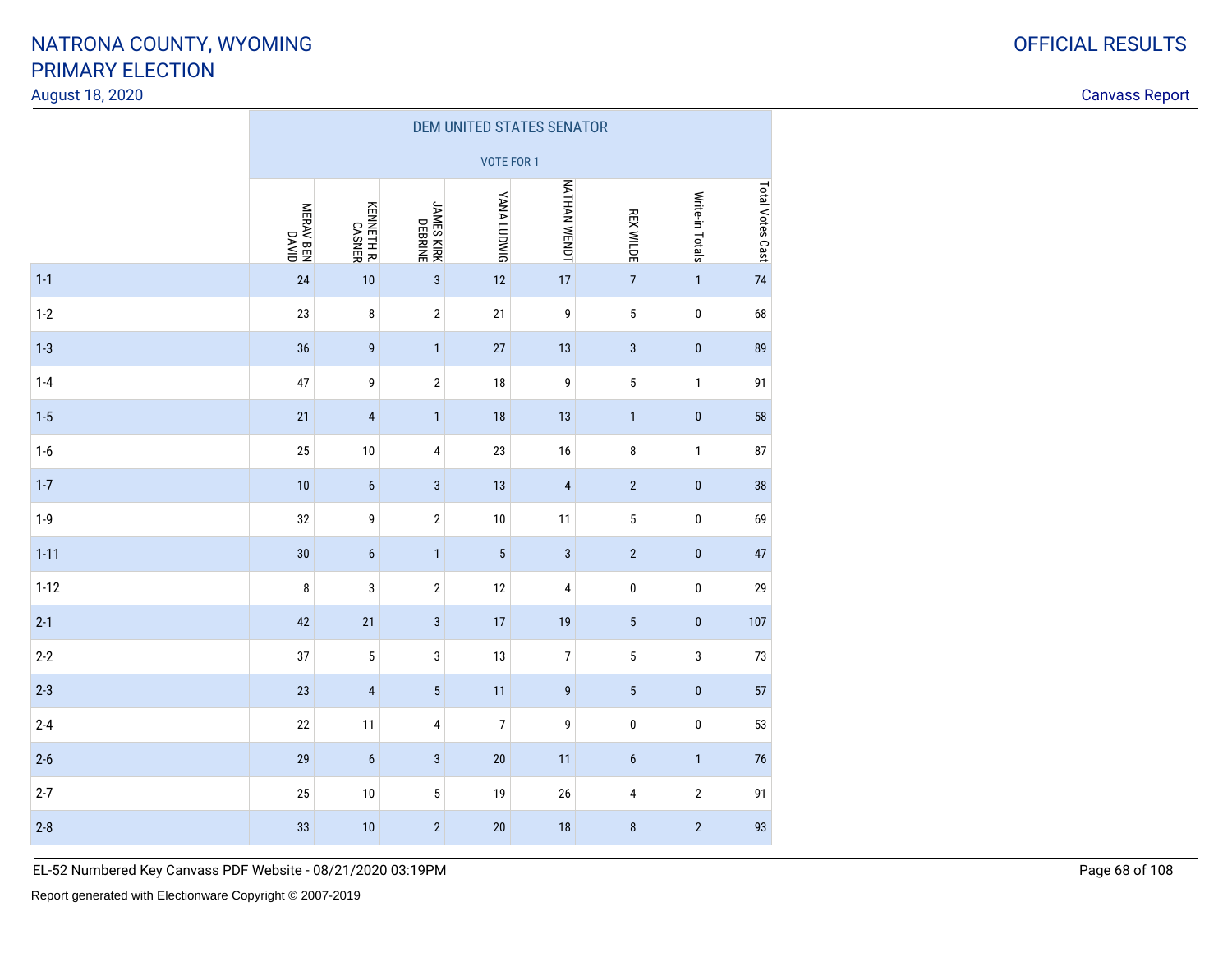# NATRONA COUNTY, WYOMING
# PRIMARY ELECTION

August 18, 2020

OFFICIAL RESULTS

Canvass Report

| | DEM UNITED STATES SENATOR | | | | | | | |
|---|---|---|---|---|---|---|---|---|
| | VOTE FOR 1 | | | | | | | |
| | MERAV BEN DAVID | KENNETH R. CASNER | JAMES KIRK DEBRINE | YANA LUDWIG | NATHAN WENDT | REX WILDE | Write-in Totals | Total Votes Cast |
| 1-1 | 24 | 10 | 3 | 12 | 17 | 7 | 1 | 74 |
| 1-2 | 23 | 8 | 2 | 21 | 9 | 5 | 0 | 68 |
| 1-3 | 36 | 9 | 1 | 27 | 13 | 3 | 0 | 89 |
| 1-4 | 47 | 9 | 2 | 18 | 9 | 5 | 1 | 91 |
| 1-5 | 21 | 4 | 1 | 18 | 13 | 1 | 0 | 58 |
| 1-6 | 25 | 10 | 4 | 23 | 16 | 8 | 1 | 87 |
| 1-7 | 10 | 6 | 3 | 13 | 4 | 2 | 0 | 38 |
| 1-9 | 32 | 9 | 2 | 10 | 11 | 5 | 0 | 69 |
| 1-11 | 30 | 6 | 1 | 5 | 3 | 2 | 0 | 47 |
| 1-12 | 8 | 3 | 2 | 12 | 4 | 0 | 0 | 29 |
| 2-1 | 42 | 21 | 3 | 17 | 19 | 5 | 0 | 107 |
| 2-2 | 37 | 5 | 3 | 13 | 7 | 5 | 3 | 73 |
| 2-3 | 23 | 4 | 5 | 11 | 9 | 5 | 0 | 57 |
| 2-4 | 22 | 11 | 4 | 7 | 9 | 0 | 0 | 53 |
| 2-6 | 29 | 6 | 3 | 20 | 11 | 6 | 1 | 76 |
| 2-7 | 25 | 10 | 5 | 19 | 26 | 4 | 2 | 91 |
| 2-8 | 33 | 10 | 2 | 20 | 18 | 8 | 2 | 93 |

EL-52 Numbered Key Canvass PDF Website - 08/21/2020 03:19PM

Report generated with Electionware Copyright © 2007-2019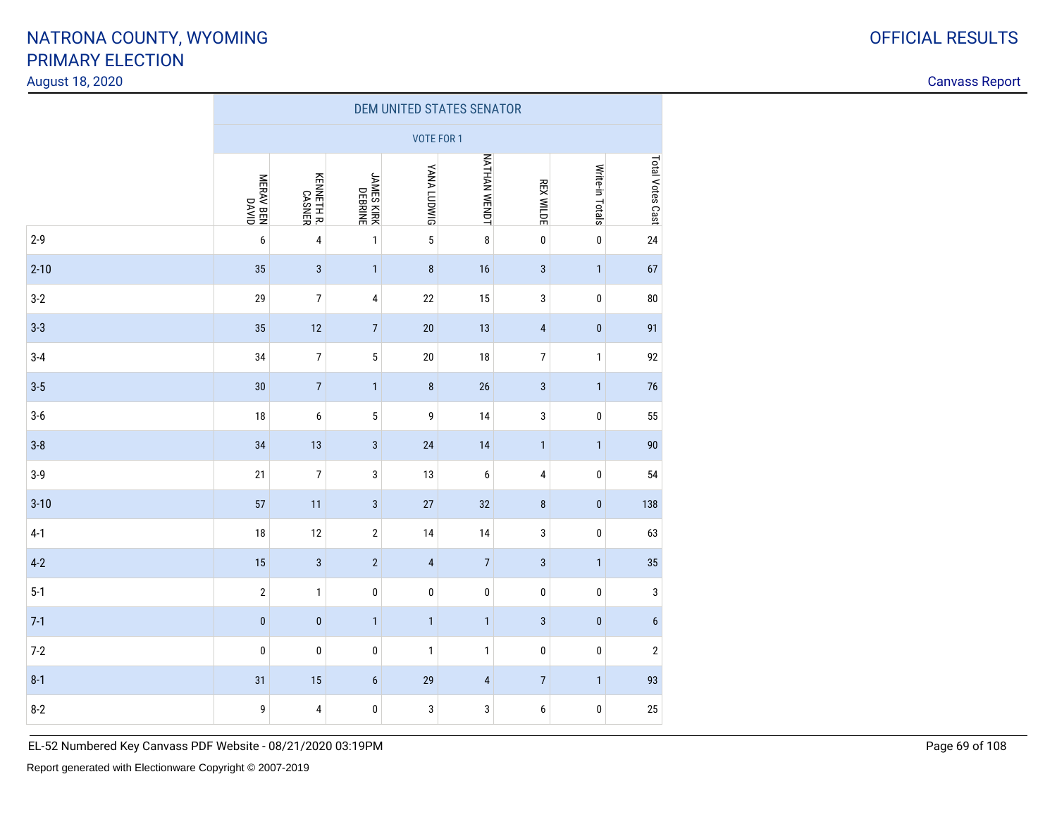# NATRONA COUNTY, WYOMING
# PRIMARY ELECTION

August 18, 2020

OFFICIAL RESULTS

Canvass Report

| | DEM UNITED STATES SENATOR | | | | | | | |
|---|---|---|---|---|---|---|---|---|
| | VOTE FOR 1 | | | | | | | |
| | MERAV BEN DAVID | KENNETH R. CASNER | JAMES KIRK DEBRINE | YANA LUDWIG | NATHAN WENDT | REX WILDE | Write-in Totals | Total Votes Cast |
| 2-9 | 6 | 4 | 1 | 5 | 8 | 0 | 0 | 24 |
| 2-10 | 35 | 3 | 1 | 8 | 16 | 3 | 1 | 67 |
| 3-2 | 29 | 7 | 4 | 22 | 15 | 3 | 0 | 80 |
| 3-3 | 35 | 12 | 7 | 20 | 13 | 4 | 0 | 91 |
| 3-4 | 34 | 7 | 5 | 20 | 18 | 7 | 1 | 92 |
| 3-5 | 30 | 7 | 1 | 8 | 26 | 3 | 1 | 76 |
| 3-6 | 18 | 6 | 5 | 9 | 14 | 3 | 0 | 55 |
| 3-8 | 34 | 13 | 3 | 24 | 14 | 1 | 1 | 90 |
| 3-9 | 21 | 7 | 3 | 13 | 6 | 4 | 0 | 54 |
| 3-10 | 57 | 11 | 3 | 27 | 32 | 8 | 0 | 138 |
| 4-1 | 18 | 12 | 2 | 14 | 14 | 3 | 0 | 63 |
| 4-2 | 15 | 3 | 2 | 4 | 7 | 3 | 1 | 35 |
| 5-1 | 2 | 1 | 0 | 0 | 0 | 0 | 0 | 3 |
| 7-1 | 0 | 0 | 1 | 1 | 1 | 3 | 0 | 6 |
| 7-2 | 0 | 0 | 0 | 1 | 1 | 0 | 0 | 2 |
| 8-1 | 31 | 15 | 6 | 29 | 4 | 7 | 1 | 93 |
| 8-2 | 9 | 4 | 0 | 3 | 3 | 6 | 0 | 25 |

EL-52 Numbered Key Canvass PDF Website - 08/21/2020 03:19PM

Report generated with Electionware Copyright © 2007-2019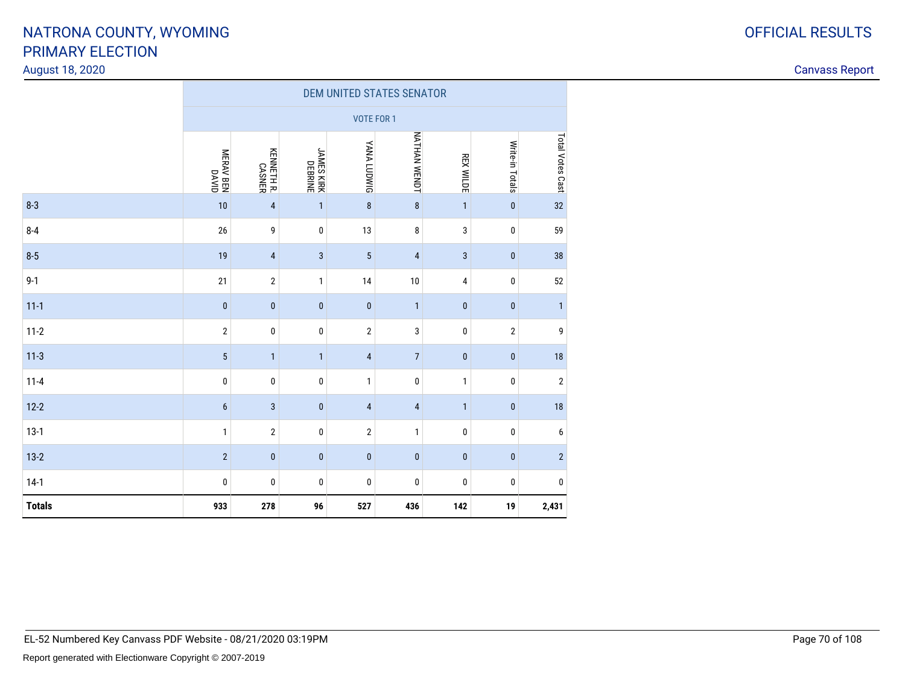# NATRONA COUNTY, WYOMING
# PRIMARY ELECTION

August 18, 2020

OFFICIAL RESULTS

Canvass Report

| | DEM UNITED STATES SENATOR | | | | | | | |
|---|---|---|---|---|---|---|---|---|
| | VOTE FOR 1 | | | | | | | |
| | MERAV BEN DAVID | KENNETH R. CASNER | JAMES KIRK DEBRINE | YANA LUDWIG | NATHAN WENDT | REX WILDE | Write-in Totals | Total Votes Cast |
| 8-3 | 10 | 4 | 1 | 8 | 8 | 1 | 0 | 32 |
| 8-4 | 26 | 9 | 0 | 13 | 8 | 3 | 0 | 59 |
| 8-5 | 19 | 4 | 3 | 5 | 4 | 3 | 0 | 38 |
| 9-1 | 21 | 2 | 1 | 14 | 10 | 4 | 0 | 52 |
| 11-1 | 0 | 0 | 0 | 0 | 1 | 0 | 0 | 1 |
| 11-2 | 2 | 0 | 0 | 2 | 3 | 0 | 2 | 9 |
| 11-3 | 5 | 1 | 1 | 4 | 7 | 0 | 0 | 18 |
| 11-4 | 0 | 0 | 0 | 1 | 0 | 1 | 0 | 2 |
| 12-2 | 6 | 3 | 0 | 4 | 4 | 1 | 0 | 18 |
| 13-1 | 1 | 2 | 0 | 2 | 1 | 0 | 0 | 6 |
| 13-2 | 2 | 0 | 0 | 0 | 0 | 0 | 0 | 2 |
| 14-1 | 0 | 0 | 0 | 0 | 0 | 0 | 0 | 0 |
| **Totals** | **933** | **278** | **96** | **527** | **436** | **142** | **19** | **2,431** |

EL-52 Numbered Key Canvass PDF Website - 08/21/2020 03:19PM

Report generated with Electionware Copyright © 2007-2019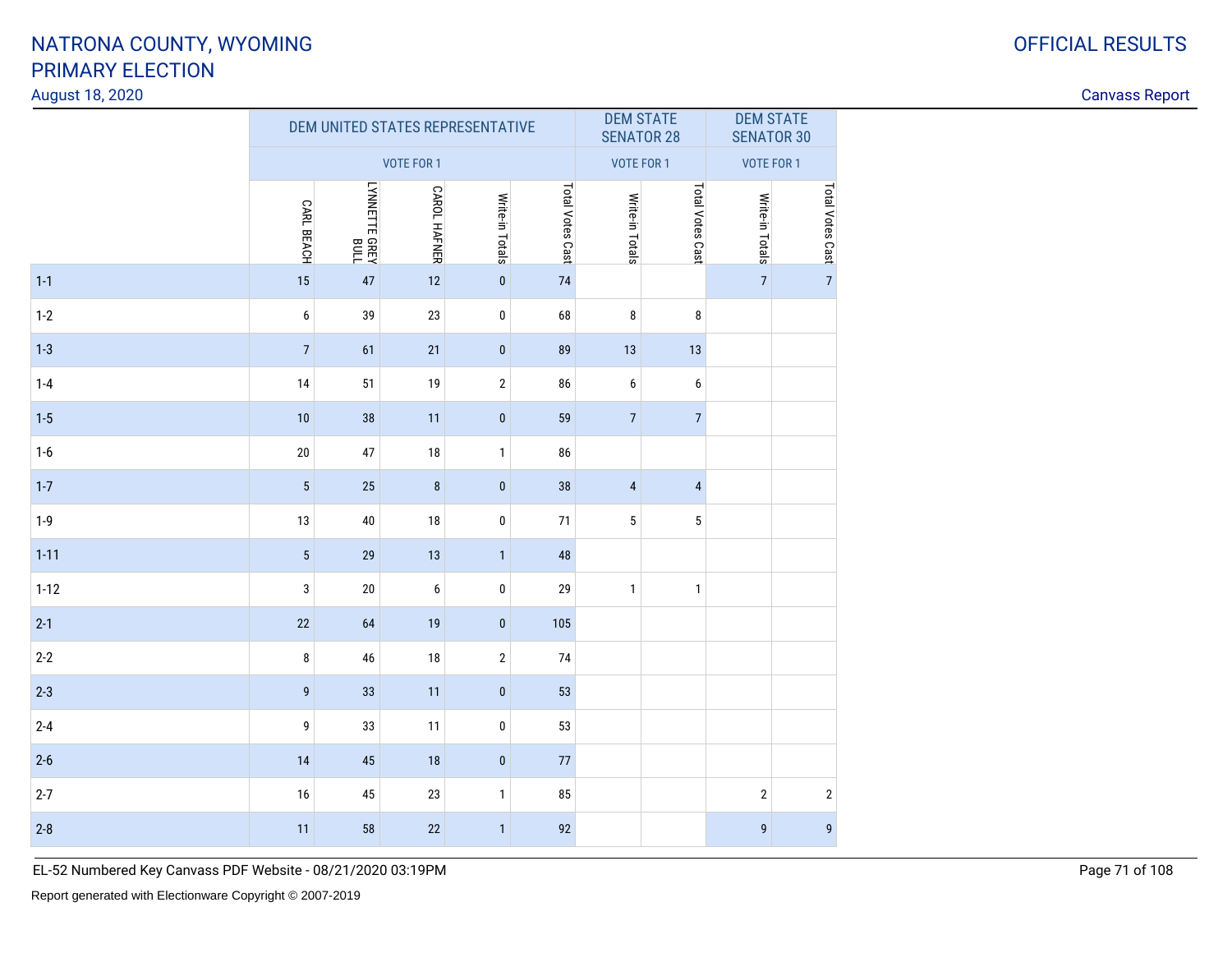# NATRONA COUNTY, WYOMING
# PRIMARY ELECTION

August 18, 2020

OFFICIAL RESULTS

Canvass Report

| | DEM UNITED STATES REPRESENTATIVE | | | | | DEM STATE SENATOR 28 | | DEM STATE SENATOR 30 | |
|---|---|---|---|---|---|---|---|---|---|
| | VOTE FOR 1 | | | | | VOTE FOR 1 | | VOTE FOR 1 | |
| | CARL BEACH | LYNNETTE GREY BULL | CAROL HAFNER | Write-in Totals | Total Votes Cast | Write-in Totals | Total Votes Cast | Write-in Totals | Total Votes Cast |
| 1-1 | 15 | 47 | 12 | 0 | 74 | | | 7 | 7 |
| 1-2 | 6 | 39 | 23 | 0 | 68 | 8 | 8 | | |
| 1-3 | 7 | 61 | 21 | 0 | 89 | 13 | 13 | | |
| 1-4 | 14 | 51 | 19 | 2 | 86 | 6 | 6 | | |
| 1-5 | 10 | 38 | 11 | 0 | 59 | 7 | 7 | | |
| 1-6 | 20 | 47 | 18 | 1 | 86 | | | | |
| 1-7 | 5 | 25 | 8 | 0 | 38 | 4 | 4 | | |
| 1-9 | 13 | 40 | 18 | 0 | 71 | 5 | 5 | | |
| 1-11 | 5 | 29 | 13 | 1 | 48 | | | | |
| 1-12 | 3 | 20 | 6 | 0 | 29 | 1 | 1 | | |
| 2-1 | 22 | 64 | 19 | 0 | 105 | | | | |
| 2-2 | 8 | 46 | 18 | 2 | 74 | | | | |
| 2-3 | 9 | 33 | 11 | 0 | 53 | | | | |
| 2-4 | 9 | 33 | 11 | 0 | 53 | | | | |
| 2-6 | 14 | 45 | 18 | 0 | 77 | | | | |
| 2-7 | 16 | 45 | 23 | 1 | 85 | | | 2 | 2 |
| 2-8 | 11 | 58 | 22 | 1 | 92 | | | 9 | 9 |

EL-52 Numbered Key Canvass PDF Website - 08/21/2020 03:19PM

Report generated with Electionware Copyright © 2007-2019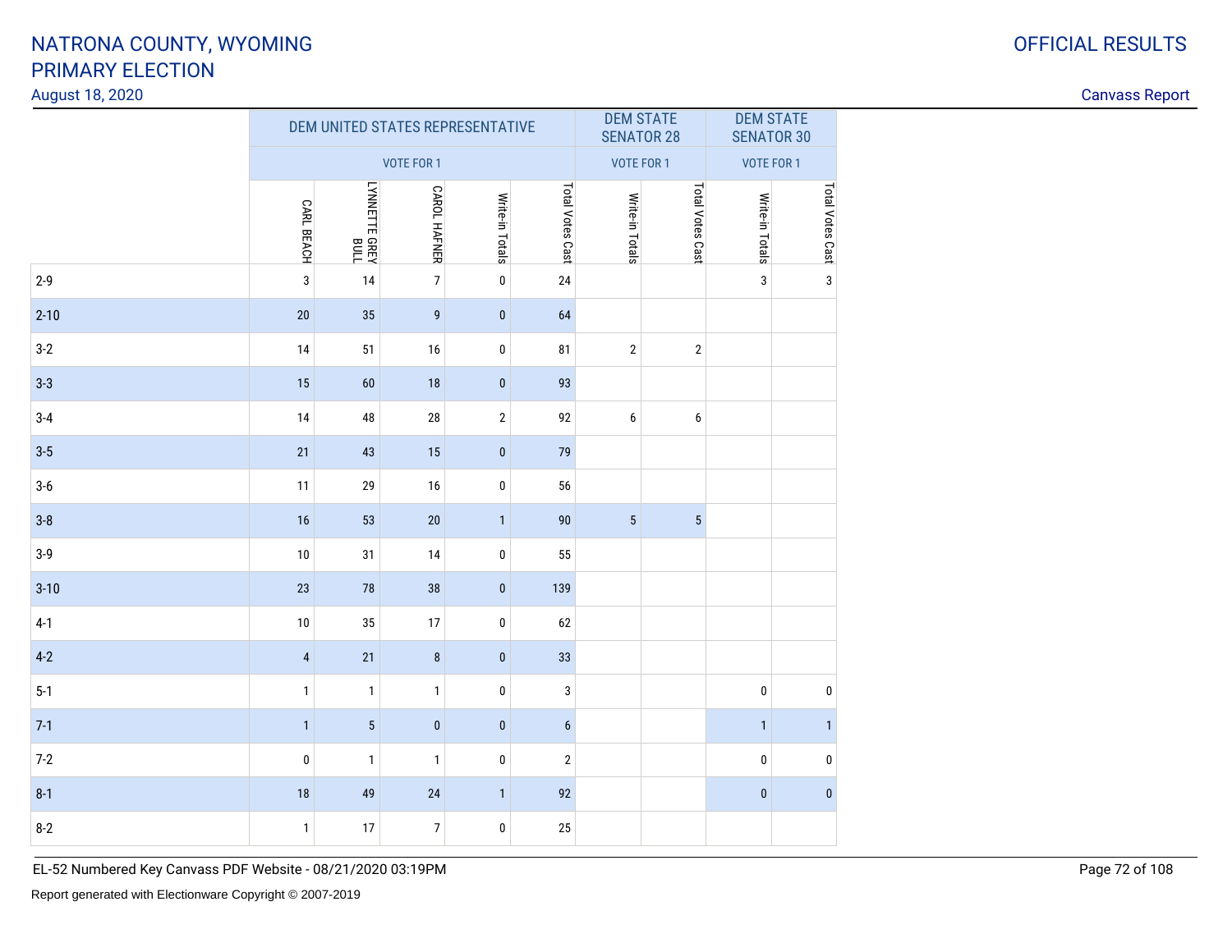# NATRONA COUNTY, WYOMING
# PRIMARY ELECTION
August 18, 2020

OFFICIAL RESULTS

Canvass Report

| | DEM UNITED STATES REPRESENTATIVE | | | | | DEM STATE SENATOR 28 | | DEM STATE SENATOR 30 | |
|---|---|---|---|---|---|---|---|---|---|
| | VOTE FOR 1 | | | | | VOTE FOR 1 | | VOTE FOR 1 | |
| | CARL BEACH | LYNNETTE GREY BULL | CAROL HAFNER | Write-in Totals | Total Votes Cast | Write-in Totals | Total Votes Cast | Write-in Totals | Total Votes Cast |
| 2-9 | 3 | 14 | 7 | 0 | 24 | | | 3 | 3 |
| 2-10 | 20 | 35 | 9 | 0 | 64 | | | | |
| 3-2 | 14 | 51 | 16 | 0 | 81 | 2 | 2 | | |
| 3-3 | 15 | 60 | 18 | 0 | 93 | | | | |
| 3-4 | 14 | 48 | 28 | 2 | 92 | 6 | 6 | | |
| 3-5 | 21 | 43 | 15 | 0 | 79 | | | | |
| 3-6 | 11 | 29 | 16 | 0 | 56 | | | | |
| 3-8 | 16 | 53 | 20 | 1 | 90 | 5 | 5 | | |
| 3-9 | 10 | 31 | 14 | 0 | 55 | | | | |
| 3-10 | 23 | 78 | 38 | 0 | 139 | | | | |
| 4-1 | 10 | 35 | 17 | 0 | 62 | | | | |
| 4-2 | 4 | 21 | 8 | 0 | 33 | | | | |
| 5-1 | 1 | 1 | 1 | 0 | 3 | | | 0 | 0 |
| 7-1 | 1 | 5 | 0 | 0 | 6 | | | 1 | 1 |
| 7-2 | 0 | 1 | 1 | 0 | 2 | | | 0 | 0 |
| 8-1 | 18 | 49 | 24 | 1 | 92 | | | 0 | 0 |
| 8-2 | 1 | 17 | 7 | 0 | 25 | | | | |

EL-52 Numbered Key Canvass PDF Website - 08/21/2020 03:19PM

Report generated with Electionware Copyright © 2007-2019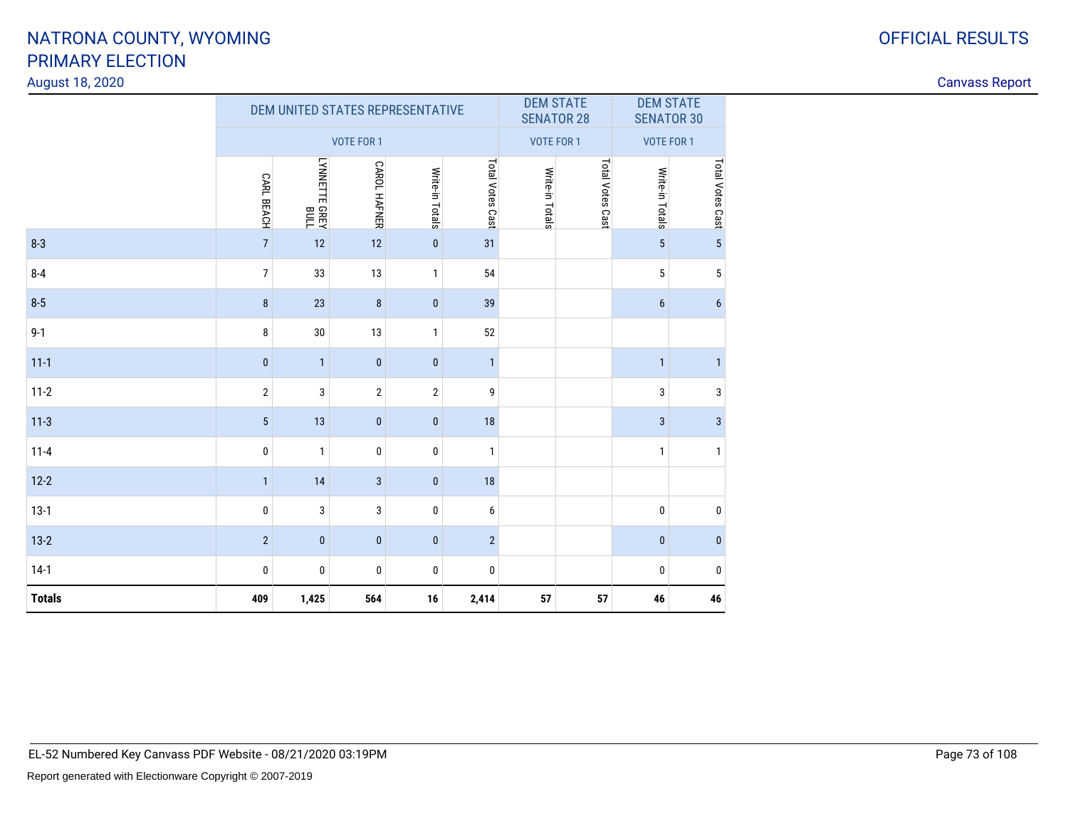# NATRONA COUNTY, WYOMING
# PRIMARY ELECTION

August 18, 2020

OFFICIAL RESULTS

Canvass Report

| | DEM UNITED STATES REPRESENTATIVE | | | | | DEM STATE SENATOR 28 | | DEM STATE SENATOR 30 | |
|---|---|---|---|---|---|---|---|---|---|
| | VOTE FOR 1 | | | | | VOTE FOR 1 | | VOTE FOR 1 | |
| | CARL BEACH | LYNNETTE GREY BULL | CAROL HAFNER | Write-in Totals | Total Votes Cast | Write-in Totals | Total Votes Cast | Write-in Totals | Total Votes Cast |
| 8-3 | 7 | 12 | 12 | 0 | 31 | | | 5 | 5 |
| 8-4 | 7 | 33 | 13 | 1 | 54 | | | 5 | 5 |
| 8-5 | 8 | 23 | 8 | 0 | 39 | | | 6 | 6 |
| 9-1 | 8 | 30 | 13 | 1 | 52 | | | | |
| 11-1 | 0 | 1 | 0 | 0 | 1 | | | 1 | 1 |
| 11-2 | 2 | 3 | 2 | 2 | 9 | | | 3 | 3 |
| 11-3 | 5 | 13 | 0 | 0 | 18 | | | 3 | 3 |
| 11-4 | 0 | 1 | 0 | 0 | 1 | | | 1 | 1 |
| 12-2 | 1 | 14 | 3 | 0 | 18 | | | | |
| 13-1 | 0 | 3 | 3 | 0 | 6 | | | 0 | 0 |
| 13-2 | 2 | 0 | 0 | 0 | 2 | | | 0 | 0 |
| 14-1 | 0 | 0 | 0 | 0 | 0 | | | 0 | 0 |
| **Totals** | **409** | **1,425** | **564** | **16** | **2,414** | **57** | **57** | **46** | **46** |

EL-52 Numbered Key Canvass PDF Website - 08/21/2020 03:19PM

Report generated with Electionware Copyright © 2007-2019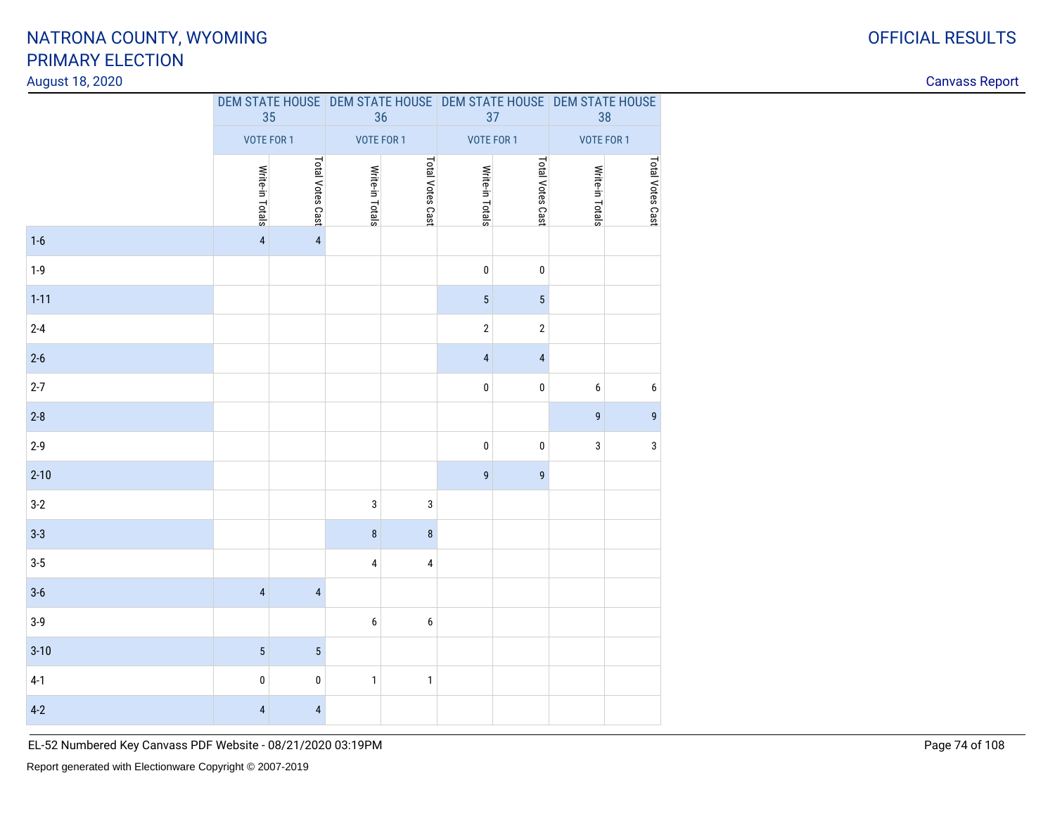# NATRONA COUNTY, WYOMING
# PRIMARY ELECTION

August 18, 2020

OFFICIAL RESULTS

Canvass Report

| | DEM STATE HOUSE 35 | | DEM STATE HOUSE 36 | | DEM STATE HOUSE 37 | | DEM STATE HOUSE 38 | |
|---|---|---|---|---|---|---|---|---|
| | VOTE FOR 1 | | VOTE FOR 1 | | VOTE FOR 1 | | VOTE FOR 1 | |
| | Write-in Totals | Total Votes Cast | Write-in Totals | Total Votes Cast | Write-in Totals | Total Votes Cast | Write-in Totals | Total Votes Cast |
| 1-6 | 4 | 4 | | | | | | |
| 1-9 | | | | | 0 | 0 | | |
| 1-11 | | | | | 5 | 5 | | |
| 2-4 | | | | | 2 | 2 | | |
| 2-6 | | | | | 4 | 4 | | |
| 2-7 | | | | | 0 | 0 | 6 | 6 |
| 2-8 | | | | | | | 9 | 9 |
| 2-9 | | | | | 0 | 0 | 3 | 3 |
| 2-10 | | | | | 9 | 9 | | |
| 3-2 | | | 3 | 3 | | | | |
| 3-3 | | | 8 | 8 | | | | |
| 3-5 | | | 4 | 4 | | | | |
| 3-6 | 4 | 4 | | | | | | |
| 3-9 | | | 6 | 6 | | | | |
| 3-10 | 5 | 5 | | | | | | |
| 4-1 | 0 | 0 | 1 | 1 | | | | |
| 4-2 | 4 | 4 | | | | | | |

EL-52 Numbered Key Canvass PDF Website - 08/21/2020 03:19PM

Report generated with Electionware Copyright © 2007-2019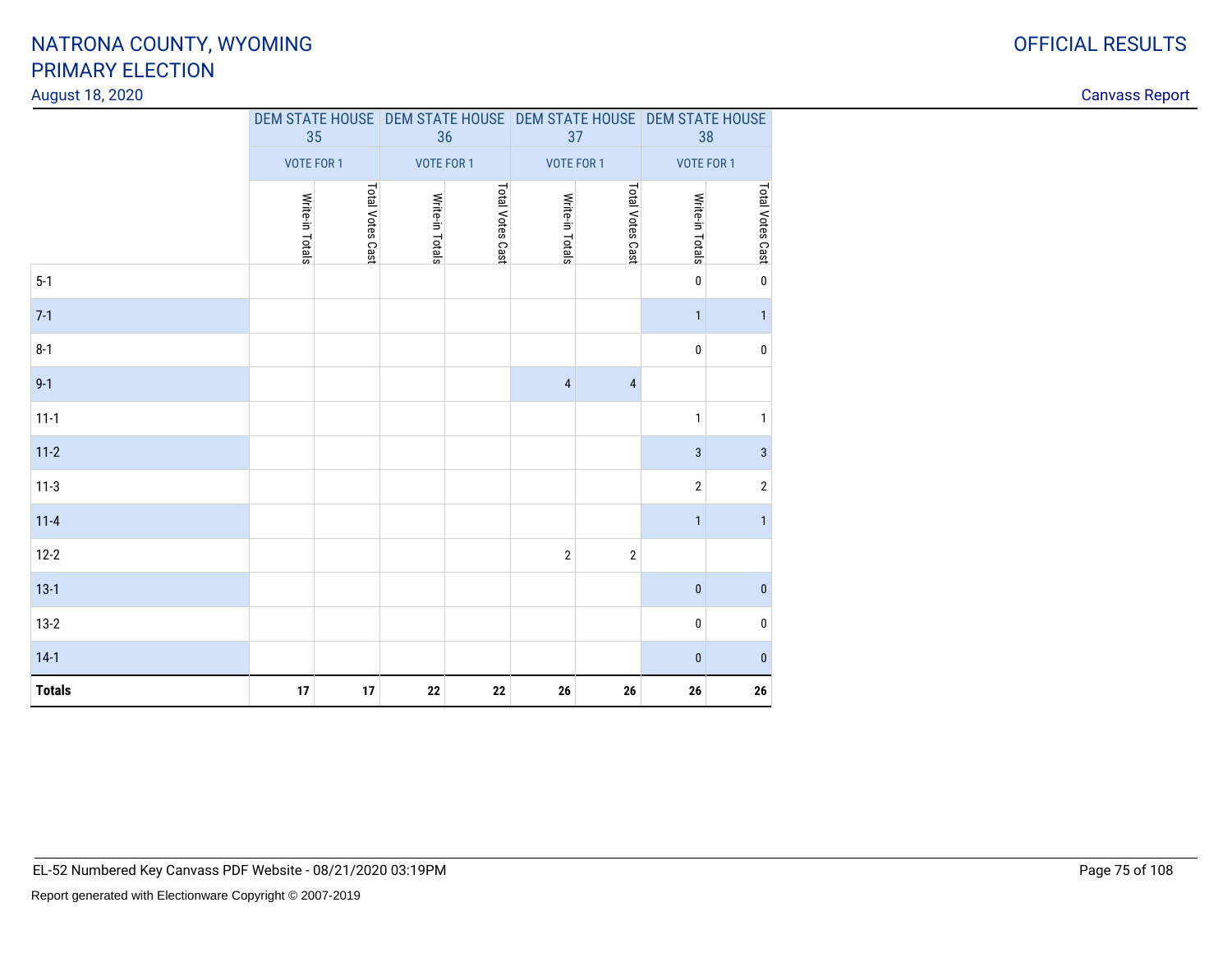# NATRONA COUNTY, WYOMING
# PRIMARY ELECTION

August 18, 2020

OFFICIAL RESULTS

Canvass Report

| | DEM STATE HOUSE 35 | | DEM STATE HOUSE 36 | | DEM STATE HOUSE 37 | | DEM STATE HOUSE 38 | |
|---|---|---|---|---|---|---|---|---|
| | VOTE FOR 1 | | VOTE FOR 1 | | VOTE FOR 1 | | VOTE FOR 1 | |
| | Write-in Totals | Total Votes Cast | Write-in Totals | Total Votes Cast | Write-in Totals | Total Votes Cast | Write-in Totals | Total Votes Cast |
| 5-1 | | | | | | | 0 | 0 |
| 7-1 | | | | | | | 1 | 1 |
| 8-1 | | | | | | | 0 | 0 |
| 9-1 | | | | | 4 | 4 | | |
| 11-1 | | | | | | | 1 | 1 |
| 11-2 | | | | | | | 3 | 3 |
| 11-3 | | | | | | | 2 | 2 |
| 11-4 | | | | | | | 1 | 1 |
| 12-2 | | | | | 2 | 2 | | |
| 13-1 | | | | | | | 0 | 0 |
| 13-2 | | | | | | | 0 | 0 |
| 14-1 | | | | | | | 0 | 0 |
| **Totals** | **17** | **17** | **22** | **22** | **26** | **26** | **26** | **26** |

EL-52 Numbered Key Canvass PDF Website - 08/21/2020 03:19PM

Report generated with Electionware Copyright © 2007-2019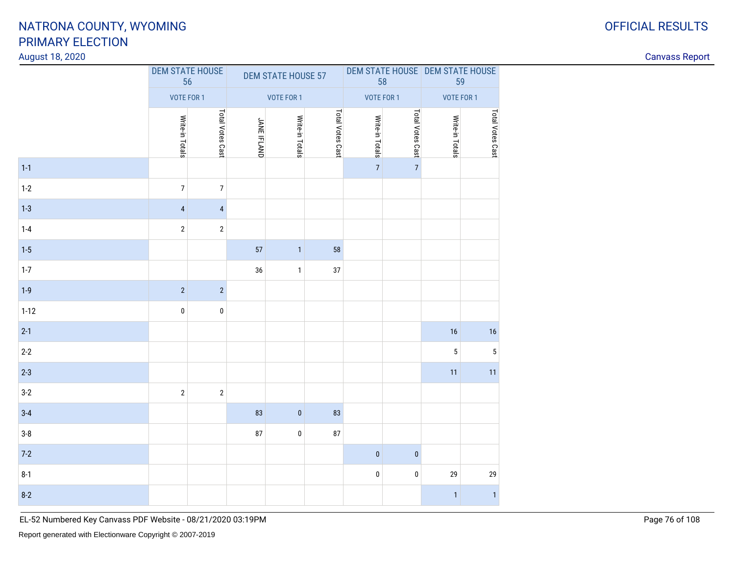# NATRONA COUNTY, WYOMING
# PRIMARY ELECTION

August 18, 2020

OFFICIAL RESULTS

Canvass Report

| | DEM STATE HOUSE 56 | | DEM STATE HOUSE 57 | | | DEM STATE HOUSE 58 | | DEM STATE HOUSE 59 | |
|---|---|---|---|---|---|---|---|---|---|
| | VOTE FOR 1 | | VOTE FOR 1 | | | VOTE FOR 1 | | VOTE FOR 1 | |
| | Write-in Totals | Total Votes Cast | JANE IFLAND | Write-in Totals | Total Votes Cast | Write-in Totals | Total Votes Cast | Write-in Totals | Total Votes Cast |
| 1-1 | | | | | | 7 | 7 | | |
| 1-2 | 7 | 7 | | | | | | | |
| 1-3 | 4 | 4 | | | | | | | |
| 1-4 | 2 | 2 | | | | | | | |
| 1-5 | | | 57 | 1 | 58 | | | | |
| 1-7 | | | 36 | 1 | 37 | | | | |
| 1-9 | 2 | 2 | | | | | | | |
| 1-12 | 0 | 0 | | | | | | | |
| 2-1 | | | | | | | | 16 | 16 |
| 2-2 | | | | | | | | 5 | 5 |
| 2-3 | | | | | | | | 11 | 11 |
| 3-2 | 2 | 2 | | | | | | | |
| 3-4 | | | 83 | 0 | 83 | | | | |
| 3-8 | | | 87 | 0 | 87 | | | | |
| 7-2 | | | | | | 0 | 0 | | |
| 8-1 | | | | | | 0 | 0 | 29 | 29 |
| 8-2 | | | | | | | | 1 | 1 |

EL-52 Numbered Key Canvass PDF Website - 08/21/2020 03:19PM

Report generated with Electionware Copyright © 2007-2019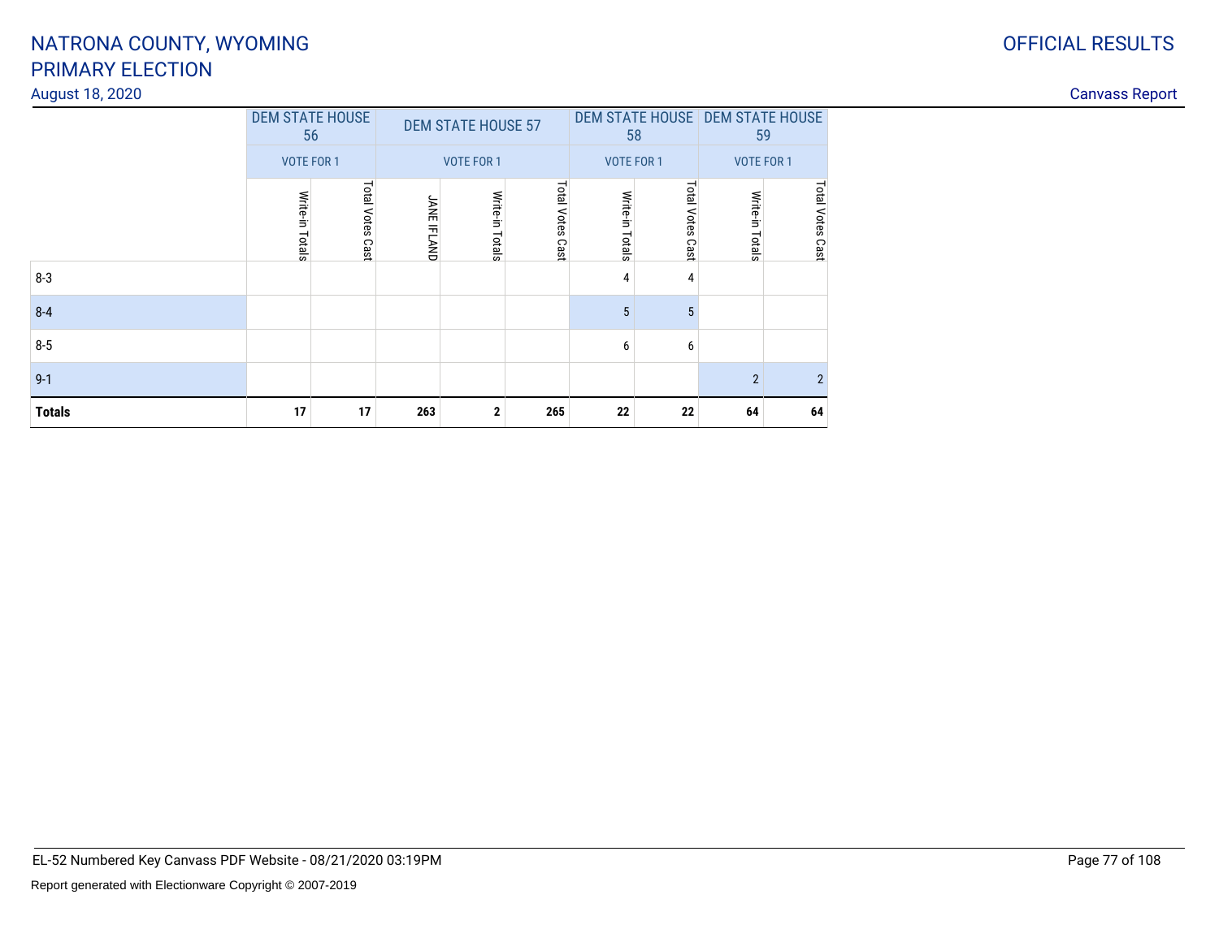# NATRONA COUNTY, WYOMING
# PRIMARY ELECTION

August 18, 2020

OFFICIAL RESULTS

Canvass Report

| | DEM STATE HOUSE 56 | | DEM STATE HOUSE 57 | | | DEM STATE HOUSE 58 | | DEM STATE HOUSE 59 | |
|---|---|---|---|---|---|---|---|---|---|
| | VOTE FOR 1 | | VOTE FOR 1 | | | VOTE FOR 1 | | VOTE FOR 1 | |
| | Write-in Totals | Total Votes Cast | JANE IFLAND | Write-in Totals | Total Votes Cast | Write-in Totals | Total Votes Cast | Write-in Totals | Total Votes Cast |
| 8-3 | | | | | | 4 | 4 | | |
| 8-4 | | | | | | 5 | 5 | | |
| 8-5 | | | | | | 6 | 6 | | |
| 9-1 | | | | | | | | 2 | 2 |
| **Totals** | **17** | **17** | **263** | **2** | **265** | **22** | **22** | **64** | **64** |

EL-52 Numbered Key Canvass PDF Website - 08/21/2020 03:19PM

Report generated with Electionware Copyright © 2007-2019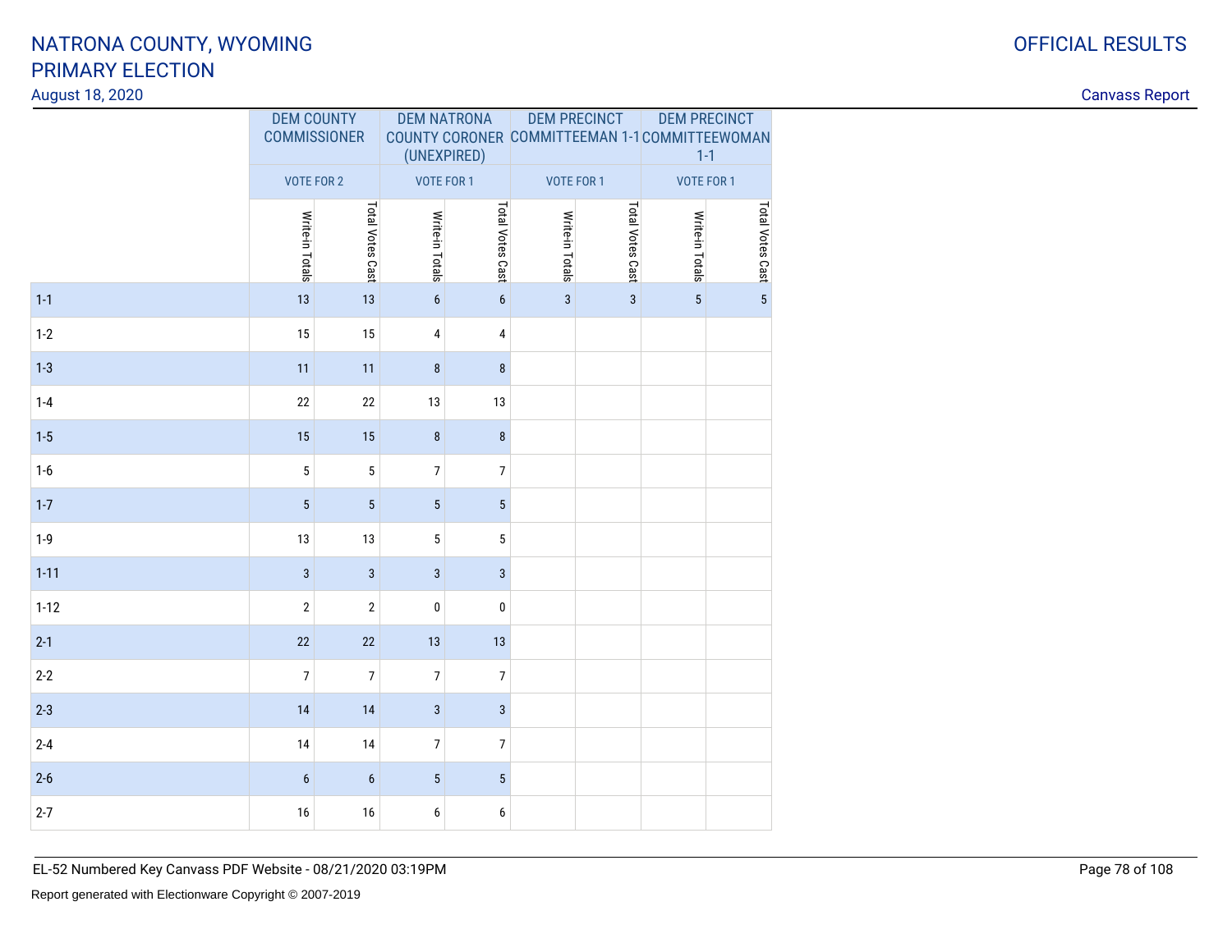# NATRONA COUNTY, WYOMING
# PRIMARY ELECTION

August 18, 2020

OFFICIAL RESULTS

Canvass Report

| | DEM COUNTY COMMISSIONER | | DEM NATRONA COUNTY CORONER (UNEXPIRED) | | DEM PRECINCT COMMITTEEMAN 1-1 | | DEM PRECINCT COMMITTEEWOMAN 1-1 | |
|---|---|---|---|---|---|---|---|---|
| | VOTE FOR 2 | | VOTE FOR 1 | | VOTE FOR 1 | | VOTE FOR 1 | |
| | Write-in Totals | Total Votes Cast | Write-in Totals | Total Votes Cast | Write-in Totals | Total Votes Cast | Write-in Totals | Total Votes Cast |
| 1-1 | 13 | 13 | 6 | 6 | 3 | 3 | 5 | 5 |
| 1-2 | 15 | 15 | 4 | 4 | | | | |
| 1-3 | 11 | 11 | 8 | 8 | | | | |
| 1-4 | 22 | 22 | 13 | 13 | | | | |
| 1-5 | 15 | 15 | 8 | 8 | | | | |
| 1-6 | 5 | 5 | 7 | 7 | | | | |
| 1-7 | 5 | 5 | 5 | 5 | | | | |
| 1-9 | 13 | 13 | 5 | 5 | | | | |
| 1-11 | 3 | 3 | 3 | 3 | | | | |
| 1-12 | 2 | 2 | 0 | 0 | | | | |
| 2-1 | 22 | 22 | 13 | 13 | | | | |
| 2-2 | 7 | 7 | 7 | 7 | | | | |
| 2-3 | 14 | 14 | 3 | 3 | | | | |
| 2-4 | 14 | 14 | 7 | 7 | | | | |
| 2-6 | 6 | 6 | 5 | 5 | | | | |
| 2-7 | 16 | 16 | 6 | 6 | | | | |

EL-52 Numbered Key Canvass PDF Website - 08/21/2020 03:19PM

Report generated with Electionware Copyright © 2007-2019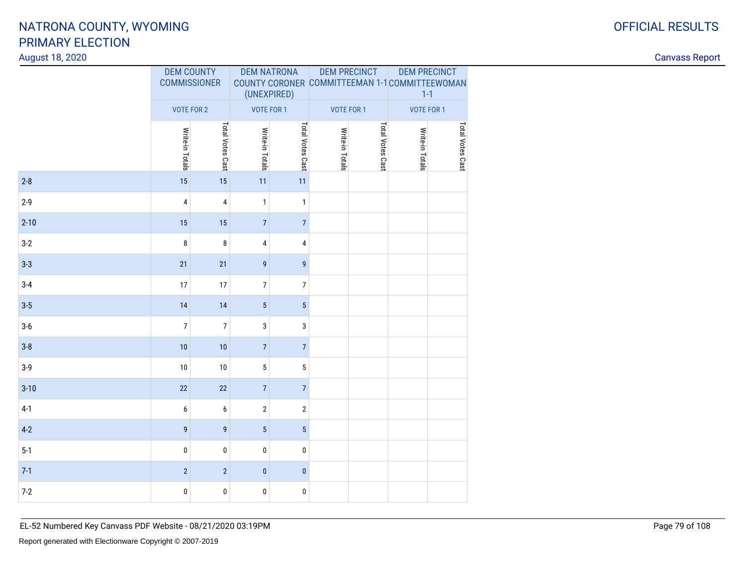# NATRONA COUNTY, WYOMING
# PRIMARY ELECTION

August 18, 2020

OFFICIAL RESULTS

Canvass Report

| | DEM COUNTY COMMISSIONER | | DEM NATRONA COUNTY CORONER (UNEXPIRED) | | DEM PRECINCT COMMITTEEMAN 1-1 | | DEM PRECINCT COMMITTEEWOMAN 1-1 | |
|---|---|---|---|---|---|---|---|---|
| | VOTE FOR 2 | | VOTE FOR 1 | | VOTE FOR 1 | | VOTE FOR 1 | |
| | Write-in Totals | Total Votes Cast | Write-in Totals | Total Votes Cast | Write-in Totals | Total Votes Cast | Write-in Totals | Total Votes Cast |
| 2-8 | 15 | 15 | 11 | 11 | | | | |
| 2-9 | 4 | 4 | 1 | 1 | | | | |
| 2-10 | 15 | 15 | 7 | 7 | | | | |
| 3-2 | 8 | 8 | 4 | 4 | | | | |
| 3-3 | 21 | 21 | 9 | 9 | | | | |
| 3-4 | 17 | 17 | 7 | 7 | | | | |
| 3-5 | 14 | 14 | 5 | 5 | | | | |
| 3-6 | 7 | 7 | 3 | 3 | | | | |
| 3-8 | 10 | 10 | 7 | 7 | | | | |
| 3-9 | 10 | 10 | 5 | 5 | | | | |
| 3-10 | 22 | 22 | 7 | 7 | | | | |
| 4-1 | 6 | 6 | 2 | 2 | | | | |
| 4-2 | 9 | 9 | 5 | 5 | | | | |
| 5-1 | 0 | 0 | 0 | 0 | | | | |
| 7-1 | 2 | 2 | 0 | 0 | | | | |
| 7-2 | 0 | 0 | 0 | 0 | | | | |

EL-52 Numbered Key Canvass PDF Website - 08/21/2020 03:19PM

Report generated with Electionware Copyright © 2007-2019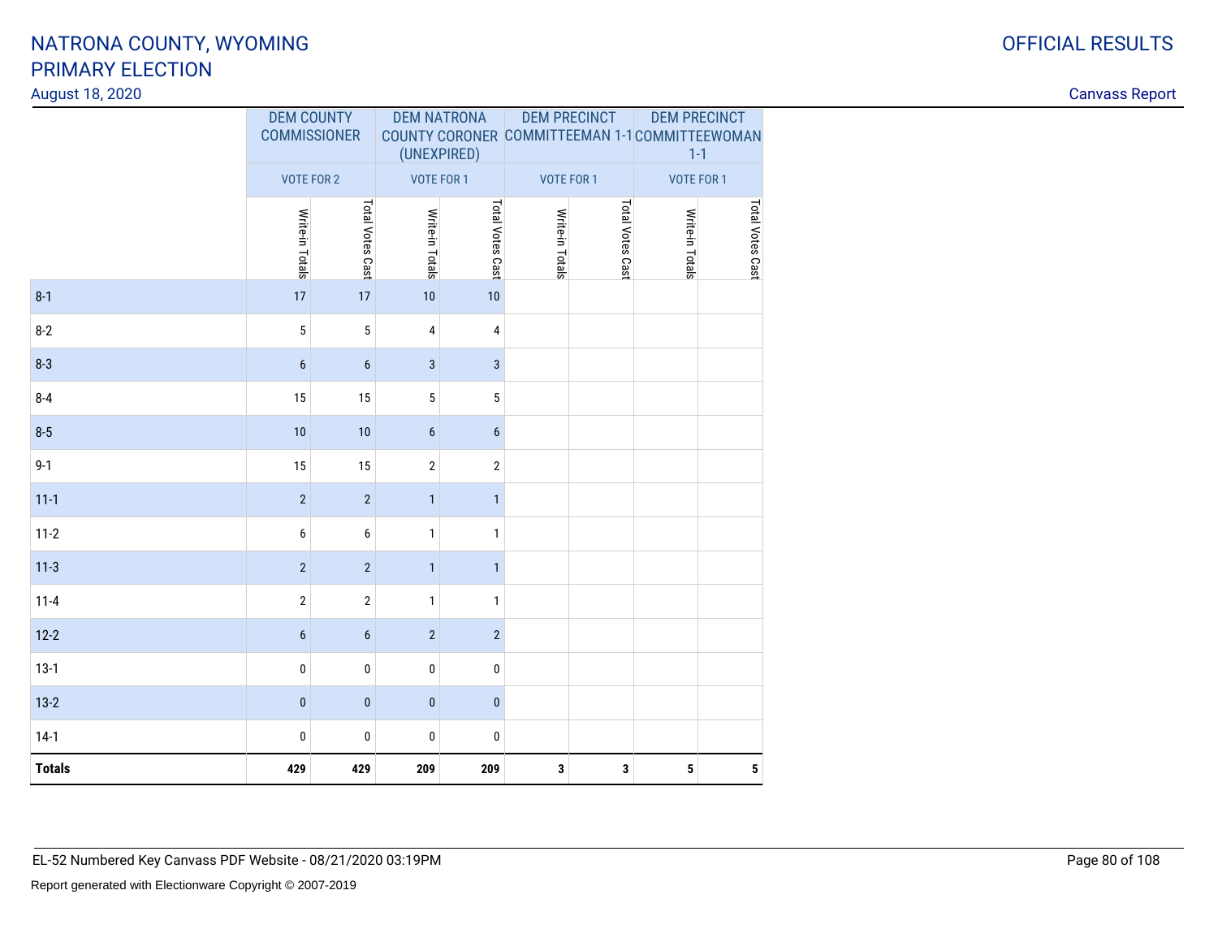# NATRONA COUNTY, WYOMING
# PRIMARY ELECTION

August 18, 2020

OFFICIAL RESULTS

Canvass Report

| | DEM COUNTY COMMISSIONER | | DEM NATRONA COUNTY CORONER (UNEXPIRED) | | DEM PRECINCT COMMITTEEMAN 1-1 | | DEM PRECINCT COMMITTEEWOMAN 1-1 | |
|---|---|---|---|---|---|---|---|---|
| | VOTE FOR 2 | | VOTE FOR 1 | | VOTE FOR 1 | | VOTE FOR 1 | |
| | Write-in Totals | Total Votes Cast | Write-in Totals | Total Votes Cast | Write-in Totals | Total Votes Cast | Write-in Totals | Total Votes Cast |
| 8-1 | 17 | 17 | 10 | 10 | | | | |
| 8-2 | 5 | 5 | 4 | 4 | | | | |
| 8-3 | 6 | 6 | 3 | 3 | | | | |
| 8-4 | 15 | 15 | 5 | 5 | | | | |
| 8-5 | 10 | 10 | 6 | 6 | | | | |
| 9-1 | 15 | 15 | 2 | 2 | | | | |
| 11-1 | 2 | 2 | 1 | 1 | | | | |
| 11-2 | 6 | 6 | 1 | 1 | | | | |
| 11-3 | 2 | 2 | 1 | 1 | | | | |
| 11-4 | 2 | 2 | 1 | 1 | | | | |
| 12-2 | 6 | 6 | 2 | 2 | | | | |
| 13-1 | 0 | 0 | 0 | 0 | | | | |
| 13-2 | 0 | 0 | 0 | 0 | | | | |
| 14-1 | 0 | 0 | 0 | 0 | | | | |
| **Totals** | **429** | **429** | **209** | **209** | **3** | **3** | **5** | **5** |

EL-52 Numbered Key Canvass PDF Website - 08/21/2020 03:19PM

Report generated with Electionware Copyright © 2007-2019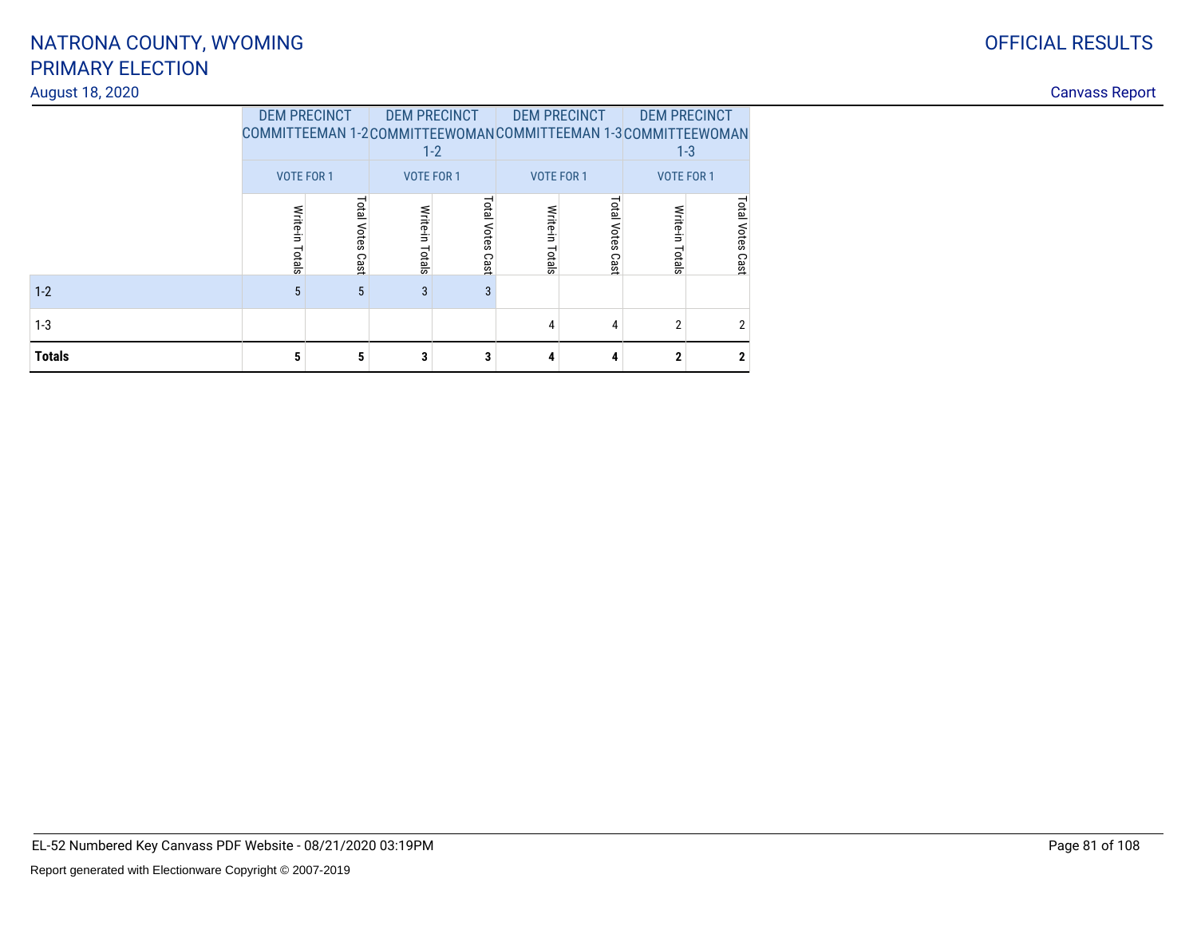# NATRONA COUNTY, WYOMING
# PRIMARY ELECTION

August 18, 2020

OFFICIAL RESULTS

Canvass Report

| | DEM PRECINCT COMMITTEEMAN 1-2 | | DEM PRECINCT COMMITTEEWOMAN 1-2 | | DEM PRECINCT COMMITTEEMAN 1-3 | | DEM PRECINCT COMMITTEEWOMAN 1-3 | |
|---|---|---|---|---|---|---|---|---|
| | VOTE FOR 1 | | VOTE FOR 1 | | VOTE FOR 1 | | VOTE FOR 1 | |
| | Write-in Totals | Total Votes Cast | Write-in Totals | Total Votes Cast | Write-in Totals | Total Votes Cast | Write-in Totals | Total Votes Cast |
| 1-2 | 5 | 5 | 3 | 3 | | | | |
| 1-3 | | | | | 4 | 4 | 2 | 2 |
| **Totals** | **5** | **5** | **3** | **3** | **4** | **4** | **2** | **2** |

EL-52 Numbered Key Canvass PDF Website - 08/21/2020 03:19PM

Report generated with Electionware Copyright © 2007-2019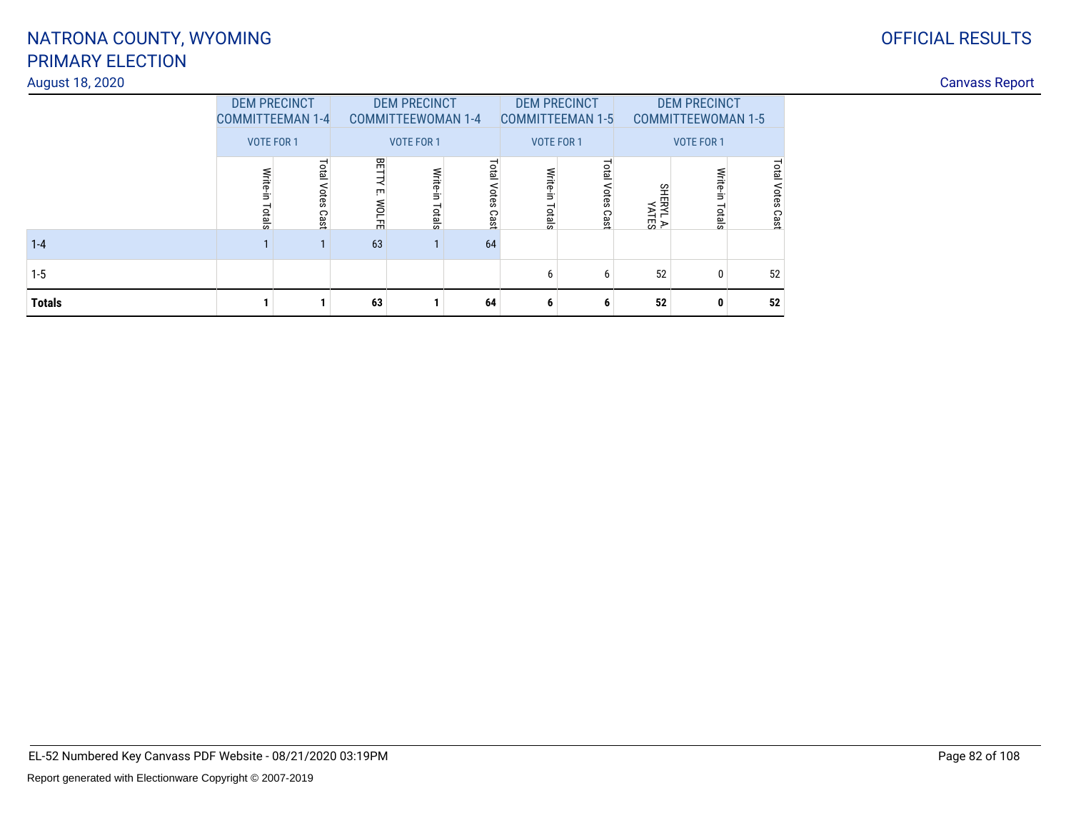# NATRONA COUNTY, WYOMING
# PRIMARY ELECTION

August 18, 2020

OFFICIAL RESULTS

Canvass Report

| | DEM PRECINCT COMMITTEEMAN 1-4 | | DEM PRECINCT COMMITTEEWOMAN 1-4 | | | DEM PRECINCT COMMITTEEMAN 1-5 | | DEM PRECINCT COMMITTEEWOMAN 1-5 | | |
|---|---|---|---|---|---|---|---|---|---|---|
| | VOTE FOR 1 | | VOTE FOR 1 | | | VOTE FOR 1 | | VOTE FOR 1 | | |
| | Write-in Totals | Total Votes Cast | BETTY E. WOLFE | Write-in Totals | Total Votes Cast | Write-in Totals | Total Votes Cast | SHERYL A. YATES | Write-in Totals | Total Votes Cast |
| 1-4 | 1 | 1 | 63 | 1 | 64 | | | | | |
| 1-5 | | | | | | 6 | 6 | 52 | 0 | 52 |
| **Totals** | **1** | **1** | **63** | **1** | **64** | **6** | **6** | **52** | **0** | **52** |

EL-52 Numbered Key Canvass PDF Website - 08/21/2020 03:19PM

Report generated with Electionware Copyright © 2007-2019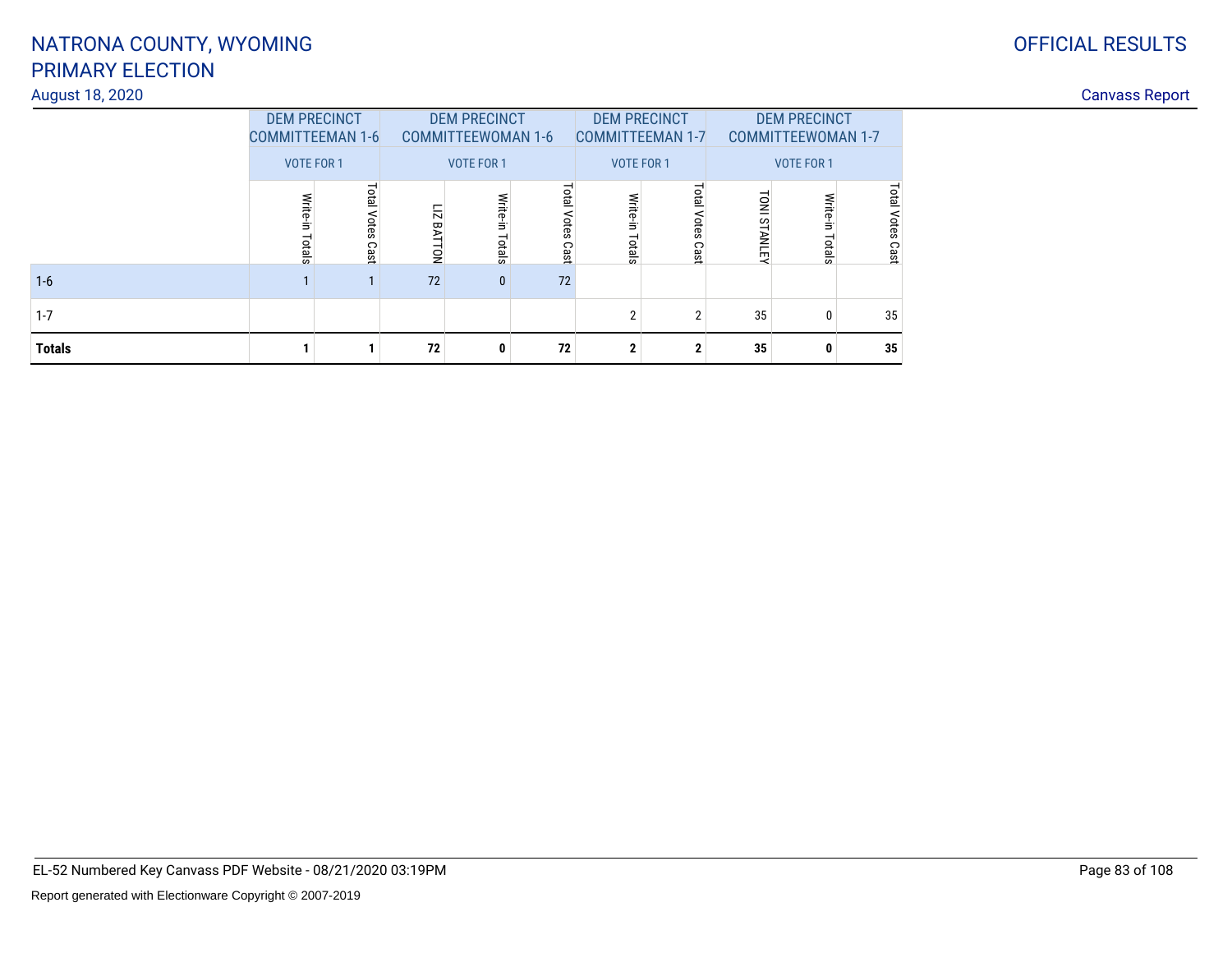# NATRONA COUNTY, WYOMING
# PRIMARY ELECTION

August 18, 2020

OFFICIAL RESULTS

Canvass Report

| | DEM PRECINCT COMMITTEEMAN 1-6 | | DEM PRECINCT COMMITTEEWOMAN 1-6 | | | DEM PRECINCT COMMITTEEMAN 1-7 | | DEM PRECINCT COMMITTEEWOMAN 1-7 | | |
|---|---|---|---|---|---|---|---|---|---|---|
| | VOTE FOR 1 | | VOTE FOR 1 | | | VOTE FOR 1 | | VOTE FOR 1 | | |
| | Write-in Totals | Total Votes Cast | LIZ BATTON | Write-in Totals | Total Votes Cast | Write-in Totals | Total Votes Cast | TONI STANLEY | Write-in Totals | Total Votes Cast |
| 1-6 | 1 | 1 | 72 | 0 | 72 | | | | | |
| 1-7 | | | | | | 2 | 2 | 35 | 0 | 35 |
| **Totals** | **1** | **1** | **72** | **0** | **72** | **2** | **2** | **35** | **0** | **35** |

EL-52 Numbered Key Canvass PDF Website - 08/21/2020 03:19PM

Report generated with Electionware Copyright © 2007-2019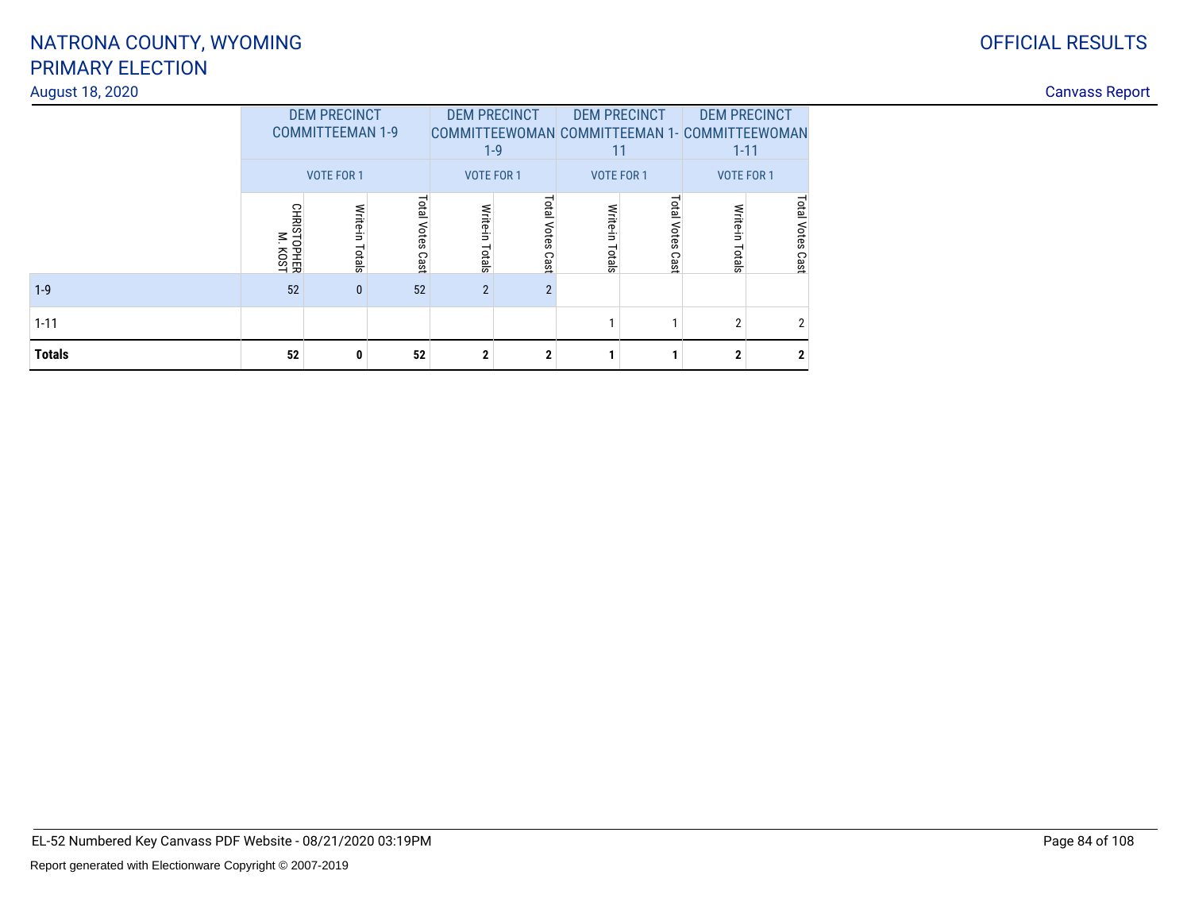# NATRONA COUNTY, WYOMING
# PRIMARY ELECTION

August 18, 2020

OFFICIAL RESULTS

Canvass Report

| | DEM PRECINCT COMMITTEEMAN 1-9 | | | DEM PRECINCT COMMITTEEWOMAN 1-9 | | DEM PRECINCT COMMITTEEMAN 1-11 | | DEM PRECINCT COMMITTEEWOMAN 1-11 | |
|---|---|---|---|---|---|---|---|---|---|
| | VOTE FOR 1 | | | VOTE FOR 1 | | VOTE FOR 1 | | VOTE FOR 1 | |
| | CHRISTOPHER M. KOST | Write-in Totals | Total Votes Cast | Write-in Totals | Total Votes Cast | Write-in Totals | Total Votes Cast | Write-in Totals | Total Votes Cast |
| 1-9 | 52 | 0 | 52 | 2 | 2 | | | | |
| 1-11 | | | | | | 1 | 1 | 2 | 2 |
| **Totals** | **52** | **0** | **52** | **2** | **2** | **1** | **1** | **2** | **2** |

EL-52 Numbered Key Canvass PDF Website - 08/21/2020 03:19PM

Report generated with Electionware Copyright © 2007-2019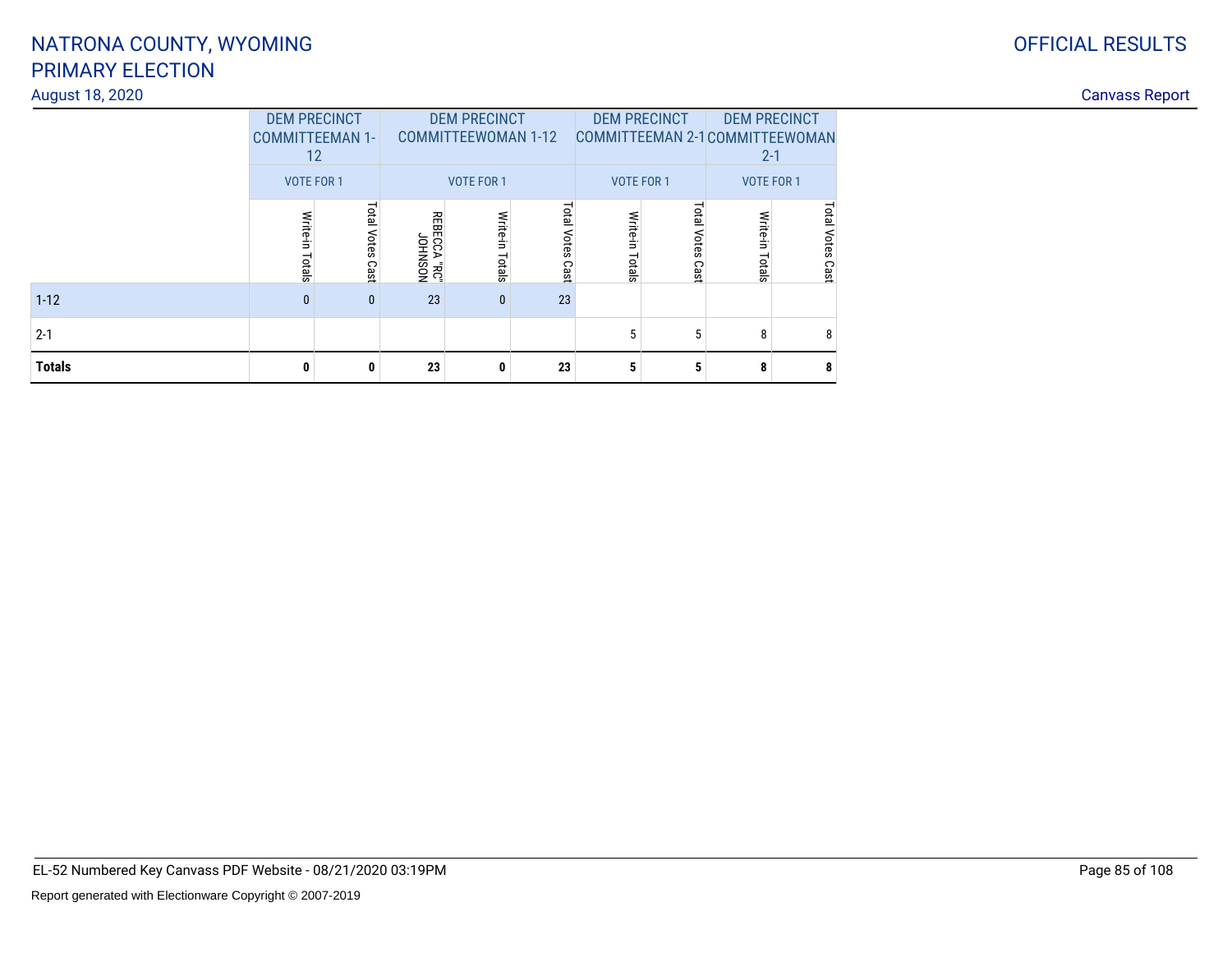# NATRONA COUNTY, WYOMING
## PRIMARY ELECTION
August 18, 2020

OFFICIAL RESULTS

Canvass Report

| | DEM PRECINCT COMMITTEEMAN 1-12 | | DEM PRECINCT COMMITTEEWOMAN 1-12 | | | DEM PRECINCT COMMITTEEMAN 2-1 | | DEM PRECINCT COMMITTEEWOMAN 2-1 | |
|---|---|---|---|---|---|---|---|---|---|
| | VOTE FOR 1 | | VOTE FOR 1 | | | VOTE FOR 1 | | VOTE FOR 1 | |
| | Write-in Totals | Total Votes Cast | REBECCA "RC" JOHNSON | Write-in Totals | Total Votes Cast | Write-in Totals | Total Votes Cast | Write-in Totals | Total Votes Cast |
| 1-12 | 0 | 0 | 23 | 0 | 23 | | | | |
| 2-1 | | | | | | 5 | 5 | 8 | 8 |
| **Totals** | **0** | **0** | **23** | **0** | **23** | **5** | **5** | **8** | **8** |

EL-52 Numbered Key Canvass PDF Website - 08/21/2020 03:19PM

Report generated with Electionware Copyright © 2007-2019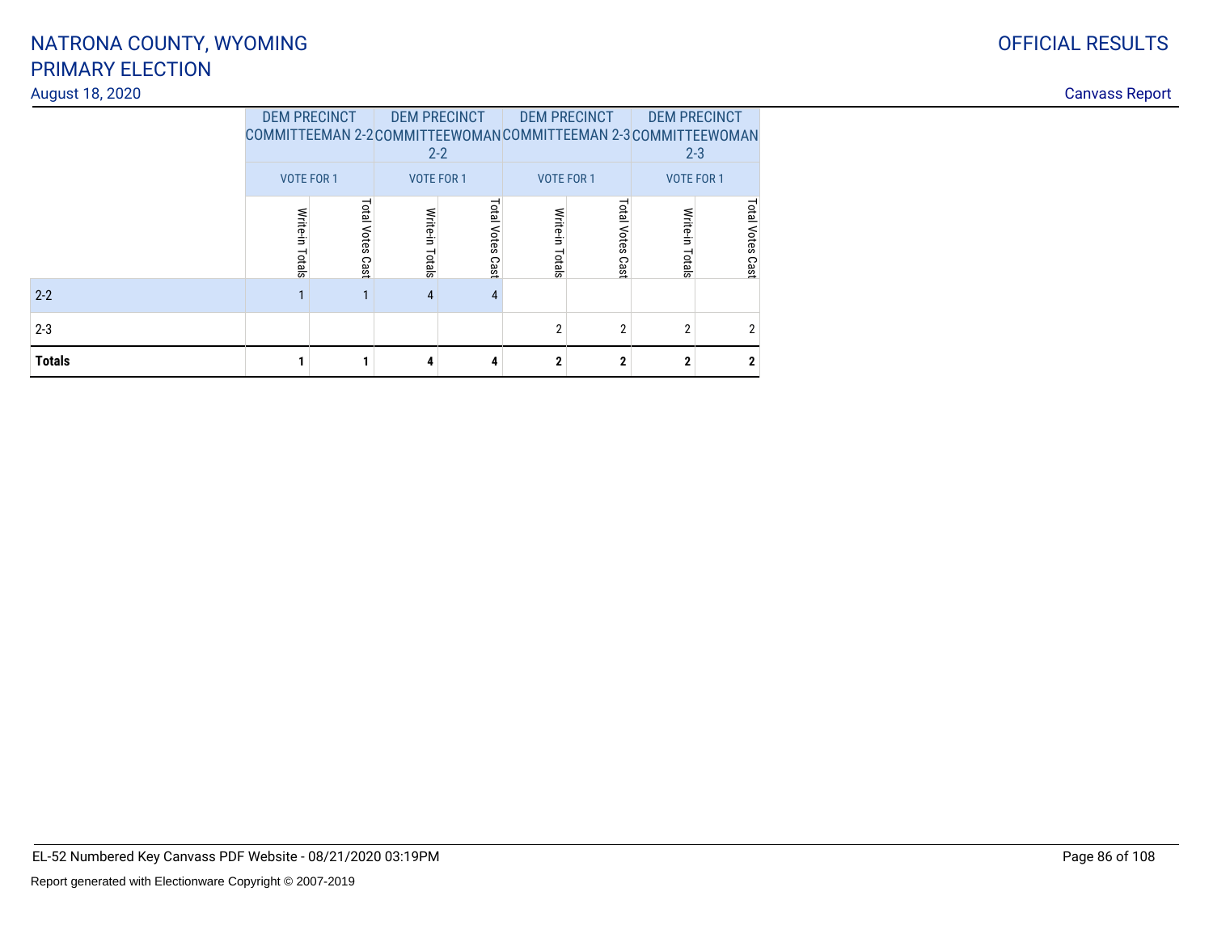# NATRONA COUNTY, WYOMING
# PRIMARY ELECTION

August 18, 2020

OFFICIAL RESULTS

Canvass Report

| | DEM PRECINCT COMMITTEEMAN 2-2 | | DEM PRECINCT COMMITTEEWOMAN 2-2 | | DEM PRECINCT COMMITTEEMAN 2-3 | | DEM PRECINCT COMMITTEEWOMAN 2-3 | |
|---|---|---|---|---|---|---|---|---|
| | VOTE FOR 1 | | VOTE FOR 1 | | VOTE FOR 1 | | VOTE FOR 1 | |
| | Write-in Totals | Total Votes Cast | Write-in Totals | Total Votes Cast | Write-in Totals | Total Votes Cast | Write-in Totals | Total Votes Cast |
| 2-2 | 1 | 1 | 4 | 4 | | | | |
| 2-3 | | | | | 2 | 2 | 2 | 2 |
| **Totals** | **1** | **1** | **4** | **4** | **2** | **2** | **2** | **2** |

EL-52 Numbered Key Canvass PDF Website - 08/21/2020 03:19PM

Report generated with Electionware Copyright © 2007-2019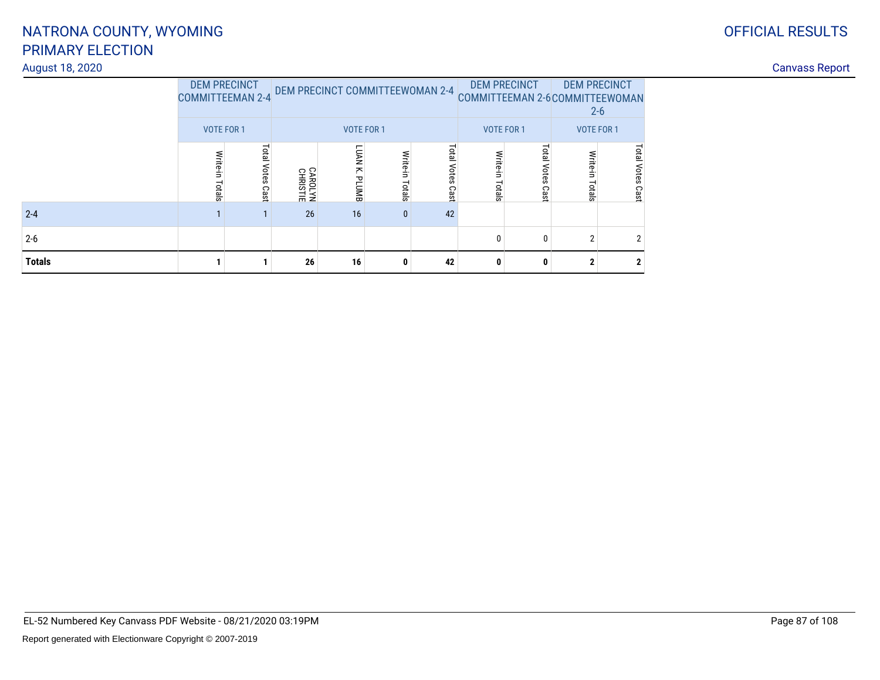NATRONA COUNTY, WYOMING
PRIMARY ELECTION
August 18, 2020

OFFICIAL RESULTS
Canvass Report

| | DEM PRECINCT COMMITTEEMAN 2-4 | | DEM PRECINCT COMMITTEEWOMAN 2-4 | | | | DEM PRECINCT COMMITTEEMAN 2-6 | | DEM PRECINCT COMMITTEEWOMAN 2-6 | |
|---|---|---|---|---|---|---|---|---|---|---|
| | VOTE FOR 1 | | VOTE FOR 1 | | | | VOTE FOR 1 | | VOTE FOR 1 | |
| | Write-in Totals | Total Votes Cast | CAROLYN CHRISTIE | LUAN K. PLUMB | Write-in Totals | Total Votes Cast | Write-in Totals | Total Votes Cast | Write-in Totals | Total Votes Cast |
| 2-4 | 1 | 1 | 26 | 16 | 0 | 42 | | | | |
| 2-6 | | | | | | | 0 | 0 | 2 | 2 |
| **Totals** | **1** | **1** | **26** | **16** | **0** | **42** | **0** | **0** | **2** | **2** |

EL-52 Numbered Key Canvass PDF Website - 08/21/2020 03:19PM

Report generated with Electionware Copyright © 2007-2019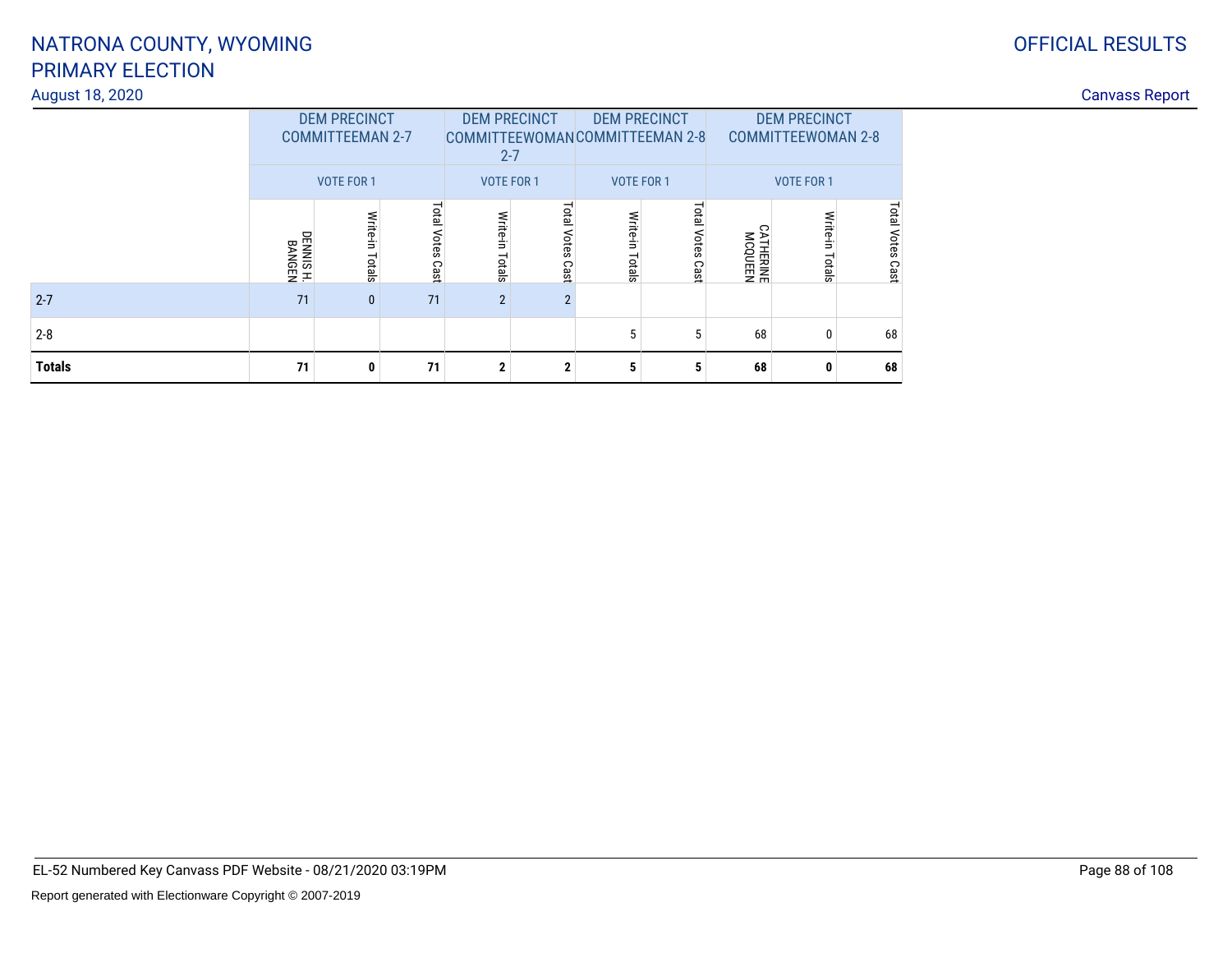# NATRONA COUNTY, WYOMING
# PRIMARY ELECTION

August 18, 2020

OFFICIAL RESULTS

Canvass Report

| | DEM PRECINCT COMMITTEEMAN 2-7 | | | DEM PRECINCT COMMITTEEWOMAN 2-7 | | DEM PRECINCT COMMITTEEMAN 2-8 | | DEM PRECINCT COMMITTEEWOMAN 2-8 | | |
|---|---|---|---|---|---|---|---|---|---|---|
| | VOTE FOR 1 | | | VOTE FOR 1 | | VOTE FOR 1 | | VOTE FOR 1 | | |
| | DENNIS H. BANGEN | Write-in Totals | Total Votes Cast | Write-in Totals | Total Votes Cast | Write-in Totals | Total Votes Cast | CATHERINE MCQUEEN | Write-in Totals | Total Votes Cast |
| 2-7 | 71 | 0 | 71 | 2 | 2 | | | | | |
| 2-8 | | | | | | 5 | 5 | 68 | 0 | 68 |
| **Totals** | **71** | **0** | **71** | **2** | **2** | **5** | **5** | **68** | **0** | **68** |

EL-52 Numbered Key Canvass PDF Website - 08/21/2020 03:19PM

Report generated with Electionware Copyright © 2007-2019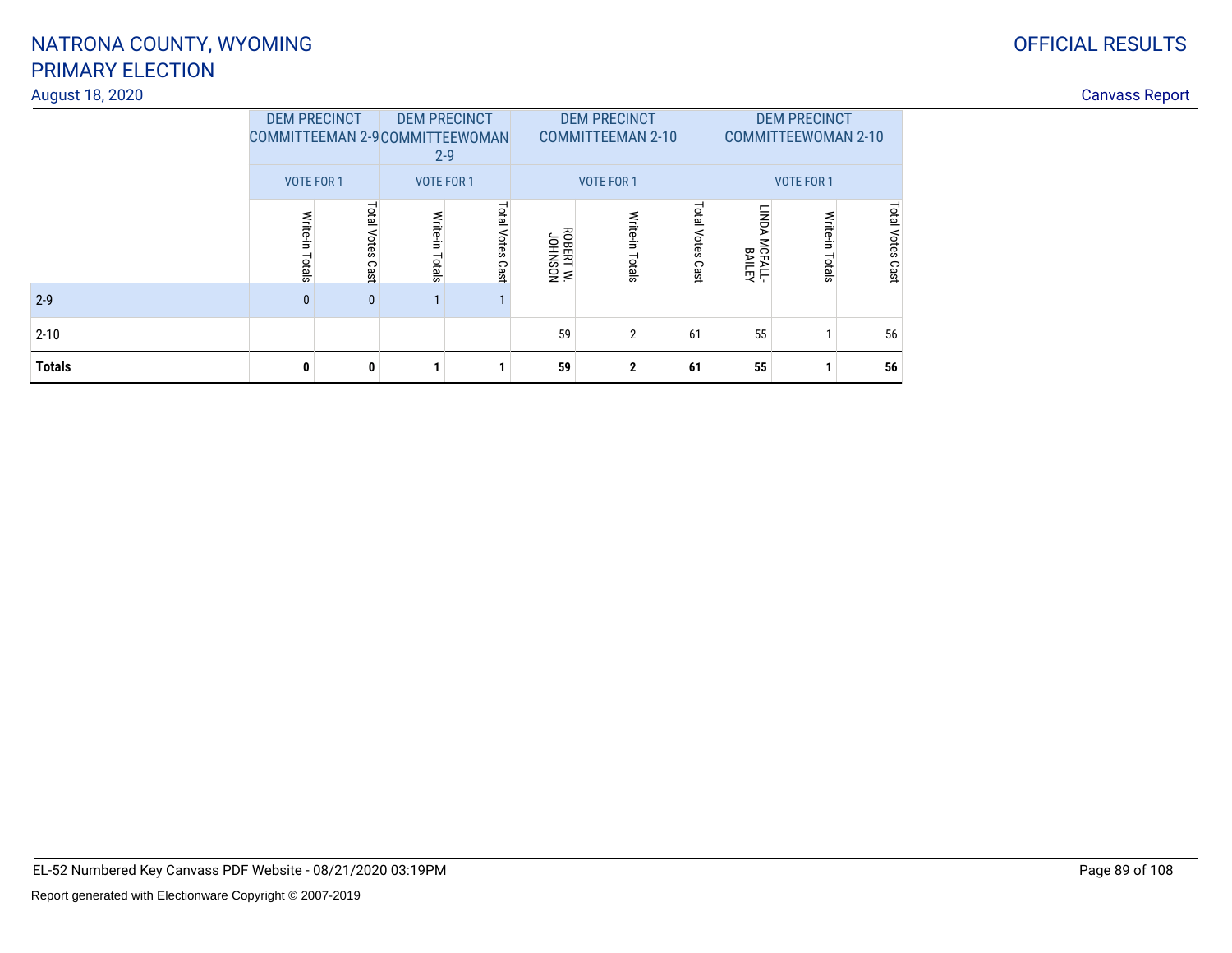# NATRONA COUNTY, WYOMING
# PRIMARY ELECTION

August 18, 2020

OFFICIAL RESULTS

Canvass Report

| | DEM PRECINCT COMMITTEEMAN 2-9 | | DEM PRECINCT COMMITTEEWOMAN 2-9 | | DEM PRECINCT COMMITTEEMAN 2-10 | | | DEM PRECINCT COMMITTEEWOMAN 2-10 | | |
|---|---|---|---|---|---|---|---|---|---|---|
| | VOTE FOR 1 | | VOTE FOR 1 | | VOTE FOR 1 | | | VOTE FOR 1 | | |
| | Write-in Totals | Total Votes Cast | Write-in Totals | Total Votes Cast | ROBERT W. JOHNSON | Write-in Totals | Total Votes Cast | LINDA MCFALL-BAILEY | Write-in Totals | Total Votes Cast |
| 2-9 | 0 | 0 | 1 | 1 | | | | | | |
| 2-10 | | | | | 59 | 2 | 61 | 55 | 1 | 56 |
| **Totals** | **0** | **0** | **1** | **1** | **59** | **2** | **61** | **55** | **1** | **56** |

EL-52 Numbered Key Canvass PDF Website - 08/21/2020 03:19PM

Report generated with Electionware Copyright © 2007-2019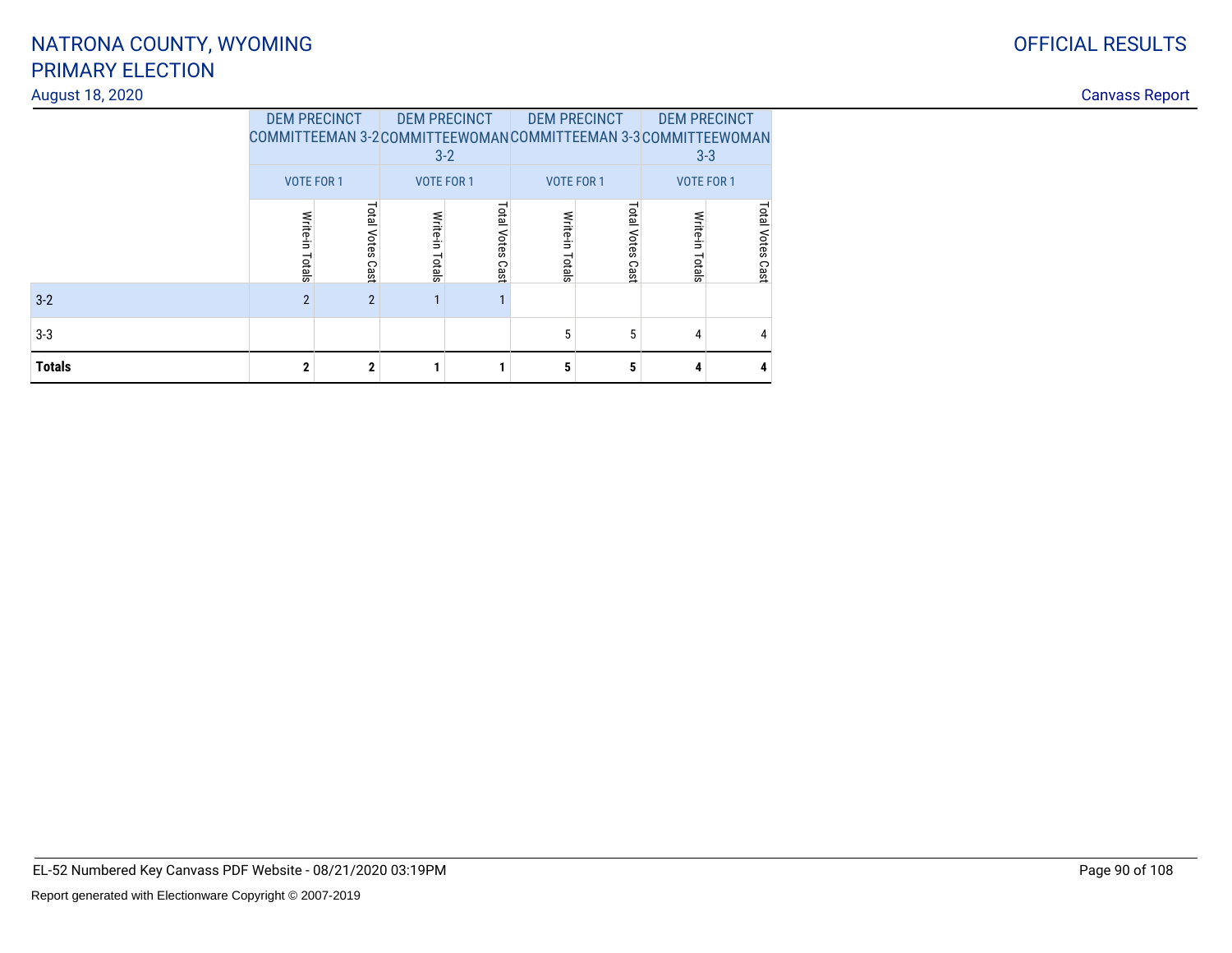# NATRONA COUNTY, WYOMING
# PRIMARY ELECTION

August 18, 2020

OFFICIAL RESULTS

Canvass Report

| | DEM PRECINCT COMMITTEEMAN 3-2 | | DEM PRECINCT COMMITTEEWOMAN 3-2 | | DEM PRECINCT COMMITTEEMAN 3-3 | | DEM PRECINCT COMMITTEEWOMAN 3-3 | |
|---|---|---|---|---|---|---|---|---|
| | VOTE FOR 1 | | VOTE FOR 1 | | VOTE FOR 1 | | VOTE FOR 1 | |
| | Write-in Totals | Total Votes Cast | Write-in Totals | Total Votes Cast | Write-in Totals | Total Votes Cast | Write-in Totals | Total Votes Cast |
| 3-2 | 2 | 2 | 1 | 1 | | | | |
| 3-3 | | | | | 5 | 5 | 4 | 4 |
| **Totals** | **2** | **2** | **1** | **1** | **5** | **5** | **4** | **4** |

EL-52 Numbered Key Canvass PDF Website - 08/21/2020 03:19PM

Report generated with Electionware Copyright © 2007-2019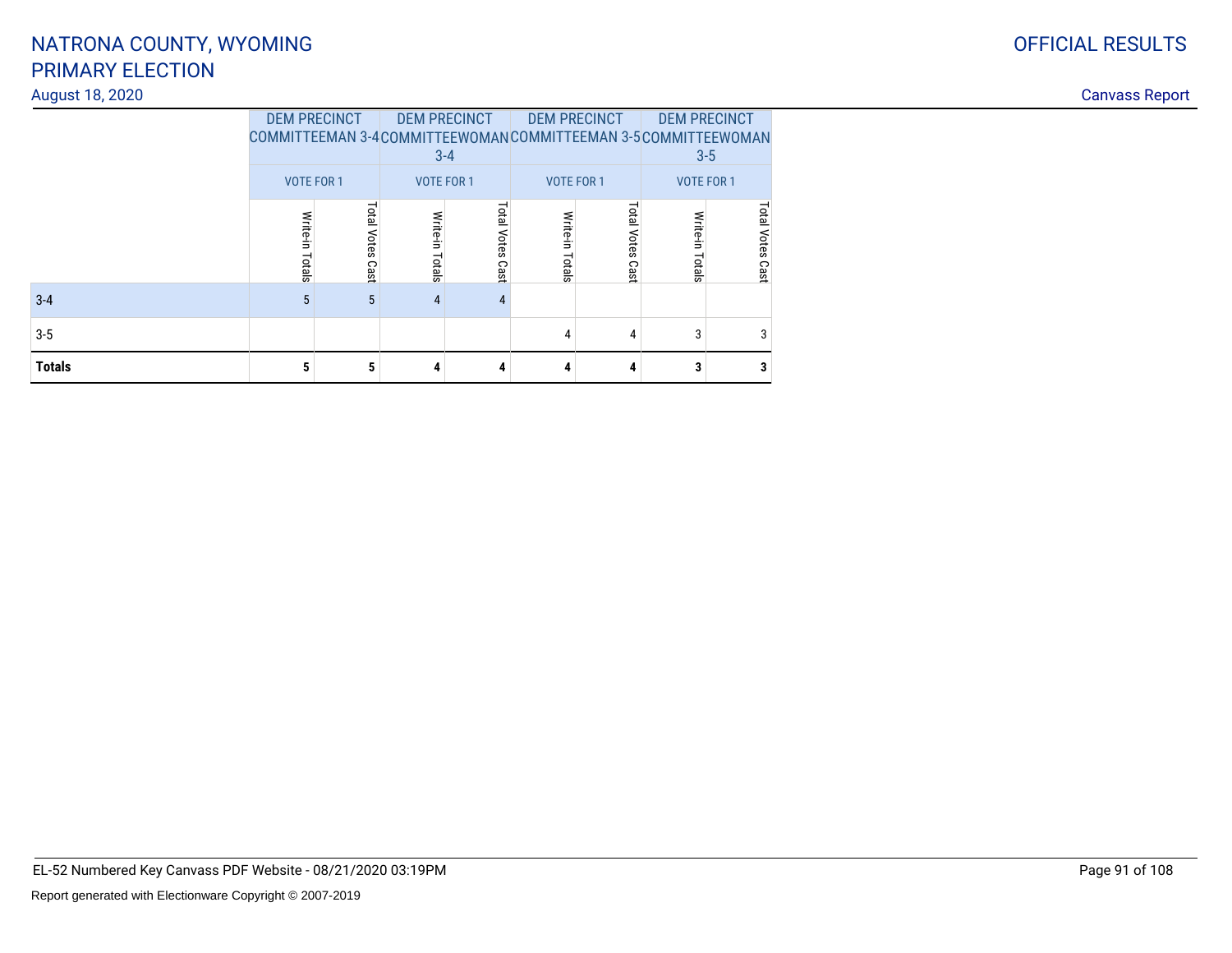# NATRONA COUNTY, WYOMING
# PRIMARY ELECTION

August 18, 2020

OFFICIAL RESULTS

Canvass Report

| | DEM PRECINCT COMMITTEEMAN 3-4 | | DEM PRECINCT COMMITTEEWOMAN 3-4 | | DEM PRECINCT COMMITTEEMAN 3-5 | | DEM PRECINCT COMMITTEEWOMAN 3-5 | |
|---|---|---|---|---|---|---|---|---|
| | VOTE FOR 1 | | VOTE FOR 1 | | VOTE FOR 1 | | VOTE FOR 1 | |
| | Write-in Totals | Total Votes Cast | Write-in Totals | Total Votes Cast | Write-in Totals | Total Votes Cast | Write-in Totals | Total Votes Cast |
| 3-4 | 5 | 5 | 4 | 4 | | | | |
| 3-5 | | | | | 4 | 4 | 3 | 3 |
| **Totals** | **5** | **5** | **4** | **4** | **4** | **4** | **3** | **3** |

EL-52 Numbered Key Canvass PDF Website - 08/21/2020 03:19PM

Report generated with Electionware Copyright © 2007-2019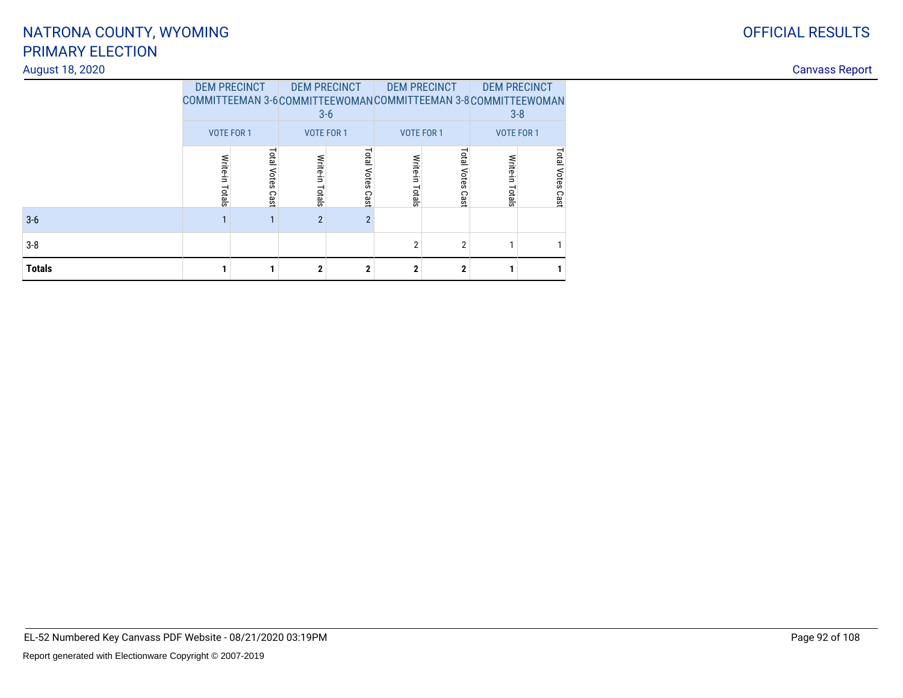# NATRONA COUNTY, WYOMING
# PRIMARY ELECTION

August 18, 2020

OFFICIAL RESULTS

Canvass Report

| | DEM PRECINCT COMMITTEEMAN 3-6 | | DEM PRECINCT COMMITTEEWOMAN 3-6 | | DEM PRECINCT COMMITTEEMAN 3-8 | | DEM PRECINCT COMMITTEEWOMAN 3-8 | |
|---|---|---|---|---|---|---|---|---|
| | VOTE FOR 1 | | VOTE FOR 1 | | VOTE FOR 1 | | VOTE FOR 1 | |
| | Write-in Totals | Total Votes Cast | Write-in Totals | Total Votes Cast | Write-in Totals | Total Votes Cast | Write-in Totals | Total Votes Cast |
| 3-6 | 1 | 1 | 2 | 2 | | | | |
| 3-8 | | | | | 2 | 2 | 1 | 1 |
| **Totals** | **1** | **1** | **2** | **2** | **2** | **2** | **1** | **1** |

EL-52 Numbered Key Canvass PDF Website - 08/21/2020 03:19PM

Report generated with Electionware Copyright © 2007-2019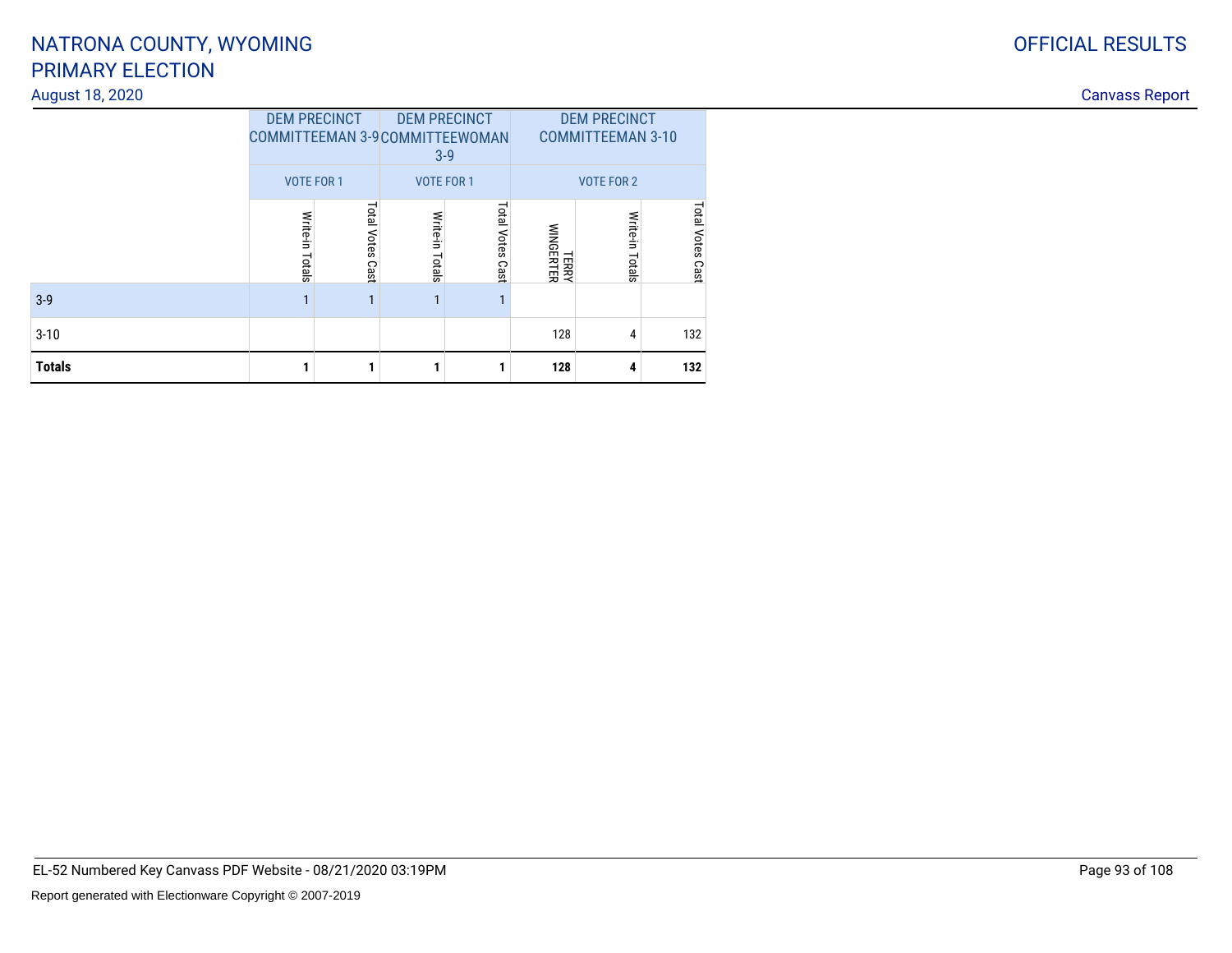# NATRONA COUNTY, WYOMING
# PRIMARY ELECTION

August 18, 2020

OFFICIAL RESULTS

Canvass Report

| | DEM PRECINCT COMMITTEEMAN 3-9 | | DEM PRECINCT COMMITTEEWOMAN 3-9 | | DEM PRECINCT COMMITTEEMAN 3-10 | | |
|---|---|---|---|---|---|---|---|
| | VOTE FOR 1 | | VOTE FOR 1 | | VOTE FOR 2 | | |
| | Write-in Totals | Total Votes Cast | Write-in Totals | Total Votes Cast | TERRY WINGERTER | Write-in Totals | Total Votes Cast |
| 3-9 | 1 | 1 | 1 | 1 | | | |
| 3-10 | | | | | 128 | 4 | 132 |
| **Totals** | **1** | **1** | **1** | **1** | **128** | **4** | **132** |

EL-52 Numbered Key Canvass PDF Website - 08/21/2020 03:19PM

Report generated with Electionware Copyright © 2007-2019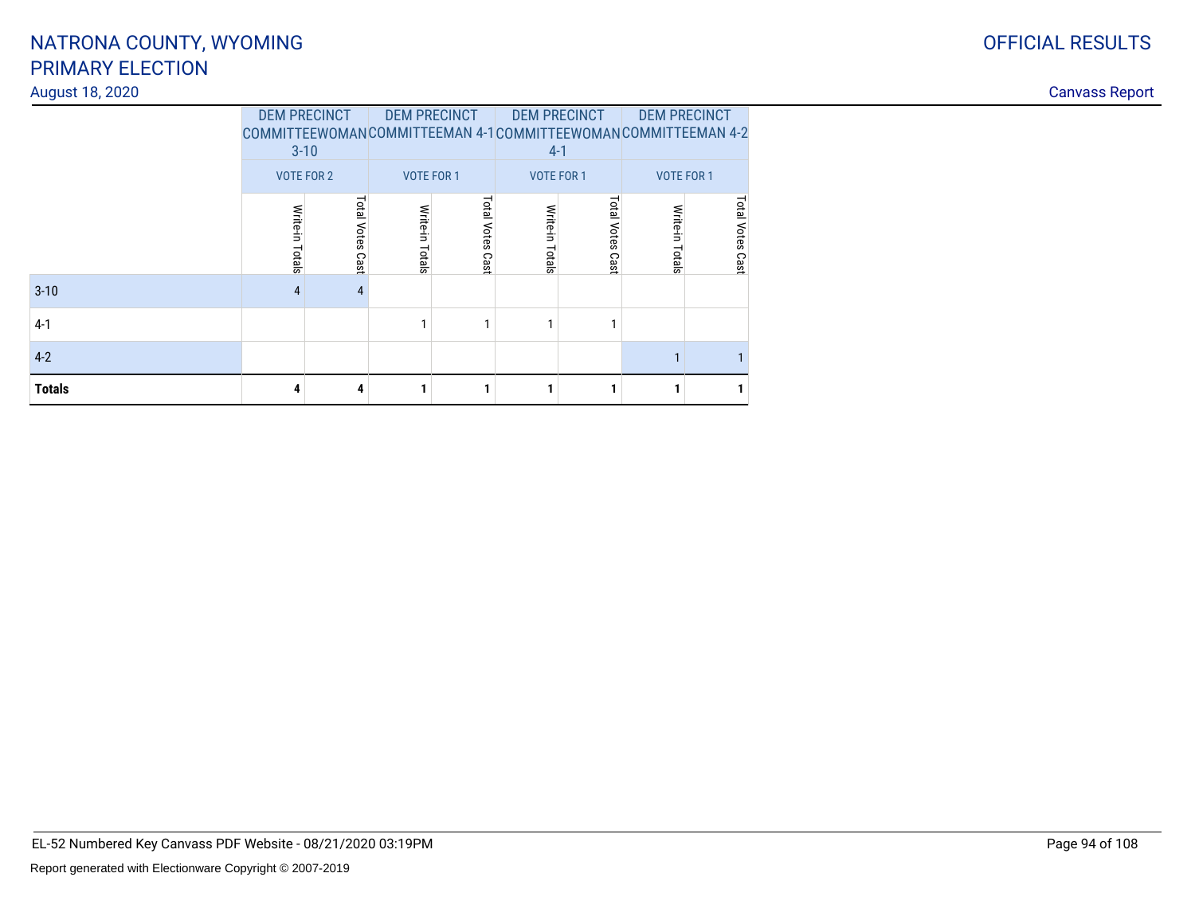# NATRONA COUNTY, WYOMING
# PRIMARY ELECTION

August 18, 2020

OFFICIAL RESULTS

Canvass Report

| | DEM PRECINCT COMMITTEEWOMAN 3-10 | | DEM PRECINCT COMMITTEEMAN 4-1 | | DEM PRECINCT COMMITTEEWOMAN 4-1 | | DEM PRECINCT COMMITTEEMAN 4-2 | |
|---|---|---|---|---|---|---|---|---|
| | VOTE FOR 2 | | VOTE FOR 1 | | VOTE FOR 1 | | VOTE FOR 1 | |
| | Write-in Totals | Total Votes Cast | Write-in Totals | Total Votes Cast | Write-in Totals | Total Votes Cast | Write-in Totals | Total Votes Cast |
| 3-10 | 4 | 4 | | | | | | |
| 4-1 | | | 1 | 1 | 1 | 1 | | |
| 4-2 | | | | | | | 1 | 1 |
| **Totals** | **4** | **4** | **1** | **1** | **1** | **1** | **1** | **1** |

EL-52 Numbered Key Canvass PDF Website - 08/21/2020 03:19PM

Report generated with Electionware Copyright © 2007-2019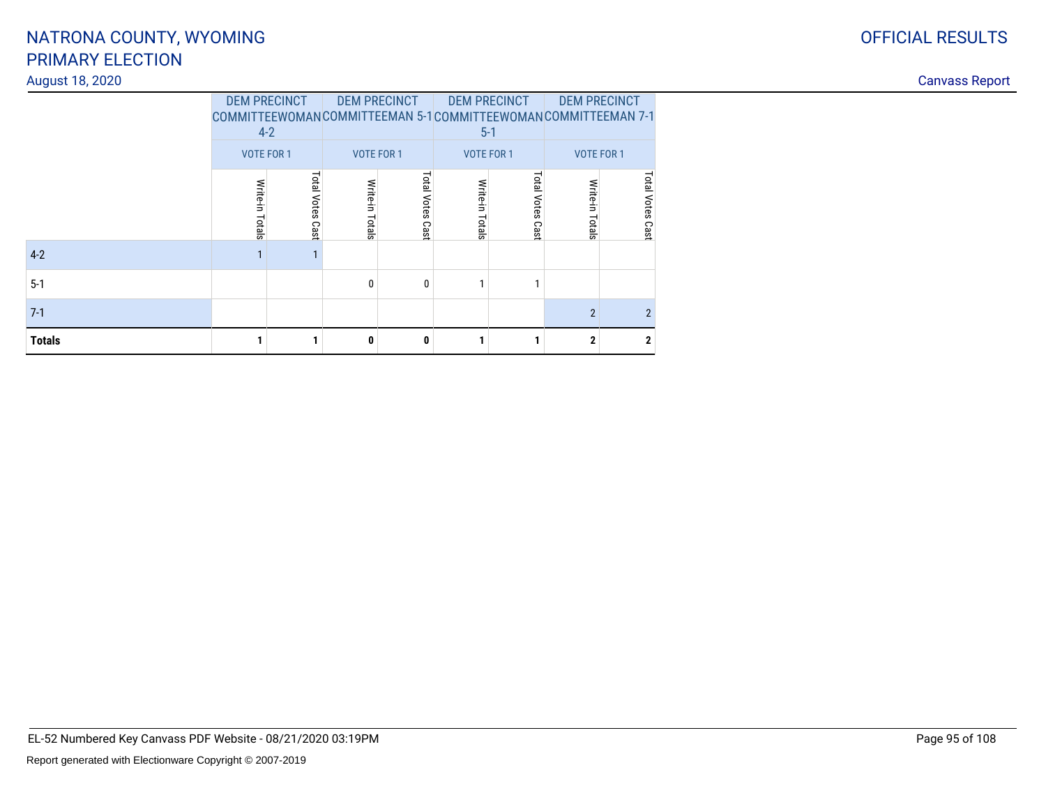# NATRONA COUNTY, WYOMING
# PRIMARY ELECTION

August 18, 2020

OFFICIAL RESULTS

Canvass Report

| | DEM PRECINCT COMMITTEEWOMAN 4-2 | | DEM PRECINCT COMMITTEEMAN 5-1 | | DEM PRECINCT COMMITTEEWOMAN 5-1 | | DEM PRECINCT COMMITTEEMAN 7-1 | |
|---|---|---|---|---|---|---|---|---|
| | VOTE FOR 1 | | VOTE FOR 1 | | VOTE FOR 1 | | VOTE FOR 1 | |
| | Write-in Totals | Total Votes Cast | Write-in Totals | Total Votes Cast | Write-in Totals | Total Votes Cast | Write-in Totals | Total Votes Cast |
| 4-2 | 1 | 1 | | | | | | |
| 5-1 | | | 0 | 0 | 1 | 1 | | |
| 7-1 | | | | | | | 2 | 2 |
| **Totals** | **1** | **1** | **0** | **0** | **1** | **1** | **2** | **2** |

EL-52 Numbered Key Canvass PDF Website - 08/21/2020 03:19PM

Report generated with Electionware Copyright © 2007-2019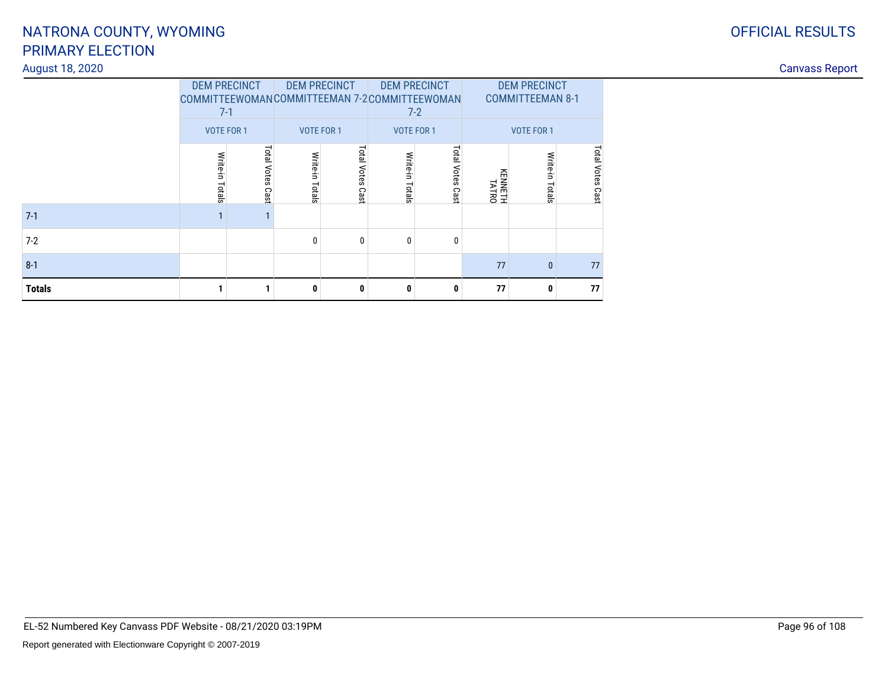# NATRONA COUNTY, WYOMING
# PRIMARY ELECTION

August 18, 2020

OFFICIAL RESULTS

Canvass Report

| | DEM PRECINCT COMMITTEEWOMAN 7-1 | | DEM PRECINCT COMMITTEEMAN 7-2 | | DEM PRECINCT COMMITTEEWOMAN 7-2 | | DEM PRECINCT COMMITTEEMAN 8-1 | | |
|---|---|---|---|---|---|---|---|---|---|
| | VOTE FOR 1 | | VOTE FOR 1 | | VOTE FOR 1 | | VOTE FOR 1 | | |
| | Write-in Totals | Total Votes Cast | Write-in Totals | Total Votes Cast | Write-in Totals | Total Votes Cast | KENNETH TATRO | Write-in Totals | Total Votes Cast |
| 7-1 | 1 | 1 | | | | | | | |
| 7-2 | | | 0 | 0 | 0 | 0 | | | |
| 8-1 | | | | | | | 77 | 0 | 77 |
| **Totals** | **1** | **1** | **0** | **0** | **0** | **0** | **77** | **0** | **77** |

EL-52 Numbered Key Canvass PDF Website - 08/21/2020 03:19PM

Report generated with Electionware Copyright © 2007-2019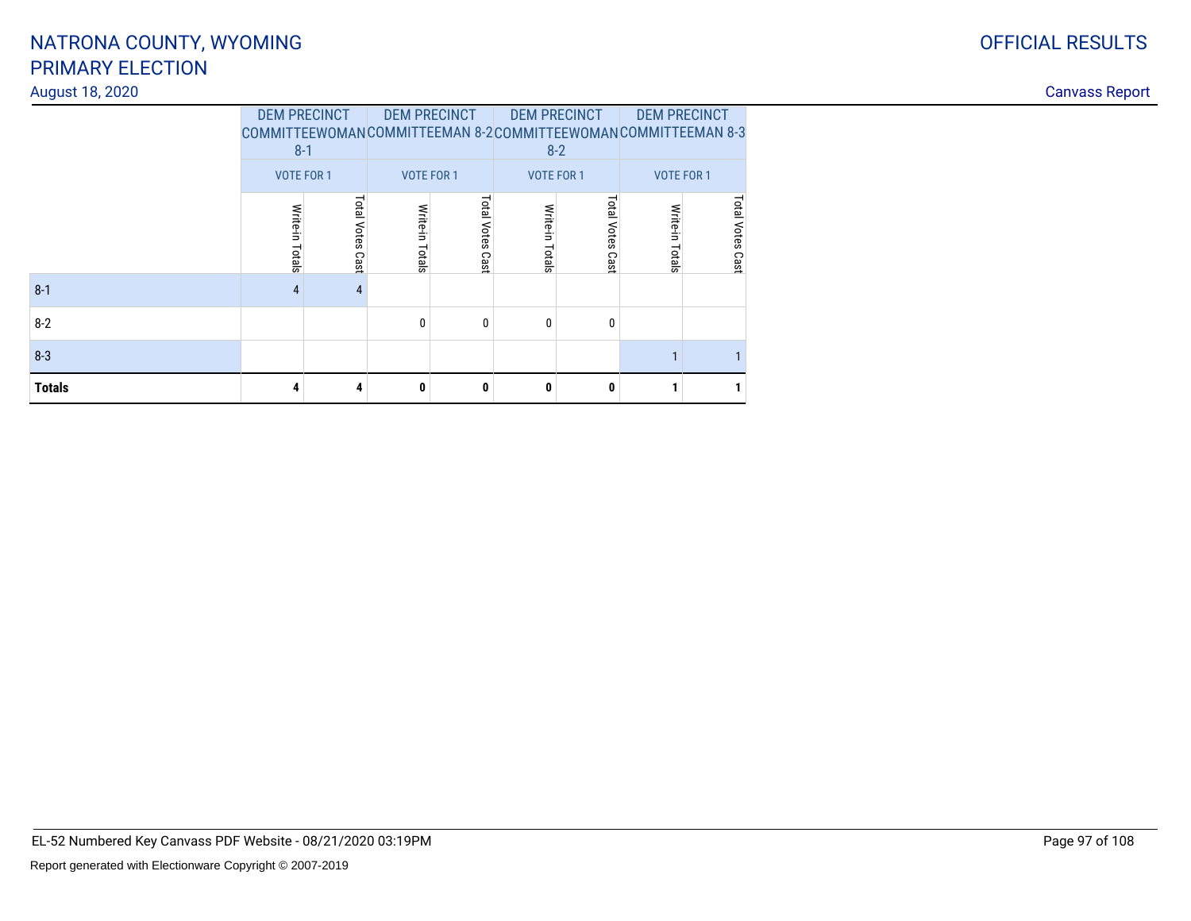# NATRONA COUNTY, WYOMING
# PRIMARY ELECTION

August 18, 2020

OFFICIAL RESULTS

Canvass Report

| | DEM PRECINCT COMMITTEEWOMAN 8-1 | | DEM PRECINCT COMMITTEEMAN 8-2 | | DEM PRECINCT COMMITTEEWOMAN 8-2 | | DEM PRECINCT COMMITTEEMAN 8-3 | |
|---|---|---|---|---|---|---|---|---|
| | VOTE FOR 1 | | VOTE FOR 1 | | VOTE FOR 1 | | VOTE FOR 1 | |
| | Write-in Totals | Total Votes Cast | Write-in Totals | Total Votes Cast | Write-in Totals | Total Votes Cast | Write-in Totals | Total Votes Cast |
| 8-1 | 4 | 4 | | | | | | |
| 8-2 | | | 0 | 0 | 0 | 0 | | |
| 8-3 | | | | | | | 1 | 1 |
| **Totals** | **4** | **4** | **0** | **0** | **0** | **0** | **1** | **1** |

EL-52 Numbered Key Canvass PDF Website - 08/21/2020 03:19PM

Report generated with Electionware Copyright © 2007-2019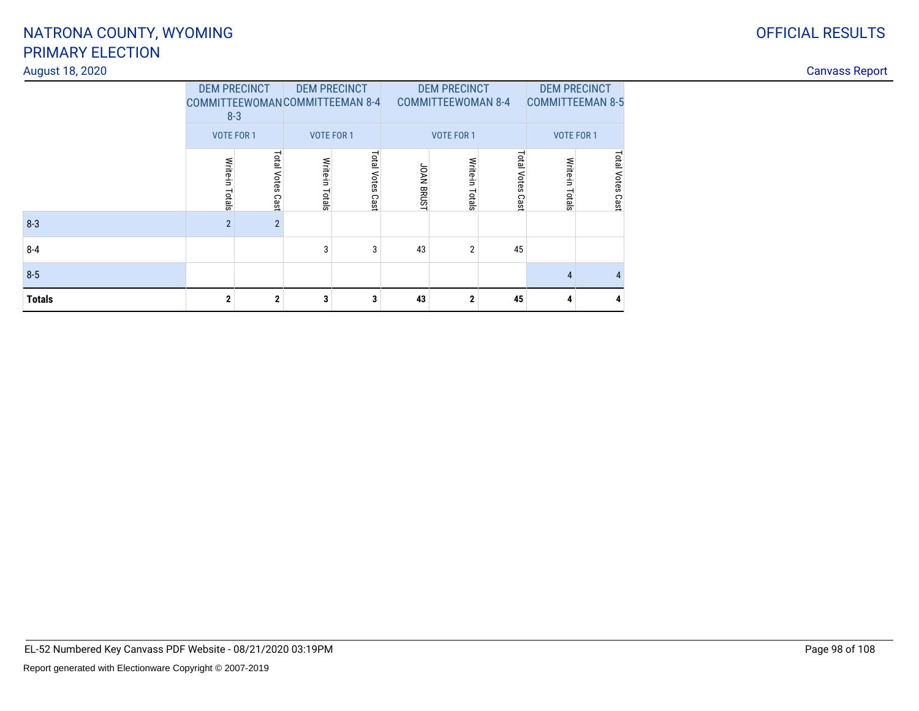# NATRONA COUNTY, WYOMING
# PRIMARY ELECTION

August 18, 2020

OFFICIAL RESULTS

Canvass Report

| | DEM PRECINCT COMMITTEEWOMAN 8-3 | | DEM PRECINCT COMMITTEEMAN 8-4 | | DEM PRECINCT COMMITTEEWOMAN 8-4 | | | DEM PRECINCT COMMITTEEMAN 8-5 | |
|---|---|---|---|---|---|---|---|---|---|
| | VOTE FOR 1 | | VOTE FOR 1 | | VOTE FOR 1 | | | VOTE FOR 1 | |
| | Write-in Totals | Total Votes Cast | Write-in Totals | Total Votes Cast | JOAN BRUST | Write-in Totals | Total Votes Cast | Write-in Totals | Total Votes Cast |
| 8-3 | 2 | 2 | | | | | | | |
| 8-4 | | | 3 | 3 | 43 | 2 | 45 | | |
| 8-5 | | | | | | | | 4 | 4 |
| **Totals** | **2** | **2** | **3** | **3** | **43** | **2** | **45** | **4** | **4** |

EL-52 Numbered Key Canvass PDF Website - 08/21/2020 03:19PM

Report generated with Electionware Copyright © 2007-2019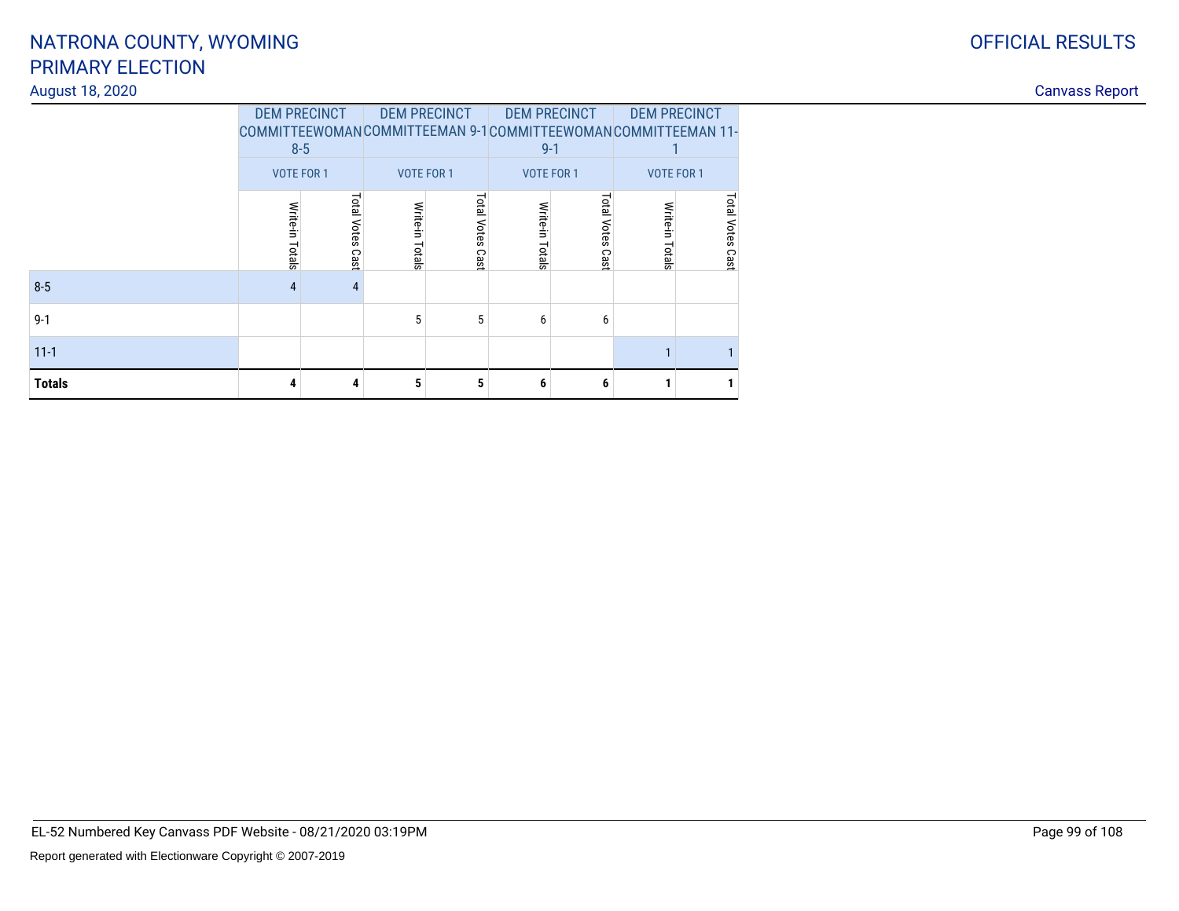NATRONA COUNTY, WYOMING
PRIMARY ELECTION
August 18, 2020

OFFICIAL RESULTS
Canvass Report

| | DEM PRECINCT COMMITTEEWOMAN 8-5 | | DEM PRECINCT COMMITTEEMAN 9-1 | | DEM PRECINCT COMMITTEEWOMAN 9-1 | | DEM PRECINCT COMMITTEEMAN 11-1 | |
|---|---|---|---|---|---|---|---|---|
| | VOTE FOR 1 | | VOTE FOR 1 | | VOTE FOR 1 | | VOTE FOR 1 | |
| | Write-in Totals | Total Votes Cast | Write-in Totals | Total Votes Cast | Write-in Totals | Total Votes Cast | Write-in Totals | Total Votes Cast |
| 8-5 | 4 | 4 | | | | | | |
| 9-1 | | | 5 | 5 | 6 | 6 | | |
| 11-1 | | | | | | | 1 | 1 |
| **Totals** | **4** | **4** | **5** | **5** | **6** | **6** | **1** | **1** |

EL-52 Numbered Key Canvass PDF Website - 08/21/2020 03:19PM

Report generated with Electionware Copyright © 2007-2019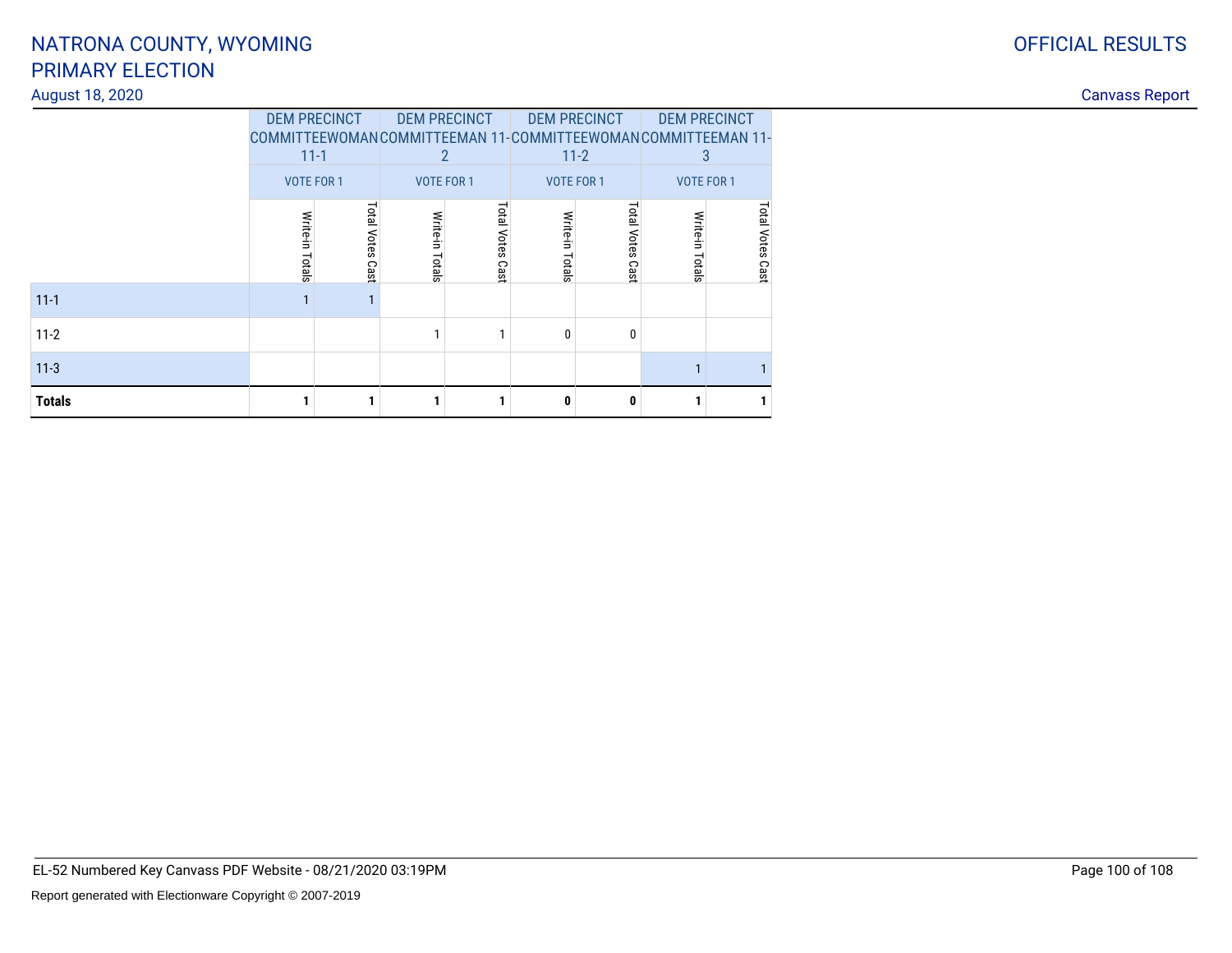# NATRONA COUNTY, WYOMING
# PRIMARY ELECTION

August 18, 2020

OFFICIAL RESULTS

Canvass Report

| | DEM PRECINCT COMMITTEEWOMAN 11-1 | | DEM PRECINCT COMMITTEEMAN 11-2 | | DEM PRECINCT COMMITTEEWOMAN 11-2 | | DEM PRECINCT COMMITTEEMAN 11-3 | |
|---|---|---|---|---|---|---|---|---|
| | VOTE FOR 1 | | VOTE FOR 1 | | VOTE FOR 1 | | VOTE FOR 1 | |
| | Write-in Totals | Total Votes Cast | Write-in Totals | Total Votes Cast | Write-in Totals | Total Votes Cast | Write-in Totals | Total Votes Cast |
| 11-1 | 1 | 1 | | | | | | |
| 11-2 | | | 1 | 1 | 0 | 0 | | |
| 11-3 | | | | | | | 1 | 1 |
| **Totals** | **1** | **1** | **1** | **1** | **0** | **0** | **1** | **1** |

EL-52 Numbered Key Canvass PDF Website - 08/21/2020 03:19PM

Report generated with Electionware Copyright © 2007-2019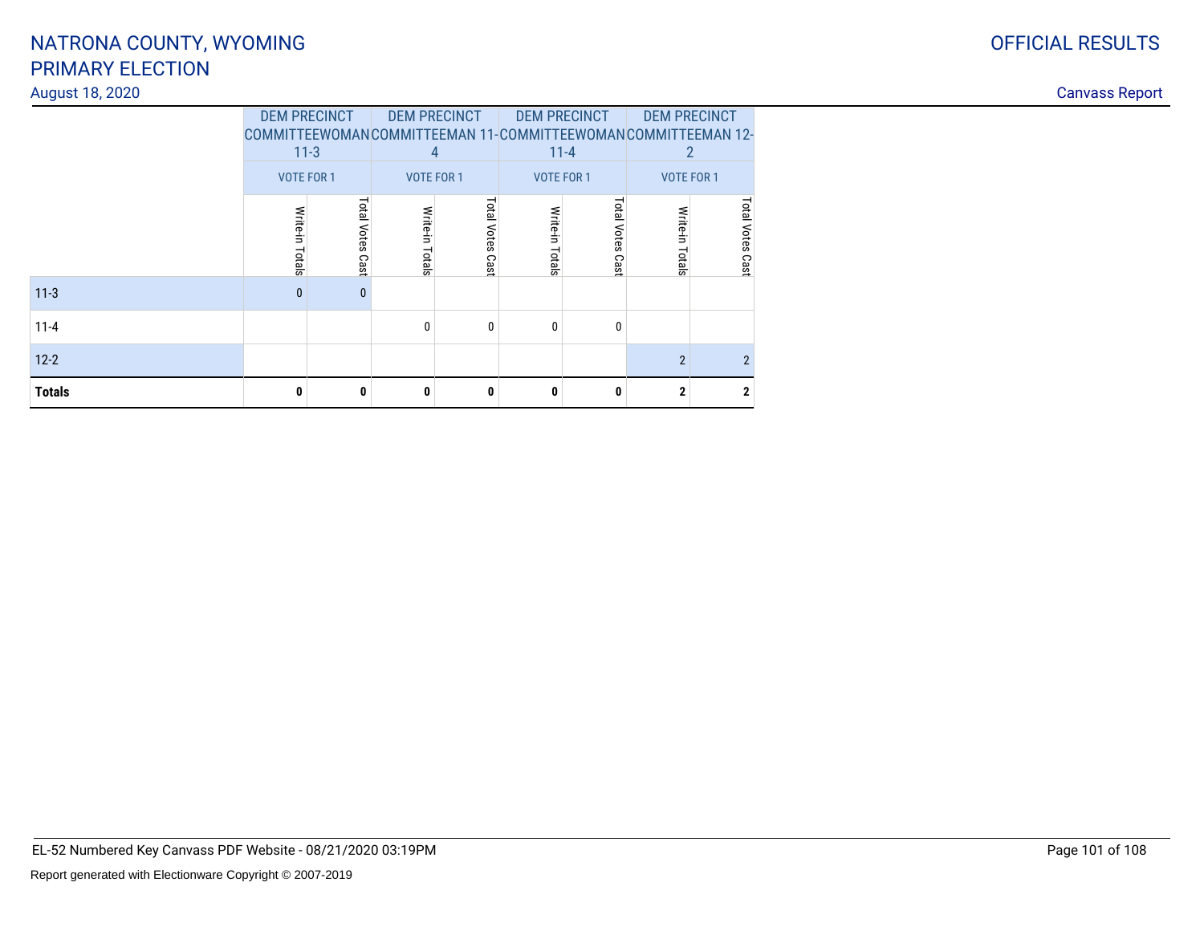| | DEM PRECINCT COMMITTEEWOMAN 11-3 | | DEM PRECINCT COMMITTEEMAN 11-4 | | DEM PRECINCT COMMITTEEWOMAN 11-4 | | DEM PRECINCT COMMITTEEMAN 12-2 | |
|---|---|---|---|---|---|---|---|---|
| | VOTE FOR 1 | | VOTE FOR 1 | | VOTE FOR 1 | | VOTE FOR 1 | |
| | Write-in Totals | Total Votes Cast | Write-in Totals | Total Votes Cast | Write-in Totals | Total Votes Cast | Write-in Totals | Total Votes Cast |
| 11-3 | 0 | 0 | | | | | | |
| 11-4 | | | 0 | 0 | 0 | 0 | | |
| 12-2 | | | | | | | 2 | 2 |
| **Totals** | **0** | **0** | **0** | **0** | **0** | **0** | **2** | **2** |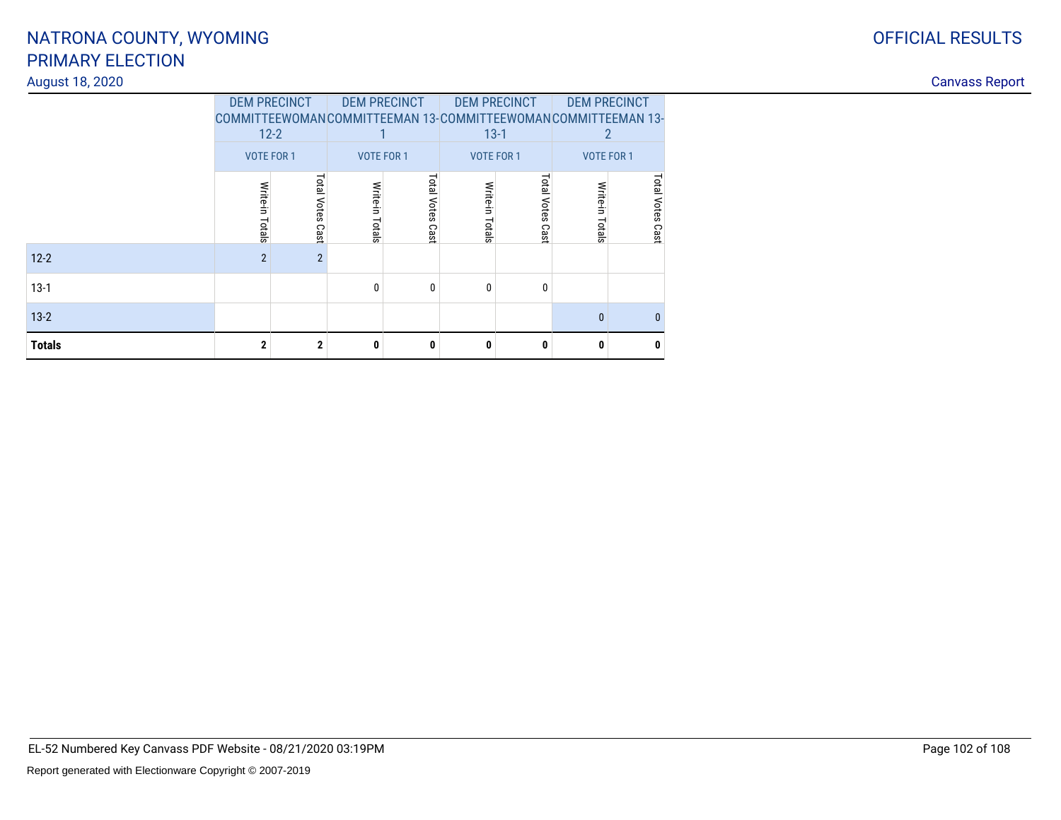# NATRONA COUNTY, WYOMING
# PRIMARY ELECTION

August 18, 2020

OFFICIAL RESULTS

Canvass Report

| | DEM PRECINCT COMMITTEEWOMAN 12-2 | | DEM PRECINCT COMMITTEEMAN 13-1 | | DEM PRECINCT COMMITTEEWOMAN 13-1 | | DEM PRECINCT COMMITTEEMAN 13-2 | |
|---|---|---|---|---|---|---|---|---|
| | VOTE FOR 1 | | VOTE FOR 1 | | VOTE FOR 1 | | VOTE FOR 1 | |
| | Write-in Totals | Total Votes Cast | Write-in Totals | Total Votes Cast | Write-in Totals | Total Votes Cast | Write-in Totals | Total Votes Cast |
| 12-2 | 2 | 2 | | | | | | |
| 13-1 | | | 0 | 0 | 0 | 0 | | |
| 13-2 | | | | | | | 0 | 0 |
| **Totals** | **2** | **2** | **0** | **0** | **0** | **0** | **0** | **0** |

EL-52 Numbered Key Canvass PDF Website - 08/21/2020 03:19PM

Report generated with Electionware Copyright © 2007-2019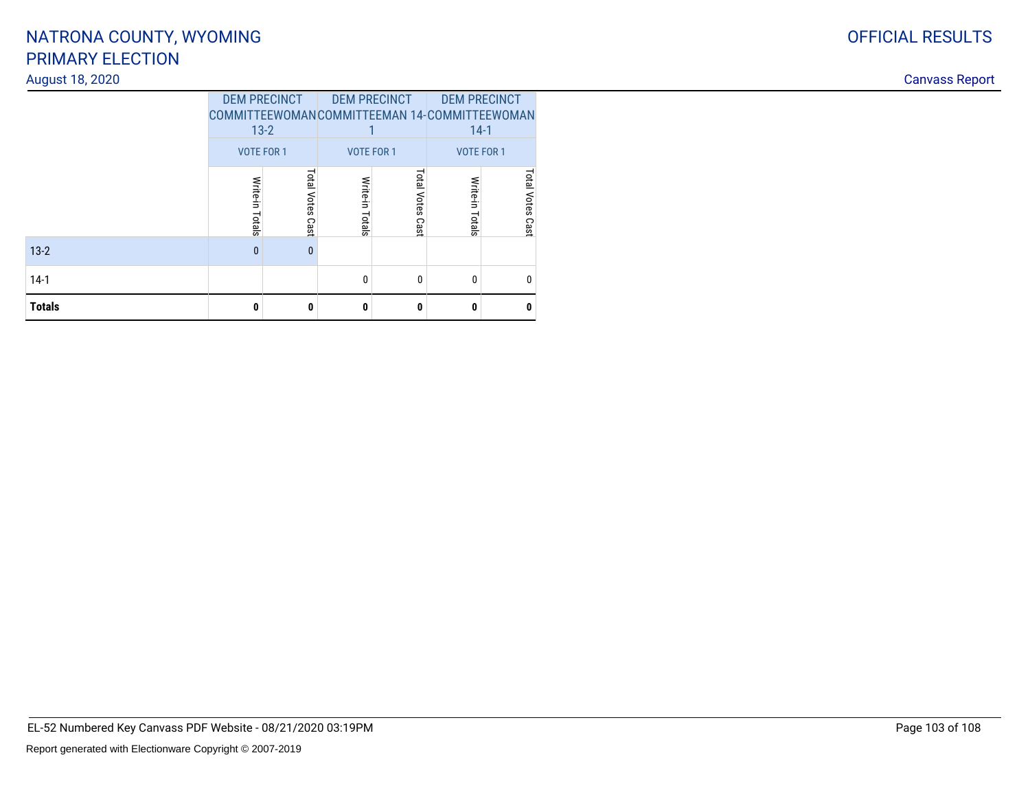# NATRONA COUNTY, WYOMING
# PRIMARY ELECTION

August 18, 2020

OFFICIAL RESULTS

Canvass Report

| | DEM PRECINCT COMMITTEEWOMAN 13-2 | | DEM PRECINCT COMMITTEEMAN 14-1 | | DEM PRECINCT COMMITTEEWOMAN 14-1 | |
|---|---|---|---|---|---|---|
| | VOTE FOR 1 | | VOTE FOR 1 | | VOTE FOR 1 | |
| | Write-in Totals | Total Votes Cast | Write-in Totals | Total Votes Cast | Write-in Totals | Total Votes Cast |
| 13-2 | 0 | 0 | | | | |
| 14-1 | | | 0 | 0 | 0 | 0 |
| **Totals** | **0** | **0** | **0** | **0** | **0** | **0** |

EL-52 Numbered Key Canvass PDF Website - 08/21/2020 03:19PM

Report generated with Electionware Copyright © 2007-2019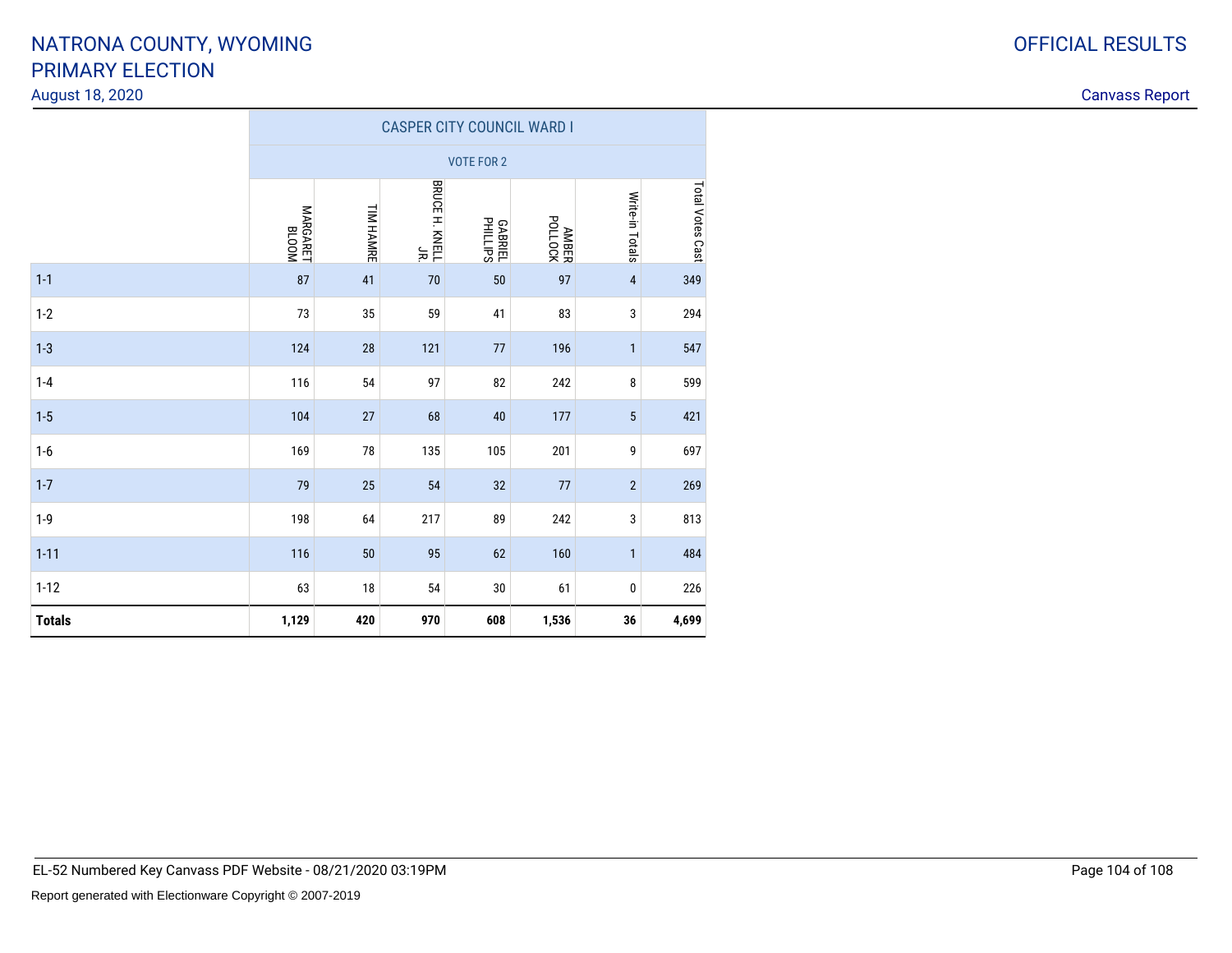# NATRONA COUNTY, WYOMING
# PRIMARY ELECTION
August 18, 2020

OFFICIAL RESULTS

Canvass Report

| | CASPER CITY COUNCIL WARD I | | | | | | |
|---|---|---|---|---|---|---|---|
| | VOTE FOR 2 | | | | | | |
| | MARGARET BLOOM | TIM HAMRE | BRUCE H. KNELL JR. | GABRIEL PHILLIPS | AMBER POLLOCK | Write-in Totals | Total Votes Cast |
| 1-1 | 87 | 41 | 70 | 50 | 97 | 4 | 349 |
| 1-2 | 73 | 35 | 59 | 41 | 83 | 3 | 294 |
| 1-3 | 124 | 28 | 121 | 77 | 196 | 1 | 547 |
| 1-4 | 116 | 54 | 97 | 82 | 242 | 8 | 599 |
| 1-5 | 104 | 27 | 68 | 40 | 177 | 5 | 421 |
| 1-6 | 169 | 78 | 135 | 105 | 201 | 9 | 697 |
| 1-7 | 79 | 25 | 54 | 32 | 77 | 2 | 269 |
| 1-9 | 198 | 64 | 217 | 89 | 242 | 3 | 813 |
| 1-11 | 116 | 50 | 95 | 62 | 160 | 1 | 484 |
| 1-12 | 63 | 18 | 54 | 30 | 61 | 0 | 226 |
| **Totals** | **1,129** | **420** | **970** | **608** | **1,536** | **36** | **4,699** |

EL-52 Numbered Key Canvass PDF Website - 08/21/2020 03:19PM

Report generated with Electionware Copyright © 2007-2019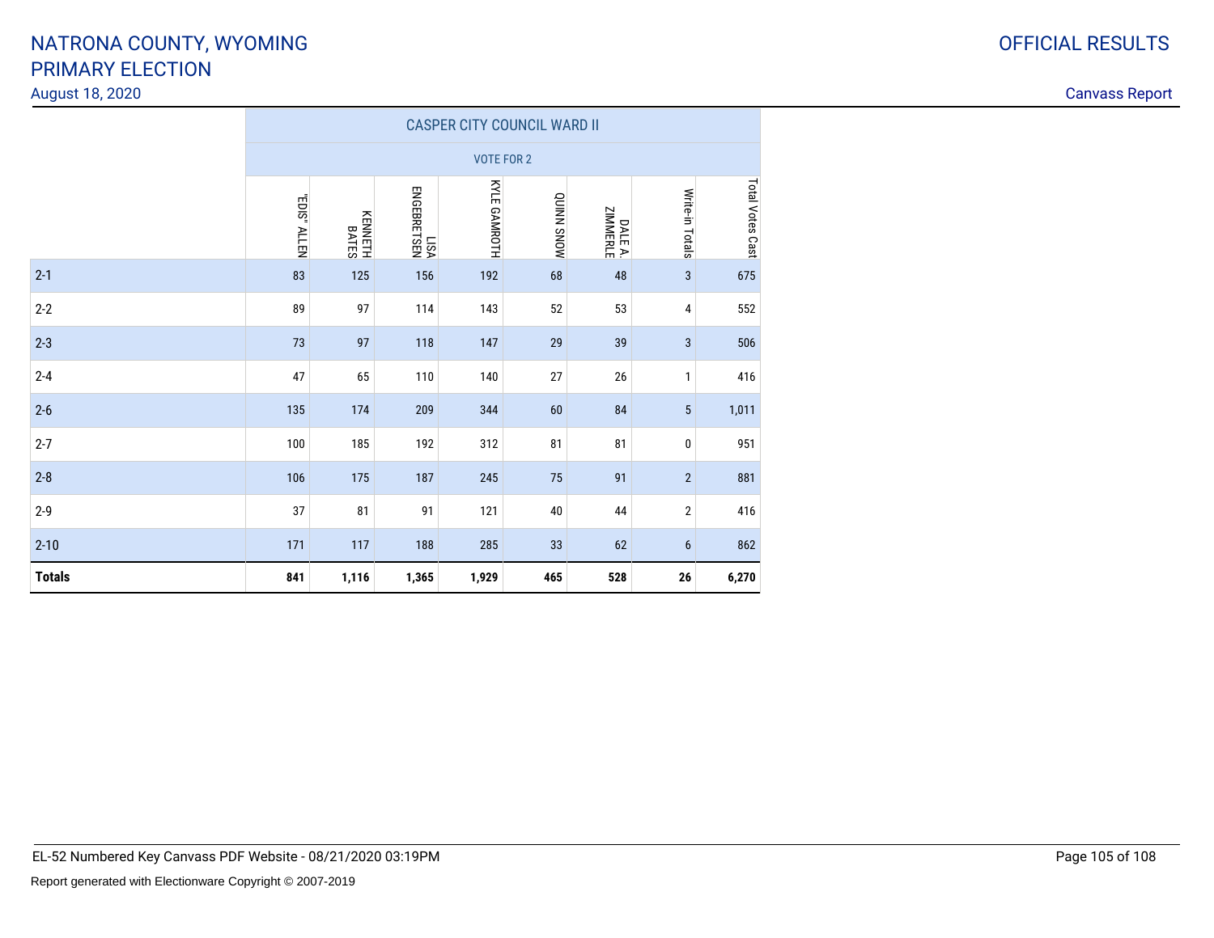# NATRONA COUNTY, WYOMING
# PRIMARY ELECTION

August 18, 2020

OFFICIAL RESULTS

Canvass Report

| | CASPER CITY COUNCIL WARD II | | | | | | | |
|---|---|---|---|---|---|---|---|---|
| | VOTE FOR 2 | | | | | | | |
| | "EDIS" ALLEN | KENNETH BATES | LISA ENGEBRETSEN | KYLE GAMROTH | QUINN SNOW | DALE A. ZIMMERLE | Write-in Totals | Total Votes Cast |
| 2-1 | 83 | 125 | 156 | 192 | 68 | 48 | 3 | 675 |
| 2-2 | 89 | 97 | 114 | 143 | 52 | 53 | 4 | 552 |
| 2-3 | 73 | 97 | 118 | 147 | 29 | 39 | 3 | 506 |
| 2-4 | 47 | 65 | 110 | 140 | 27 | 26 | 1 | 416 |
| 2-6 | 135 | 174 | 209 | 344 | 60 | 84 | 5 | 1,011 |
| 2-7 | 100 | 185 | 192 | 312 | 81 | 81 | 0 | 951 |
| 2-8 | 106 | 175 | 187 | 245 | 75 | 91 | 2 | 881 |
| 2-9 | 37 | 81 | 91 | 121 | 40 | 44 | 2 | 416 |
| 2-10 | 171 | 117 | 188 | 285 | 33 | 62 | 6 | 862 |
| **Totals** | **841** | **1,116** | **1,365** | **1,929** | **465** | **528** | **26** | **6,270** |

EL-52 Numbered Key Canvass PDF Website - 08/21/2020 03:19PM

Report generated with Electionware Copyright © 2007-2019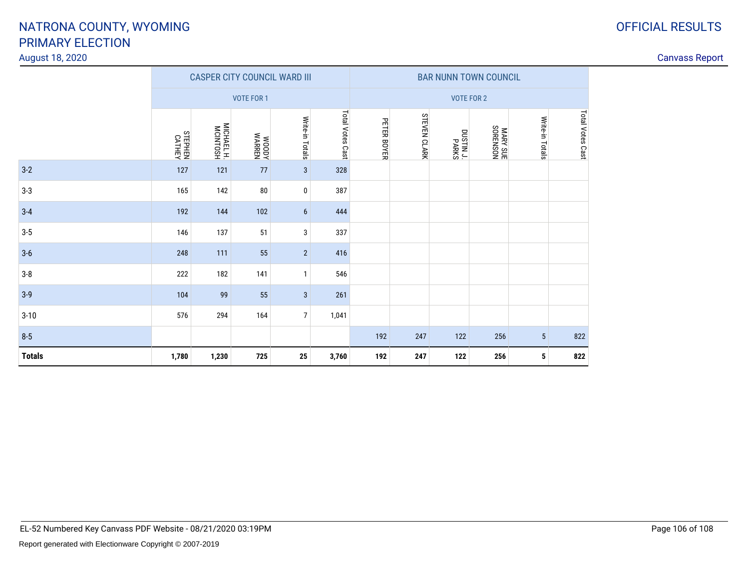# NATRONA COUNTY, WYOMING
# PRIMARY ELECTION

August 18, 2020

OFFICIAL RESULTS

Canvass Report

| | CASPER CITY COUNCIL WARD III | | | | | BAR NUNN TOWN COUNCIL | | | | | |
|---|---|---|---|---|---|---|---|---|---|---|---|
| | VOTE FOR 1 | | | | | VOTE FOR 2 | | | | | |
| | STEPHEN CATHEY | MICHAEL H. MCINTOSH | WOODY WARREN | Write-in Totals | Total Votes Cast | PETER BOYER | STEVEN CLARK | DUSTIN J. PARKS | MARY SUE SORENSON | Write-in Totals | Total Votes Cast |
| 3-2 | 127 | 121 | 77 | 3 | 328 | | | | | | |
| 3-3 | 165 | 142 | 80 | 0 | 387 | | | | | | |
| 3-4 | 192 | 144 | 102 | 6 | 444 | | | | | | |
| 3-5 | 146 | 137 | 51 | 3 | 337 | | | | | | |
| 3-6 | 248 | 111 | 55 | 2 | 416 | | | | | | |
| 3-8 | 222 | 182 | 141 | 1 | 546 | | | | | | |
| 3-9 | 104 | 99 | 55 | 3 | 261 | | | | | | |
| 3-10 | 576 | 294 | 164 | 7 | 1,041 | | | | | | |
| 8-5 | | | | | | 192 | 247 | 122 | 256 | 5 | 822 |
| **Totals** | **1,780** | **1,230** | **725** | **25** | **3,760** | **192** | **247** | **122** | **256** | **5** | **822** |

EL-52 Numbered Key Canvass PDF Website - 08/21/2020 03:19PM

Report generated with Electionware Copyright © 2007-2019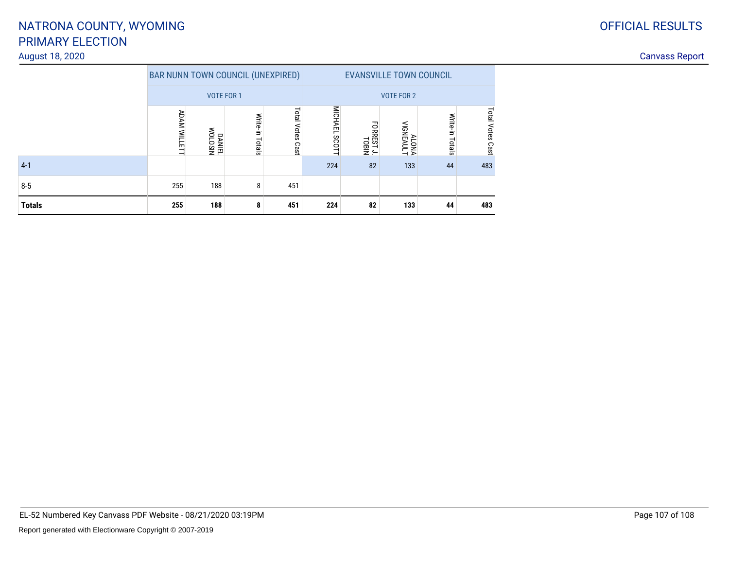# NATRONA COUNTY, WYOMING
# PRIMARY ELECTION

August 18, 2020

OFFICIAL RESULTS

Canvass Report

| | BAR NUNN TOWN COUNCIL (UNEXPIRED) | | | | EVANSVILLE TOWN COUNCIL | | | | |
|---|---|---|---|---|---|---|---|---|---|
| | VOTE FOR 1 | | | | VOTE FOR 2 | | | | |
| | ADAM WILLETT | DANIEL WOLOSIN | Write-in Totals | Total Votes Cast | MICHAEL SCOTT | FORREST J. TOBIN | ALONA VIGNEAULT | Write-in Totals | Total Votes Cast |
| 4-1 | | | | | 224 | 82 | 133 | 44 | 483 |
| 8-5 | 255 | 188 | 8 | 451 | | | | | |
| **Totals** | **255** | **188** | **8** | **451** | **224** | **82** | **133** | **44** | **483** |

EL-52 Numbered Key Canvass PDF Website - 08/21/2020 03:19PM

Report generated with Electionware Copyright © 2007-2019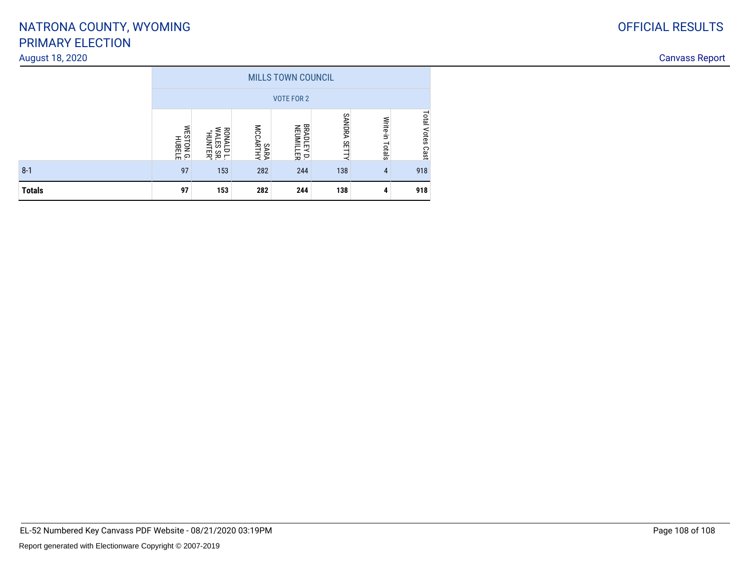# NATRONA COUNTY, WYOMING
# PRIMARY ELECTION

August 18, 2020

OFFICIAL RESULTS

Canvass Report

| | MILLS TOWN COUNCIL | | | | | | |
|---|---|---|---|---|---|---|---|
| | VOTE FOR 2 | | | | | | |
| | WESTON G. HUBELE | RONALD L. WALES SR. "HUNTER" | SARA MCCARTHY | BRADLEY D. NEUMILLER | SANDRA SETTY | Write-in Totals | Total Votes Cast |
| 8-1 | 97 | 153 | 282 | 244 | 138 | 4 | 918 |
| **Totals** | **97** | **153** | **282** | **244** | **138** | **4** | **918** |

EL-52 Numbered Key Canvass PDF Website - 08/21/2020 03:19PM

Report generated with Electionware Copyright © 2007-2019